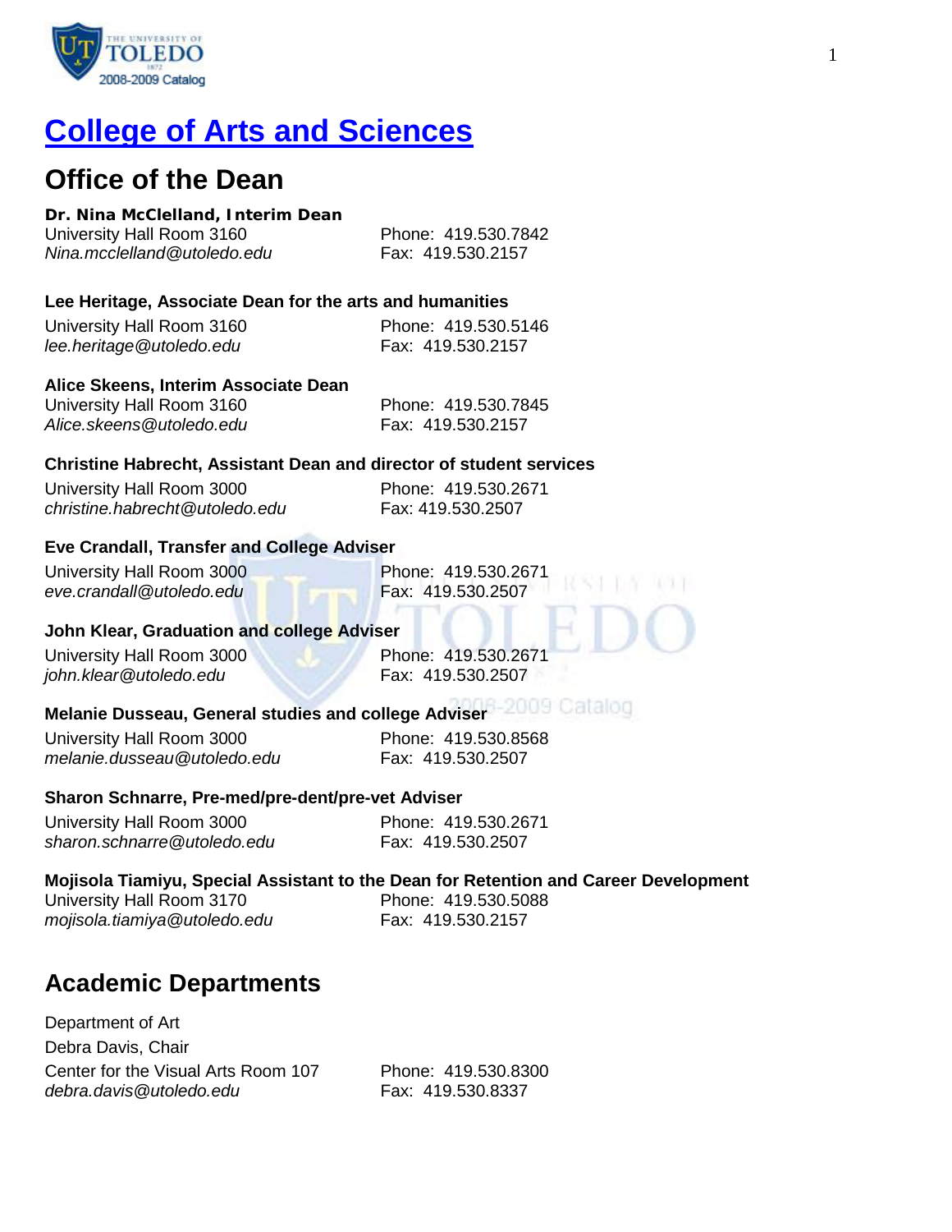# College of Arts and Sciences

## Office of the Dean

**Dr. Nina McClelland, Interim Dean**
University Hall Room 3160 — Phone: 419.530.7842
*Nina.mcclelland@utoledo.edu* — Fax: 419.530.2157

**Lee Heritage, Associate Dean for the arts and humanities**
University Hall Room 3160 — Phone: 419.530.5146
*lee.heritage@utoledo.edu* — Fax: 419.530.2157

**Alice Skeens, Interim Associate Dean**
University Hall Room 3160 — Phone: 419.530.7845
*Alice.skeens@utoledo.edu* — Fax: 419.530.2157

**Christine Habrecht, Assistant Dean and director of student services**
University Hall Room 3000 — Phone: 419.530.2671
*christine.habrecht@utoledo.edu* — Fax: 419.530.2507

**Eve Crandall, Transfer and College Adviser**
University Hall Room 3000 — Phone: 419.530.2671
*eve.crandall@utoledo.edu* — Fax: 419.530.2507

**John Klear, Graduation and college Adviser**
University Hall Room 3000 — Phone: 419.530.2671
*john.klear@utoledo.edu* — Fax: 419.530.2507

**Melanie Dusseau, General studies and college Adviser**
University Hall Room 3000 — Phone: 419.530.8568
*melanie.dusseau@utoledo.edu* — Fax: 419.530.2507

**Sharon Schnarre, Pre-med/pre-dent/pre-vet Adviser**
University Hall Room 3000 — Phone: 419.530.2671
*sharon.schnarre@utoledo.edu* — Fax: 419.530.2507

**Mojisola Tiamiyu, Special Assistant to the Dean for Retention and Career Development**
University Hall Room 3170 — Phone: 419.530.5088
*mojisola.tiamiya@utoledo.edu* — Fax: 419.530.2157

## Academic Departments

Department of Art
Debra Davis, Chair
Center for the Visual Arts Room 107 — Phone: 419.530.8300
*debra.davis@utoledo.edu* — Fax: 419.530.8337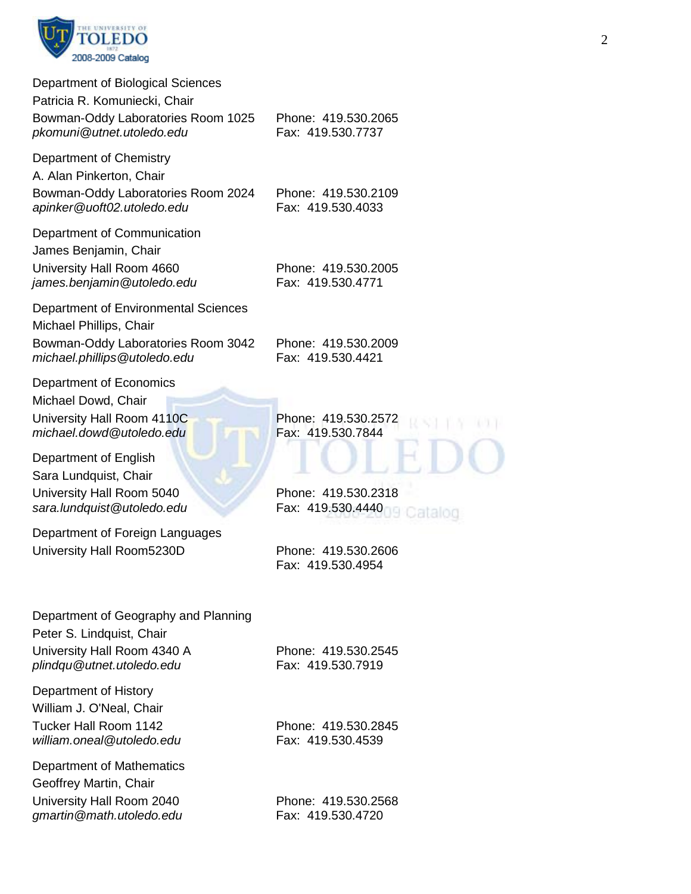Department of Biological Sciences
Patricia R. Komuniecki, Chair
Bowman-Oddy Laboratories Room 1025 Phone: 419.530.2065
*pkomuni@utnet.utoledo.edu* Fax: 419.530.7737

Department of Chemistry
A. Alan Pinkerton, Chair
Bowman-Oddy Laboratories Room 2024 Phone: 419.530.2109
*apinker@uoft02.utoledo.edu* Fax: 419.530.4033

Department of Communication
James Benjamin, Chair
University Hall Room 4660 Phone: 419.530.2005
*james.benjamin@utoledo.edu* Fax: 419.530.4771

Department of Environmental Sciences
Michael Phillips, Chair
Bowman-Oddy Laboratories Room 3042 Phone: 419.530.2009
*michael.phillips@utoledo.edu* Fax: 419.530.4421

Department of Economics
Michael Dowd, Chair
University Hall Room 4110C Phone: 419.530.2572
*michael.dowd@utoledo.edu* Fax: 419.530.7844

Department of English
Sara Lundquist, Chair
University Hall Room 5040 Phone: 419.530.2318
*sara.lundquist@utoledo.edu* Fax: 419.530.4440

Department of Foreign Languages
University Hall Room5230D Phone: 419.530.2606
Fax: 419.530.4954

Department of Geography and Planning
Peter S. Lindquist, Chair
University Hall Room 4340 A Phone: 419.530.2545
*plindqu@utnet.utoledo.edu* Fax: 419.530.7919

Department of History
William J. O'Neal, Chair
Tucker Hall Room 1142 Phone: 419.530.2845
*william.oneal@utoledo.edu* Fax: 419.530.4539

Department of Mathematics
Geoffrey Martin, Chair
University Hall Room 2040 Phone: 419.530.2568
*gmartin@math.utoledo.edu* Fax: 419.530.4720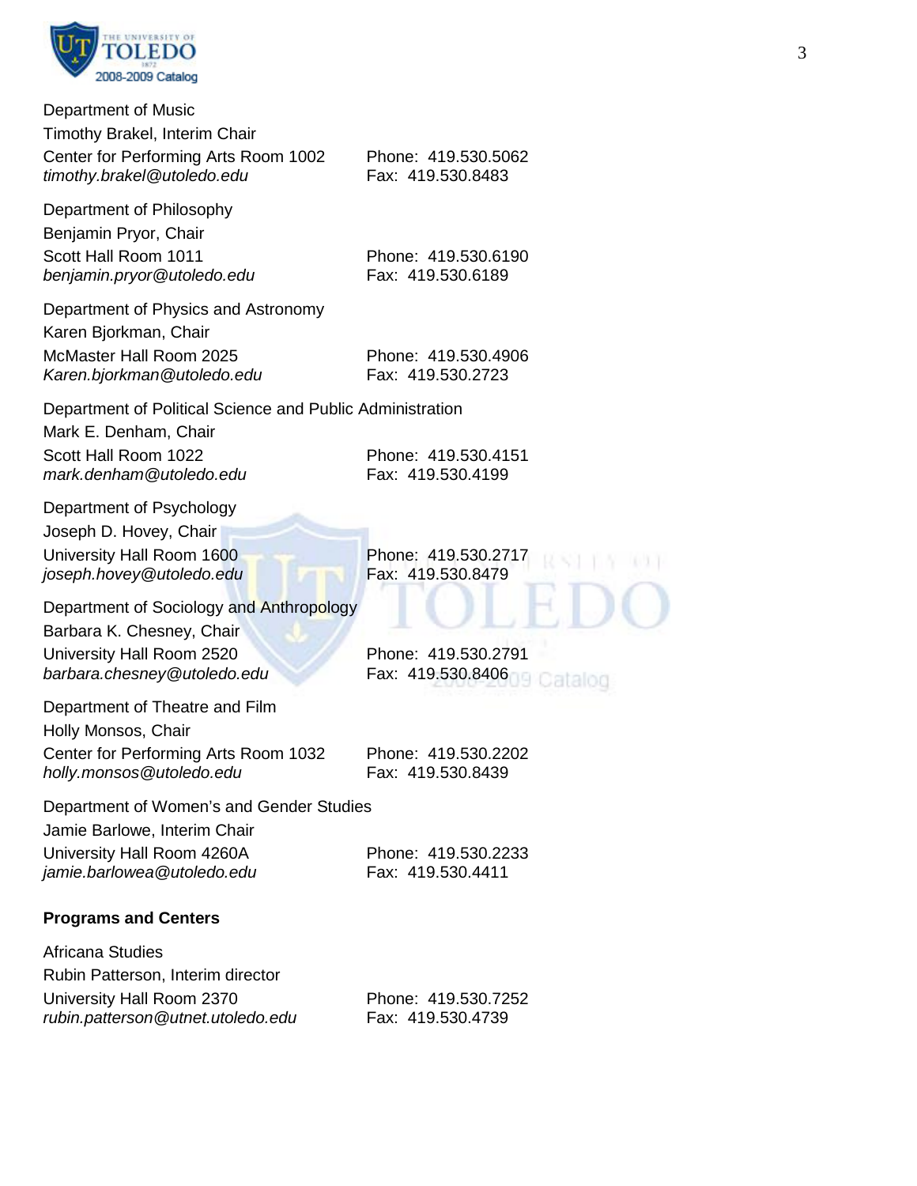Department of Music
Timothy Brakel, Interim Chair
Center for Performing Arts Room 1002
*timothy.brakel@utoledo.edu*
Phone: 419.530.5062
Fax: 419.530.8483

Department of Philosophy
Benjamin Pryor, Chair
Scott Hall Room 1011
*benjamin.pryor@utoledo.edu*
Phone: 419.530.6190
Fax: 419.530.6189

Department of Physics and Astronomy
Karen Bjorkman, Chair
McMaster Hall Room 2025
*Karen.bjorkman@utoledo.edu*
Phone: 419.530.4906
Fax: 419.530.2723

Department of Political Science and Public Administration
Mark E. Denham, Chair
Scott Hall Room 1022
*mark.denham@toledo.edu*
Phone: 419.530.4151
Fax: 419.530.4199

Department of Psychology
Joseph D. Hovey, Chair
University Hall Room 1600
*joseph.hovey@utoledo.edu*
Phone: 419.530.2717
Fax: 419.530.8479

Department of Sociology and Anthropology
Barbara K. Chesney, Chair
University Hall Room 2520
*barbara.chesney@utoledo.edu*
Phone: 419.530.2791
Fax: 419.530.8406

Department of Theatre and Film
Holly Monsos, Chair
Center for Performing Arts Room 1032
*holly.monsos@utoledo.edu*
Phone: 419.530.2202
Fax: 419.530.8439

Department of Women's and Gender Studies
Jamie Barlowe, Interim Chair
University Hall Room 4260A
*jamie.barlowea@utoledo.edu*
Phone: 419.530.2233
Fax: 419.530.4411

**Programs and Centers**

Africana Studies
Rubin Patterson, Interim director
University Hall Room 2370
*rubin.patterson@utnet.utoledo.edu*
Phone: 419.530.7252
Fax: 419.530.4739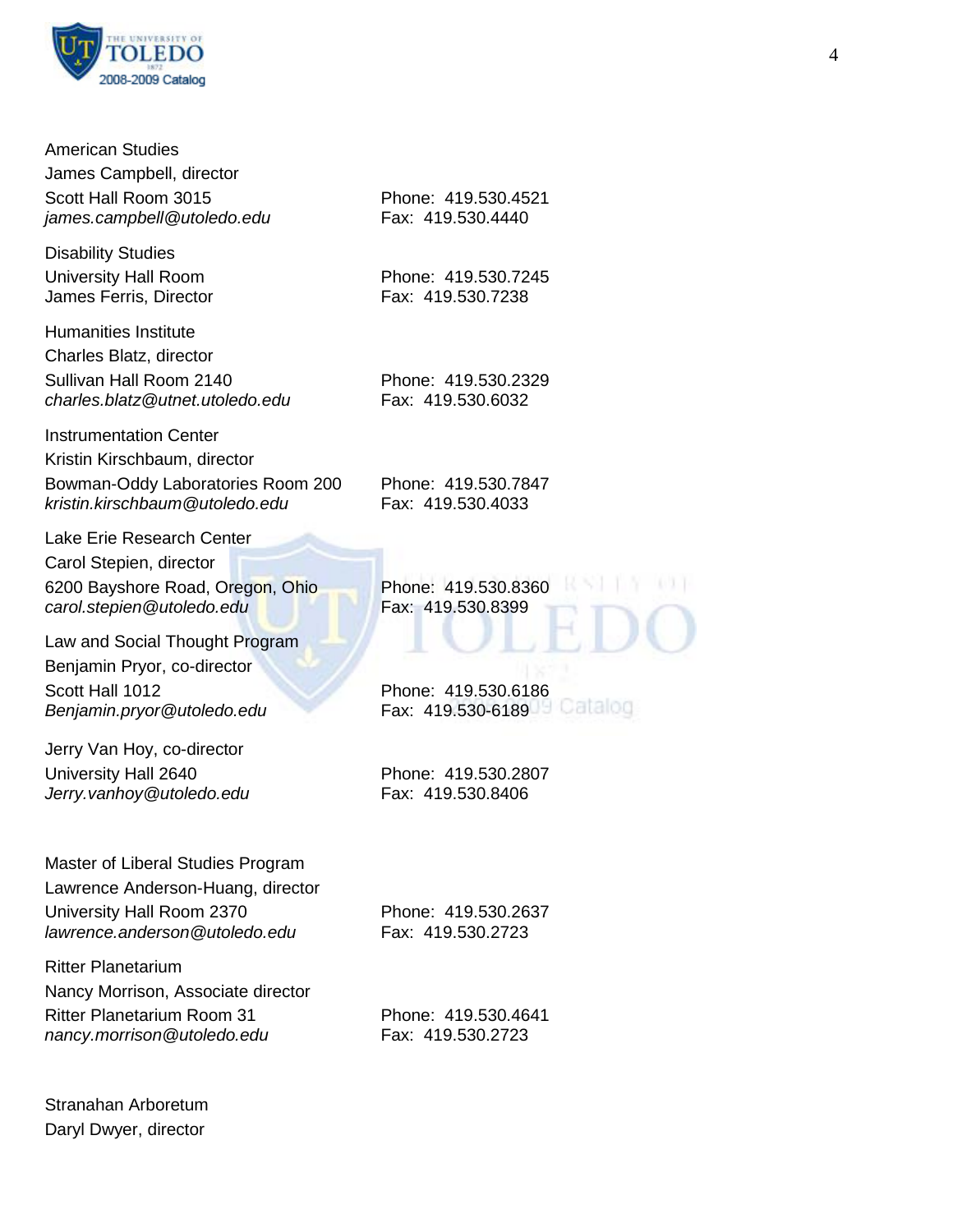American Studies
James Campbell, director
Scott Hall Room 3015 — Phone: 419.530.4521
*james.campbell@utoledo.edu* — Fax: 419.530.4440

Disability Studies
University Hall Room — Phone: 419.530.7245
James Ferris, Director — Fax: 419.530.7238

Humanities Institute
Charles Blatz, director
Sullivan Hall Room 2140 — Phone: 419.530.2329
*charles.blatz@utnet.utoledo.edu* — Fax: 419.530.6032

Instrumentation Center
Kristin Kirschbaum, director
Bowman-Oddy Laboratories Room 200 — Phone: 419.530.7847
*kristin.kirschbaum@utoledo.edu* — Fax: 419.530.4033

Lake Erie Research Center
Carol Stepien, director
6200 Bayshore Road, Oregon, Ohio — Phone: 419.530.8360
*carol.stepien@utoledo.edu* — Fax: 419.530.8399

Law and Social Thought Program
Benjamin Pryor, co-director
Scott Hall 1012 — Phone: 419.530.6186
*Benjamin.pryor@utoledo.edu* — Fax: 419.530-6189

Jerry Van Hoy, co-director
University Hall 2640 — Phone: 419.530.2807
*Jerry.vanhoy@utoledo.edu* — Fax: 419.530.8406

Master of Liberal Studies Program
Lawrence Anderson-Huang, director
University Hall Room 2370 — Phone: 419.530.2637
*lawrence.anderson@utoledo.edu* — Fax: 419.530.2723

Ritter Planetarium
Nancy Morrison, Associate director
Ritter Planetarium Room 31 — Phone: 419.530.4641
*nancy.morrison@utoledo.edu* — Fax: 419.530.2723

Stranahan Arboretum
Daryl Dwyer, director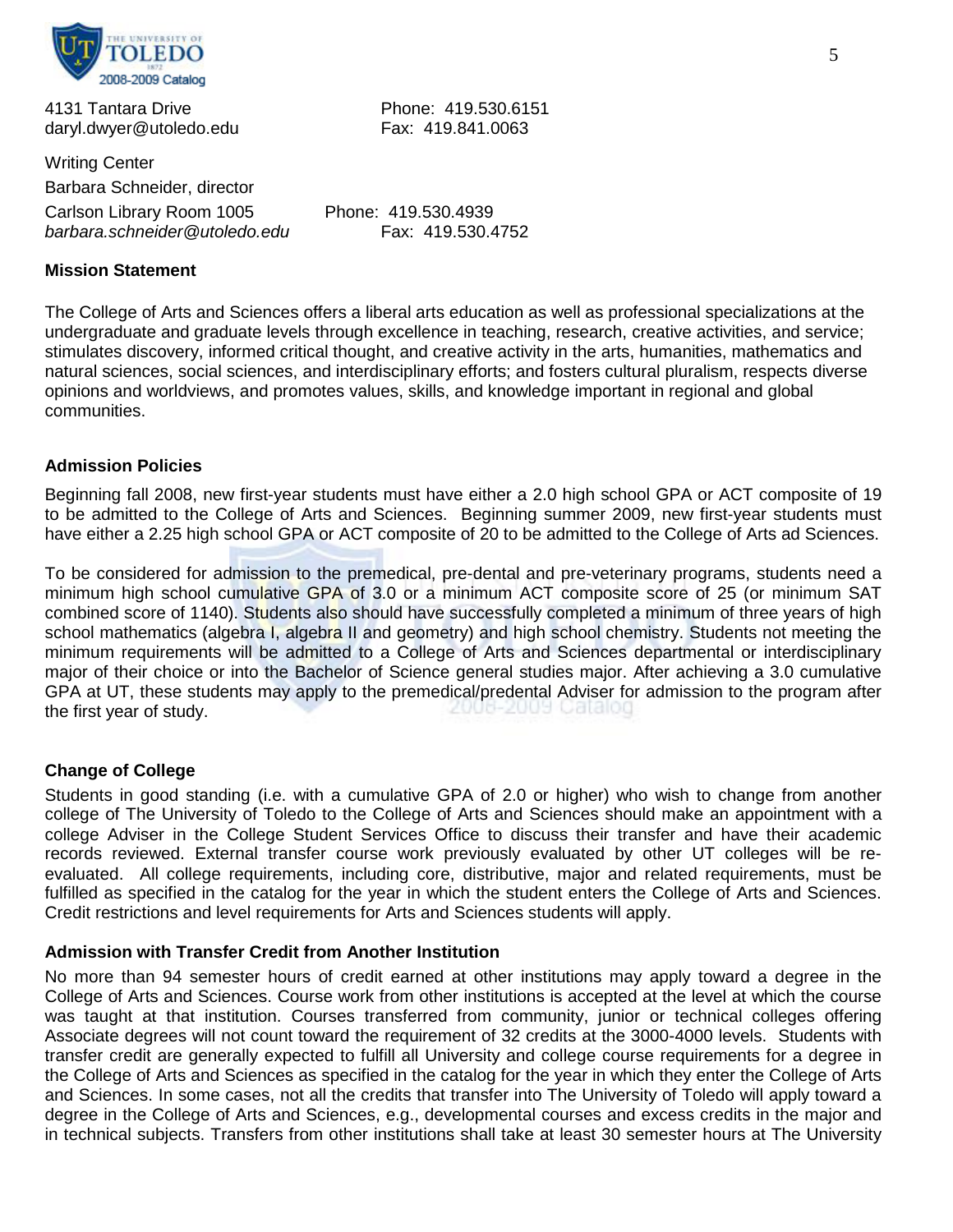4131 Tantara Drive
daryl.dwyer@utoledo.edu
Phone: 419.530.6151
Fax: 419.841.0063

Writing Center
Barbara Schneider, director
Carlson Library Room 1005
*barbara.schneider@utoledo.edu*
Phone: 419.530.4939
Fax: 419.530.4752

**Mission Statement**

The College of Arts and Sciences offers a liberal arts education as well as professional specializations at the undergraduate and graduate levels through excellence in teaching, research, creative activities, and service; stimulates discovery, informed critical thought, and creative activity in the arts, humanities, mathematics and natural sciences, social sciences, and interdisciplinary efforts; and fosters cultural pluralism, respects diverse opinions and worldviews, and promotes values, skills, and knowledge important in regional and global communities.

**Admission Policies**

Beginning fall 2008, new first-year students must have either a 2.0 high school GPA or ACT composite of 19 to be admitted to the College of Arts and Sciences. Beginning summer 2009, new first-year students must have either a 2.25 high school GPA or ACT composite of 20 to be admitted to the College of Arts ad Sciences.

To be considered for admission to the premedical, pre-dental and pre-veterinary programs, students need a minimum high school cumulative GPA of 3.0 or a minimum ACT composite score of 25 (or minimum SAT combined score of 1140). Students also should have successfully completed a minimum of three years of high school mathematics (algebra I, algebra II and geometry) and high school chemistry. Students not meeting the minimum requirements will be admitted to a College of Arts and Sciences departmental or interdisciplinary major of their choice or into the Bachelor of Science general studies major. After achieving a 3.0 cumulative GPA at UT, these students may apply to the premedical/predental Adviser for admission to the program after the first year of study.

**Change of College**

Students in good standing (i.e. with a cumulative GPA of 2.0 or higher) who wish to change from another college of The University of Toledo to the College of Arts and Sciences should make an appointment with a college Adviser in the College Student Services Office to discuss their transfer and have their academic records reviewed. External transfer course work previously evaluated by other UT colleges will be re-evaluated. All college requirements, including core, distributive, major and related requirements, must be fulfilled as specified in the catalog for the year in which the student enters the College of Arts and Sciences. Credit restrictions and level requirements for Arts and Sciences students will apply.

**Admission with Transfer Credit from Another Institution**

No more than 94 semester hours of credit earned at other institutions may apply toward a degree in the College of Arts and Sciences. Course work from other institutions is accepted at the level at which the course was taught at that institution. Courses transferred from community, junior or technical colleges offering Associate degrees will not count toward the requirement of 32 credits at the 3000-4000 levels. Students with transfer credit are generally expected to fulfill all University and college course requirements for a degree in the College of Arts and Sciences as specified in the catalog for the year in which they enter the College of Arts and Sciences. In some cases, not all the credits that transfer into The University of Toledo will apply toward a degree in the College of Arts and Sciences, e.g., developmental courses and excess credits in the major and in technical subjects. Transfers from other institutions shall take at least 30 semester hours at The University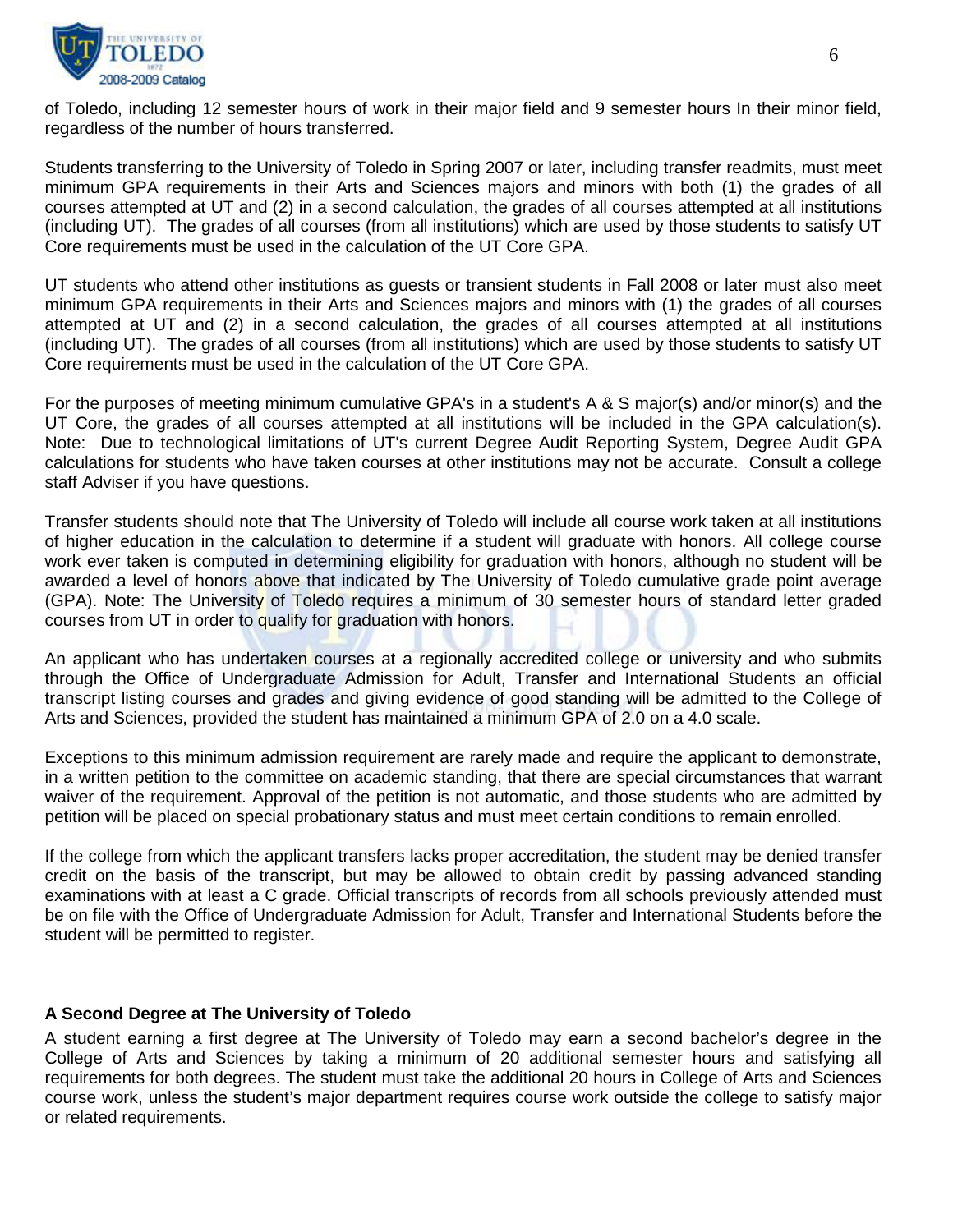of Toledo, including 12 semester hours of work in their major field and 9 semester hours In their minor field, regardless of the number of hours transferred.

Students transferring to the University of Toledo in Spring 2007 or later, including transfer readmits, must meet minimum GPA requirements in their Arts and Sciences majors and minors with both (1) the grades of all courses attempted at UT and (2) in a second calculation, the grades of all courses attempted at all institutions (including UT). The grades of all courses (from all institutions) which are used by those students to satisfy UT Core requirements must be used in the calculation of the UT Core GPA.

UT students who attend other institutions as guests or transient students in Fall 2008 or later must also meet minimum GPA requirements in their Arts and Sciences majors and minors with (1) the grades of all courses attempted at UT and (2) in a second calculation, the grades of all courses attempted at all institutions (including UT). The grades of all courses (from all institutions) which are used by those students to satisfy UT Core requirements must be used in the calculation of the UT Core GPA.

For the purposes of meeting minimum cumulative GPA's in a student's A & S major(s) and/or minor(s) and the UT Core, the grades of all courses attempted at all institutions will be included in the GPA calculation(s). Note: Due to technological limitations of UT's current Degree Audit Reporting System, Degree Audit GPA calculations for students who have taken courses at other institutions may not be accurate. Consult a college staff Adviser if you have questions.

Transfer students should note that The University of Toledo will include all course work taken at all institutions of higher education in the calculation to determine if a student will graduate with honors. All college course work ever taken is computed in determining eligibility for graduation with honors, although no student will be awarded a level of honors above that indicated by The University of Toledo cumulative grade point average (GPA). Note: The University of Toledo requires a minimum of 30 semester hours of standard letter graded courses from UT in order to qualify for graduation with honors.

An applicant who has undertaken courses at a regionally accredited college or university and who submits through the Office of Undergraduate Admission for Adult, Transfer and International Students an official transcript listing courses and grades and giving evidence of good standing will be admitted to the College of Arts and Sciences, provided the student has maintained a minimum GPA of 2.0 on a 4.0 scale.

Exceptions to this minimum admission requirement are rarely made and require the applicant to demonstrate, in a written petition to the committee on academic standing, that there are special circumstances that warrant waiver of the requirement. Approval of the petition is not automatic, and those students who are admitted by petition will be placed on special probationary status and must meet certain conditions to remain enrolled.

If the college from which the applicant transfers lacks proper accreditation, the student may be denied transfer credit on the basis of the transcript, but may be allowed to obtain credit by passing advanced standing examinations with at least a C grade. Official transcripts of records from all schools previously attended must be on file with the Office of Undergraduate Admission for Adult, Transfer and International Students before the student will be permitted to register.

**A Second Degree at The University of Toledo**

A student earning a first degree at The University of Toledo may earn a second bachelor's degree in the College of Arts and Sciences by taking a minimum of 20 additional semester hours and satisfying all requirements for both degrees. The student must take the additional 20 hours in College of Arts and Sciences course work, unless the student's major department requires course work outside the college to satisfy major or related requirements.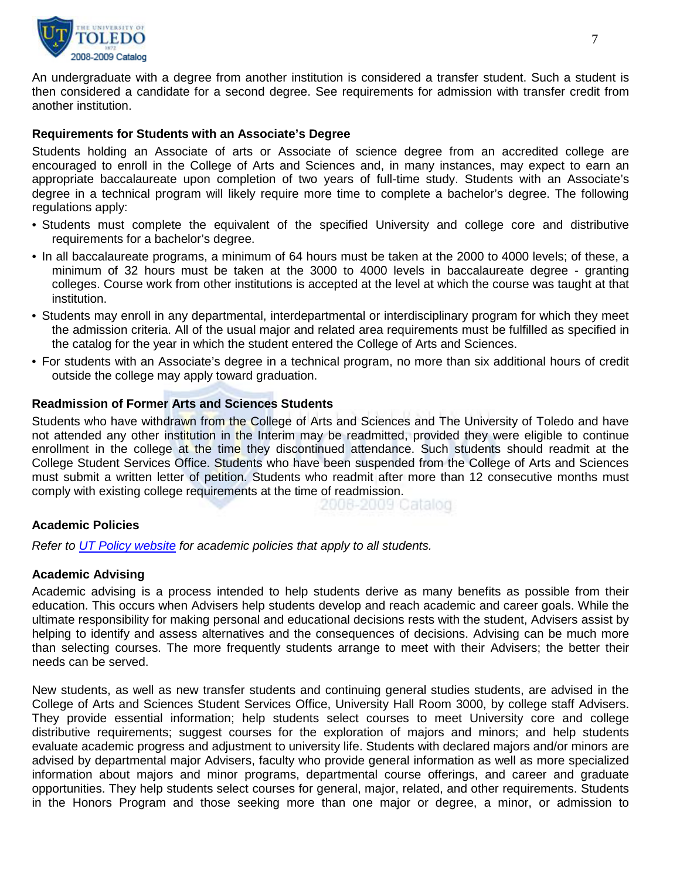An undergraduate with a degree from another institution is considered a transfer student. Such a student is then considered a candidate for a second degree. See requirements for admission with transfer credit from another institution.

**Requirements for Students with an Associate's Degree**

Students holding an Associate of arts or Associate of science degree from an accredited college are encouraged to enroll in the College of Arts and Sciences and, in many instances, may expect to earn an appropriate baccalaureate upon completion of two years of full-time study. Students with an Associate's degree in a technical program will likely require more time to complete a bachelor's degree. The following regulations apply:

- Students must complete the equivalent of the specified University and college core and distributive requirements for a bachelor's degree.
- In all baccalaureate programs, a minimum of 64 hours must be taken at the 2000 to 4000 levels; of these, a minimum of 32 hours must be taken at the 3000 to 4000 levels in baccalaureate degree - granting colleges. Course work from other institutions is accepted at the level at which the course was taught at that institution.
- Students may enroll in any departmental, interdepartmental or interdisciplinary program for which they meet the admission criteria. All of the usual major and related area requirements must be fulfilled as specified in the catalog for the year in which the student entered the College of Arts and Sciences.
- For students with an Associate's degree in a technical program, no more than six additional hours of credit outside the college may apply toward graduation.

**Readmission of Former Arts and Sciences Students**

Students who have withdrawn from the College of Arts and Sciences and The University of Toledo and have not attended any other institution in the Interim may be readmitted, provided they were eligible to continue enrollment in the college at the time they discontinued attendance. Such students should readmit at the College Student Services Office. Students who have been suspended from the College of Arts and Sciences must submit a written letter of petition. Students who readmit after more than 12 consecutive months must comply with existing college requirements at the time of readmission.

**Academic Policies**

*Refer to [UT Policy website] for academic policies that apply to all students.*

**Academic Advising**

Academic advising is a process intended to help students derive as many benefits as possible from their education. This occurs when Advisers help students develop and reach academic and career goals. While the ultimate responsibility for making personal and educational decisions rests with the student, Advisers assist by helping to identify and assess alternatives and the consequences of decisions. Advising can be much more than selecting courses. The more frequently students arrange to meet with their Advisers; the better their needs can be served.

New students, as well as new transfer students and continuing general studies students, are advised in the College of Arts and Sciences Student Services Office, University Hall Room 3000, by college staff Advisers. They provide essential information; help students select courses to meet University core and college distributive requirements; suggest courses for the exploration of majors and minors; and help students evaluate academic progress and adjustment to university life. Students with declared majors and/or minors are advised by departmental major Advisers, faculty who provide general information as well as more specialized information about majors and minor programs, departmental course offerings, and career and graduate opportunities. They help students select courses for general, major, related, and other requirements. Students in the Honors Program and those seeking more than one major or degree, a minor, or admission to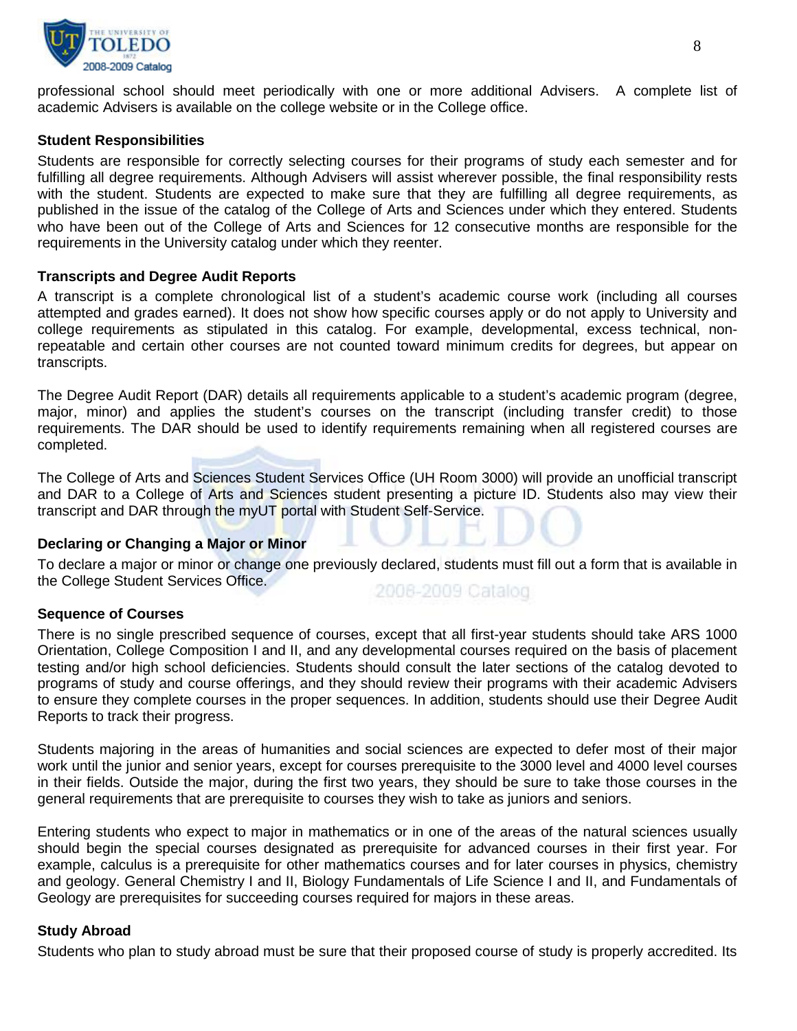professional school should meet periodically with one or more additional Advisers. A complete list of academic Advisers is available on the college website or in the College office.

**Student Responsibilities**

Students are responsible for correctly selecting courses for their programs of study each semester and for fulfilling all degree requirements. Although Advisers will assist wherever possible, the final responsibility rests with the student. Students are expected to make sure that they are fulfilling all degree requirements, as published in the issue of the catalog of the College of Arts and Sciences under which they entered. Students who have been out of the College of Arts and Sciences for 12 consecutive months are responsible for the requirements in the University catalog under which they reenter.

**Transcripts and Degree Audit Reports**

A transcript is a complete chronological list of a student's academic course work (including all courses attempted and grades earned). It does not show how specific courses apply or do not apply to University and college requirements as stipulated in this catalog. For example, developmental, excess technical, non-repeatable and certain other courses are not counted toward minimum credits for degrees, but appear on transcripts.

The Degree Audit Report (DAR) details all requirements applicable to a student's academic program (degree, major, minor) and applies the student's courses on the transcript (including transfer credit) to those requirements. The DAR should be used to identify requirements remaining when all registered courses are completed.

The College of Arts and Sciences Student Services Office (UH Room 3000) will provide an unofficial transcript and DAR to a College of Arts and Sciences student presenting a picture ID. Students also may view their transcript and DAR through the myUT portal with Student Self-Service.

**Declaring or Changing a Major or Minor**

To declare a major or minor or change one previously declared, students must fill out a form that is available in the College Student Services Office.

**Sequence of Courses**

There is no single prescribed sequence of courses, except that all first-year students should take ARS 1000 Orientation, College Composition I and II, and any developmental courses required on the basis of placement testing and/or high school deficiencies. Students should consult the later sections of the catalog devoted to programs of study and course offerings, and they should review their programs with their academic Advisers to ensure they complete courses in the proper sequences. In addition, students should use their Degree Audit Reports to track their progress.

Students majoring in the areas of humanities and social sciences are expected to defer most of their major work until the junior and senior years, except for courses prerequisite to the 3000 level and 4000 level courses in their fields. Outside the major, during the first two years, they should be sure to take those courses in the general requirements that are prerequisite to courses they wish to take as juniors and seniors.

Entering students who expect to major in mathematics or in one of the areas of the natural sciences usually should begin the special courses designated as prerequisite for advanced courses in their first year. For example, calculus is a prerequisite for other mathematics courses and for later courses in physics, chemistry and geology. General Chemistry I and II, Biology Fundamentals of Life Science I and II, and Fundamentals of Geology are prerequisites for succeeding courses required for majors in these areas.

**Study Abroad**

Students who plan to study abroad must be sure that their proposed course of study is properly accredited. Its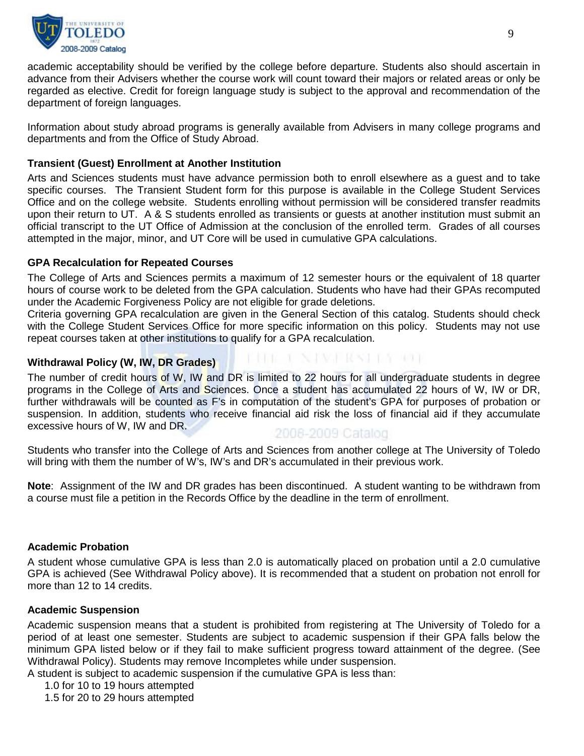academic acceptability should be verified by the college before departure. Students also should ascertain in advance from their Advisers whether the course work will count toward their majors or related areas or only be regarded as elective. Credit for foreign language study is subject to the approval and recommendation of the department of foreign languages.

Information about study abroad programs is generally available from Advisers in many college programs and departments and from the Office of Study Abroad.

**Transient (Guest) Enrollment at Another Institution**

Arts and Sciences students must have advance permission both to enroll elsewhere as a guest and to take specific courses. The Transient Student form for this purpose is available in the College Student Services Office and on the college website. Students enrolling without permission will be considered transfer readmits upon their return to UT. A & S students enrolled as transients or guests at another institution must submit an official transcript to the UT Office of Admission at the conclusion of the enrolled term. Grades of all courses attempted in the major, minor, and UT Core will be used in cumulative GPA calculations.

**GPA Recalculation for Repeated Courses**

The College of Arts and Sciences permits a maximum of 12 semester hours or the equivalent of 18 quarter hours of course work to be deleted from the GPA calculation. Students who have had their GPAs recomputed under the Academic Forgiveness Policy are not eligible for grade deletions.
Criteria governing GPA recalculation are given in the General Section of this catalog. Students should check with the College Student Services Office for more specific information on this policy. Students may not use repeat courses taken at other institutions to qualify for a GPA recalculation.

**Withdrawal Policy (W, IW, DR Grades)**

The number of credit hours of W, IW and DR is limited to 22 hours for all undergraduate students in degree programs in the College of Arts and Sciences. Once a student has accumulated 22 hours of W, IW or DR, further withdrawals will be counted as F's in computation of the student's GPA for purposes of probation or suspension. In addition, students who receive financial aid risk the loss of financial aid if they accumulate excessive hours of W, IW and DR.

Students who transfer into the College of Arts and Sciences from another college at The University of Toledo will bring with them the number of W's, IW's and DR's accumulated in their previous work.

**Note**: Assignment of the IW and DR grades has been discontinued. A student wanting to be withdrawn from a course must file a petition in the Records Office by the deadline in the term of enrollment.

**Academic Probation**

A student whose cumulative GPA is less than 2.0 is automatically placed on probation until a 2.0 cumulative GPA is achieved (See Withdrawal Policy above). It is recommended that a student on probation not enroll for more than 12 to 14 credits.

**Academic Suspension**

Academic suspension means that a student is prohibited from registering at The University of Toledo for a period of at least one semester. Students are subject to academic suspension if their GPA falls below the minimum GPA listed below or if they fail to make sufficient progress toward attainment of the degree. (See Withdrawal Policy). Students may remove Incompletes while under suspension.
A student is subject to academic suspension if the cumulative GPA is less than:

- 1.0 for 10 to 19 hours attempted
- 1.5 for 20 to 29 hours attempted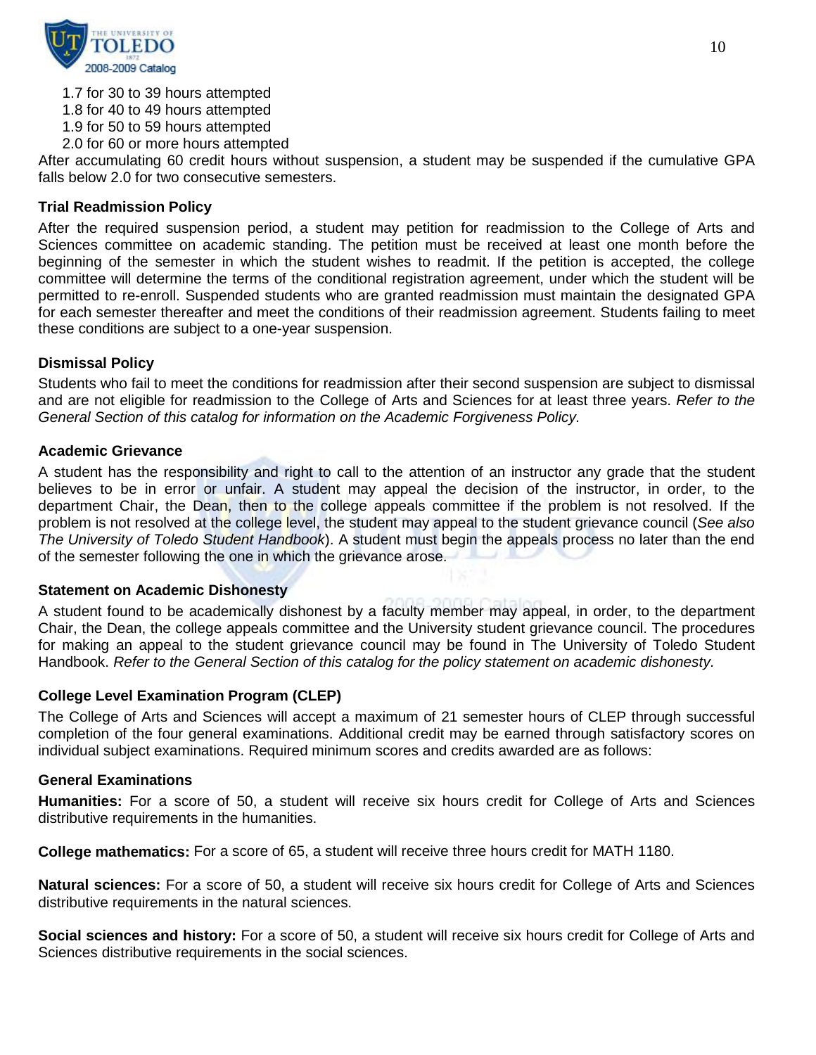1.7 for 30 to 39 hours attempted
1.8 for 40 to 49 hours attempted
1.9 for 50 to 59 hours attempted
2.0 for 60 or more hours attempted

After accumulating 60 credit hours without suspension, a student may be suspended if the cumulative GPA falls below 2.0 for two consecutive semesters.

### Trial Readmission Policy

After the required suspension period, a student may petition for readmission to the College of Arts and Sciences committee on academic standing. The petition must be received at least one month before the beginning of the semester in which the student wishes to readmit. If the petition is accepted, the college committee will determine the terms of the conditional registration agreement, under which the student will be permitted to re-enroll. Suspended students who are granted readmission must maintain the designated GPA for each semester thereafter and meet the conditions of their readmission agreement. Students failing to meet these conditions are subject to a one-year suspension.

### Dismissal Policy

Students who fail to meet the conditions for readmission after their second suspension are subject to dismissal and are not eligible for readmission to the College of Arts and Sciences for at least three years. *Refer to the General Section of this catalog for information on the Academic Forgiveness Policy.*

### Academic Grievance

A student has the responsibility and right to call to the attention of an instructor any grade that the student believes to be in error or unfair. A student may appeal the decision of the instructor, in order, to the department Chair, the Dean, then to the college appeals committee if the problem is not resolved. If the problem is not resolved at the college level, the student may appeal to the student grievance council (*See also The University of Toledo Student Handbook*). A student must begin the appeals process no later than the end of the semester following the one in which the grievance arose.

### Statement on Academic Dishonesty

A student found to be academically dishonest by a faculty member may appeal, in order, to the department Chair, the Dean, the college appeals committee and the University student grievance council. The procedures for making an appeal to the student grievance council may be found in The University of Toledo Student Handbook. *Refer to the General Section of this catalog for the policy statement on academic dishonesty.*

### College Level Examination Program (CLEP)

The College of Arts and Sciences will accept a maximum of 21 semester hours of CLEP through successful completion of the four general examinations. Additional credit may be earned through satisfactory scores on individual subject examinations. Required minimum scores and credits awarded are as follows:

### General Examinations

**Humanities:** For a score of 50, a student will receive six hours credit for College of Arts and Sciences distributive requirements in the humanities.

**College mathematics:** For a score of 65, a student will receive three hours credit for MATH 1180.

**Natural sciences:** For a score of 50, a student will receive six hours credit for College of Arts and Sciences distributive requirements in the natural sciences.

**Social sciences and history:** For a score of 50, a student will receive six hours credit for College of Arts and Sciences distributive requirements in the social sciences.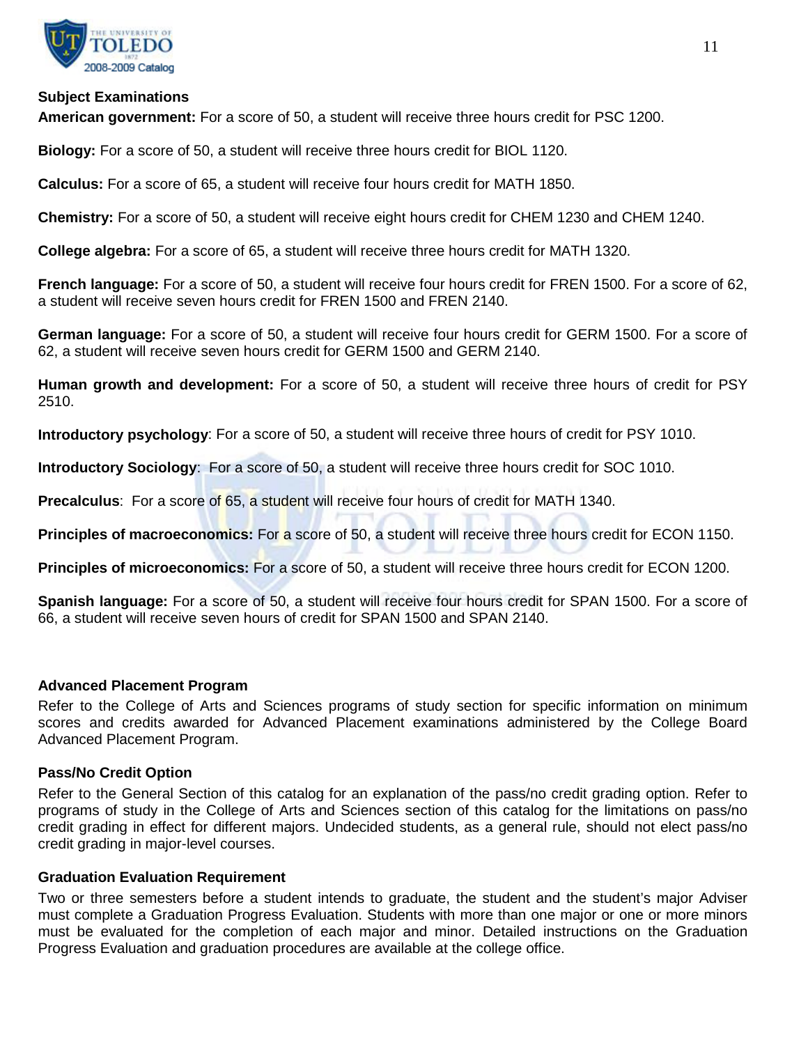### Subject Examinations

**American government:** For a score of 50, a student will receive three hours credit for PSC 1200.

**Biology:** For a score of 50, a student will receive three hours credit for BIOL 1120.

**Calculus:** For a score of 65, a student will receive four hours credit for MATH 1850.

**Chemistry:** For a score of 50, a student will receive eight hours credit for CHEM 1230 and CHEM 1240.

**College algebra:** For a score of 65, a student will receive three hours credit for MATH 1320.

**French language:** For a score of 50, a student will receive four hours credit for FREN 1500. For a score of 62, a student will receive seven hours credit for FREN 1500 and FREN 2140.

**German language:** For a score of 50, a student will receive four hours credit for GERM 1500. For a score of 62, a student will receive seven hours credit for GERM 1500 and GERM 2140.

**Human growth and development:** For a score of 50, a student will receive three hours of credit for PSY 2510.

**Introductory psychology**: For a score of 50, a student will receive three hours of credit for PSY 1010.

**Introductory Sociology**: For a score of 50, a student will receive three hours credit for SOC 1010.

**Precalculus**: For a score of 65, a student will receive four hours of credit for MATH 1340.

**Principles of macroeconomics:** For a score of 50, a student will receive three hours credit for ECON 1150.

**Principles of microeconomics:** For a score of 50, a student will receive three hours credit for ECON 1200.

**Spanish language:** For a score of 50, a student will receive four hours credit for SPAN 1500. For a score of 66, a student will receive seven hours of credit for SPAN 1500 and SPAN 2140.

### Advanced Placement Program

Refer to the College of Arts and Sciences programs of study section for specific information on minimum scores and credits awarded for Advanced Placement examinations administered by the College Board Advanced Placement Program.

### Pass/No Credit Option

Refer to the General Section of this catalog for an explanation of the pass/no credit grading option. Refer to programs of study in the College of Arts and Sciences section of this catalog for the limitations on pass/no credit grading in effect for different majors. Undecided students, as a general rule, should not elect pass/no credit grading in major-level courses.

### Graduation Evaluation Requirement

Two or three semesters before a student intends to graduate, the student and the student's major Adviser must complete a Graduation Progress Evaluation. Students with more than one major or one or more minors must be evaluated for the completion of each major and minor. Detailed instructions on the Graduation Progress Evaluation and graduation procedures are available at the college office.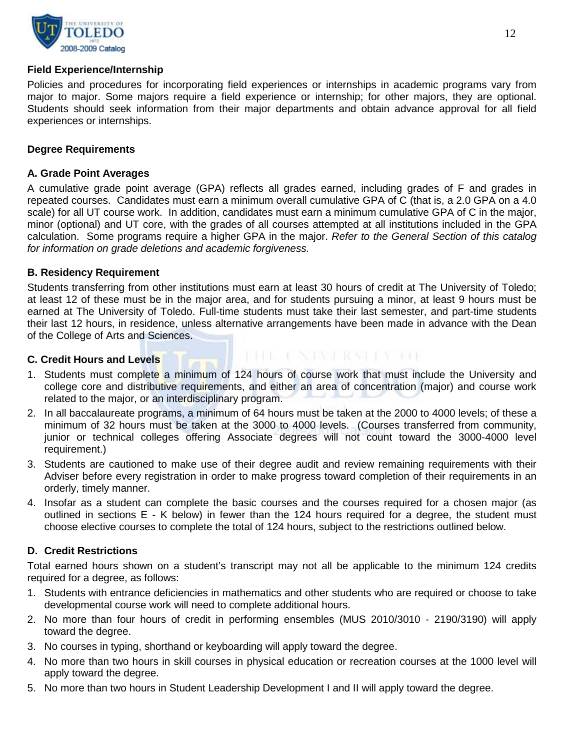### Field Experience/Internship

Policies and procedures for incorporating field experiences or internships in academic programs vary from major to major. Some majors require a field experience or internship; for other majors, they are optional. Students should seek information from their major departments and obtain advance approval for all field experiences or internships.

### Degree Requirements

#### A. Grade Point Averages

A cumulative grade point average (GPA) reflects all grades earned, including grades of F and grades in repeated courses. Candidates must earn a minimum overall cumulative GPA of C (that is, a 2.0 GPA on a 4.0 scale) for all UT course work. In addition, candidates must earn a minimum cumulative GPA of C in the major, minor (optional) and UT core, with the grades of all courses attempted at all institutions included in the GPA calculation. Some programs require a higher GPA in the major. *Refer to the General Section of this catalog for information on grade deletions and academic forgiveness.*

#### B. Residency Requirement

Students transferring from other institutions must earn at least 30 hours of credit at The University of Toledo; at least 12 of these must be in the major area, and for students pursuing a minor, at least 9 hours must be earned at The University of Toledo. Full-time students must take their last semester, and part-time students their last 12 hours, in residence, unless alternative arrangements have been made in advance with the Dean of the College of Arts and Sciences.

#### C. Credit Hours and Levels

1. Students must complete a minimum of 124 hours of course work that must include the University and college core and distributive requirements, and either an area of concentration (major) and course work related to the major, or an interdisciplinary program.
2. In all baccalaureate programs, a minimum of 64 hours must be taken at the 2000 to 4000 levels; of these a minimum of 32 hours must be taken at the 3000 to 4000 levels. (Courses transferred from community, junior or technical colleges offering Associate degrees will not count toward the 3000-4000 level requirement.)
3. Students are cautioned to make use of their degree audit and review remaining requirements with their Adviser before every registration in order to make progress toward completion of their requirements in an orderly, timely manner.
4. Insofar as a student can complete the basic courses and the courses required for a chosen major (as outlined in sections E - K below) in fewer than the 124 hours required for a degree, the student must choose elective courses to complete the total of 124 hours, subject to the restrictions outlined below.

#### D. Credit Restrictions

Total earned hours shown on a student's transcript may not all be applicable to the minimum 124 credits required for a degree, as follows:

1. Students with entrance deficiencies in mathematics and other students who are required or choose to take developmental course work will need to complete additional hours.
2. No more than four hours of credit in performing ensembles (MUS 2010/3010 - 2190/3190) will apply toward the degree.
3. No courses in typing, shorthand or keyboarding will apply toward the degree.
4. No more than two hours in skill courses in physical education or recreation courses at the 1000 level will apply toward the degree.
5. No more than two hours in Student Leadership Development I and II will apply toward the degree.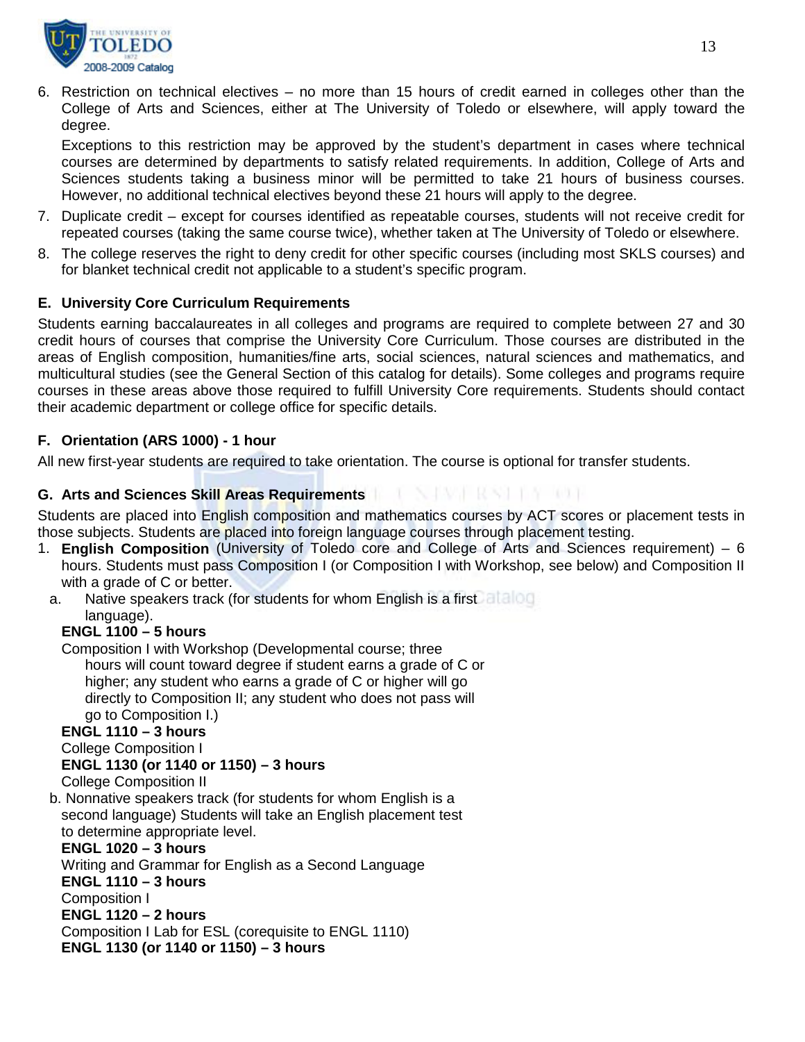6. Restriction on technical electives – no more than 15 hours of credit earned in colleges other than the College of Arts and Sciences, either at The University of Toledo or elsewhere, will apply toward the degree.

   Exceptions to this restriction may be approved by the student's department in cases where technical courses are determined by departments to satisfy related requirements. In addition, College of Arts and Sciences students taking a business minor will be permitted to take 21 hours of business courses. However, no additional technical electives beyond these 21 hours will apply to the degree.

7. Duplicate credit – except for courses identified as repeatable courses, students will not receive credit for repeated courses (taking the same course twice), whether taken at The University of Toledo or elsewhere.

8. The college reserves the right to deny credit for other specific courses (including most SKLS courses) and for blanket technical credit not applicable to a student's specific program.

**E. University Core Curriculum Requirements**

Students earning baccalaureates in all colleges and programs are required to complete between 27 and 30 credit hours of courses that comprise the University Core Curriculum. Those courses are distributed in the areas of English composition, humanities/fine arts, social sciences, natural sciences and mathematics, and multicultural studies (see the General Section of this catalog for details). Some colleges and programs require courses in these areas above those required to fulfill University Core requirements. Students should contact their academic department or college office for specific details.

**F. Orientation (ARS 1000) - 1 hour**

All new first-year students are required to take orientation. The course is optional for transfer students.

**G. Arts and Sciences Skill Areas Requirements**

Students are placed into English composition and mathematics courses by ACT scores or placement tests in those subjects. Students are placed into foreign language courses through placement testing.

1. **English Composition** (University of Toledo core and College of Arts and Sciences requirement) – 6 hours. Students must pass Composition I (or Composition I with Workshop, see below) and Composition II with a grade of C or better.

   a. Native speakers track (for students for whom English is a first language).

   **ENGL 1100 – 5 hours**
   Composition I with Workshop (Developmental course; three hours will count toward degree if student earns a grade of C or higher; any student who earns a grade of C or higher will go directly to Composition II; any student who does not pass will go to Composition I.)

   **ENGL 1110 – 3 hours**
   College Composition I

   **ENGL 1130 (or 1140 or 1150) – 3 hours**
   College Composition II

   b. Nonnative speakers track (for students for whom English is a second language) Students will take an English placement test to determine appropriate level.

   **ENGL 1020 – 3 hours**
   Writing and Grammar for English as a Second Language

   **ENGL 1110 – 3 hours**
   Composition I

   **ENGL 1120 – 2 hours**
   Composition I Lab for ESL (corequisite to ENGL 1110)

   **ENGL 1130 (or 1140 or 1150) – 3 hours**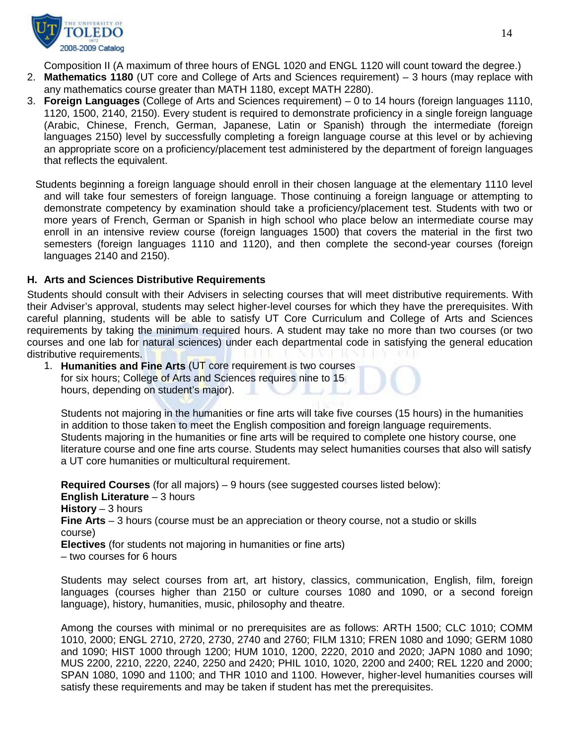Composition II (A maximum of three hours of ENGL 1020 and ENGL 1120 will count toward the degree.)

2. **Mathematics 1180** (UT core and College of Arts and Sciences requirement) – 3 hours (may replace with any mathematics course greater than MATH 1180, except MATH 2280).
3. **Foreign Languages** (College of Arts and Sciences requirement) – 0 to 14 hours (foreign languages 1110, 1120, 1500, 2140, 2150). Every student is required to demonstrate proficiency in a single foreign language (Arabic, Chinese, French, German, Japanese, Latin or Spanish) through the intermediate (foreign languages 2150) level by successfully completing a foreign language course at this level or by achieving an appropriate score on a proficiency/placement test administered by the department of foreign languages that reflects the equivalent.

   Students beginning a foreign language should enroll in their chosen language at the elementary 1110 level and will take four semesters of foreign language. Those continuing a foreign language or attempting to demonstrate competency by examination should take a proficiency/placement test. Students with two or more years of French, German or Spanish in high school who place below an intermediate course may enroll in an intensive review course (foreign languages 1500) that covers the material in the first two semesters (foreign languages 1110 and 1120), and then complete the second-year courses (foreign languages 2140 and 2150).

### H. Arts and Sciences Distributive Requirements

Students should consult with their Advisers in selecting courses that will meet distributive requirements. With their Adviser's approval, students may select higher-level courses for which they have the prerequisites. With careful planning, students will be able to satisfy UT Core Curriculum and College of Arts and Sciences requirements by taking the minimum required hours. A student may take no more than two courses (or two courses and one lab for natural sciences) under each departmental code in satisfying the general education distributive requirements.

1. **Humanities and Fine Arts** (UT core requirement is two courses for six hours; College of Arts and Sciences requires nine to 15 hours, depending on student's major).

   Students not majoring in the humanities or fine arts will take five courses (15 hours) in the humanities in addition to those taken to meet the English composition and foreign language requirements. Students majoring in the humanities or fine arts will be required to complete one history course, one literature course and one fine arts course. Students may select humanities courses that also will satisfy a UT core humanities or multicultural requirement.

   **Required Courses** (for all majors) – 9 hours (see suggested courses listed below):
   **English Literature** – 3 hours
   **History** – 3 hours
   **Fine Arts** – 3 hours (course must be an appreciation or theory course, not a studio or skills course)
   **Electives** (for students not majoring in humanities or fine arts)
   – two courses for 6 hours

   Students may select courses from art, art history, classics, communication, English, film, foreign languages (courses higher than 2150 or culture courses 1080 and 1090, or a second foreign language), history, humanities, music, philosophy and theatre.

   Among the courses with minimal or no prerequisites are as follows: ARTH 1500; CLC 1010; COMM 1010, 2000; ENGL 2710, 2720, 2730, 2740 and 2760; FILM 1310; FREN 1080 and 1090; GERM 1080 and 1090; HIST 1000 through 1200; HUM 1010, 1200, 2220, 2010 and 2020; JAPN 1080 and 1090; MUS 2200, 2210, 2220, 2240, 2250 and 2420; PHIL 1010, 1020, 2200 and 2400; REL 1220 and 2000; SPAN 1080, 1090 and 1100; and THR 1010 and 1100. However, higher-level humanities courses will satisfy these requirements and may be taken if student has met the prerequisites.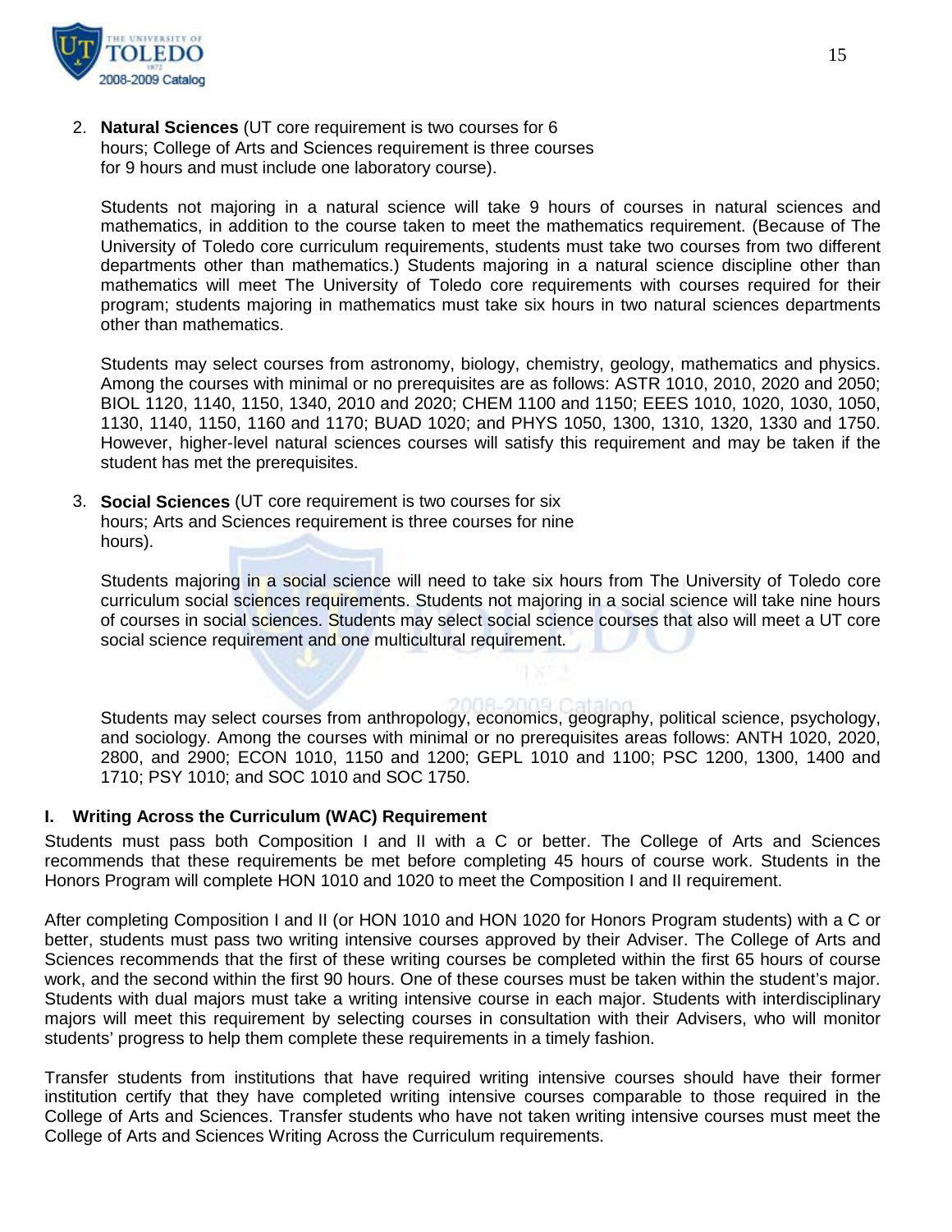2. **Natural Sciences** (UT core requirement is two courses for 6 hours; College of Arts and Sciences requirement is three courses for 9 hours and must include one laboratory course).

   Students not majoring in a natural science will take 9 hours of courses in natural sciences and mathematics, in addition to the course taken to meet the mathematics requirement. (Because of The University of Toledo core curriculum requirements, students must take two courses from two different departments other than mathematics.) Students majoring in a natural science discipline other than mathematics will meet The University of Toledo core requirements with courses required for their program; students majoring in mathematics must take six hours in two natural sciences departments other than mathematics.

   Students may select courses from astronomy, biology, chemistry, geology, mathematics and physics. Among the courses with minimal or no prerequisites are as follows: ASTR 1010, 2010, 2020 and 2050; BIOL 1120, 1140, 1150, 1340, 2010 and 2020; CHEM 1100 and 1150; EEES 1010, 1020, 1030, 1050, 1130, 1140, 1150, 1160 and 1170; BUAD 1020; and PHYS 1050, 1300, 1310, 1320, 1330 and 1750. However, higher-level natural sciences courses will satisfy this requirement and may be taken if the student has met the prerequisites.

3. **Social Sciences** (UT core requirement is two courses for six hours; Arts and Sciences requirement is three courses for nine hours).

   Students majoring in a social science will need to take six hours from The University of Toledo core curriculum social sciences requirements. Students not majoring in a social science will take nine hours of courses in social sciences. Students may select social science courses that also will meet a UT core social science requirement and one multicultural requirement.

   Students may select courses from anthropology, economics, geography, political science, psychology, and sociology. Among the courses with minimal or no prerequisites areas follows: ANTH 1020, 2020, 2800, and 2900; ECON 1010, 1150 and 1200; GEPL 1010 and 1100; PSC 1200, 1300, 1400 and 1710; PSY 1010; and SOC 1010 and SOC 1750.

### I. Writing Across the Curriculum (WAC) Requirement

Students must pass both Composition I and II with a C or better. The College of Arts and Sciences recommends that these requirements be met before completing 45 hours of course work. Students in the Honors Program will complete HON 1010 and 1020 to meet the Composition I and II requirement.

After completing Composition I and II (or HON 1010 and HON 1020 for Honors Program students) with a C or better, students must pass two writing intensive courses approved by their Adviser. The College of Arts and Sciences recommends that the first of these writing courses be completed within the first 65 hours of course work, and the second within the first 90 hours. One of these courses must be taken within the student's major. Students with dual majors must take a writing intensive course in each major. Students with interdisciplinary majors will meet this requirement by selecting courses in consultation with their Advisers, who will monitor students' progress to help them complete these requirements in a timely fashion.

Transfer students from institutions that have required writing intensive courses should have their former institution certify that they have completed writing intensive courses comparable to those required in the College of Arts and Sciences. Transfer students who have not taken writing intensive courses must meet the College of Arts and Sciences Writing Across the Curriculum requirements.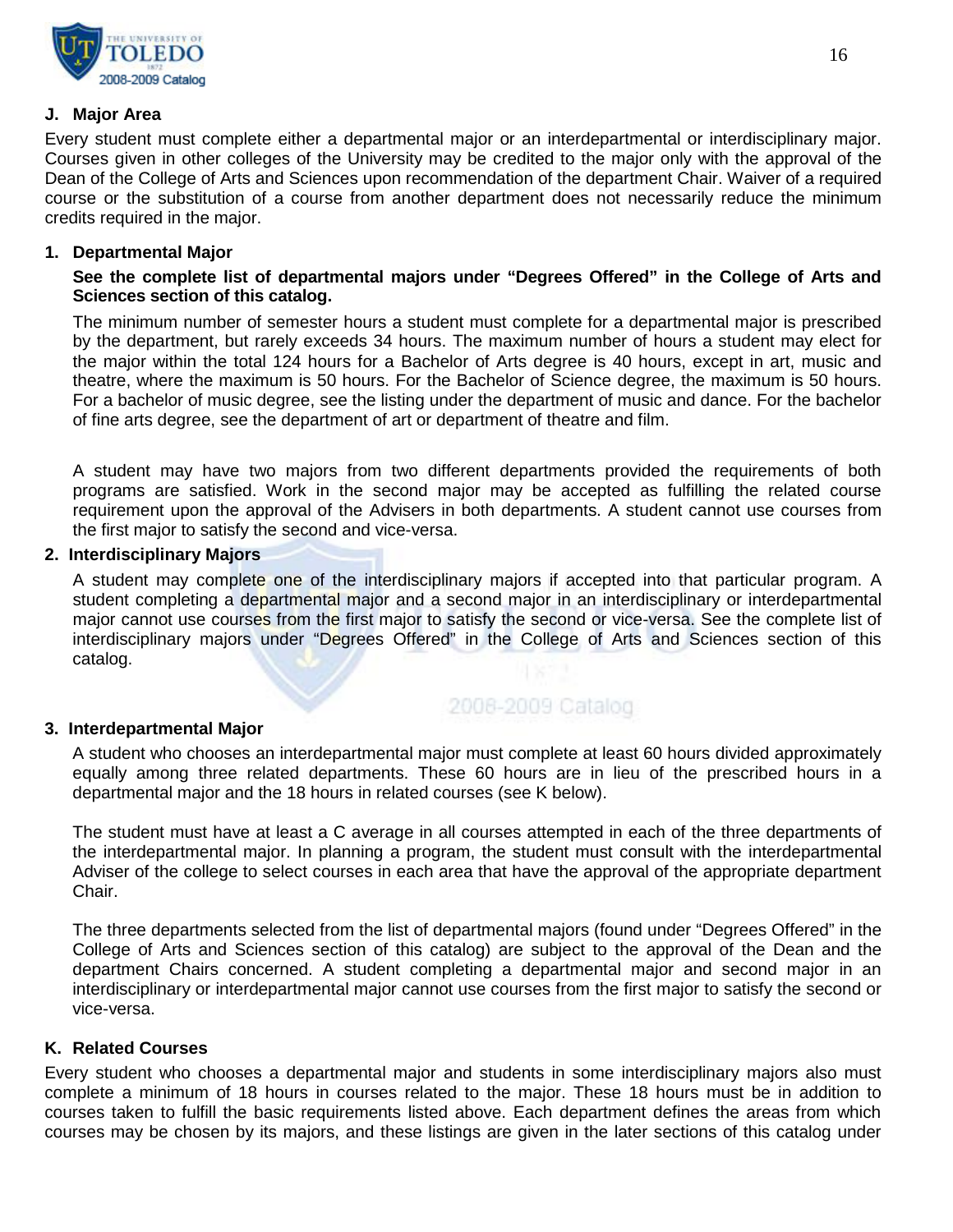## J. Major Area

Every student must complete either a departmental major or an interdepartmental or interdisciplinary major. Courses given in other colleges of the University may be credited to the major only with the approval of the Dean of the College of Arts and Sciences upon recommendation of the department Chair. Waiver of a required course or the substitution of a course from another department does not necessarily reduce the minimum credits required in the major.

### 1. Departmental Major

**See the complete list of departmental majors under "Degrees Offered" in the College of Arts and Sciences section of this catalog.**

The minimum number of semester hours a student must complete for a departmental major is prescribed by the department, but rarely exceeds 34 hours. The maximum number of hours a student may elect for the major within the total 124 hours for a Bachelor of Arts degree is 40 hours, except in art, music and theatre, where the maximum is 50 hours. For the Bachelor of Science degree, the maximum is 50 hours. For a bachelor of music degree, see the listing under the department of music and dance. For the bachelor of fine arts degree, see the department of art or department of theatre and film.

A student may have two majors from two different departments provided the requirements of both programs are satisfied. Work in the second major may be accepted as fulfilling the related course requirement upon the approval of the Advisers in both departments. A student cannot use courses from the first major to satisfy the second and vice-versa.

### 2. Interdisciplinary Majors

A student may complete one of the interdisciplinary majors if accepted into that particular program. A student completing a departmental major and a second major in an interdisciplinary or interdepartmental major cannot use courses from the first major to satisfy the second or vice-versa. See the complete list of interdisciplinary majors under "Degrees Offered" in the College of Arts and Sciences section of this catalog.

### 3. Interdepartmental Major

A student who chooses an interdepartmental major must complete at least 60 hours divided approximately equally among three related departments. These 60 hours are in lieu of the prescribed hours in a departmental major and the 18 hours in related courses (see K below).

The student must have at least a C average in all courses attempted in each of the three departments of the interdepartmental major. In planning a program, the student must consult with the interdepartmental Adviser of the college to select courses in each area that have the approval of the appropriate department Chair.

The three departments selected from the list of departmental majors (found under "Degrees Offered" in the College of Arts and Sciences section of this catalog) are subject to the approval of the Dean and the department Chairs concerned. A student completing a departmental major and second major in an interdisciplinary or interdepartmental major cannot use courses from the first major to satisfy the second or vice-versa.

## K. Related Courses

Every student who chooses a departmental major and students in some interdisciplinary majors also must complete a minimum of 18 hours in courses related to the major. These 18 hours must be in addition to courses taken to fulfill the basic requirements listed above. Each department defines the areas from which courses may be chosen by its majors, and these listings are given in the later sections of this catalog under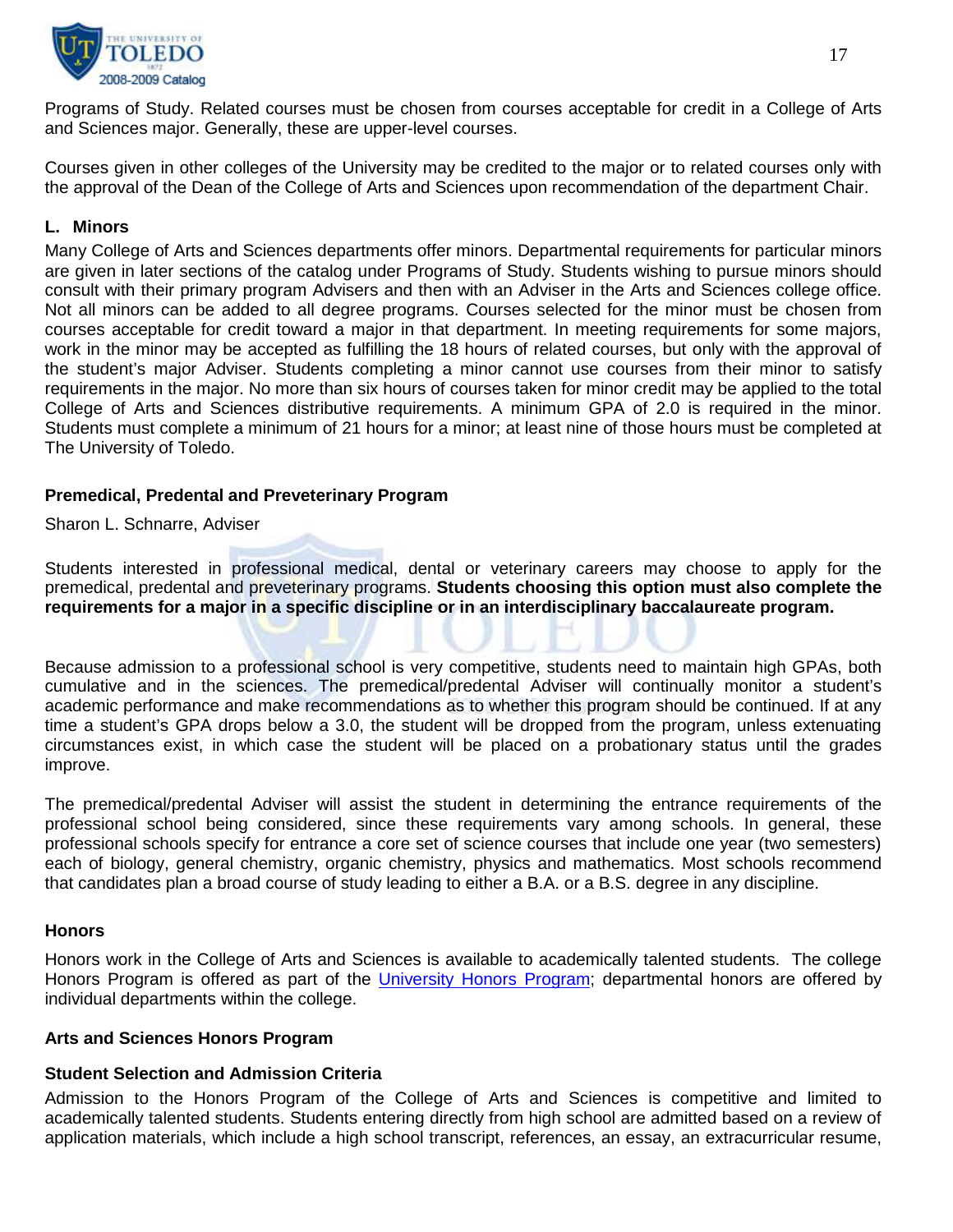Programs of Study. Related courses must be chosen from courses acceptable for credit in a College of Arts and Sciences major. Generally, these are upper-level courses.

Courses given in other colleges of the University may be credited to the major or to related courses only with the approval of the Dean of the College of Arts and Sciences upon recommendation of the department Chair.

### L. Minors

Many College of Arts and Sciences departments offer minors. Departmental requirements for particular minors are given in later sections of the catalog under Programs of Study. Students wishing to pursue minors should consult with their primary program Advisers and then with an Adviser in the Arts and Sciences college office. Not all minors can be added to all degree programs. Courses selected for the minor must be chosen from courses acceptable for credit toward a major in that department. In meeting requirements for some majors, work in the minor may be accepted as fulfilling the 18 hours of related courses, but only with the approval of the student's major Adviser. Students completing a minor cannot use courses from their minor to satisfy requirements in the major. No more than six hours of courses taken for minor credit may be applied to the total College of Arts and Sciences distributive requirements. A minimum GPA of 2.0 is required in the minor. Students must complete a minimum of 21 hours for a minor; at least nine of those hours must be completed at The University of Toledo.

### Premedical, Predental and Preveterinary Program

Sharon L. Schnarre, Adviser

Students interested in professional medical, dental or veterinary careers may choose to apply for the premedical, predental and preveterinary programs. **Students choosing this option must also complete the requirements for a major in a specific discipline or in an interdisciplinary baccalaureate program.**

Because admission to a professional school is very competitive, students need to maintain high GPAs, both cumulative and in the sciences. The premedical/predental Adviser will continually monitor a student's academic performance and make recommendations as to whether this program should be continued. If at any time a student's GPA drops below a 3.0, the student will be dropped from the program, unless extenuating circumstances exist, in which case the student will be placed on a probationary status until the grades improve.

The premedical/predental Adviser will assist the student in determining the entrance requirements of the professional school being considered, since these requirements vary among schools. In general, these professional schools specify for entrance a core set of science courses that include one year (two semesters) each of biology, general chemistry, organic chemistry, physics and mathematics. Most schools recommend that candidates plan a broad course of study leading to either a B.A. or a B.S. degree in any discipline.

### Honors

Honors work in the College of Arts and Sciences is available to academically talented students. The college Honors Program is offered as part of the University Honors Program; departmental honors are offered by individual departments within the college.

### Arts and Sciences Honors Program

### Student Selection and Admission Criteria

Admission to the Honors Program of the College of Arts and Sciences is competitive and limited to academically talented students. Students entering directly from high school are admitted based on a review of application materials, which include a high school transcript, references, an essay, an extracurricular resume,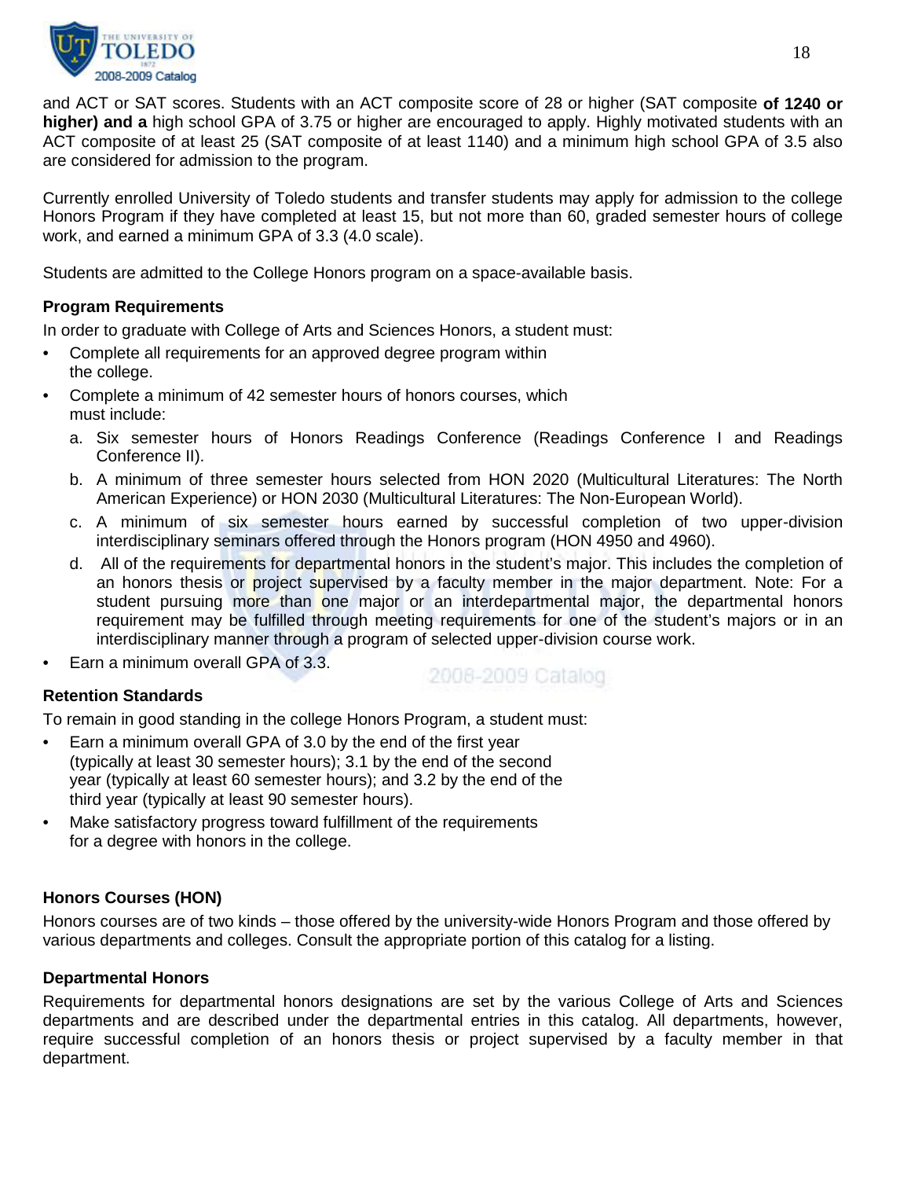and ACT or SAT scores. Students with an ACT composite score of 28 or higher (SAT composite **of 1240 or higher) and a** high school GPA of 3.75 or higher are encouraged to apply. Highly motivated students with an ACT composite of at least 25 (SAT composite of at least 1140) and a minimum high school GPA of 3.5 also are considered for admission to the program.

Currently enrolled University of Toledo students and transfer students may apply for admission to the college Honors Program if they have completed at least 15, but not more than 60, graded semester hours of college work, and earned a minimum GPA of 3.3 (4.0 scale).

Students are admitted to the College Honors program on a space-available basis.

**Program Requirements**

In order to graduate with College of Arts and Sciences Honors, a student must:

- Complete all requirements for an approved degree program within the college.
- Complete a minimum of 42 semester hours of honors courses, which must include:
  a. Six semester hours of Honors Readings Conference (Readings Conference I and Readings Conference II).
  b. A minimum of three semester hours selected from HON 2020 (Multicultural Literatures: The North American Experience) or HON 2030 (Multicultural Literatures: The Non-European World).
  c. A minimum of six semester hours earned by successful completion of two upper-division interdisciplinary seminars offered through the Honors program (HON 4950 and 4960).
  d. All of the requirements for departmental honors in the student's major. This includes the completion of an honors thesis or project supervised by a faculty member in the major department. Note: For a student pursuing more than one major or an interdepartmental major, the departmental honors requirement may be fulfilled through meeting requirements for one of the student's majors or in an interdisciplinary manner through a program of selected upper-division course work.
- Earn a minimum overall GPA of 3.3.

**Retention Standards**

To remain in good standing in the college Honors Program, a student must:

- Earn a minimum overall GPA of 3.0 by the end of the first year (typically at least 30 semester hours); 3.1 by the end of the second year (typically at least 60 semester hours); and 3.2 by the end of the third year (typically at least 90 semester hours).
- Make satisfactory progress toward fulfillment of the requirements for a degree with honors in the college.

**Honors Courses (HON)**

Honors courses are of two kinds – those offered by the university-wide Honors Program and those offered by various departments and colleges. Consult the appropriate portion of this catalog for a listing.

**Departmental Honors**

Requirements for departmental honors designations are set by the various College of Arts and Sciences departments and are described under the departmental entries in this catalog. All departments, however, require successful completion of an honors thesis or project supervised by a faculty member in that department.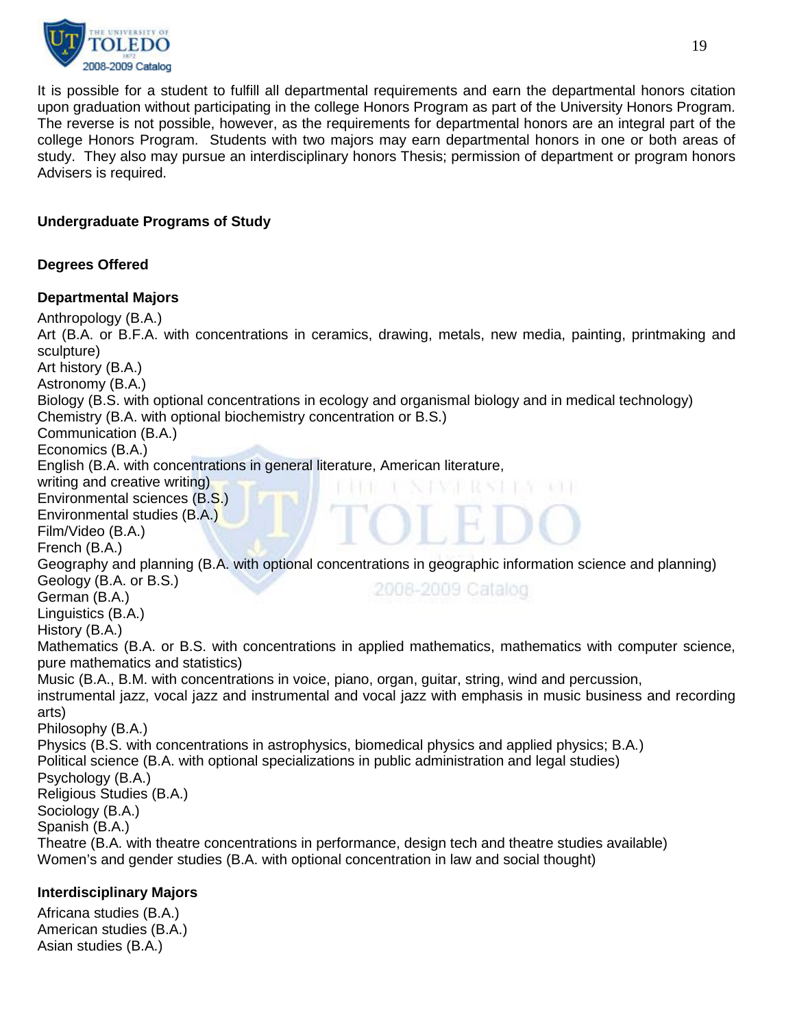It is possible for a student to fulfill all departmental requirements and earn the departmental honors citation upon graduation without participating in the college Honors Program as part of the University Honors Program. The reverse is not possible, however, as the requirements for departmental honors are an integral part of the college Honors Program. Students with two majors may earn departmental honors in one or both areas of study. They also may pursue an interdisciplinary honors Thesis; permission of department or program honors Advisers is required.

## Undergraduate Programs of Study

### Degrees Offered

#### Departmental Majors

Anthropology (B.A.)
Art (B.A. or B.F.A. with concentrations in ceramics, drawing, metals, new media, painting, printmaking and sculpture)
Art history (B.A.)
Astronomy (B.A.)
Biology (B.S. with optional concentrations in ecology and organismal biology and in medical technology)
Chemistry (B.A. with optional biochemistry concentration or B.S.)
Communication (B.A.)
Economics (B.A.)
English (B.A. with concentrations in general literature, American literature, writing and creative writing)
Environmental sciences (B.S.)
Environmental studies (B.A.)
Film/Video (B.A.)
French (B.A.)
Geography and planning (B.A. with optional concentrations in geographic information science and planning)
Geology (B.A. or B.S.)
German (B.A.)
Linguistics (B.A.)
History (B.A.)
Mathematics (B.A. or B.S. with concentrations in applied mathematics, mathematics with computer science, pure mathematics and statistics)
Music (B.A., B.M. with concentrations in voice, piano, organ, guitar, string, wind and percussion, instrumental jazz, vocal jazz and instrumental and vocal jazz with emphasis in music business and recording arts)
Philosophy (B.A.)
Physics (B.S. with concentrations in astrophysics, biomedical physics and applied physics; B.A.)
Political science (B.A. with optional specializations in public administration and legal studies)
Psychology (B.A.)
Religious Studies (B.A.)
Sociology (B.A.)
Spanish (B.A.)
Theatre (B.A. with theatre concentrations in performance, design tech and theatre studies available)
Women's and gender studies (B.A. with optional concentration in law and social thought)

#### Interdisciplinary Majors

Africana studies (B.A.)
American studies (B.A.)
Asian studies (B.A.)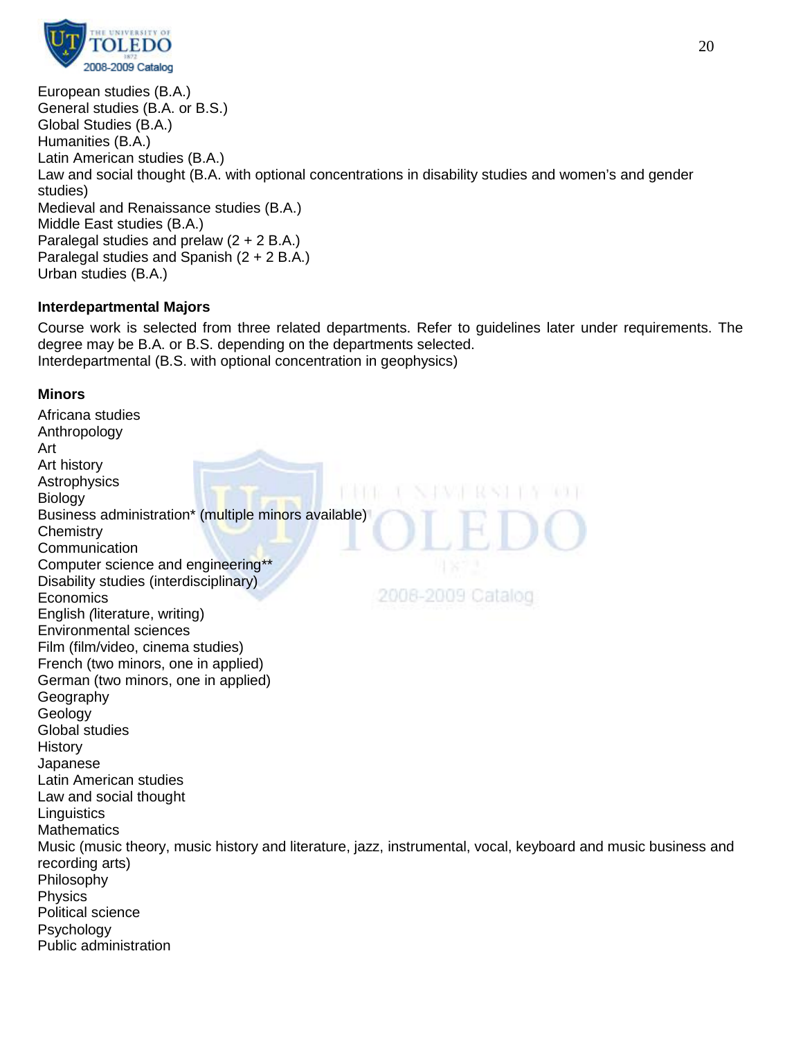European studies (B.A.)
General studies (B.A. or B.S.)
Global Studies (B.A.)
Humanities (B.A.)
Latin American studies (B.A.)
Law and social thought (B.A. with optional concentrations in disability studies and women's and gender studies)
Medieval and Renaissance studies (B.A.)
Middle East studies (B.A.)
Paralegal studies and prelaw (2 + 2 B.A.)
Paralegal studies and Spanish (2 + 2 B.A.)
Urban studies (B.A.)

**Interdepartmental Majors**

Course work is selected from three related departments. Refer to guidelines later under requirements. The degree may be B.A. or B.S. depending on the departments selected.
Interdepartmental (B.S. with optional concentration in geophysics)

**Minors**

Africana studies
Anthropology
Art
Art history
Astrophysics
Biology
Business administration* (multiple minors available)
Chemistry
Communication
Computer science and engineering**
Disability studies (interdisciplinary)
Economics
English *(*literature, writing)
Environmental sciences
Film (film/video, cinema studies)
French (two minors, one in applied)
German (two minors, one in applied)
Geography
Geology
Global studies
History
Japanese
Latin American studies
Law and social thought
Linguistics
Mathematics
Music (music theory, music history and literature, jazz, instrumental, vocal, keyboard and music business and recording arts)
Philosophy
Physics
Political science
Psychology
Public administration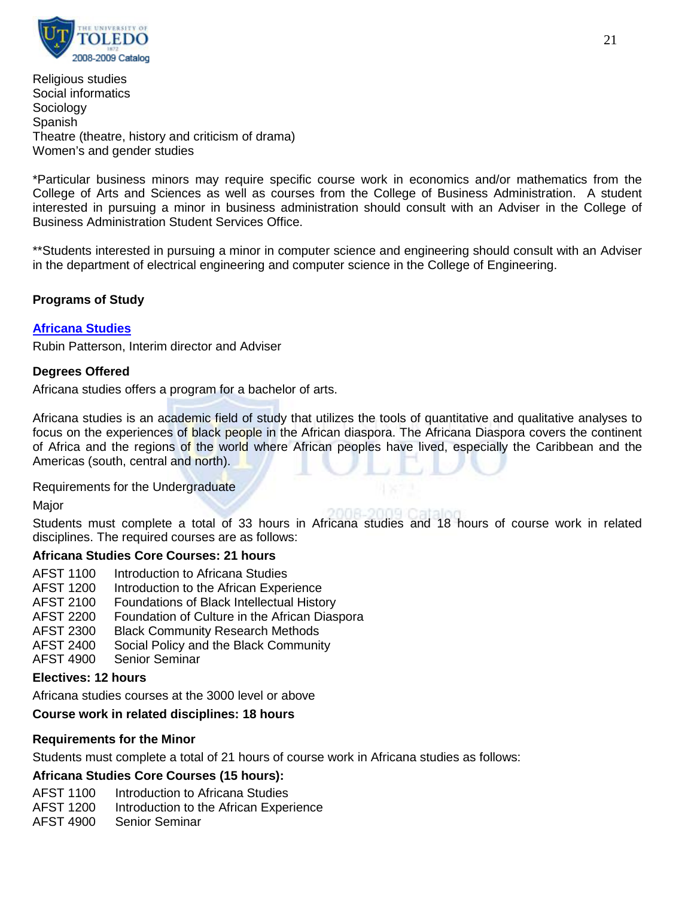Religious studies
Social informatics
Sociology
Spanish
Theatre (theatre, history and criticism of drama)
Women's and gender studies

*Particular business minors may require specific course work in economics and/or mathematics from the College of Arts and Sciences as well as courses from the College of Business Administration. A student interested in pursuing a minor in business administration should consult with an Adviser in the College of Business Administration Student Services Office.

**Students interested in pursuing a minor in computer science and engineering should consult with an Adviser in the department of electrical engineering and computer science in the College of Engineering.

## Programs of Study

### Africana Studies

Rubin Patterson, Interim director and Adviser

#### Degrees Offered

Africana studies offers a program for a bachelor of arts.

Africana studies is an academic field of study that utilizes the tools of quantitative and qualitative analyses to focus on the experiences of black people in the African diaspora. The Africana Diaspora covers the continent of Africa and the regions of the world where African peoples have lived, especially the Caribbean and the Americas (south, central and north).

Requirements for the Undergraduate

Major

Students must complete a total of 33 hours in Africana studies and 18 hours of course work in related disciplines. The required courses are as follows:

**Africana Studies Core Courses: 21 hours**

AFST 1100 Introduction to Africana Studies
AFST 1200 Introduction to the African Experience
AFST 2100 Foundations of Black Intellectual History
AFST 2200 Foundation of Culture in the African Diaspora
AFST 2300 Black Community Research Methods
AFST 2400 Social Policy and the Black Community
AFST 4900 Senior Seminar

**Electives: 12 hours**

Africana studies courses at the 3000 level or above

**Course work in related disciplines: 18 hours**

#### Requirements for the Minor

Students must complete a total of 21 hours of course work in Africana studies as follows:

**Africana Studies Core Courses (15 hours):**

AFST 1100 Introduction to Africana Studies
AFST 1200 Introduction to the African Experience
AFST 4900 Senior Seminar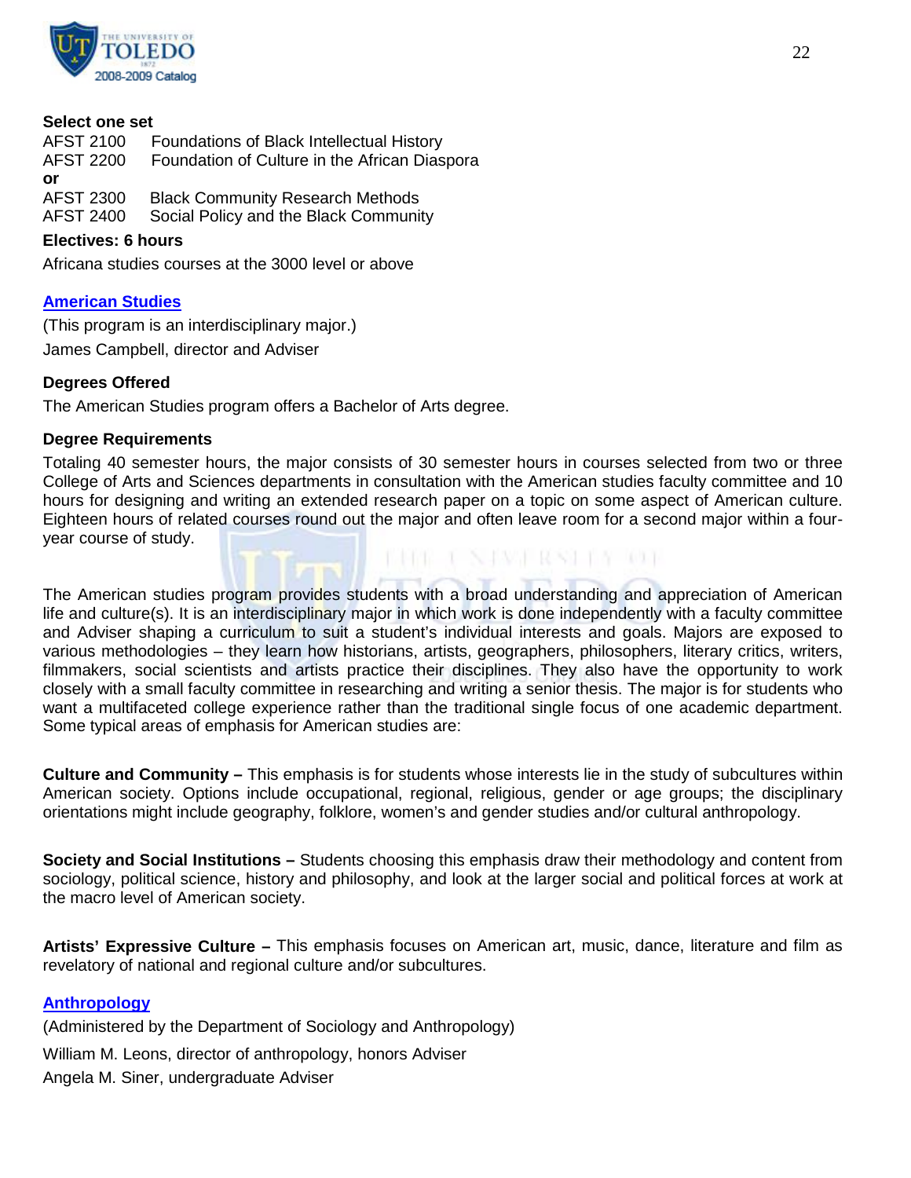**Select one set**

AFST 2100 Foundations of Black Intellectual History
AFST 2200 Foundation of Culture in the African Diaspora

**or**

AFST 2300 Black Community Research Methods
AFST 2400 Social Policy and the Black Community

**Electives: 6 hours**

Africana studies courses at the 3000 level or above

## American Studies

(This program is an interdisciplinary major.)

James Campbell, director and Adviser

**Degrees Offered**

The American Studies program offers a Bachelor of Arts degree.

**Degree Requirements**

Totaling 40 semester hours, the major consists of 30 semester hours in courses selected from two or three College of Arts and Sciences departments in consultation with the American studies faculty committee and 10 hours for designing and writing an extended research paper on a topic on some aspect of American culture. Eighteen hours of related courses round out the major and often leave room for a second major within a four-year course of study.

The American studies program provides students with a broad understanding and appreciation of American life and culture(s). It is an interdisciplinary major in which work is done independently with a faculty committee and Adviser shaping a curriculum to suit a student's individual interests and goals. Majors are exposed to various methodologies – they learn how historians, artists, geographers, philosophers, literary critics, writers, filmmakers, social scientists and artists practice their disciplines. They also have the opportunity to work closely with a small faculty committee in researching and writing a senior thesis. The major is for students who want a multifaceted college experience rather than the traditional single focus of one academic department. Some typical areas of emphasis for American studies are:

**Culture and Community –** This emphasis is for students whose interests lie in the study of subcultures within American society. Options include occupational, regional, religious, gender or age groups; the disciplinary orientations might include geography, folklore, women's and gender studies and/or cultural anthropology.

**Society and Social Institutions –** Students choosing this emphasis draw their methodology and content from sociology, political science, history and philosophy, and look at the larger social and political forces at work at the macro level of American society.

**Artists' Expressive Culture –** This emphasis focuses on American art, music, dance, literature and film as revelatory of national and regional culture and/or subcultures.

## Anthropology

(Administered by the Department of Sociology and Anthropology)

William M. Leons, director of anthropology, honors Adviser

Angela M. Siner, undergraduate Adviser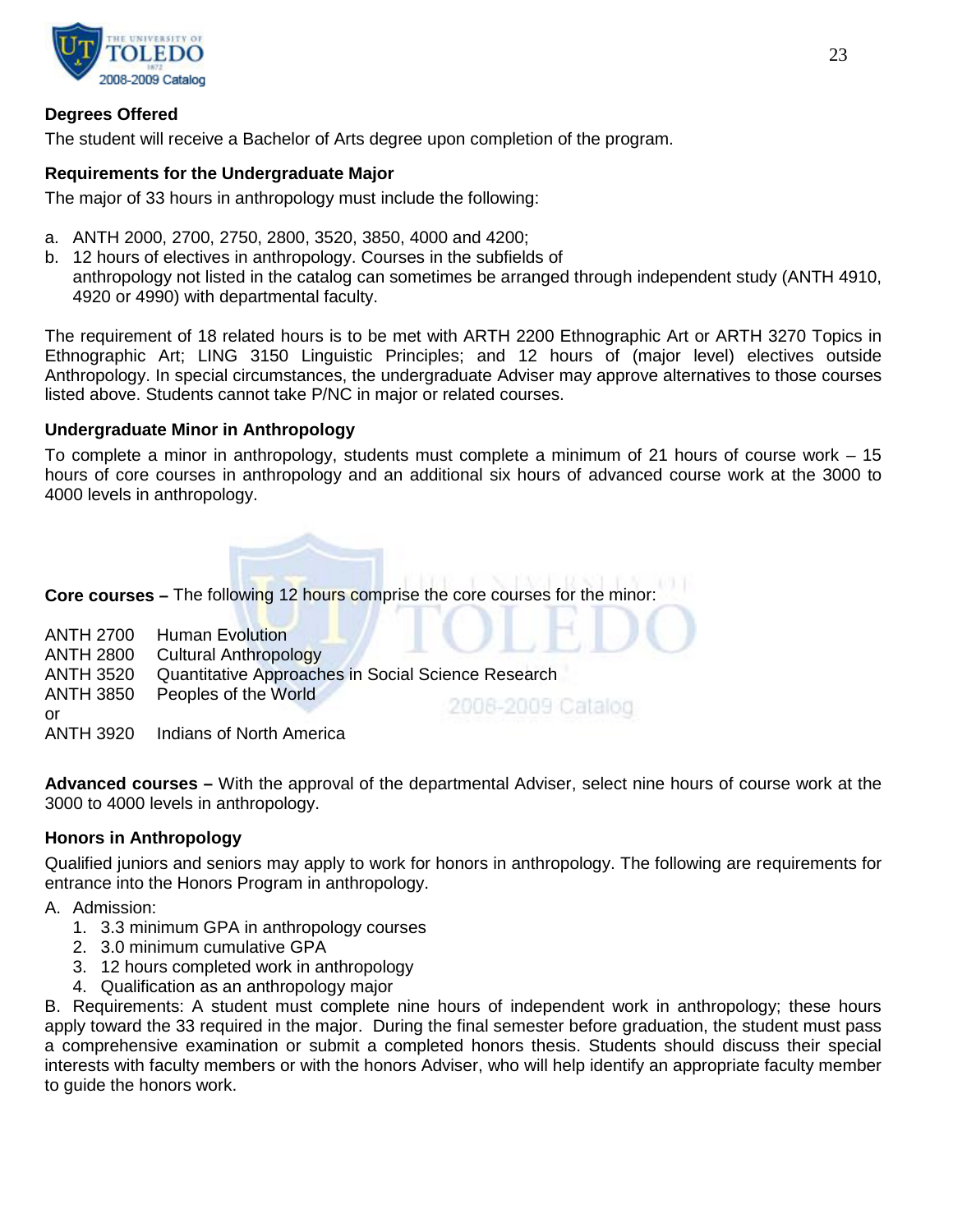### Degrees Offered

The student will receive a Bachelor of Arts degree upon completion of the program.

### Requirements for the Undergraduate Major

The major of 33 hours in anthropology must include the following:

a. ANTH 2000, 2700, 2750, 2800, 3520, 3850, 4000 and 4200;
b. 12 hours of electives in anthropology. Courses in the subfields of anthropology not listed in the catalog can sometimes be arranged through independent study (ANTH 4910, 4920 or 4990) with departmental faculty.

The requirement of 18 related hours is to be met with ARTH 2200 Ethnographic Art or ARTH 3270 Topics in Ethnographic Art; LING 3150 Linguistic Principles; and 12 hours of (major level) electives outside Anthropology. In special circumstances, the undergraduate Adviser may approve alternatives to those courses listed above. Students cannot take P/NC in major or related courses.

### Undergraduate Minor in Anthropology

To complete a minor in anthropology, students must complete a minimum of 21 hours of course work – 15 hours of core courses in anthropology and an additional six hours of advanced course work at the 3000 to 4000 levels in anthropology.

**Core courses –** The following 12 hours comprise the core courses for the minor:

ANTH 2700 Human Evolution
ANTH 2800 Cultural Anthropology
ANTH 3520 Quantitative Approaches in Social Science Research
ANTH 3850 Peoples of the World
or
ANTH 3920 Indians of North America

**Advanced courses –** With the approval of the departmental Adviser, select nine hours of course work at the 3000 to 4000 levels in anthropology.

### Honors in Anthropology

Qualified juniors and seniors may apply to work for honors in anthropology. The following are requirements for entrance into the Honors Program in anthropology.

A. Admission:
   1. 3.3 minimum GPA in anthropology courses
   2. 3.0 minimum cumulative GPA
   3. 12 hours completed work in anthropology
   4. Qualification as an anthropology major

B. Requirements: A student must complete nine hours of independent work in anthropology; these hours apply toward the 33 required in the major. During the final semester before graduation, the student must pass a comprehensive examination or submit a completed honors thesis. Students should discuss their special interests with faculty members or with the honors Adviser, who will help identify an appropriate faculty member to guide the honors work.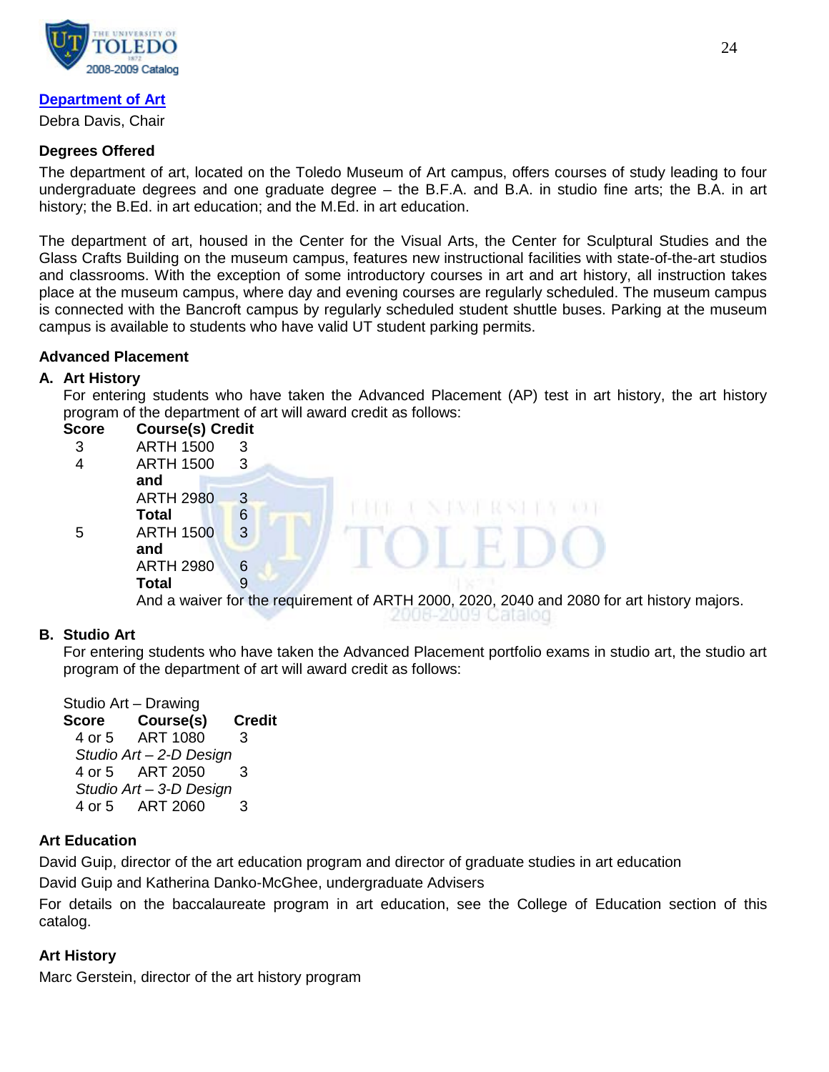## Department of Art

Debra Davis, Chair

### Degrees Offered

The department of art, located on the Toledo Museum of Art campus, offers courses of study leading to four undergraduate degrees and one graduate degree – the B.F.A. and B.A. in studio fine arts; the B.A. in art history; the B.Ed. in art education; and the M.Ed. in art education.

The department of art, housed in the Center for the Visual Arts, the Center for Sculptural Studies and the Glass Crafts Building on the museum campus, features new instructional facilities with state-of-the-art studios and classrooms. With the exception of some introductory courses in art and art history, all instruction takes place at the museum campus, where day and evening courses are regularly scheduled. The museum campus is connected with the Bancroft campus by regularly scheduled student shuttle buses. Parking at the museum campus is available to students who have valid UT student parking permits.

### Advanced Placement

**A. Art History**

For entering students who have taken the Advanced Placement (AP) test in art history, the art history program of the department of art will award credit as follows:

| Score | Course(s) | Credit |
|---|---|---|
| 3 | ARTH 1500 | 3 |
| 4 | ARTH 1500 | 3 |
| | **and** | |
| | ARTH 2980 | 3 |
| | **Total** | 6 |
| 5 | ARTH 1500 | 3 |
| | **and** | |
| | ARTH 2980 | 6 |
| | **Total** | 9 |

And a waiver for the requirement of ARTH 2000, 2020, 2040 and 2080 for art history majors.

**B. Studio Art**

For entering students who have taken the Advanced Placement portfolio exams in studio art, the studio art program of the department of art will award credit as follows:

Studio Art – Drawing

| Score | Course(s) | Credit |
|---|---|---|
| 4 or 5 | ART 1080 | 3 |
| *Studio Art – 2-D Design* | | |
| 4 or 5 | ART 2050 | 3 |
| *Studio Art – 3-D Design* | | |
| 4 or 5 | ART 2060 | 3 |

### Art Education

David Guip, director of the art education program and director of graduate studies in art education

David Guip and Katherina Danko-McGhee, undergraduate Advisers

For details on the baccalaureate program in art education, see the College of Education section of this catalog.

### Art History

Marc Gerstein, director of the art history program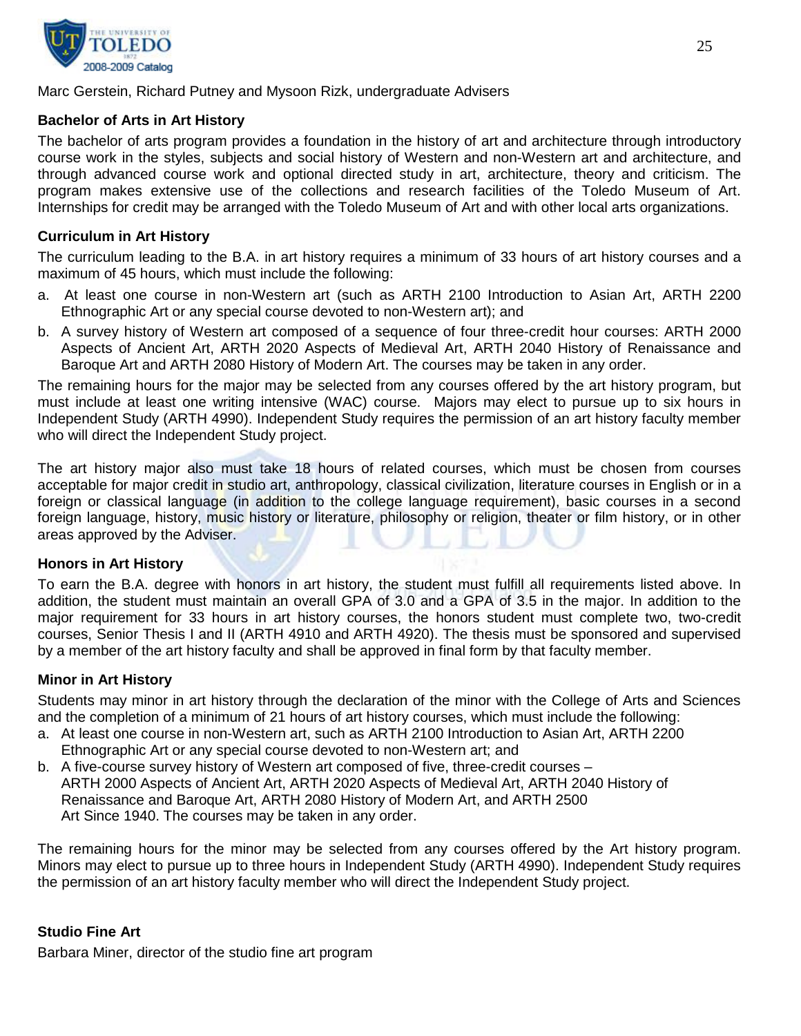Marc Gerstein, Richard Putney and Mysoon Rizk, undergraduate Advisers

### Bachelor of Arts in Art History

The bachelor of arts program provides a foundation in the history of art and architecture through introductory course work in the styles, subjects and social history of Western and non-Western art and architecture, and through advanced course work and optional directed study in art, architecture, theory and criticism. The program makes extensive use of the collections and research facilities of the Toledo Museum of Art. Internships for credit may be arranged with the Toledo Museum of Art and with other local arts organizations.

### Curriculum in Art History

The curriculum leading to the B.A. in art history requires a minimum of 33 hours of art history courses and a maximum of 45 hours, which must include the following:

a. At least one course in non-Western art (such as ARTH 2100 Introduction to Asian Art, ARTH 2200 Ethnographic Art or any special course devoted to non-Western art); and
b. A survey history of Western art composed of a sequence of four three-credit hour courses: ARTH 2000 Aspects of Ancient Art, ARTH 2020 Aspects of Medieval Art, ARTH 2040 History of Renaissance and Baroque Art and ARTH 2080 History of Modern Art. The courses may be taken in any order.

The remaining hours for the major may be selected from any courses offered by the art history program, but must include at least one writing intensive (WAC) course. Majors may elect to pursue up to six hours in Independent Study (ARTH 4990). Independent Study requires the permission of an art history faculty member who will direct the Independent Study project.

The art history major also must take 18 hours of related courses, which must be chosen from courses acceptable for major credit in studio art, anthropology, classical civilization, literature courses in English or in a foreign or classical language (in addition to the college language requirement), basic courses in a second foreign language, history, music history or literature, philosophy or religion, theater or film history, or in other areas approved by the Adviser.

### Honors in Art History

To earn the B.A. degree with honors in art history, the student must fulfill all requirements listed above. In addition, the student must maintain an overall GPA of 3.0 and a GPA of 3.5 in the major. In addition to the major requirement for 33 hours in art history courses, the honors student must complete two, two-credit courses, Senior Thesis I and II (ARTH 4910 and ARTH 4920). The thesis must be sponsored and supervised by a member of the art history faculty and shall be approved in final form by that faculty member.

### Minor in Art History

Students may minor in art history through the declaration of the minor with the College of Arts and Sciences and the completion of a minimum of 21 hours of art history courses, which must include the following:

a. At least one course in non-Western art, such as ARTH 2100 Introduction to Asian Art, ARTH 2200 Ethnographic Art or any special course devoted to non-Western art; and
b. A five-course survey history of Western art composed of five, three-credit courses – ARTH 2000 Aspects of Ancient Art, ARTH 2020 Aspects of Medieval Art, ARTH 2040 History of Renaissance and Baroque Art, ARTH 2080 History of Modern Art, and ARTH 2500 Art Since 1940. The courses may be taken in any order.

The remaining hours for the minor may be selected from any courses offered by the Art history program. Minors may elect to pursue up to three hours in Independent Study (ARTH 4990). Independent Study requires the permission of an art history faculty member who will direct the Independent Study project.

### Studio Fine Art

Barbara Miner, director of the studio fine art program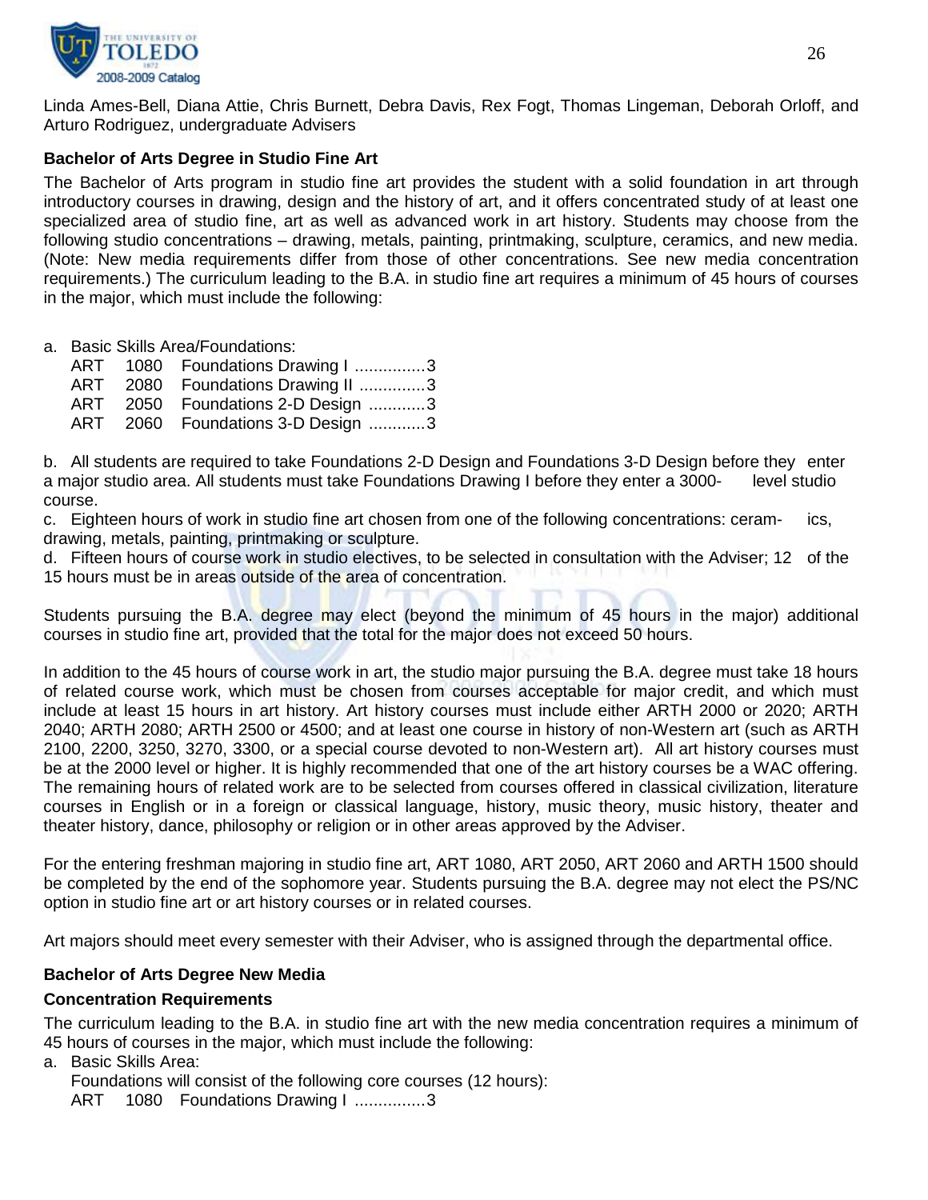Linda Ames-Bell, Diana Attie, Chris Burnett, Debra Davis, Rex Fogt, Thomas Lingeman, Deborah Orloff, and Arturo Rodriguez, undergraduate Advisers

**Bachelor of Arts Degree in Studio Fine Art**

The Bachelor of Arts program in studio fine art provides the student with a solid foundation in art through introductory courses in drawing, design and the history of art, and it offers concentrated study of at least one specialized area of studio fine, art as well as advanced work in art history. Students may choose from the following studio concentrations – drawing, metals, painting, printmaking, sculpture, ceramics, and new media. (Note: New media requirements differ from those of other concentrations. See new media concentration requirements.) The curriculum leading to the B.A. in studio fine art requires a minimum of 45 hours of courses in the major, which must include the following:

a. Basic Skills Area/Foundations:
   ART 1080 Foundations Drawing I ...............3
   ART 2080 Foundations Drawing II ..............3
   ART 2050 Foundations 2-D Design ............3
   ART 2060 Foundations 3-D Design ............3

b. All students are required to take Foundations 2-D Design and Foundations 3-D Design before they enter a major studio area. All students must take Foundations Drawing I before they enter a 3000-level studio course.

c. Eighteen hours of work in studio fine art chosen from one of the following concentrations: ceramics, drawing, metals, painting, printmaking or sculpture.

d. Fifteen hours of course work in studio electives, to be selected in consultation with the Adviser; 12 of the 15 hours must be in areas outside of the area of concentration.

Students pursuing the B.A. degree may elect (beyond the minimum of 45 hours in the major) additional courses in studio fine art, provided that the total for the major does not exceed 50 hours.

In addition to the 45 hours of course work in art, the studio major pursuing the B.A. degree must take 18 hours of related course work, which must be chosen from courses acceptable for major credit, and which must include at least 15 hours in art history. Art history courses must include either ARTH 2000 or 2020; ARTH 2040; ARTH 2080; ARTH 2500 or 4500; and at least one course in history of non-Western art (such as ARTH 2100, 2200, 3250, 3270, 3300, or a special course devoted to non-Western art). All art history courses must be at the 2000 level or higher. It is highly recommended that one of the art history courses be a WAC offering. The remaining hours of related work are to be selected from courses offered in classical civilization, literature courses in English or in a foreign or classical language, history, music theory, music history, theater and theater history, dance, philosophy or religion or in other areas approved by the Adviser.

For the entering freshman majoring in studio fine art, ART 1080, ART 2050, ART 2060 and ARTH 1500 should be completed by the end of the sophomore year. Students pursuing the B.A. degree may not elect the PS/NC option in studio fine art or art history courses or in related courses.

Art majors should meet every semester with their Adviser, who is assigned through the departmental office.

**Bachelor of Arts Degree New Media**

**Concentration Requirements**

The curriculum leading to the B.A. in studio fine art with the new media concentration requires a minimum of 45 hours of courses in the major, which must include the following:

a. Basic Skills Area:
   Foundations will consist of the following core courses (12 hours):
   ART 1080 Foundations Drawing I ...............3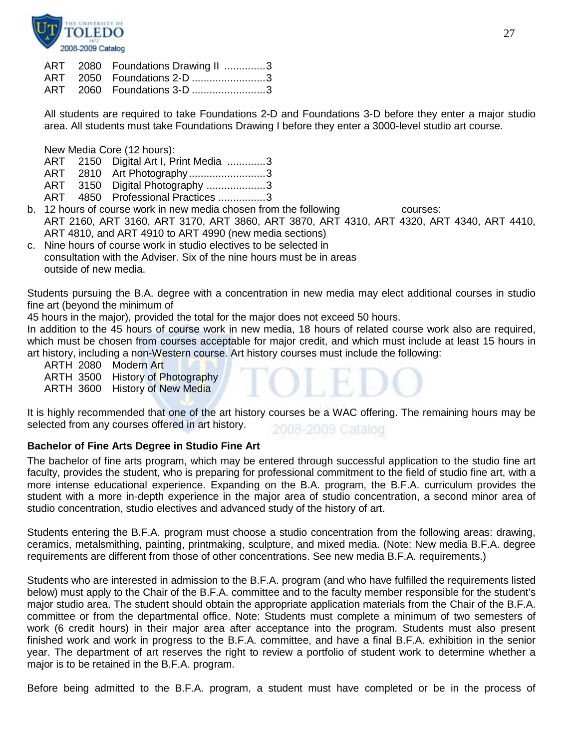ART 2080 Foundations Drawing II ..............3
ART 2050 Foundations 2-D .........................3
ART 2060 Foundations 3-D .........................3

All students are required to take Foundations 2-D and Foundations 3-D before they enter a major studio area. All students must take Foundations Drawing I before they enter a 3000-level studio art course.

New Media Core (12 hours):
ART 2150 Digital Art I, Print Media .............3
ART 2810 Art Photography..........................3
ART 3150 Digital Photography ....................3
ART 4850 Professional Practices ................3

b. 12 hours of course work in new media chosen from the following courses: ART 2160, ART 3160, ART 3170, ART 3860, ART 3870, ART 4310, ART 4320, ART 4340, ART 4410, ART 4810, and ART 4910 to ART 4990 (new media sections)
c. Nine hours of course work in studio electives to be selected in consultation with the Adviser. Six of the nine hours must be in areas outside of new media.

Students pursuing the B.A. degree with a concentration in new media may elect additional courses in studio fine art (beyond the minimum of 45 hours in the major), provided the total for the major does not exceed 50 hours.
In addition to the 45 hours of course work in new media, 18 hours of related course work also are required, which must be chosen from courses acceptable for major credit, and which must include at least 15 hours in art history, including a non-Western course. Art history courses must include the following:
ARTH 2080 Modern Art
ARTH 3500 History of Photography
ARTH 3600 History of New Media

It is highly recommended that one of the art history courses be a WAC offering. The remaining hours may be selected from any courses offered in art history.

**Bachelor of Fine Arts Degree in Studio Fine Art**

The bachelor of fine arts program, which may be entered through successful application to the studio fine art faculty, provides the student, who is preparing for professional commitment to the field of studio fine art, with a more intense educational experience. Expanding on the B.A. program, the B.F.A. curriculum provides the student with a more in-depth experience in the major area of studio concentration, a second minor area of studio concentration, studio electives and advanced study of the history of art.

Students entering the B.F.A. program must choose a studio concentration from the following areas: drawing, ceramics, metalsmithing, painting, printmaking, sculpture, and mixed media. (Note: New media B.F.A. degree requirements are different from those of other concentrations. See new media B.F.A. requirements.)

Students who are interested in admission to the B.F.A. program (and who have fulfilled the requirements listed below) must apply to the Chair of the B.F.A. committee and to the faculty member responsible for the student's major studio area. The student should obtain the appropriate application materials from the Chair of the B.F.A. committee or from the departmental office. Note: Students must complete a minimum of two semesters of work (6 credit hours) in their major area after acceptance into the program. Students must also present finished work and work in progress to the B.F.A. committee, and have a final B.F.A. exhibition in the senior year. The department of art reserves the right to review a portfolio of student work to determine whether a major is to be retained in the B.F.A. program.

Before being admitted to the B.F.A. program, a student must have completed or be in the process of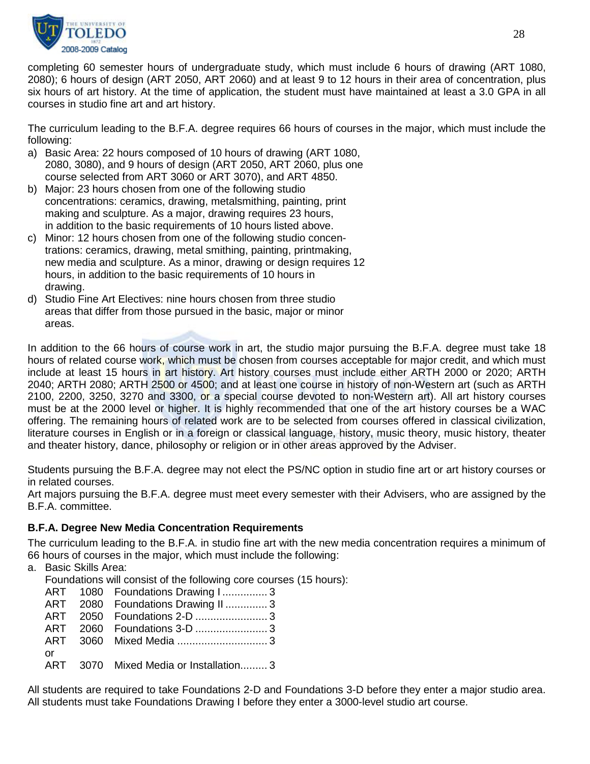completing 60 semester hours of undergraduate study, which must include 6 hours of drawing (ART 1080, 2080); 6 hours of design (ART 2050, ART 2060) and at least 9 to 12 hours in their area of concentration, plus six hours of art history. At the time of application, the student must have maintained at least a 3.0 GPA in all courses in studio fine art and art history.

The curriculum leading to the B.F.A. degree requires 66 hours of courses in the major, which must include the following:

a) Basic Area: 22 hours composed of 10 hours of drawing (ART 1080, 2080, 3080), and 9 hours of design (ART 2050, ART 2060, plus one course selected from ART 3060 or ART 3070), and ART 4850.
b) Major: 23 hours chosen from one of the following studio concentrations: ceramics, drawing, metalsmithing, painting, print making and sculpture. As a major, drawing requires 23 hours, in addition to the basic requirements of 10 hours listed above.
c) Minor: 12 hours chosen from one of the following studio concentrations: ceramics, drawing, metal smithing, painting, printmaking, new media and sculpture. As a minor, drawing or design requires 12 hours, in addition to the basic requirements of 10 hours in drawing.
d) Studio Fine Art Electives: nine hours chosen from three studio areas that differ from those pursued in the basic, major or minor areas.

In addition to the 66 hours of course work in art, the studio major pursuing the B.F.A. degree must take 18 hours of related course work, which must be chosen from courses acceptable for major credit, and which must include at least 15 hours in art history. Art history courses must include either ARTH 2000 or 2020; ARTH 2040; ARTH 2080; ARTH 2500 or 4500; and at least one course in history of non-Western art (such as ARTH 2100, 2200, 3250, 3270 and 3300, or a special course devoted to non-Western art). All art history courses must be at the 2000 level or higher. It is highly recommended that one of the art history courses be a WAC offering. The remaining hours of related work are to be selected from courses offered in classical civilization, literature courses in English or in a foreign or classical language, history, music theory, music history, theater and theater history, dance, philosophy or religion or in other areas approved by the Adviser.

Students pursuing the B.F.A. degree may not elect the PS/NC option in studio fine art or art history courses or in related courses.

Art majors pursuing the B.F.A. degree must meet every semester with their Advisers, who are assigned by the B.F.A. committee.

**B.F.A. Degree New Media Concentration Requirements**

The curriculum leading to the B.F.A. in studio fine art with the new media concentration requires a minimum of 66 hours of courses in the major, which must include the following:

a. Basic Skills Area:

Foundations will consist of the following core courses (15 hours):

ART 1080 Foundations Drawing I ............... 3
ART 2080 Foundations Drawing II .............. 3
ART 2050 Foundations 2-D ........................ 3
ART 2060 Foundations 3-D ........................ 3
ART 3060 Mixed Media ............................. 3
or
ART 3070 Mixed Media or Installation......... 3

All students are required to take Foundations 2-D and Foundations 3-D before they enter a major studio area. All students must take Foundations Drawing I before they enter a 3000-level studio art course.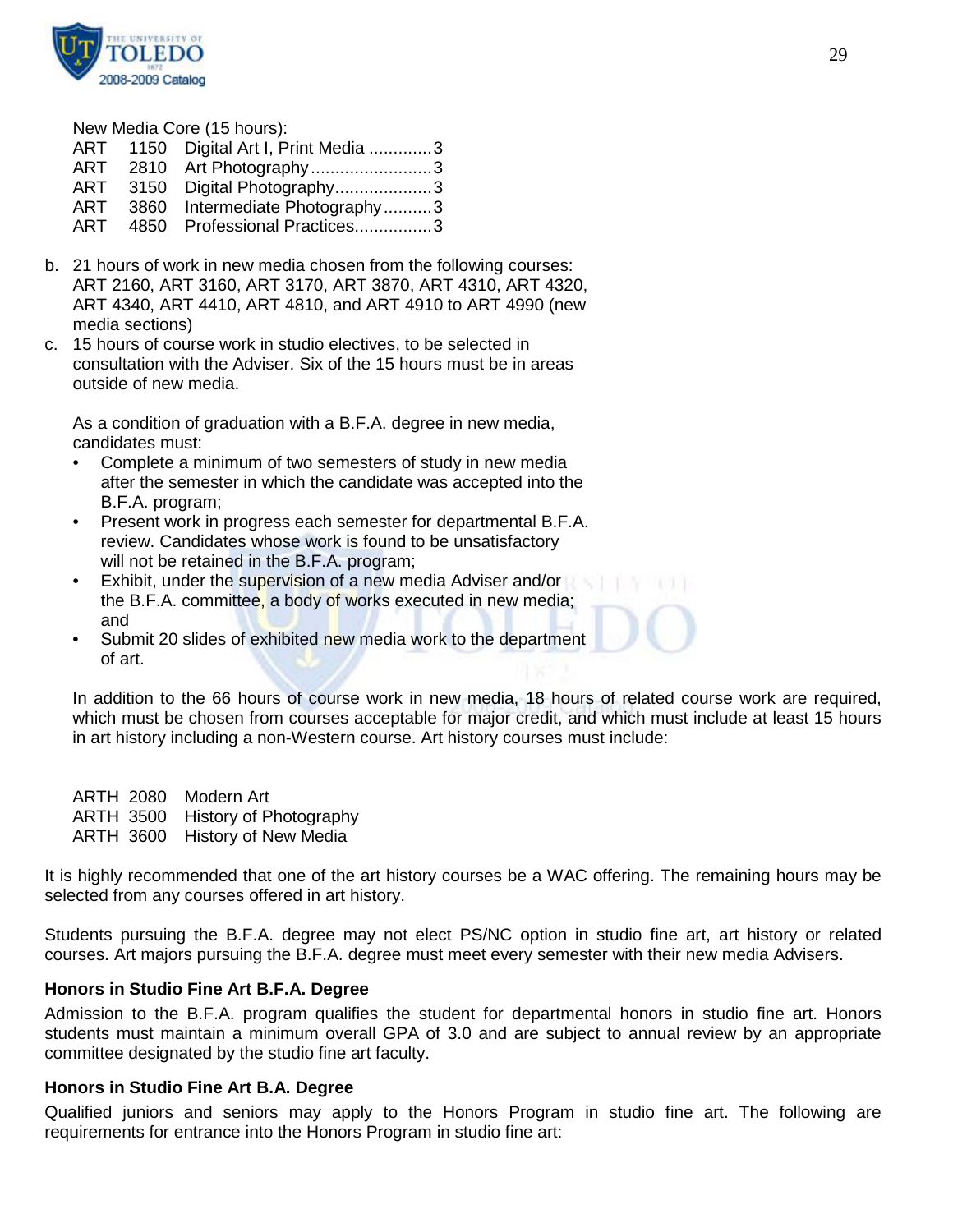New Media Core (15 hours):

| | | | |
|---|---|---|---|
| ART | 1150 | Digital Art I, Print Media | 3 |
| ART | 2810 | Art Photography | 3 |
| ART | 3150 | Digital Photography | 3 |
| ART | 3860 | Intermediate Photography | 3 |
| ART | 4850 | Professional Practices | 3 |

b. 21 hours of work in new media chosen from the following courses: ART 2160, ART 3160, ART 3170, ART 3870, ART 4310, ART 4320, ART 4340, ART 4410, ART 4810, and ART 4910 to ART 4990 (new media sections)

c. 15 hours of course work in studio electives, to be selected in consultation with the Adviser. Six of the 15 hours must be in areas outside of new media.

As a condition of graduation with a B.F.A. degree in new media, candidates must:

- Complete a minimum of two semesters of study in new media after the semester in which the candidate was accepted into the B.F.A. program;
- Present work in progress each semester for departmental B.F.A. review. Candidates whose work is found to be unsatisfactory will not be retained in the B.F.A. program;
- Exhibit, under the supervision of a new media Adviser and/or the B.F.A. committee, a body of works executed in new media; and
- Submit 20 slides of exhibited new media work to the department of art.

In addition to the 66 hours of course work in new media, 18 hours of related course work are required, which must be chosen from courses acceptable for major credit, and which must include at least 15 hours in art history including a non-Western course. Art history courses must include:

| | | |
|---|---|---|
| ARTH | 2080 | Modern Art |
| ARTH | 3500 | History of Photography |
| ARTH | 3600 | History of New Media |

It is highly recommended that one of the art history courses be a WAC offering. The remaining hours may be selected from any courses offered in art history.

Students pursuing the B.F.A. degree may not elect PS/NC option in studio fine art, art history or related courses. Art majors pursuing the B.F.A. degree must meet every semester with their new media Advisers.

**Honors in Studio Fine Art B.F.A. Degree**

Admission to the B.F.A. program qualifies the student for departmental honors in studio fine art. Honors students must maintain a minimum overall GPA of 3.0 and are subject to annual review by an appropriate committee designated by the studio fine art faculty.

**Honors in Studio Fine Art B.A. Degree**

Qualified juniors and seniors may apply to the Honors Program in studio fine art. The following are requirements for entrance into the Honors Program in studio fine art: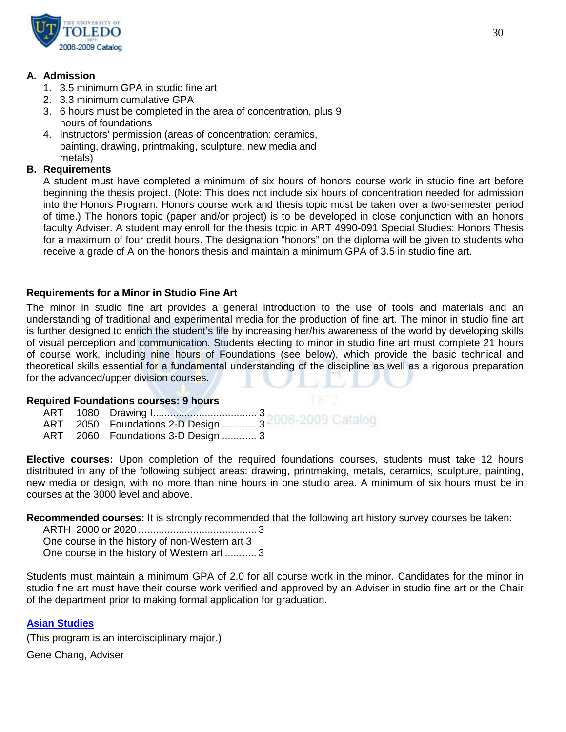**A. Admission**

1. 3.5 minimum GPA in studio fine art
2. 3.3 minimum cumulative GPA
3. 6 hours must be completed in the area of concentration, plus 9 hours of foundations
4. Instructors' permission (areas of concentration: ceramics, painting, drawing, printmaking, sculpture, new media and metals)

**B. Requirements**

A student must have completed a minimum of six hours of honors course work in studio fine art before beginning the thesis project. (Note: This does not include six hours of concentration needed for admission into the Honors Program. Honors course work and thesis topic must be taken over a two-semester period of time.) The honors topic (paper and/or project) is to be developed in close conjunction with an honors faculty Adviser. A student may enroll for the thesis topic in ART 4990-091 Special Studies: Honors Thesis for a maximum of four credit hours. The designation "honors" on the diploma will be given to students who receive a grade of A on the honors thesis and maintain a minimum GPA of 3.5 in studio fine art.

**Requirements for a Minor in Studio Fine Art**

The minor in studio fine art provides a general introduction to the use of tools and materials and an understanding of traditional and experimental media for the production of fine art. The minor in studio fine art is further designed to enrich the student's life by increasing her/his awareness of the world by developing skills of visual perception and communication. Students electing to minor in studio fine art must complete 21 hours of course work, including nine hours of Foundations (see below), which provide the basic technical and theoretical skills essential for a fundamental understanding of the discipline as well as a rigorous preparation for the advanced/upper division courses.

**Required Foundations courses: 9 hours**

ART 1080 Drawing I.................................... 3
ART 2050 Foundations 2-D Design ............ 3
ART 2060 Foundations 3-D Design ............ 3

**Elective courses:** Upon completion of the required foundations courses, students must take 12 hours distributed in any of the following subject areas: drawing, printmaking, metals, ceramics, sculpture, painting, new media or design, with no more than nine hours in one studio area. A minimum of six hours must be in courses at the 3000 level and above.

**Recommended courses:** It is strongly recommended that the following art history survey courses be taken:

ARTH 2000 or 2020 ......................................... 3
One course in the history of non-Western art 3
One course in the history of Western art ........... 3

Students must maintain a minimum GPA of 2.0 for all course work in the minor. Candidates for the minor in studio fine art must have their course work verified and approved by an Adviser in studio fine art or the Chair of the department prior to making formal application for graduation.

**Asian Studies**

(This program is an interdisciplinary major.)

Gene Chang, Adviser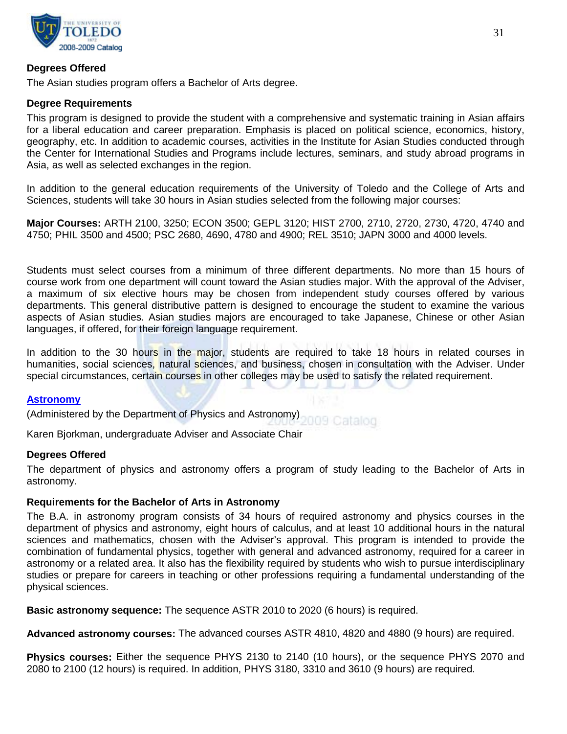### Degrees Offered

The Asian studies program offers a Bachelor of Arts degree.

### Degree Requirements

This program is designed to provide the student with a comprehensive and systematic training in Asian affairs for a liberal education and career preparation. Emphasis is placed on political science, economics, history, geography, etc. In addition to academic courses, activities in the Institute for Asian Studies conducted through the Center for International Studies and Programs include lectures, seminars, and study abroad programs in Asia, as well as selected exchanges in the region.

In addition to the general education requirements of the University of Toledo and the College of Arts and Sciences, students will take 30 hours in Asian studies selected from the following major courses:

**Major Courses:** ARTH 2100, 3250; ECON 3500; GEPL 3120; HIST 2700, 2710, 2720, 2730, 4720, 4740 and 4750; PHIL 3500 and 4500; PSC 2680, 4690, 4780 and 4900; REL 3510; JAPN 3000 and 4000 levels.

Students must select courses from a minimum of three different departments. No more than 15 hours of course work from one department will count toward the Asian studies major. With the approval of the Adviser, a maximum of six elective hours may be chosen from independent study courses offered by various departments. This general distributive pattern is designed to encourage the student to examine the various aspects of Asian studies. Asian studies majors are encouraged to take Japanese, Chinese or other Asian languages, if offered, for their foreign language requirement.

In addition to the 30 hours in the major, students are required to take 18 hours in related courses in humanities, social sciences, natural sciences, and business, chosen in consultation with the Adviser. Under special circumstances, certain courses in other colleges may be used to satisfy the related requirement.

## Astronomy

(Administered by the Department of Physics and Astronomy)

Karen Bjorkman, undergraduate Adviser and Associate Chair

### Degrees Offered

The department of physics and astronomy offers a program of study leading to the Bachelor of Arts in astronomy.

### Requirements for the Bachelor of Arts in Astronomy

The B.A. in astronomy program consists of 34 hours of required astronomy and physics courses in the department of physics and astronomy, eight hours of calculus, and at least 10 additional hours in the natural sciences and mathematics, chosen with the Adviser's approval. This program is intended to provide the combination of fundamental physics, together with general and advanced astronomy, required for a career in astronomy or a related area. It also has the flexibility required by students who wish to pursue interdisciplinary studies or prepare for careers in teaching or other professions requiring a fundamental understanding of the physical sciences.

**Basic astronomy sequence:** The sequence ASTR 2010 to 2020 (6 hours) is required.

**Advanced astronomy courses:** The advanced courses ASTR 4810, 4820 and 4880 (9 hours) are required.

**Physics courses:** Either the sequence PHYS 2130 to 2140 (10 hours), or the sequence PHYS 2070 and 2080 to 2100 (12 hours) is required. In addition, PHYS 3180, 3310 and 3610 (9 hours) are required.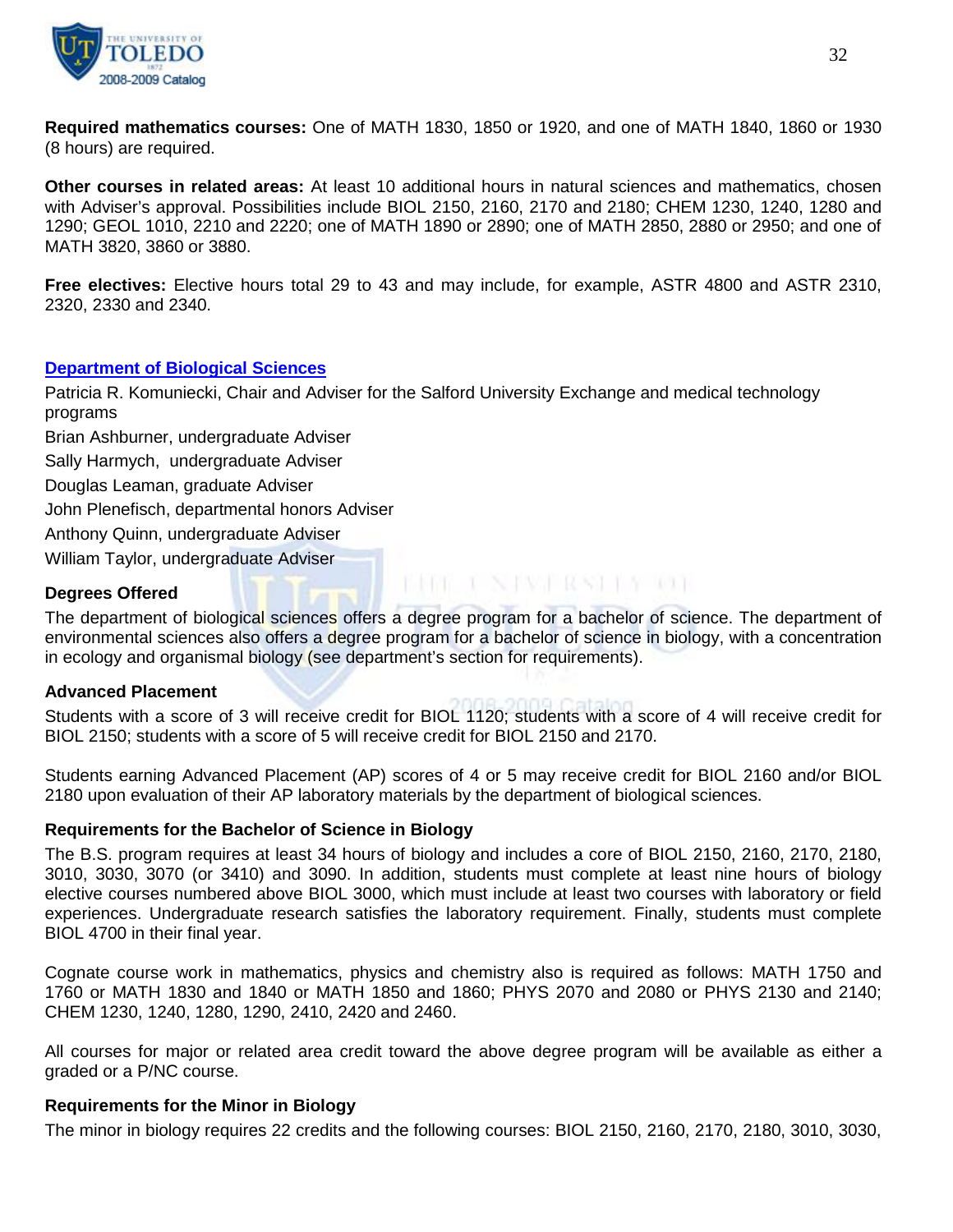**Required mathematics courses:** One of MATH 1830, 1850 or 1920, and one of MATH 1840, 1860 or 1930 (8 hours) are required.

**Other courses in related areas:** At least 10 additional hours in natural sciences and mathematics, chosen with Adviser's approval. Possibilities include BIOL 2150, 2160, 2170 and 2180; CHEM 1230, 1240, 1280 and 1290; GEOL 1010, 2210 and 2220; one of MATH 1890 or 2890; one of MATH 2850, 2880 or 2950; and one of MATH 3820, 3860 or 3880.

**Free electives:** Elective hours total 29 to 43 and may include, for example, ASTR 4800 and ASTR 2310, 2320, 2330 and 2340.

## Department of Biological Sciences

Patricia R. Komuniecki, Chair and Adviser for the Salford University Exchange and medical technology programs

Brian Ashburner, undergraduate Adviser

Sally Harmych, undergraduate Adviser

Douglas Leaman, graduate Adviser

John Plenefisch, departmental honors Adviser

Anthony Quinn, undergraduate Adviser

William Taylor, undergraduate Adviser

### Degrees Offered

The department of biological sciences offers a degree program for a bachelor of science. The department of environmental sciences also offers a degree program for a bachelor of science in biology, with a concentration in ecology and organismal biology (see department's section for requirements).

### Advanced Placement

Students with a score of 3 will receive credit for BIOL 1120; students with a score of 4 will receive credit for BIOL 2150; students with a score of 5 will receive credit for BIOL 2150 and 2170.

Students earning Advanced Placement (AP) scores of 4 or 5 may receive credit for BIOL 2160 and/or BIOL 2180 upon evaluation of their AP laboratory materials by the department of biological sciences.

### Requirements for the Bachelor of Science in Biology

The B.S. program requires at least 34 hours of biology and includes a core of BIOL 2150, 2160, 2170, 2180, 3010, 3030, 3070 (or 3410) and 3090. In addition, students must complete at least nine hours of biology elective courses numbered above BIOL 3000, which must include at least two courses with laboratory or field experiences. Undergraduate research satisfies the laboratory requirement. Finally, students must complete BIOL 4700 in their final year.

Cognate course work in mathematics, physics and chemistry also is required as follows: MATH 1750 and 1760 or MATH 1830 and 1840 or MATH 1850 and 1860; PHYS 2070 and 2080 or PHYS 2130 and 2140; CHEM 1230, 1240, 1280, 1290, 2410, 2420 and 2460.

All courses for major or related area credit toward the above degree program will be available as either a graded or a P/NC course.

### Requirements for the Minor in Biology

The minor in biology requires 22 credits and the following courses: BIOL 2150, 2160, 2170, 2180, 3010, 3030,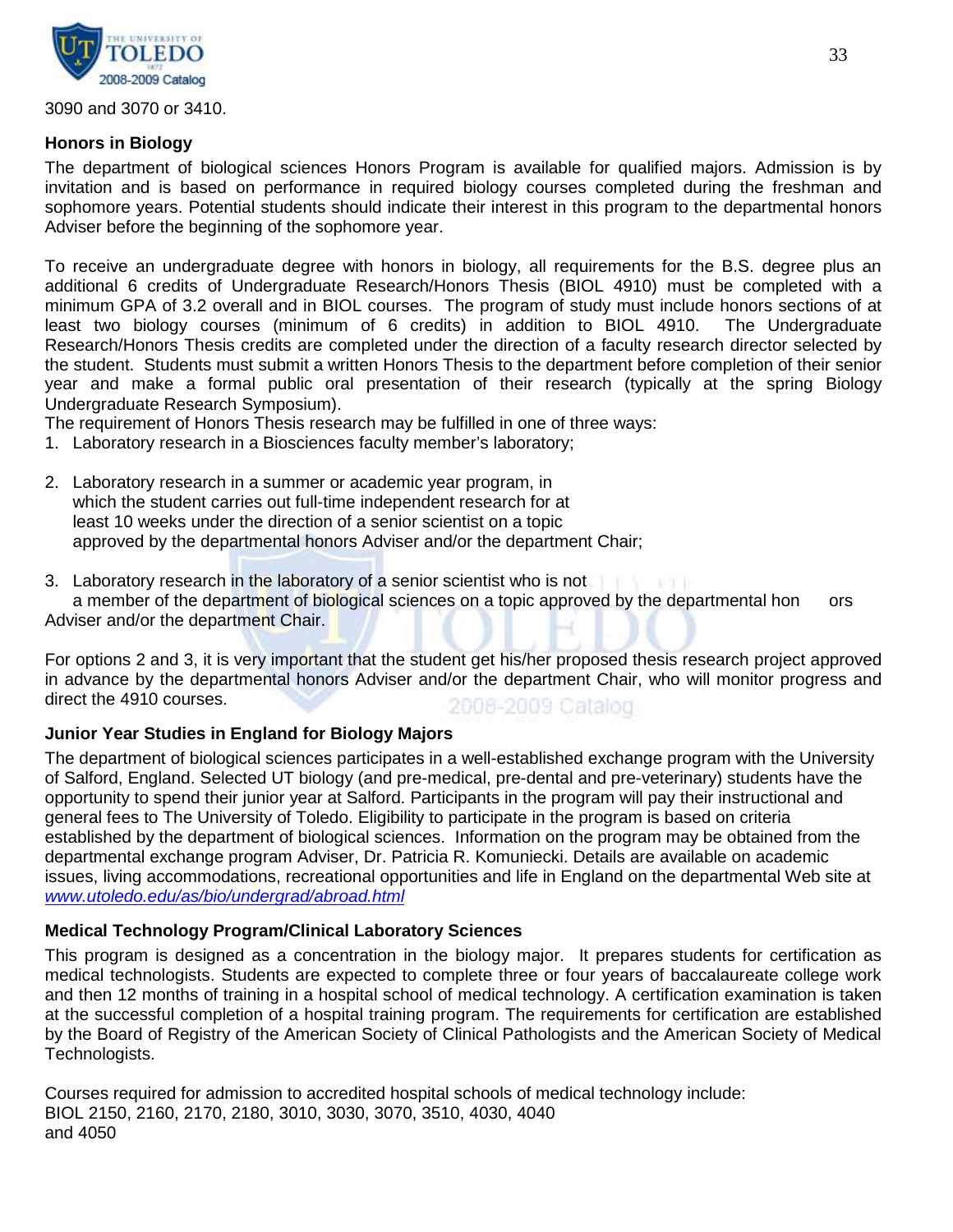3090 and 3070 or 3410.

### Honors in Biology

The department of biological sciences Honors Program is available for qualified majors. Admission is by invitation and is based on performance in required biology courses completed during the freshman and sophomore years. Potential students should indicate their interest in this program to the departmental honors Adviser before the beginning of the sophomore year.

To receive an undergraduate degree with honors in biology, all requirements for the B.S. degree plus an additional 6 credits of Undergraduate Research/Honors Thesis (BIOL 4910) must be completed with a minimum GPA of 3.2 overall and in BIOL courses. The program of study must include honors sections of at least two biology courses (minimum of 6 credits) in addition to BIOL 4910. The Undergraduate Research/Honors Thesis credits are completed under the direction of a faculty research director selected by the student. Students must submit a written Honors Thesis to the department before completion of their senior year and make a formal public oral presentation of their research (typically at the spring Biology Undergraduate Research Symposium).

The requirement of Honors Thesis research may be fulfilled in one of three ways:

1. Laboratory research in a Biosciences faculty member's laboratory;
2. Laboratory research in a summer or academic year program, in which the student carries out full-time independent research for at least 10 weeks under the direction of a senior scientist on a topic approved by the departmental honors Adviser and/or the department Chair;
3. Laboratory research in the laboratory of a senior scientist who is not a member of the department of biological sciences on a topic approved by the departmental honors Adviser and/or the department Chair.

For options 2 and 3, it is very important that the student get his/her proposed thesis research project approved in advance by the departmental honors Adviser and/or the department Chair, who will monitor progress and direct the 4910 courses.

### Junior Year Studies in England for Biology Majors

The department of biological sciences participates in a well-established exchange program with the University of Salford, England. Selected UT biology (and pre-medical, pre-dental and pre-veterinary) students have the opportunity to spend their junior year at Salford. Participants in the program will pay their instructional and general fees to The University of Toledo. Eligibility to participate in the program is based on criteria established by the department of biological sciences. Information on the program may be obtained from the departmental exchange program Adviser, Dr. Patricia R. Komuniecki. Details are available on academic issues, living accommodations, recreational opportunities and life in England on the departmental Web site at *www.utoledo.edu/as/bio/undergrad/abroad.html*

### Medical Technology Program/Clinical Laboratory Sciences

This program is designed as a concentration in the biology major. It prepares students for certification as medical technologists. Students are expected to complete three or four years of baccalaureate college work and then 12 months of training in a hospital school of medical technology. A certification examination is taken at the successful completion of a hospital training program. The requirements for certification are established by the Board of Registry of the American Society of Clinical Pathologists and the American Society of Medical Technologists.

Courses required for admission to accredited hospital schools of medical technology include:
BIOL 2150, 2160, 2170, 2180, 3010, 3030, 3070, 3510, 4030, 4040
and 4050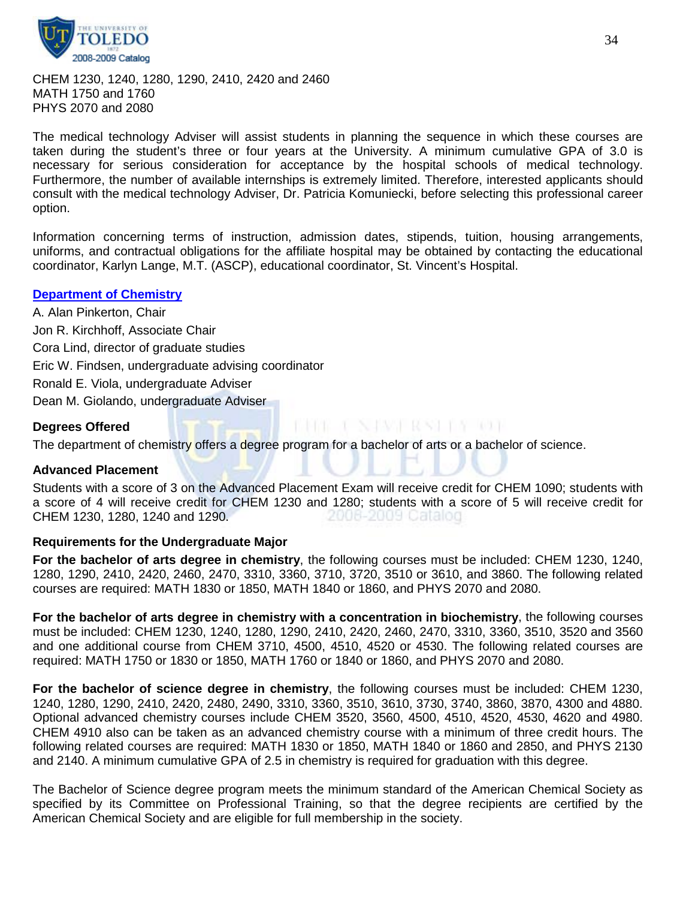CHEM 1230, 1240, 1280, 1290, 2410, 2420 and 2460
MATH 1750 and 1760
PHYS 2070 and 2080

The medical technology Adviser will assist students in planning the sequence in which these courses are taken during the student's three or four years at the University. A minimum cumulative GPA of 3.0 is necessary for serious consideration for acceptance by the hospital schools of medical technology. Furthermore, the number of available internships is extremely limited. Therefore, interested applicants should consult with the medical technology Adviser, Dr. Patricia Komuniecki, before selecting this professional career option.

Information concerning terms of instruction, admission dates, stipends, tuition, housing arrangements, uniforms, and contractual obligations for the affiliate hospital may be obtained by contacting the educational coordinator, Karlyn Lange, M.T. (ASCP), educational coordinator, St. Vincent's Hospital.

## Department of Chemistry

A. Alan Pinkerton, Chair
Jon R. Kirchhoff, Associate Chair
Cora Lind, director of graduate studies
Eric W. Findsen, undergraduate advising coordinator
Ronald E. Viola, undergraduate Adviser
Dean M. Giolando, undergraduate Adviser

### Degrees Offered

The department of chemistry offers a degree program for a bachelor of arts or a bachelor of science.

### Advanced Placement

Students with a score of 3 on the Advanced Placement Exam will receive credit for CHEM 1090; students with a score of 4 will receive credit for CHEM 1230 and 1280; students with a score of 5 will receive credit for CHEM 1230, 1280, 1240 and 1290.

### Requirements for the Undergraduate Major

**For the bachelor of arts degree in chemistry**, the following courses must be included: CHEM 1230, 1240, 1280, 1290, 2410, 2420, 2460, 2470, 3310, 3360, 3710, 3720, 3510 or 3610, and 3860. The following related courses are required: MATH 1830 or 1850, MATH 1840 or 1860, and PHYS 2070 and 2080.

**For the bachelor of arts degree in chemistry with a concentration in biochemistry**, the following courses must be included: CHEM 1230, 1240, 1280, 1290, 2410, 2420, 2460, 2470, 3310, 3360, 3510, 3520 and 3560 and one additional course from CHEM 3710, 4500, 4510, 4520 or 4530. The following related courses are required: MATH 1750 or 1830 or 1850, MATH 1760 or 1840 or 1860, and PHYS 2070 and 2080.

**For the bachelor of science degree in chemistry**, the following courses must be included: CHEM 1230, 1240, 1280, 1290, 2410, 2420, 2480, 2490, 3310, 3360, 3510, 3610, 3730, 3740, 3860, 3870, 4300 and 4880. Optional advanced chemistry courses include CHEM 3520, 3560, 4500, 4510, 4520, 4530, 4620 and 4980. CHEM 4910 also can be taken as an advanced chemistry course with a minimum of three credit hours. The following related courses are required: MATH 1830 or 1850, MATH 1840 or 1860 and 2850, and PHYS 2130 and 2140. A minimum cumulative GPA of 2.5 in chemistry is required for graduation with this degree.

The Bachelor of Science degree program meets the minimum standard of the American Chemical Society as specified by its Committee on Professional Training, so that the degree recipients are certified by the American Chemical Society and are eligible for full membership in the society.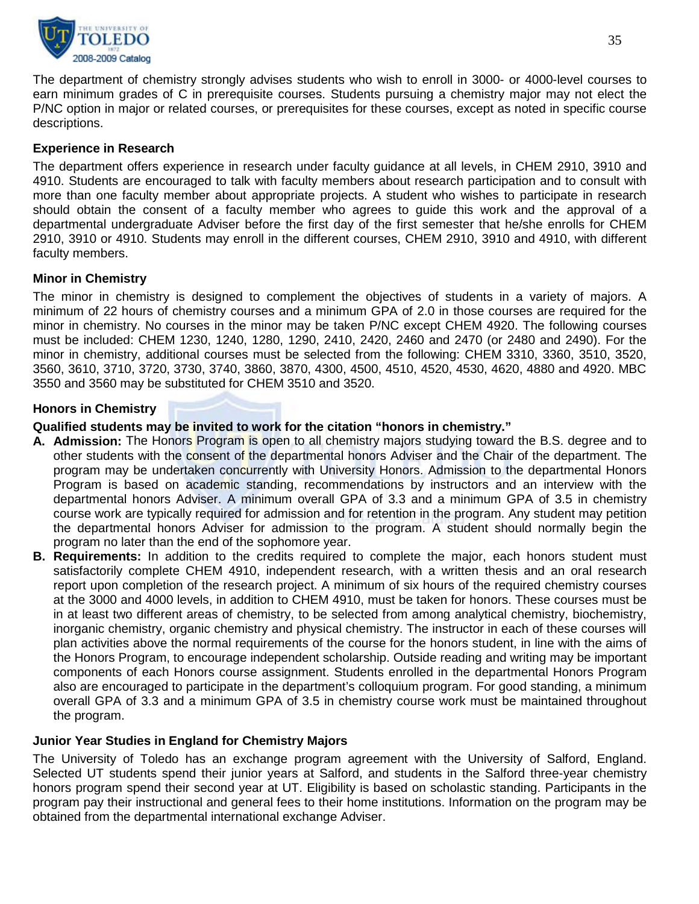The department of chemistry strongly advises students who wish to enroll in 3000- or 4000-level courses to earn minimum grades of C in prerequisite courses. Students pursuing a chemistry major may not elect the P/NC option in major or related courses, or prerequisites for these courses, except as noted in specific course descriptions.

### Experience in Research

The department offers experience in research under faculty guidance at all levels, in CHEM 2910, 3910 and 4910. Students are encouraged to talk with faculty members about research participation and to consult with more than one faculty member about appropriate projects. A student who wishes to participate in research should obtain the consent of a faculty member who agrees to guide this work and the approval of a departmental undergraduate Adviser before the first day of the first semester that he/she enrolls for CHEM 2910, 3910 or 4910. Students may enroll in the different courses, CHEM 2910, 3910 and 4910, with different faculty members.

### Minor in Chemistry

The minor in chemistry is designed to complement the objectives of students in a variety of majors. A minimum of 22 hours of chemistry courses and a minimum GPA of 2.0 in those courses are required for the minor in chemistry. No courses in the minor may be taken P/NC except CHEM 4920. The following courses must be included: CHEM 1230, 1240, 1280, 1290, 2410, 2420, 2460 and 2470 (or 2480 and 2490). For the minor in chemistry, additional courses must be selected from the following: CHEM 3310, 3360, 3510, 3520, 3560, 3610, 3710, 3720, 3730, 3740, 3860, 3870, 4300, 4500, 4510, 4520, 4530, 4620, 4880 and 4920. MBC 3550 and 3560 may be substituted for CHEM 3510 and 3520.

### Honors in Chemistry

**Qualified students may be invited to work for the citation "honors in chemistry."**

- **A. Admission:** The Honors Program is open to all chemistry majors studying toward the B.S. degree and to other students with the consent of the departmental honors Adviser and the Chair of the department. The program may be undertaken concurrently with University Honors. Admission to the departmental Honors Program is based on academic standing, recommendations by instructors and an interview with the departmental honors Adviser. A minimum overall GPA of 3.3 and a minimum GPA of 3.5 in chemistry course work are typically required for admission and for retention in the program. Any student may petition the departmental honors Adviser for admission to the program. A student should normally begin the program no later than the end of the sophomore year.
- **B. Requirements:** In addition to the credits required to complete the major, each honors student must satisfactorily complete CHEM 4910, independent research, with a written thesis and an oral research report upon completion of the research project. A minimum of six hours of the required chemistry courses at the 3000 and 4000 levels, in addition to CHEM 4910, must be taken for honors. These courses must be in at least two different areas of chemistry, to be selected from among analytical chemistry, biochemistry, inorganic chemistry, organic chemistry and physical chemistry. The instructor in each of these courses will plan activities above the normal requirements of the course for the honors student, in line with the aims of the Honors Program, to encourage independent scholarship. Outside reading and writing may be important components of each Honors course assignment. Students enrolled in the departmental Honors Program also are encouraged to participate in the department's colloquium program. For good standing, a minimum overall GPA of 3.3 and a minimum GPA of 3.5 in chemistry course work must be maintained throughout the program.

### Junior Year Studies in England for Chemistry Majors

The University of Toledo has an exchange program agreement with the University of Salford, England. Selected UT students spend their junior years at Salford, and students in the Salford three-year chemistry honors program spend their second year at UT. Eligibility is based on scholastic standing. Participants in the program pay their instructional and general fees to their home institutions. Information on the program may be obtained from the departmental international exchange Adviser.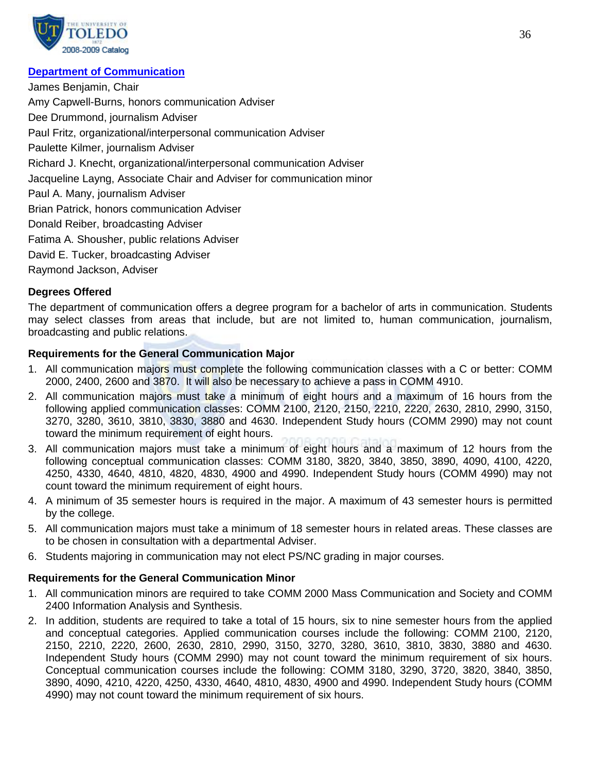## Department of Communication

James Benjamin, Chair
Amy Capwell-Burns, honors communication Adviser
Dee Drummond, journalism Adviser
Paul Fritz, organizational/interpersonal communication Adviser
Paulette Kilmer, journalism Adviser
Richard J. Knecht, organizational/interpersonal communication Adviser
Jacqueline Layng, Associate Chair and Adviser for communication minor
Paul A. Many, journalism Adviser
Brian Patrick, honors communication Adviser
Donald Reiber, broadcasting Adviser
Fatima A. Shousher, public relations Adviser
David E. Tucker, broadcasting Adviser
Raymond Jackson, Adviser

### Degrees Offered

The department of communication offers a degree program for a bachelor of arts in communication. Students may select classes from areas that include, but are not limited to, human communication, journalism, broadcasting and public relations.

### Requirements for the General Communication Major

1. All communication majors must complete the following communication classes with a C or better: COMM 2000, 2400, 2600 and 3870. It will also be necessary to achieve a pass in COMM 4910.
2. All communication majors must take a minimum of eight hours and a maximum of 16 hours from the following applied communication classes: COMM 2100, 2120, 2150, 2210, 2220, 2630, 2810, 2990, 3150, 3270, 3280, 3610, 3810, 3830, 3880 and 4630. Independent Study hours (COMM 2990) may not count toward the minimum requirement of eight hours.
3. All communication majors must take a minimum of eight hours and a maximum of 12 hours from the following conceptual communication classes: COMM 3180, 3820, 3840, 3850, 3890, 4090, 4100, 4220, 4250, 4330, 4640, 4810, 4820, 4830, 4900 and 4990. Independent Study hours (COMM 4990) may not count toward the minimum requirement of eight hours.
4. A minimum of 35 semester hours is required in the major. A maximum of 43 semester hours is permitted by the college.
5. All communication majors must take a minimum of 18 semester hours in related areas. These classes are to be chosen in consultation with a departmental Adviser.
6. Students majoring in communication may not elect PS/NC grading in major courses.

### Requirements for the General Communication Minor

1. All communication minors are required to take COMM 2000 Mass Communication and Society and COMM 2400 Information Analysis and Synthesis.
2. In addition, students are required to take a total of 15 hours, six to nine semester hours from the applied and conceptual categories. Applied communication courses include the following: COMM 2100, 2120, 2150, 2210, 2220, 2600, 2630, 2810, 2990, 3150, 3270, 3280, 3610, 3810, 3830, 3880 and 4630. Independent Study hours (COMM 2990) may not count toward the minimum requirement of six hours. Conceptual communication courses include the following: COMM 3180, 3290, 3720, 3820, 3840, 3850, 3890, 4090, 4210, 4220, 4250, 4330, 4640, 4810, 4830, 4900 and 4990. Independent Study hours (COMM 4990) may not count toward the minimum requirement of six hours.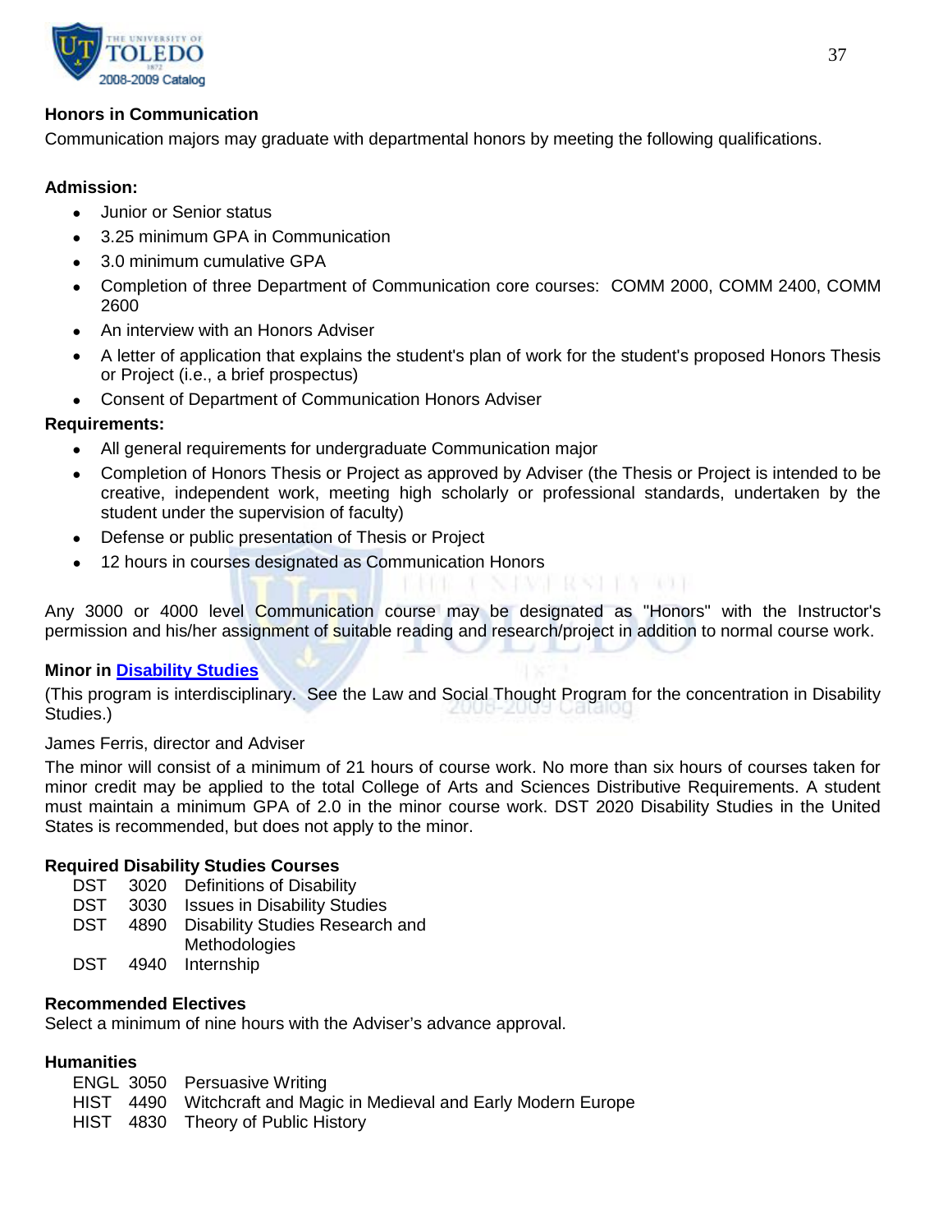### Honors in Communication

Communication majors may graduate with departmental honors by meeting the following qualifications.

**Admission:**

- Junior or Senior status
- 3.25 minimum GPA in Communication
- 3.0 minimum cumulative GPA
- Completion of three Department of Communication core courses: COMM 2000, COMM 2400, COMM 2600
- An interview with an Honors Adviser
- A letter of application that explains the student's plan of work for the student's proposed Honors Thesis or Project (i.e., a brief prospectus)
- Consent of Department of Communication Honors Adviser

**Requirements:**

- All general requirements for undergraduate Communication major
- Completion of Honors Thesis or Project as approved by Adviser (the Thesis or Project is intended to be creative, independent work, meeting high scholarly or professional standards, undertaken by the student under the supervision of faculty)
- Defense or public presentation of Thesis or Project
- 12 hours in courses designated as Communication Honors

Any 3000 or 4000 level Communication course may be designated as "Honors" with the Instructor's permission and his/her assignment of suitable reading and research/project in addition to normal course work.

### Minor in Disability Studies

(This program is interdisciplinary. See the Law and Social Thought Program for the concentration in Disability Studies.)

James Ferris, director and Adviser

The minor will consist of a minimum of 21 hours of course work. No more than six hours of courses taken for minor credit may be applied to the total College of Arts and Sciences Distributive Requirements. A student must maintain a minimum GPA of 2.0 in the minor course work. DST 2020 Disability Studies in the United States is recommended, but does not apply to the minor.

**Required Disability Studies Courses**

| | | |
|---|---|---|
| DST | 3020 | Definitions of Disability |
| DST | 3030 | Issues in Disability Studies |
| DST | 4890 | Disability Studies Research and Methodologies |
| DST | 4940 | Internship |

**Recommended Electives**

Select a minimum of nine hours with the Adviser's advance approval.

**Humanities**

| | | |
|---|---|---|
| ENGL | 3050 | Persuasive Writing |
| HIST | 4490 | Witchcraft and Magic in Medieval and Early Modern Europe |
| HIST | 4830 | Theory of Public History |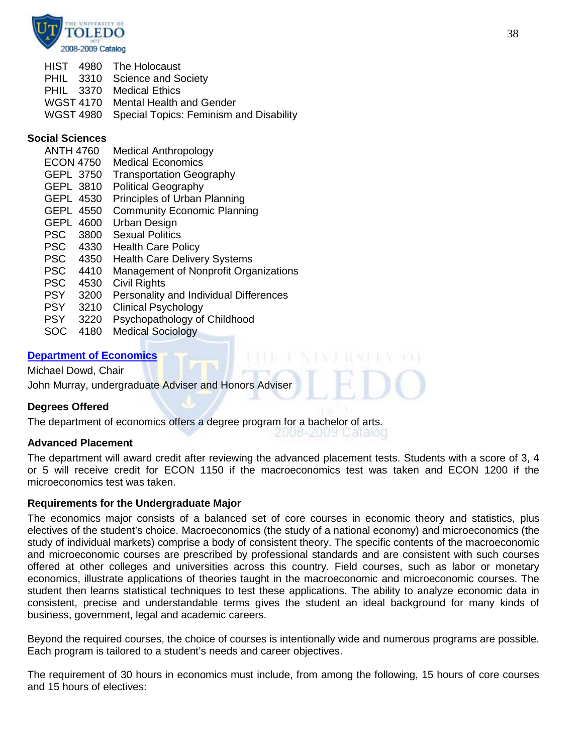| | | |
|---|---|---|
| HIST | 4980 | The Holocaust |
| PHIL | 3310 | Science and Society |
| PHIL | 3370 | Medical Ethics |
| WGST | 4170 | Mental Health and Gender |
| WGST | 4980 | Special Topics: Feminism and Disability |

**Social Sciences**

| | | |
|---|---|---|
| ANTH | 4760 | Medical Anthropology |
| ECON | 4750 | Medical Economics |
| GEPL | 3750 | Transportation Geography |
| GEPL | 3810 | Political Geography |
| GEPL | 4530 | Principles of Urban Planning |
| GEPL | 4550 | Community Economic Planning |
| GEPL | 4600 | Urban Design |
| PSC | 3800 | Sexual Politics |
| PSC | 4330 | Health Care Policy |
| PSC | 4350 | Health Care Delivery Systems |
| PSC | 4410 | Management of Nonprofit Organizations |
| PSC | 4530 | Civil Rights |
| PSY | 3200 | Personality and Individual Differences |
| PSY | 3210 | Clinical Psychology |
| PSY | 3220 | Psychopathology of Childhood |
| SOC | 4180 | Medical Sociology |

## Department of Economics

Michael Dowd, Chair

John Murray, undergraduate Adviser and Honors Adviser

### Degrees Offered

The department of economics offers a degree program for a bachelor of arts.

### Advanced Placement

The department will award credit after reviewing the advanced placement tests. Students with a score of 3, 4 or 5 will receive credit for ECON 1150 if the macroeconomics test was taken and ECON 1200 if the microeconomics test was taken.

### Requirements for the Undergraduate Major

The economics major consists of a balanced set of core courses in economic theory and statistics, plus electives of the student's choice. Macroeconomics (the study of a national economy) and microeconomics (the study of individual markets) comprise a body of consistent theory. The specific contents of the macroeconomic and microeconomic courses are prescribed by professional standards and are consistent with such courses offered at other colleges and universities across this country. Field courses, such as labor or monetary economics, illustrate applications of theories taught in the macroeconomic and microeconomic courses. The student then learns statistical techniques to test these applications. The ability to analyze economic data in consistent, precise and understandable terms gives the student an ideal background for many kinds of business, government, legal and academic careers.

Beyond the required courses, the choice of courses is intentionally wide and numerous programs are possible. Each program is tailored to a student's needs and career objectives.

The requirement of 30 hours in economics must include, from among the following, 15 hours of core courses and 15 hours of electives: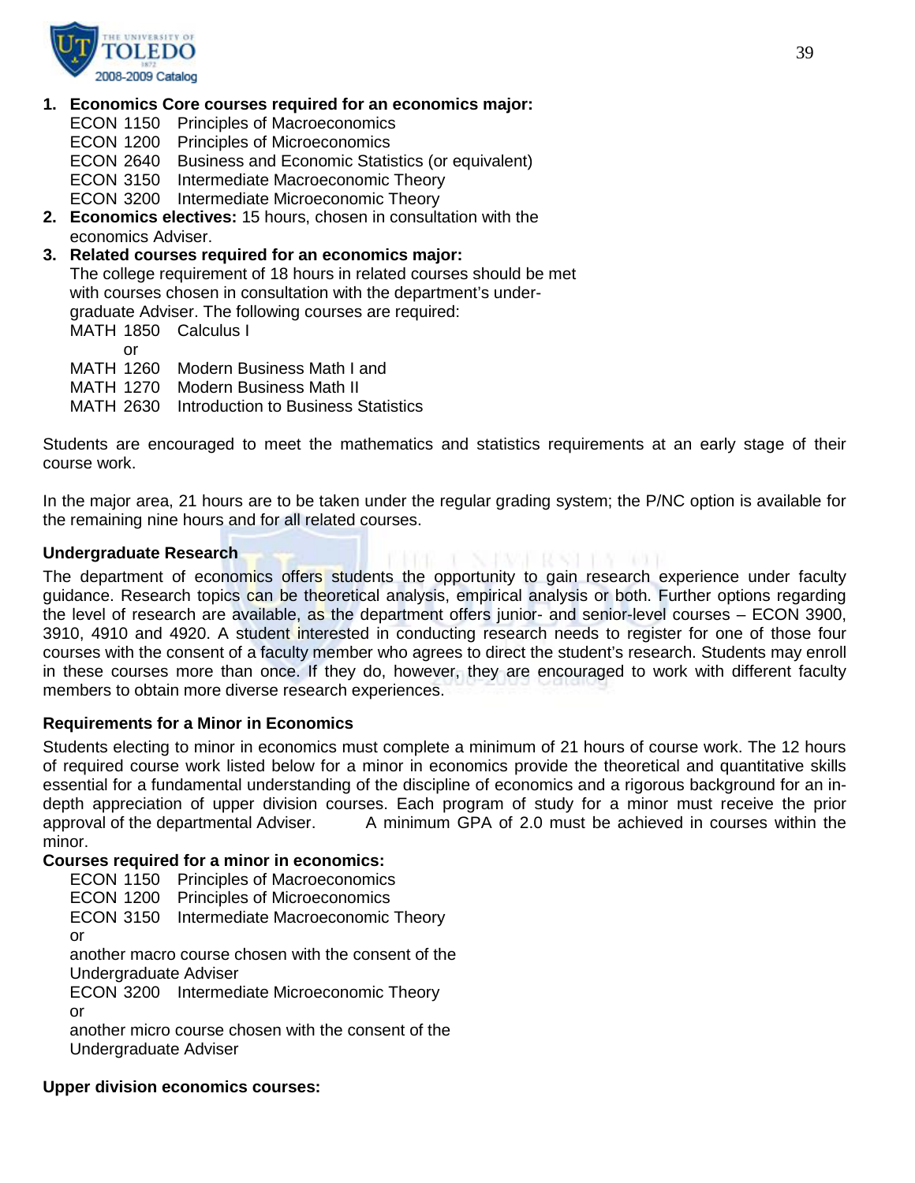1. **Economics Core courses required for an economics major:**
   - ECON 1150 Principles of Macroeconomics
   - ECON 1200 Principles of Microeconomics
   - ECON 2640 Business and Economic Statistics (or equivalent)
   - ECON 3150 Intermediate Macroeconomic Theory
   - ECON 3200 Intermediate Microeconomic Theory
2. **Economics electives:** 15 hours, chosen in consultation with the economics Adviser.
3. **Related courses required for an economics major:**
   The college requirement of 18 hours in related courses should be met with courses chosen in consultation with the department's undergraduate Adviser. The following courses are required:
   - MATH 1850 Calculus I
     or
   - MATH 1260 Modern Business Math I and
   - MATH 1270 Modern Business Math II
   - MATH 2630 Introduction to Business Statistics

Students are encouraged to meet the mathematics and statistics requirements at an early stage of their course work.

In the major area, 21 hours are to be taken under the regular grading system; the P/NC option is available for the remaining nine hours and for all related courses.

### Undergraduate Research

The department of economics offers students the opportunity to gain research experience under faculty guidance. Research topics can be theoretical analysis, empirical analysis or both. Further options regarding the level of research are available, as the department offers junior- and senior-level courses – ECON 3900, 3910, 4910 and 4920. A student interested in conducting research needs to register for one of those four courses with the consent of a faculty member who agrees to direct the student's research. Students may enroll in these courses more than once. If they do, however, they are encouraged to work with different faculty members to obtain more diverse research experiences.

### Requirements for a Minor in Economics

Students electing to minor in economics must complete a minimum of 21 hours of course work. The 12 hours of required course work listed below for a minor in economics provide the theoretical and quantitative skills essential for a fundamental understanding of the discipline of economics and a rigorous background for an in-depth appreciation of upper division courses. Each program of study for a minor must receive the prior approval of the departmental Adviser. A minimum GPA of 2.0 must be achieved in courses within the minor.

**Courses required for a minor in economics:**

- ECON 1150 Principles of Macroeconomics
- ECON 1200 Principles of Microeconomics
- ECON 3150 Intermediate Macroeconomic Theory
  or
  another macro course chosen with the consent of the Undergraduate Adviser
- ECON 3200 Intermediate Microeconomic Theory
  or
  another micro course chosen with the consent of the Undergraduate Adviser

**Upper division economics courses:**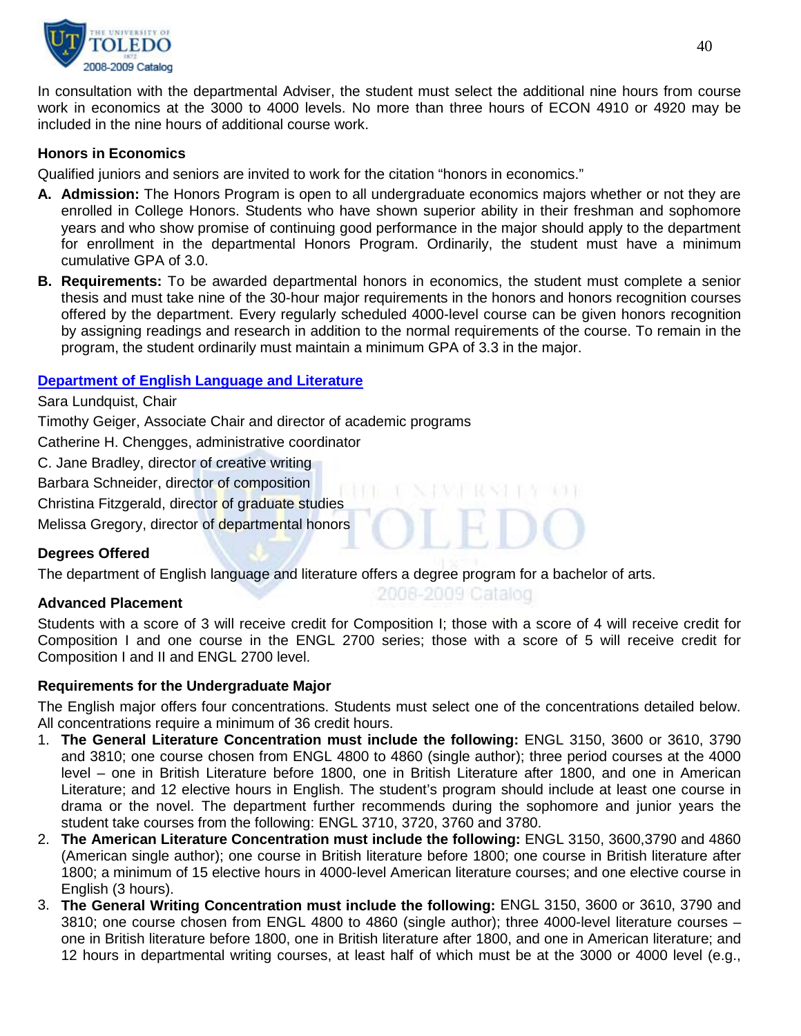In consultation with the departmental Adviser, the student must select the additional nine hours from course work in economics at the 3000 to 4000 levels. No more than three hours of ECON 4910 or 4920 may be included in the nine hours of additional course work.

### Honors in Economics

Qualified juniors and seniors are invited to work for the citation "honors in economics."

**A. Admission:** The Honors Program is open to all undergraduate economics majors whether or not they are enrolled in College Honors. Students who have shown superior ability in their freshman and sophomore years and who show promise of continuing good performance in the major should apply to the department for enrollment in the departmental Honors Program. Ordinarily, the student must have a minimum cumulative GPA of 3.0.

**B. Requirements:** To be awarded departmental honors in economics, the student must complete a senior thesis and must take nine of the 30-hour major requirements in the honors and honors recognition courses offered by the department. Every regularly scheduled 4000-level course can be given honors recognition by assigning readings and research in addition to the normal requirements of the course. To remain in the program, the student ordinarily must maintain a minimum GPA of 3.3 in the major.

## Department of English Language and Literature

Sara Lundquist, Chair

Timothy Geiger, Associate Chair and director of academic programs

Catherine H. Chengges, administrative coordinator

C. Jane Bradley, director of creative writing

Barbara Schneider, director of composition

Christina Fitzgerald, director of graduate studies

Melissa Gregory, director of departmental honors

### Degrees Offered

The department of English language and literature offers a degree program for a bachelor of arts.

### Advanced Placement

Students with a score of 3 will receive credit for Composition I; those with a score of 4 will receive credit for Composition I and one course in the ENGL 2700 series; those with a score of 5 will receive credit for Composition I and II and ENGL 2700 level.

### Requirements for the Undergraduate Major

The English major offers four concentrations. Students must select one of the concentrations detailed below. All concentrations require a minimum of 36 credit hours.

1. **The General Literature Concentration must include the following:** ENGL 3150, 3600 or 3610, 3790 and 3810; one course chosen from ENGL 4800 to 4860 (single author); three period courses at the 4000 level – one in British Literature before 1800, one in British Literature after 1800, and one in American Literature; and 12 elective hours in English. The student's program should include at least one course in drama or the novel. The department further recommends during the sophomore and junior years the student take courses from the following: ENGL 3710, 3720, 3760 and 3780.
2. **The American Literature Concentration must include the following:** ENGL 3150, 3600,3790 and 4860 (American single author); one course in British literature before 1800; one course in British literature after 1800; a minimum of 15 elective hours in 4000-level American literature courses; and one elective course in English (3 hours).
3. **The General Writing Concentration must include the following:** ENGL 3150, 3600 or 3610, 3790 and 3810; one course chosen from ENGL 4800 to 4860 (single author); three 4000-level literature courses – one in British literature before 1800, one in British literature after 1800, and one in American literature; and 12 hours in departmental writing courses, at least half of which must be at the 3000 or 4000 level (e.g.,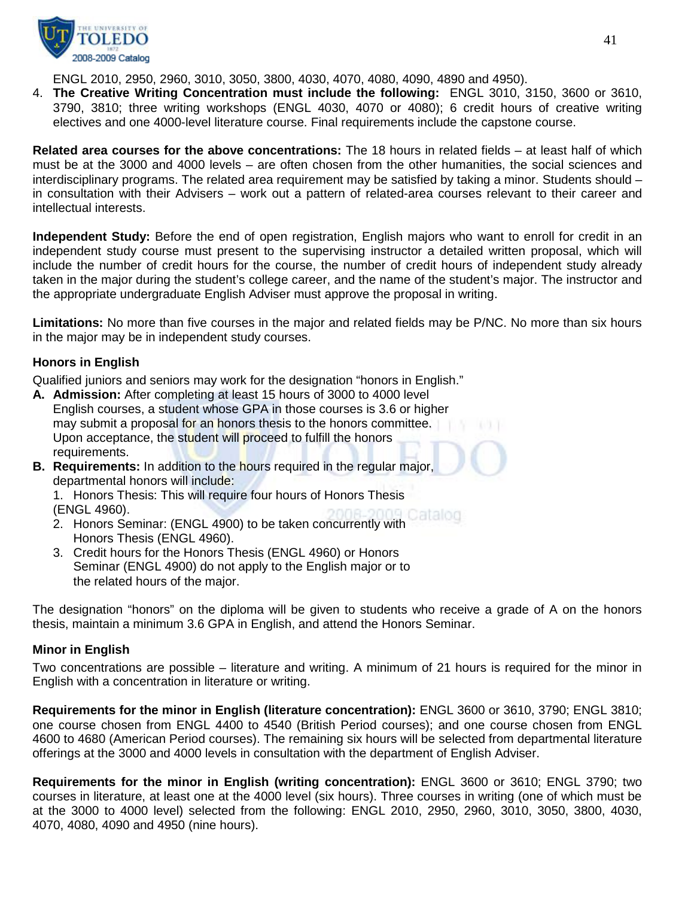ENGL 2010, 2950, 2960, 3010, 3050, 3800, 4030, 4070, 4080, 4090, 4890 and 4950).

4. **The Creative Writing Concentration must include the following:** ENGL 3010, 3150, 3600 or 3610, 3790, 3810; three writing workshops (ENGL 4030, 4070 or 4080); 6 credit hours of creative writing electives and one 4000-level literature course. Final requirements include the capstone course.

**Related area courses for the above concentrations:** The 18 hours in related fields – at least half of which must be at the 3000 and 4000 levels – are often chosen from the other humanities, the social sciences and interdisciplinary programs. The related area requirement may be satisfied by taking a minor. Students should – in consultation with their Advisers – work out a pattern of related-area courses relevant to their career and intellectual interests.

**Independent Study:** Before the end of open registration, English majors who want to enroll for credit in an independent study course must present to the supervising instructor a detailed written proposal, which will include the number of credit hours for the course, the number of credit hours of independent study already taken in the major during the student's college career, and the name of the student's major. The instructor and the appropriate undergraduate English Adviser must approve the proposal in writing.

**Limitations:** No more than five courses in the major and related fields may be P/NC. No more than six hours in the major may be in independent study courses.

### Honors in English

Qualified juniors and seniors may work for the designation "honors in English."

**A. Admission:** After completing at least 15 hours of 3000 to 4000 level English courses, a student whose GPA in those courses is 3.6 or higher may submit a proposal for an honors thesis to the honors committee. Upon acceptance, the student will proceed to fulfill the honors requirements.

**B. Requirements:** In addition to the hours required in the regular major, departmental honors will include:

1. Honors Thesis: This will require four hours of Honors Thesis (ENGL 4960).
2. Honors Seminar: (ENGL 4900) to be taken concurrently with Honors Thesis (ENGL 4960).
3. Credit hours for the Honors Thesis (ENGL 4960) or Honors Seminar (ENGL 4900) do not apply to the English major or to the related hours of the major.

The designation "honors" on the diploma will be given to students who receive a grade of A on the honors thesis, maintain a minimum 3.6 GPA in English, and attend the Honors Seminar.

### Minor in English

Two concentrations are possible – literature and writing. A minimum of 21 hours is required for the minor in English with a concentration in literature or writing.

**Requirements for the minor in English (literature concentration):** ENGL 3600 or 3610, 3790; ENGL 3810; one course chosen from ENGL 4400 to 4540 (British Period courses); and one course chosen from ENGL 4600 to 4680 (American Period courses). The remaining six hours will be selected from departmental literature offerings at the 3000 and 4000 levels in consultation with the department of English Adviser.

**Requirements for the minor in English (writing concentration):** ENGL 3600 or 3610; ENGL 3790; two courses in literature, at least one at the 4000 level (six hours). Three courses in writing (one of which must be at the 3000 to 4000 level) selected from the following: ENGL 2010, 2950, 2960, 3010, 3050, 3800, 4030, 4070, 4080, 4090 and 4950 (nine hours).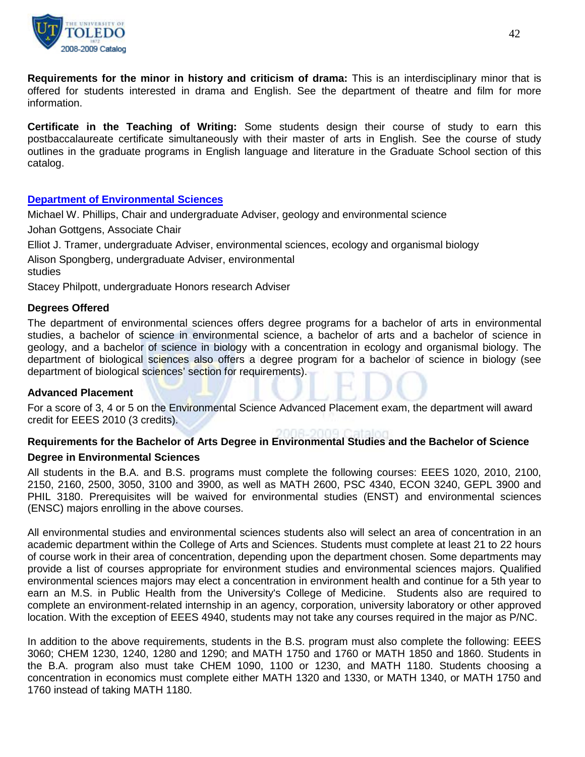**Requirements for the minor in history and criticism of drama:** This is an interdisciplinary minor that is offered for students interested in drama and English. See the department of theatre and film for more information.

**Certificate in the Teaching of Writing:** Some students design their course of study to earn this postbaccalaureate certificate simultaneously with their master of arts in English. See the course of study outlines in the graduate programs in English language and literature in the Graduate School section of this catalog.

## Department of Environmental Sciences

Michael W. Phillips, Chair and undergraduate Adviser, geology and environmental science

Johan Gottgens, Associate Chair

Elliot J. Tramer, undergraduate Adviser, environmental sciences, ecology and organismal biology

Alison Spongberg, undergraduate Adviser, environmental studies

Stacey Philpott, undergraduate Honors research Adviser

### Degrees Offered

The department of environmental sciences offers degree programs for a bachelor of arts in environmental studies, a bachelor of science in environmental science, a bachelor of arts and a bachelor of science in geology, and a bachelor of science in biology with a concentration in ecology and organismal biology. The department of biological sciences also offers a degree program for a bachelor of science in biology (see department of biological sciences' section for requirements).

### Advanced Placement

For a score of 3, 4 or 5 on the Environmental Science Advanced Placement exam, the department will award credit for EEES 2010 (3 credits).

### Requirements for the Bachelor of Arts Degree in Environmental Studies and the Bachelor of Science Degree in Environmental Sciences

All students in the B.A. and B.S. programs must complete the following courses: EEES 1020, 2010, 2100, 2150, 2160, 2500, 3050, 3100 and 3900, as well as MATH 2600, PSC 4340, ECON 3240, GEPL 3900 and PHIL 3180. Prerequisites will be waived for environmental studies (ENST) and environmental sciences (ENSC) majors enrolling in the above courses.

All environmental studies and environmental sciences students also will select an area of concentration in an academic department within the College of Arts and Sciences. Students must complete at least 21 to 22 hours of course work in their area of concentration, depending upon the department chosen. Some departments may provide a list of courses appropriate for environment studies and environmental sciences majors. Qualified environmental sciences majors may elect a concentration in environment health and continue for a 5th year to earn an M.S. in Public Health from the University's College of Medicine. Students also are required to complete an environment-related internship in an agency, corporation, university laboratory or other approved location. With the exception of EEES 4940, students may not take any courses required in the major as P/NC.

In addition to the above requirements, students in the B.S. program must also complete the following: EEES 3060; CHEM 1230, 1240, 1280 and 1290; and MATH 1750 and 1760 or MATH 1850 and 1860. Students in the B.A. program also must take CHEM 1090, 1100 or 1230, and MATH 1180. Students choosing a concentration in economics must complete either MATH 1320 and 1330, or MATH 1340, or MATH 1750 and 1760 instead of taking MATH 1180.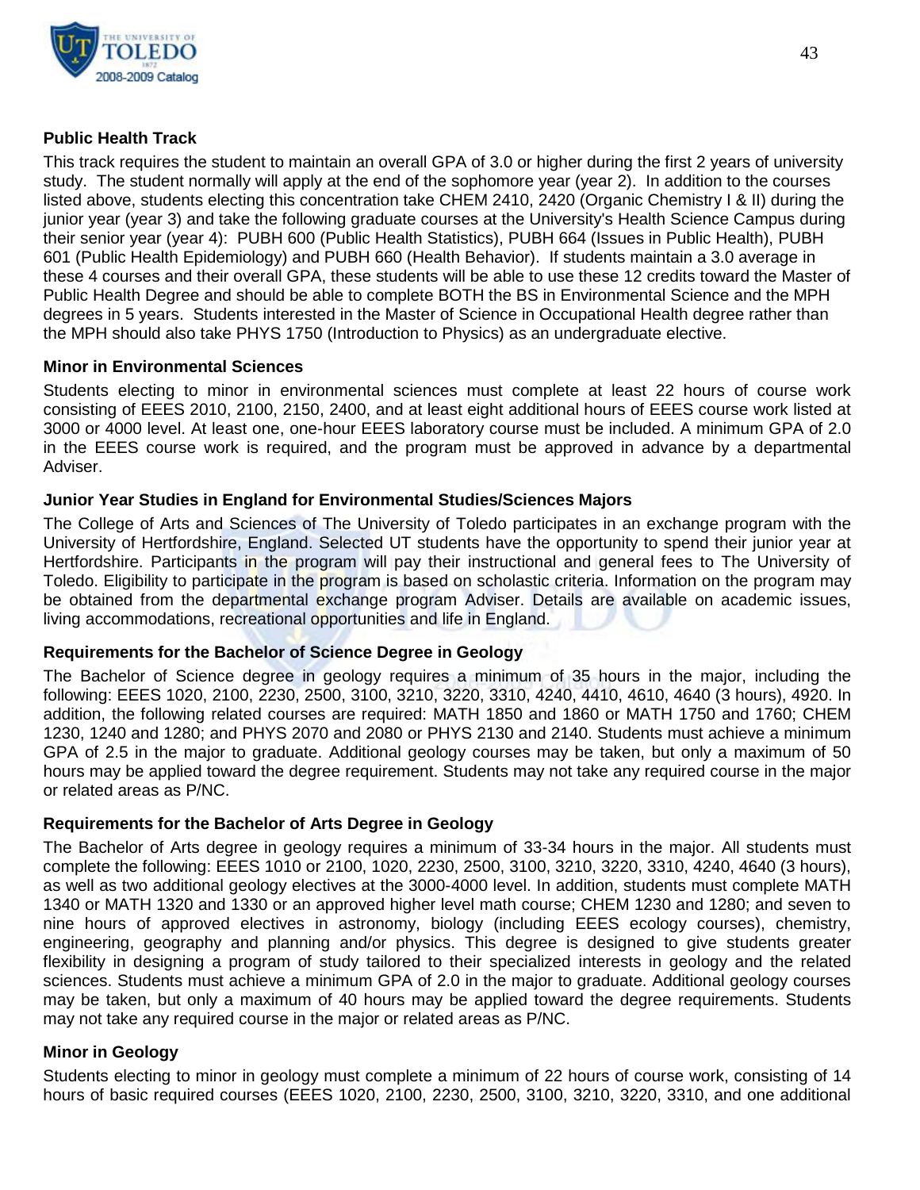### Public Health Track

This track requires the student to maintain an overall GPA of 3.0 or higher during the first 2 years of university study. The student normally will apply at the end of the sophomore year (year 2). In addition to the courses listed above, students electing this concentration take CHEM 2410, 2420 (Organic Chemistry I & II) during the junior year (year 3) and take the following graduate courses at the University's Health Science Campus during their senior year (year 4): PUBH 600 (Public Health Statistics), PUBH 664 (Issues in Public Health), PUBH 601 (Public Health Epidemiology) and PUBH 660 (Health Behavior). If students maintain a 3.0 average in these 4 courses and their overall GPA, these students will be able to use these 12 credits toward the Master of Public Health Degree and should be able to complete BOTH the BS in Environmental Science and the MPH degrees in 5 years. Students interested in the Master of Science in Occupational Health degree rather than the MPH should also take PHYS 1750 (Introduction to Physics) as an undergraduate elective.

### Minor in Environmental Sciences

Students electing to minor in environmental sciences must complete at least 22 hours of course work consisting of EEES 2010, 2100, 2150, 2400, and at least eight additional hours of EEES course work listed at 3000 or 4000 level. At least one, one-hour EEES laboratory course must be included. A minimum GPA of 2.0 in the EEES course work is required, and the program must be approved in advance by a departmental Adviser.

### Junior Year Studies in England for Environmental Studies/Sciences Majors

The College of Arts and Sciences of The University of Toledo participates in an exchange program with the University of Hertfordshire, England. Selected UT students have the opportunity to spend their junior year at Hertfordshire. Participants in the program will pay their instructional and general fees to The University of Toledo. Eligibility to participate in the program is based on scholastic criteria. Information on the program may be obtained from the departmental exchange program Adviser. Details are available on academic issues, living accommodations, recreational opportunities and life in England.

### Requirements for the Bachelor of Science Degree in Geology

The Bachelor of Science degree in geology requires a minimum of 35 hours in the major, including the following: EEES 1020, 2100, 2230, 2500, 3100, 3210, 3220, 3310, 4240, 4410, 4610, 4640 (3 hours), 4920. In addition, the following related courses are required: MATH 1850 and 1860 or MATH 1750 and 1760; CHEM 1230, 1240 and 1280; and PHYS 2070 and 2080 or PHYS 2130 and 2140. Students must achieve a minimum GPA of 2.5 in the major to graduate. Additional geology courses may be taken, but only a maximum of 50 hours may be applied toward the degree requirement. Students may not take any required course in the major or related areas as P/NC.

### Requirements for the Bachelor of Arts Degree in Geology

The Bachelor of Arts degree in geology requires a minimum of 33-34 hours in the major. All students must complete the following: EEES 1010 or 2100, 1020, 2230, 2500, 3100, 3210, 3220, 3310, 4240, 4640 (3 hours), as well as two additional geology electives at the 3000-4000 level. In addition, students must complete MATH 1340 or MATH 1320 and 1330 or an approved higher level math course; CHEM 1230 and 1280; and seven to nine hours of approved electives in astronomy, biology (including EEES ecology courses), chemistry, engineering, geography and planning and/or physics. This degree is designed to give students greater flexibility in designing a program of study tailored to their specialized interests in geology and the related sciences. Students must achieve a minimum GPA of 2.0 in the major to graduate. Additional geology courses may be taken, but only a maximum of 40 hours may be applied toward the degree requirements. Students may not take any required course in the major or related areas as P/NC.

### Minor in Geology

Students electing to minor in geology must complete a minimum of 22 hours of course work, consisting of 14 hours of basic required courses (EEES 1020, 2100, 2230, 2500, 3100, 3210, 3220, 3310, and one additional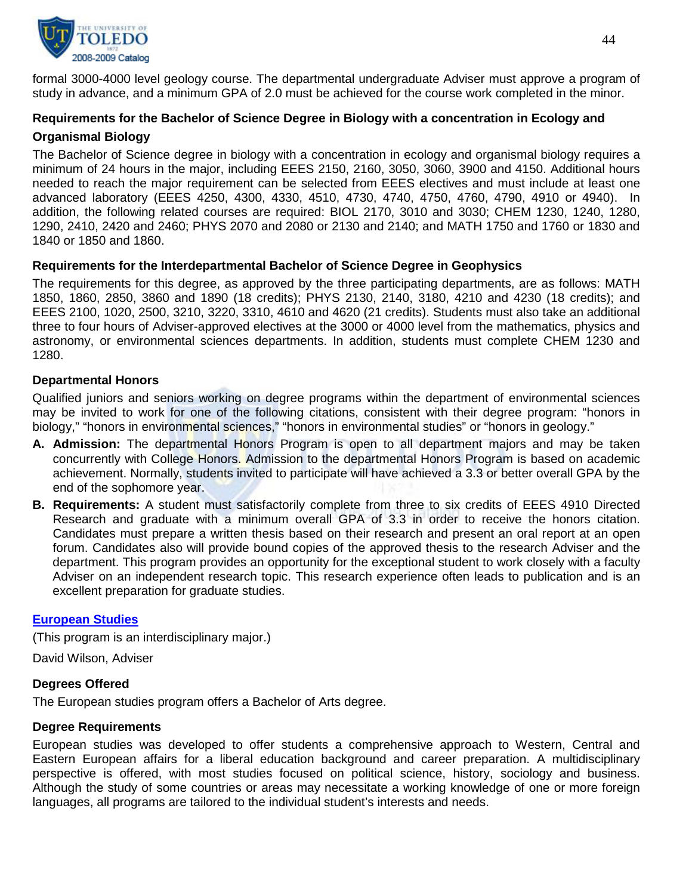formal 3000-4000 level geology course. The departmental undergraduate Adviser must approve a program of study in advance, and a minimum GPA of 2.0 must be achieved for the course work completed in the minor.

### Requirements for the Bachelor of Science Degree in Biology with a concentration in Ecology and Organismal Biology

The Bachelor of Science degree in biology with a concentration in ecology and organismal biology requires a minimum of 24 hours in the major, including EEES 2150, 2160, 3050, 3060, 3900 and 4150. Additional hours needed to reach the major requirement can be selected from EEES electives and must include at least one advanced laboratory (EEES 4250, 4300, 4330, 4510, 4730, 4740, 4750, 4760, 4790, 4910 or 4940). In addition, the following related courses are required: BIOL 2170, 3010 and 3030; CHEM 1230, 1240, 1280, 1290, 2410, 2420 and 2460; PHYS 2070 and 2080 or 2130 and 2140; and MATH 1750 and 1760 or 1830 and 1840 or 1850 and 1860.

### Requirements for the Interdepartmental Bachelor of Science Degree in Geophysics

The requirements for this degree, as approved by the three participating departments, are as follows: MATH 1850, 1860, 2850, 3860 and 1890 (18 credits); PHYS 2130, 2140, 3180, 4210 and 4230 (18 credits); and EEES 2100, 1020, 2500, 3210, 3220, 3310, 4610 and 4620 (21 credits). Students must also take an additional three to four hours of Adviser-approved electives at the 3000 or 4000 level from the mathematics, physics and astronomy, or environmental sciences departments. In addition, students must complete CHEM 1230 and 1280.

### Departmental Honors

Qualified juniors and seniors working on degree programs within the department of environmental sciences may be invited to work for one of the following citations, consistent with their degree program: "honors in biology," "honors in environmental sciences," "honors in environmental studies" or "honors in geology."

**A. Admission:** The departmental Honors Program is open to all department majors and may be taken concurrently with College Honors. Admission to the departmental Honors Program is based on academic achievement. Normally, students invited to participate will have achieved a 3.3 or better overall GPA by the end of the sophomore year.

**B. Requirements:** A student must satisfactorily complete from three to six credits of EEES 4910 Directed Research and graduate with a minimum overall GPA of 3.3 in order to receive the honors citation. Candidates must prepare a written thesis based on their research and present an oral report at an open forum. Candidates also will provide bound copies of the approved thesis to the research Adviser and the department. This program provides an opportunity for the exceptional student to work closely with a faculty Adviser on an independent research topic. This research experience often leads to publication and is an excellent preparation for graduate studies.

## European Studies

(This program is an interdisciplinary major.)

David Wilson, Adviser

### Degrees Offered

The European studies program offers a Bachelor of Arts degree.

### Degree Requirements

European studies was developed to offer students a comprehensive approach to Western, Central and Eastern European affairs for a liberal education background and career preparation. A multidisciplinary perspective is offered, with most studies focused on political science, history, sociology and business. Although the study of some countries or areas may necessitate a working knowledge of one or more foreign languages, all programs are tailored to the individual student's interests and needs.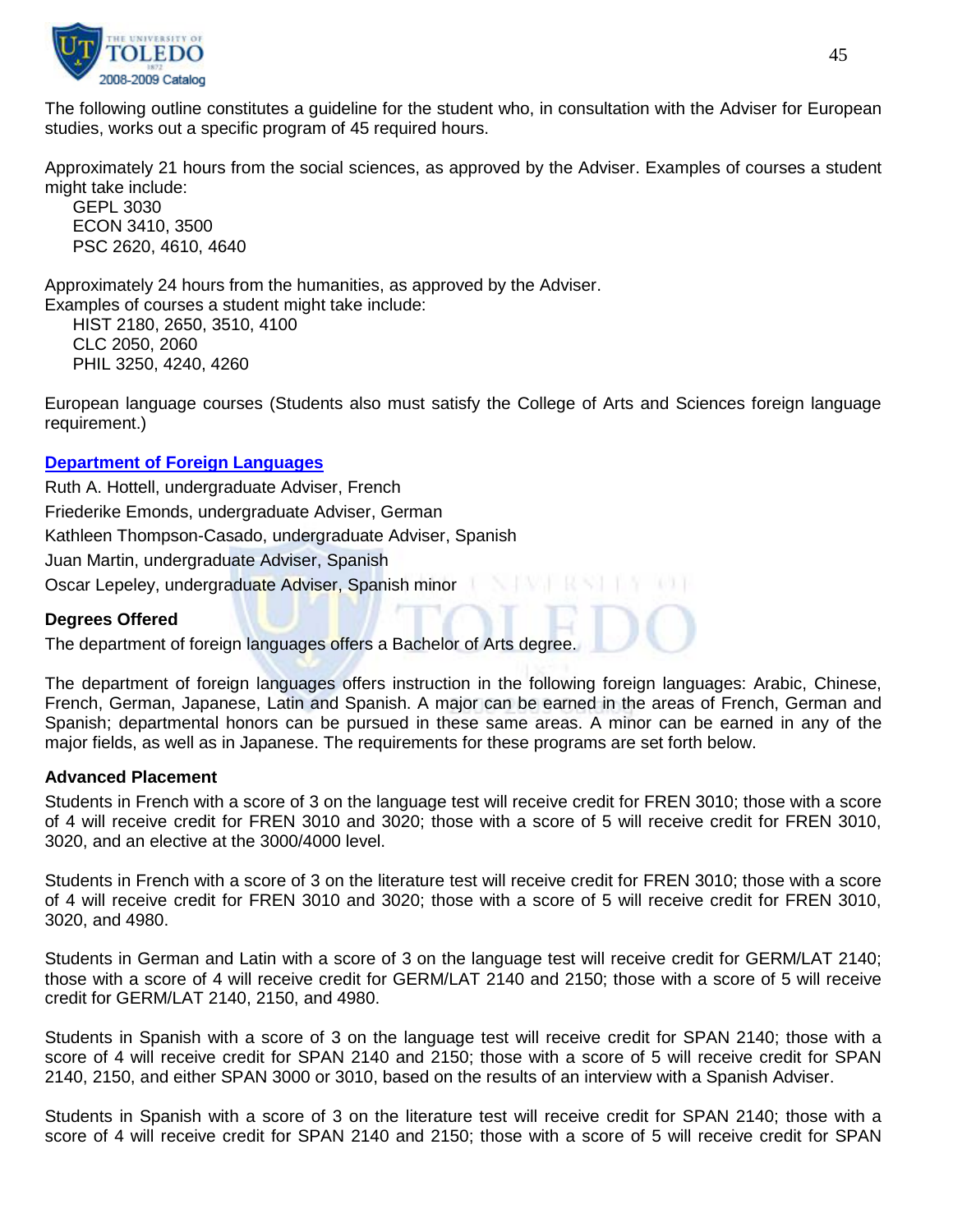The following outline constitutes a guideline for the student who, in consultation with the Adviser for European studies, works out a specific program of 45 required hours.

Approximately 21 hours from the social sciences, as approved by the Adviser. Examples of courses a student might take include:

GEPL 3030
ECON 3410, 3500
PSC 2620, 4610, 4640

Approximately 24 hours from the humanities, as approved by the Adviser.
Examples of courses a student might take include:

HIST 2180, 2650, 3510, 4100
CLC 2050, 2060
PHIL 3250, 4240, 4260

European language courses (Students also must satisfy the College of Arts and Sciences foreign language requirement.)

## Department of Foreign Languages

Ruth A. Hottell, undergraduate Adviser, French
Friederike Emonds, undergraduate Adviser, German
Kathleen Thompson-Casado, undergraduate Adviser, Spanish
Juan Martin, undergraduate Adviser, Spanish
Oscar Lepeley, undergraduate Adviser, Spanish minor

### Degrees Offered

The department of foreign languages offers a Bachelor of Arts degree.

The department of foreign languages offers instruction in the following foreign languages: Arabic, Chinese, French, German, Japanese, Latin and Spanish. A major can be earned in the areas of French, German and Spanish; departmental honors can be pursued in these same areas. A minor can be earned in any of the major fields, as well as in Japanese. The requirements for these programs are set forth below.

### Advanced Placement

Students in French with a score of 3 on the language test will receive credit for FREN 3010; those with a score of 4 will receive credit for FREN 3010 and 3020; those with a score of 5 will receive credit for FREN 3010, 3020, and an elective at the 3000/4000 level.

Students in French with a score of 3 on the literature test will receive credit for FREN 3010; those with a score of 4 will receive credit for FREN 3010 and 3020; those with a score of 5 will receive credit for FREN 3010, 3020, and 4980.

Students in German and Latin with a score of 3 on the language test will receive credit for GERM/LAT 2140; those with a score of 4 will receive credit for GERM/LAT 2140 and 2150; those with a score of 5 will receive credit for GERM/LAT 2140, 2150, and 4980.

Students in Spanish with a score of 3 on the language test will receive credit for SPAN 2140; those with a score of 4 will receive credit for SPAN 2140 and 2150; those with a score of 5 will receive credit for SPAN 2140, 2150, and either SPAN 3000 or 3010, based on the results of an interview with a Spanish Adviser.

Students in Spanish with a score of 3 on the literature test will receive credit for SPAN 2140; those with a score of 4 will receive credit for SPAN 2140 and 2150; those with a score of 5 will receive credit for SPAN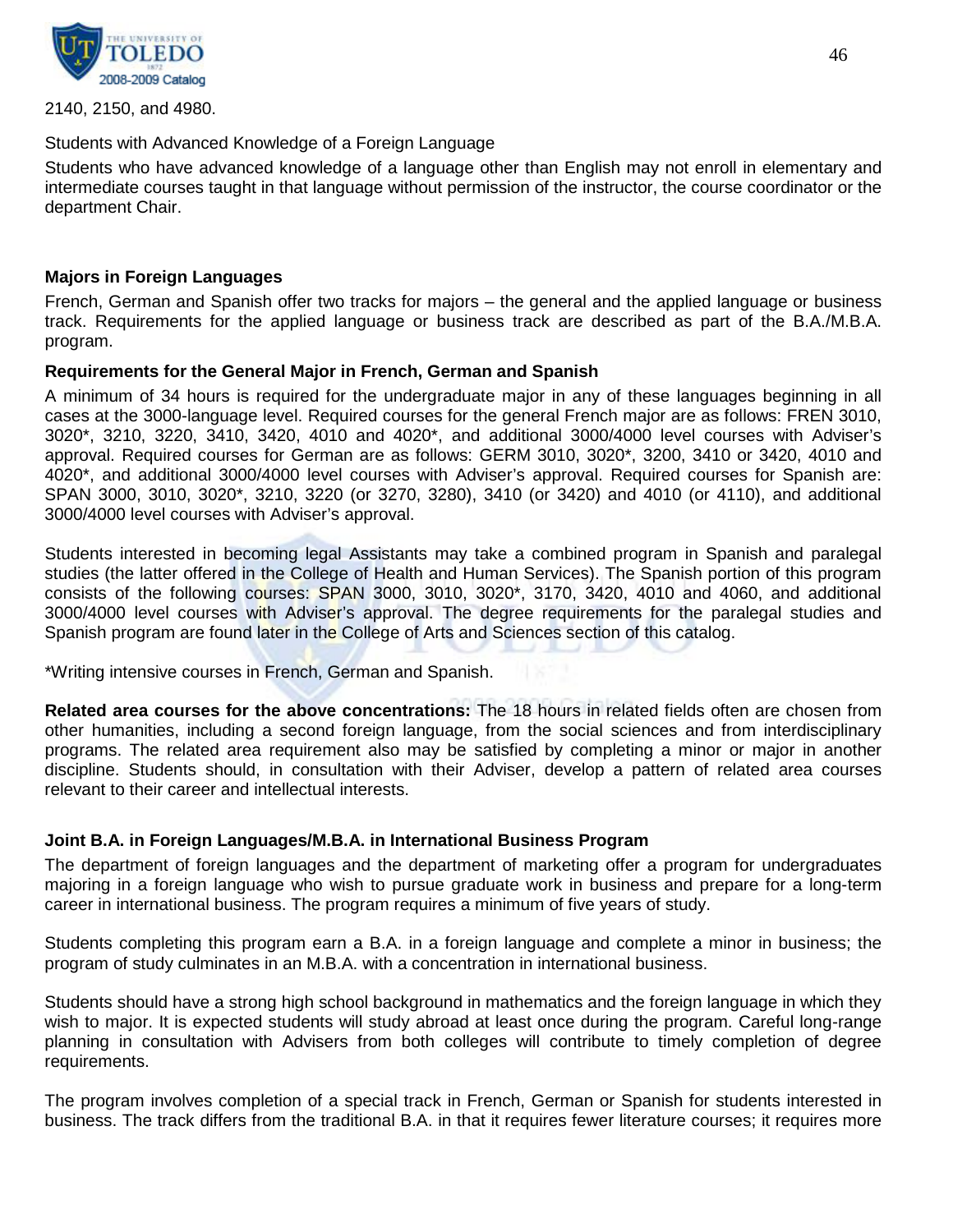2140, 2150, and 4980.

Students with Advanced Knowledge of a Foreign Language

Students who have advanced knowledge of a language other than English may not enroll in elementary and intermediate courses taught in that language without permission of the instructor, the course coordinator or the department Chair.

**Majors in Foreign Languages**

French, German and Spanish offer two tracks for majors – the general and the applied language or business track. Requirements for the applied language or business track are described as part of the B.A./M.B.A. program.

**Requirements for the General Major in French, German and Spanish**

A minimum of 34 hours is required for the undergraduate major in any of these languages beginning in all cases at the 3000-language level. Required courses for the general French major are as follows: FREN 3010, 3020*, 3210, 3220, 3410, 3420, 4010 and 4020*, and additional 3000/4000 level courses with Adviser's approval. Required courses for German are as follows: GERM 3010, 3020*, 3200, 3410 or 3420, 4010 and 4020*, and additional 3000/4000 level courses with Adviser's approval. Required courses for Spanish are: SPAN 3000, 3010, 3020*, 3210, 3220 (or 3270, 3280), 3410 (or 3420) and 4010 (or 4110), and additional 3000/4000 level courses with Adviser's approval.

Students interested in becoming legal Assistants may take a combined program in Spanish and paralegal studies (the latter offered in the College of Health and Human Services). The Spanish portion of this program consists of the following courses: SPAN 3000, 3010, 3020*, 3170, 3420, 4010 and 4060, and additional 3000/4000 level courses with Adviser's approval. The degree requirements for the paralegal studies and Spanish program are found later in the College of Arts and Sciences section of this catalog.

*Writing intensive courses in French, German and Spanish.

**Related area courses for the above concentrations:** The 18 hours in related fields often are chosen from other humanities, including a second foreign language, from the social sciences and from interdisciplinary programs. The related area requirement also may be satisfied by completing a minor or major in another discipline. Students should, in consultation with their Adviser, develop a pattern of related area courses relevant to their career and intellectual interests.

**Joint B.A. in Foreign Languages/M.B.A. in International Business Program**

The department of foreign languages and the department of marketing offer a program for undergraduates majoring in a foreign language who wish to pursue graduate work in business and prepare for a long-term career in international business. The program requires a minimum of five years of study.

Students completing this program earn a B.A. in a foreign language and complete a minor in business; the program of study culminates in an M.B.A. with a concentration in international business.

Students should have a strong high school background in mathematics and the foreign language in which they wish to major. It is expected students will study abroad at least once during the program. Careful long-range planning in consultation with Advisers from both colleges will contribute to timely completion of degree requirements.

The program involves completion of a special track in French, German or Spanish for students interested in business. The track differs from the traditional B.A. in that it requires fewer literature courses; it requires more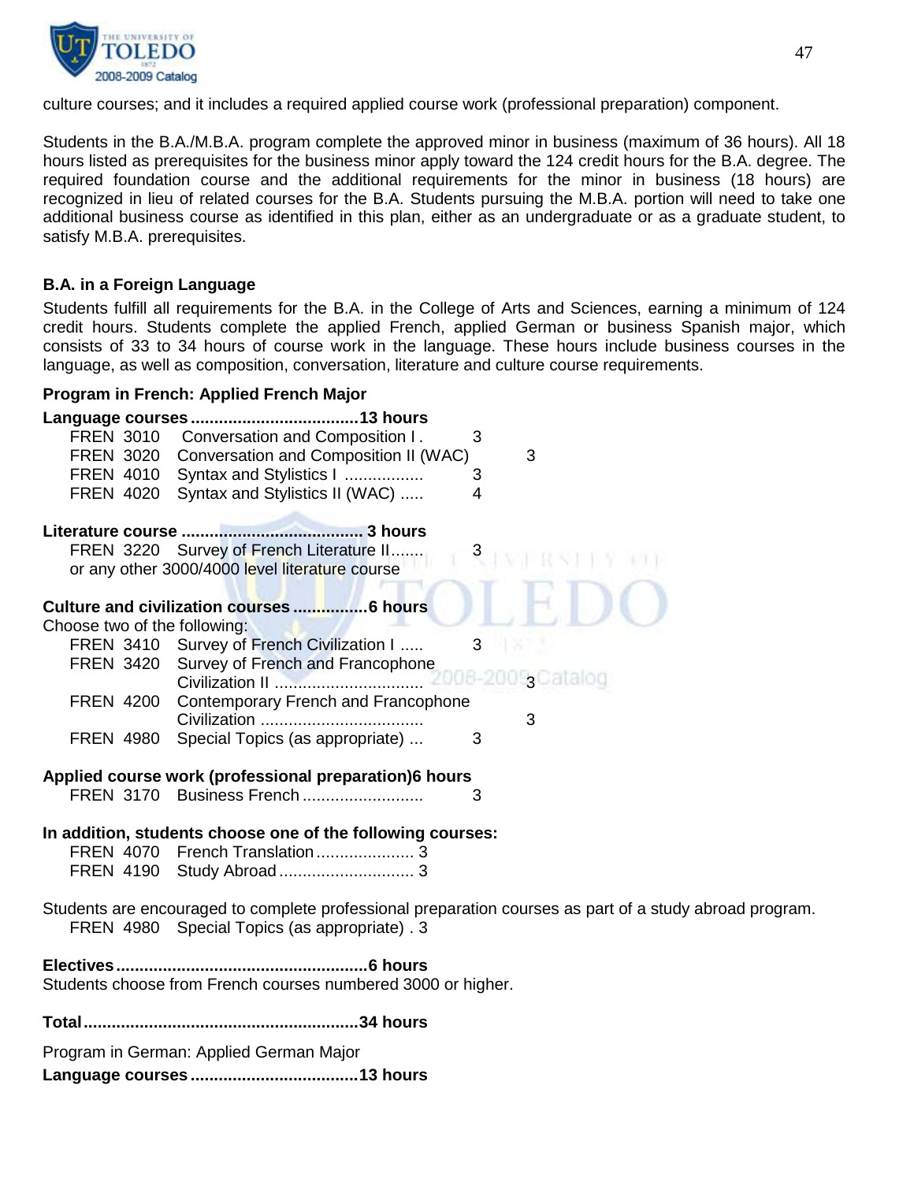culture courses; and it includes a required applied course work (professional preparation) component.

Students in the B.A./M.B.A. program complete the approved minor in business (maximum of 36 hours). All 18 hours listed as prerequisites for the business minor apply toward the 124 credit hours for the B.A. degree. The required foundation course and the additional requirements for the minor in business (18 hours) are recognized in lieu of related courses for the B.A. Students pursuing the M.B.A. portion will need to take one additional business course as identified in this plan, either as an undergraduate or as a graduate student, to satisfy M.B.A. prerequisites.

### B.A. in a Foreign Language

Students fulfill all requirements for the B.A. in the College of Arts and Sciences, earning a minimum of 124 credit hours. Students complete the applied French, applied German or business Spanish major, which consists of 33 to 34 hours of course work in the language. These hours include business courses in the language, as well as composition, conversation, literature and culture course requirements.

#### Program in French: Applied French Major

**Language courses....................................13 hours**

FREN 3010 Conversation and Composition I . 3
FREN 3020 Conversation and Composition II (WAC) 3
FREN 4010 Syntax and Stylistics I ................ 3
FREN 4020 Syntax and Stylistics II (WAC) ..... 4

**Literature course ....................................... 3 hours**

FREN 3220 Survey of French Literature II....... 3
or any other 3000/4000 level literature course

**Culture and civilization courses ................6 hours**

Choose two of the following:

FREN 3410 Survey of French Civilization I ..... 3
FREN 3420 Survey of French and Francophone Civilization II ............................... 3
FREN 4200 Contemporary French and Francophone Civilization .................................. 3
FREN 4980 Special Topics (as appropriate) ... 3

**Applied course work (professional preparation)6 hours**

FREN 3170 Business French .......................... 3

**In addition, students choose one of the following courses:**

FREN 4070 French Translation..................... 3
FREN 4190 Study Abroad............................. 3

Students are encouraged to complete professional preparation courses as part of a study abroad program.

FREN 4980 Special Topics (as appropriate) . 3

**Electives.....................................................6 hours**

Students choose from French courses numbered 3000 or higher.

**Total...........................................................34 hours**

Program in German: Applied German Major

**Language courses....................................13 hours**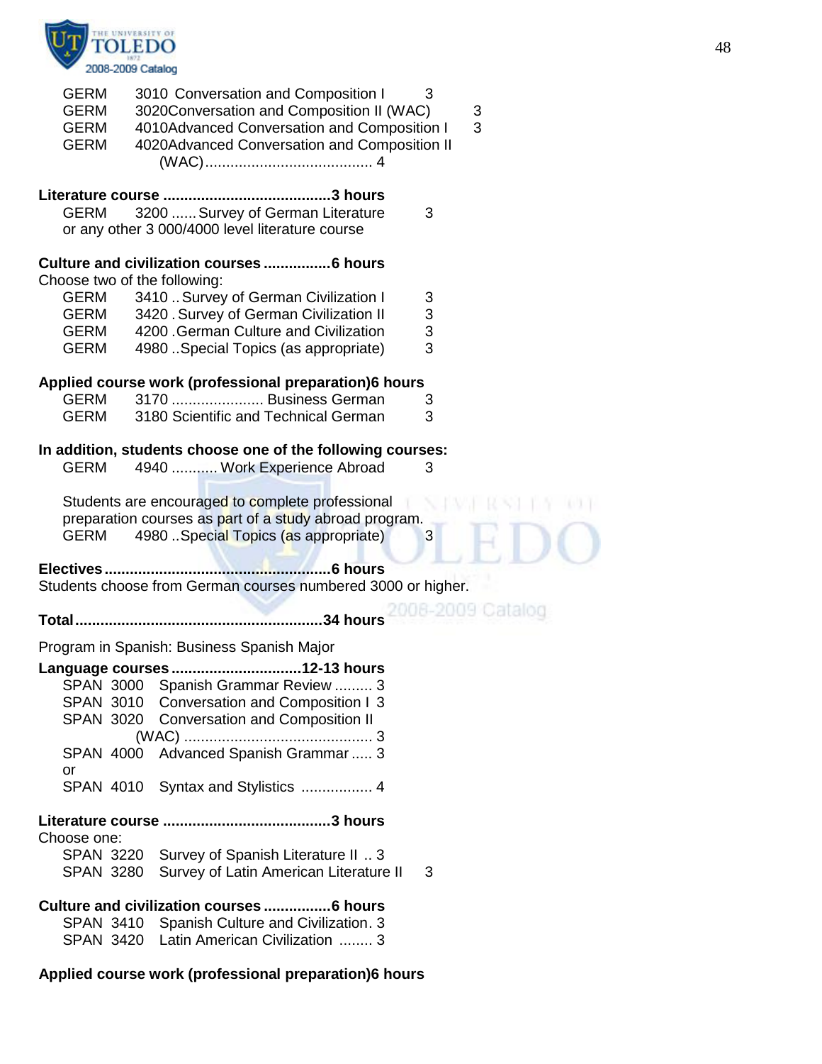GERM 3010 Conversation and Composition I 3
GERM 3020 Conversation and Composition II (WAC) 3
GERM 4010 Advanced Conversation and Composition I 3
GERM 4020 Advanced Conversation and Composition II (WAC) ........................................ 4

**Literature course ........................................3 hours**

GERM 3200 ...... Survey of German Literature 3
or any other 3 000/4000 level literature course

**Culture and civilization courses ................6 hours**

Choose two of the following:

GERM 3410 .. Survey of German Civilization I 3
GERM 3420 . Survey of German Civilization II 3
GERM 4200 .German Culture and Civilization 3
GERM 4980 ..Special Topics (as appropriate) 3

**Applied course work (professional preparation)6 hours**

GERM 3170 ...................... Business German 3
GERM 3180 Scientific and Technical German 3

**In addition, students choose one of the following courses:**

GERM 4940 ........... Work Experience Abroad 3

Students are encouraged to complete professional preparation courses as part of a study abroad program.

GERM 4980 ..Special Topics (as appropriate) 3

**Electives ......................................................6 hours**

Students choose from German courses numbered 3000 or higher.

**Total...........................................................34 hours**

Program in Spanish: Business Spanish Major

**Language courses ...............................12-13 hours**

SPAN 3000 Spanish Grammar Review ......... 3
SPAN 3010 Conversation and Composition I 3
SPAN 3020 Conversation and Composition II (WAC) ............................................ 3
SPAN 4000 Advanced Spanish Grammar ..... 3
or
SPAN 4010 Syntax and Stylistics ................. 4

**Literature course ........................................3 hours**

Choose one:

SPAN 3220 Survey of Spanish Literature II .. 3
SPAN 3280 Survey of Latin American Literature II 3

**Culture and civilization courses ................6 hours**

SPAN 3410 Spanish Culture and Civilization. 3
SPAN 3420 Latin American Civilization ........ 3

**Applied course work (professional preparation)6 hours**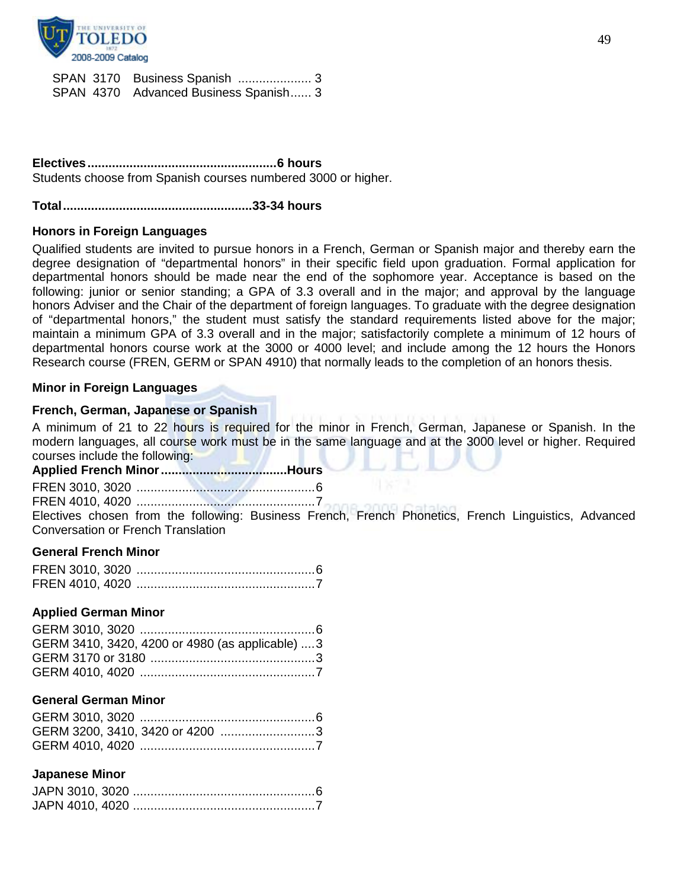SPAN 3170 Business Spanish ..................... 3
SPAN 4370 Advanced Business Spanish...... 3

**Electives......................................................6 hours**
Students choose from Spanish courses numbered 3000 or higher.

**Total......................................................33-34 hours**

### Honors in Foreign Languages

Qualified students are invited to pursue honors in a French, German or Spanish major and thereby earn the degree designation of "departmental honors" in their specific field upon graduation. Formal application for departmental honors should be made near the end of the sophomore year. Acceptance is based on the following: junior or senior standing; a GPA of 3.3 overall and in the major; and approval by the language honors Adviser and the Chair of the department of foreign languages. To graduate with the degree designation of "departmental honors," the student must satisfy the standard requirements listed above for the major; maintain a minimum GPA of 3.3 overall and in the major; satisfactorily complete a minimum of 12 hours of departmental honors course work at the 3000 or 4000 level; and include among the 12 hours the Honors Research course (FREN, GERM or SPAN 4910) that normally leads to the completion of an honors thesis.

### Minor in Foreign Languages

#### French, German, Japanese or Spanish

A minimum of 21 to 22 hours is required for the minor in French, German, Japanese or Spanish. In the modern languages, all course work must be in the same language and at the 3000 level or higher. Required courses include the following:

**Applied French Minor....................................Hours**

FREN 3010, 3020 ..................................................6
FREN 4010, 4020 ..................................................7
Electives chosen from the following: Business French, French Phonetics, French Linguistics, Advanced Conversation or French Translation

#### General French Minor

FREN 3010, 3020 ..................................................6
FREN 4010, 4020 ..................................................7

#### Applied German Minor

GERM 3010, 3020 .................................................6
GERM 3410, 3420, 4200 or 4980 (as applicable) ....3
GERM 3170 or 3180 ...............................................3
GERM 4010, 4020 .................................................7

#### General German Minor

GERM 3010, 3020 .................................................6
GERM 3200, 3410, 3420 or 4200 ...........................3
GERM 4010, 4020 .................................................7

#### Japanese Minor

JAPN 3010, 3020 ...................................................6
JAPN 4010, 4020 ...................................................7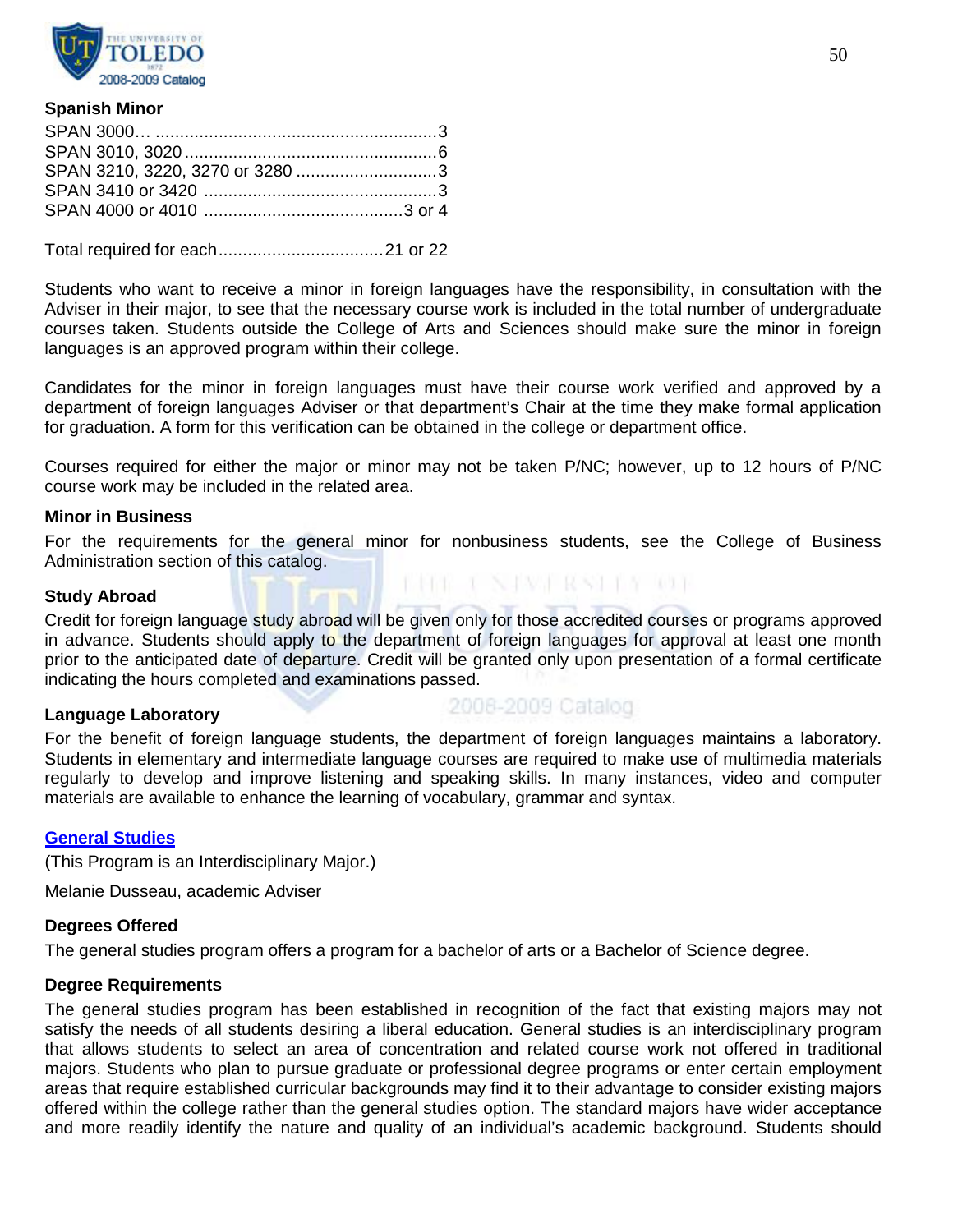**Spanish Minor**

SPAN 3000… ........................................................3
SPAN 3010, 3020 ...................................................6
SPAN 3210, 3220, 3270 or 3280 ............................3
SPAN 3410 or 3420 ...............................................3
SPAN 4000 or 4010 ........................................3 or 4

Total required for each.................................21 or 22

Students who want to receive a minor in foreign languages have the responsibility, in consultation with the Adviser in their major, to see that the necessary course work is included in the total number of undergraduate courses taken. Students outside the College of Arts and Sciences should make sure the minor in foreign languages is an approved program within their college.

Candidates for the minor in foreign languages must have their course work verified and approved by a department of foreign languages Adviser or that department's Chair at the time they make formal application for graduation. A form for this verification can be obtained in the college or department office.

Courses required for either the major or minor may not be taken P/NC; however, up to 12 hours of P/NC course work may be included in the related area.

**Minor in Business**

For the requirements for the general minor for nonbusiness students, see the College of Business Administration section of this catalog.

**Study Abroad**

Credit for foreign language study abroad will be given only for those accredited courses or programs approved in advance. Students should apply to the department of foreign languages for approval at least one month prior to the anticipated date of departure. Credit will be granted only upon presentation of a formal certificate indicating the hours completed and examinations passed.

**Language Laboratory**

For the benefit of foreign language students, the department of foreign languages maintains a laboratory. Students in elementary and intermediate language courses are required to make use of multimedia materials regularly to develop and improve listening and speaking skills. In many instances, video and computer materials are available to enhance the learning of vocabulary, grammar and syntax.

## General Studies

(This Program is an Interdisciplinary Major.)

Melanie Dusseau, academic Adviser

**Degrees Offered**

The general studies program offers a program for a bachelor of arts or a Bachelor of Science degree.

**Degree Requirements**

The general studies program has been established in recognition of the fact that existing majors may not satisfy the needs of all students desiring a liberal education. General studies is an interdisciplinary program that allows students to select an area of concentration and related course work not offered in traditional majors. Students who plan to pursue graduate or professional degree programs or enter certain employment areas that require established curricular backgrounds may find it to their advantage to consider existing majors offered within the college rather than the general studies option. The standard majors have wider acceptance and more readily identify the nature and quality of an individual's academic background. Students should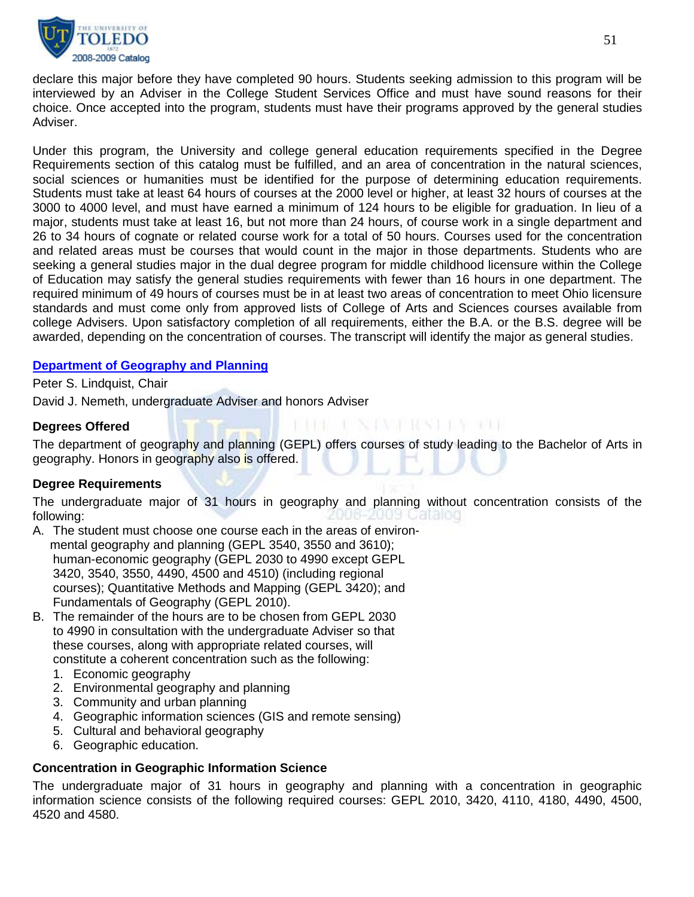declare this major before they have completed 90 hours. Students seeking admission to this program will be interviewed by an Adviser in the College Student Services Office and must have sound reasons for their choice. Once accepted into the program, students must have their programs approved by the general studies Adviser.

Under this program, the University and college general education requirements specified in the Degree Requirements section of this catalog must be fulfilled, and an area of concentration in the natural sciences, social sciences or humanities must be identified for the purpose of determining education requirements. Students must take at least 64 hours of courses at the 2000 level or higher, at least 32 hours of courses at the 3000 to 4000 level, and must have earned a minimum of 124 hours to be eligible for graduation. In lieu of a major, students must take at least 16, but not more than 24 hours, of course work in a single department and 26 to 34 hours of cognate or related course work for a total of 50 hours. Courses used for the concentration and related areas must be courses that would count in the major in those departments. Students who are seeking a general studies major in the dual degree program for middle childhood licensure within the College of Education may satisfy the general studies requirements with fewer than 16 hours in one department. The required minimum of 49 hours of courses must be in at least two areas of concentration to meet Ohio licensure standards and must come only from approved lists of College of Arts and Sciences courses available from college Advisers. Upon satisfactory completion of all requirements, either the B.A. or the B.S. degree will be awarded, depending on the concentration of courses. The transcript will identify the major as general studies.

## Department of Geography and Planning

Peter S. Lindquist, Chair

David J. Nemeth, undergraduate Adviser and honors Adviser

### Degrees Offered

The department of geography and planning (GEPL) offers courses of study leading to the Bachelor of Arts in geography. Honors in geography also is offered.

### Degree Requirements

The undergraduate major of 31 hours in geography and planning without concentration consists of the following:

A. The student must choose one course each in the areas of environmental geography and planning (GEPL 3540, 3550 and 3610); human-economic geography (GEPL 2030 to 4990 except GEPL 3420, 3540, 3550, 4490, 4500 and 4510) (including regional courses); Quantitative Methods and Mapping (GEPL 3420); and Fundamentals of Geography (GEPL 2010).

B. The remainder of the hours are to be chosen from GEPL 2030 to 4990 in consultation with the undergraduate Adviser so that these courses, along with appropriate related courses, will constitute a coherent concentration such as the following:
   1. Economic geography
   2. Environmental geography and planning
   3. Community and urban planning
   4. Geographic information sciences (GIS and remote sensing)
   5. Cultural and behavioral geography
   6. Geographic education.

### Concentration in Geographic Information Science

The undergraduate major of 31 hours in geography and planning with a concentration in geographic information science consists of the following required courses: GEPL 2010, 3420, 4110, 4180, 4490, 4500, 4520 and 4580.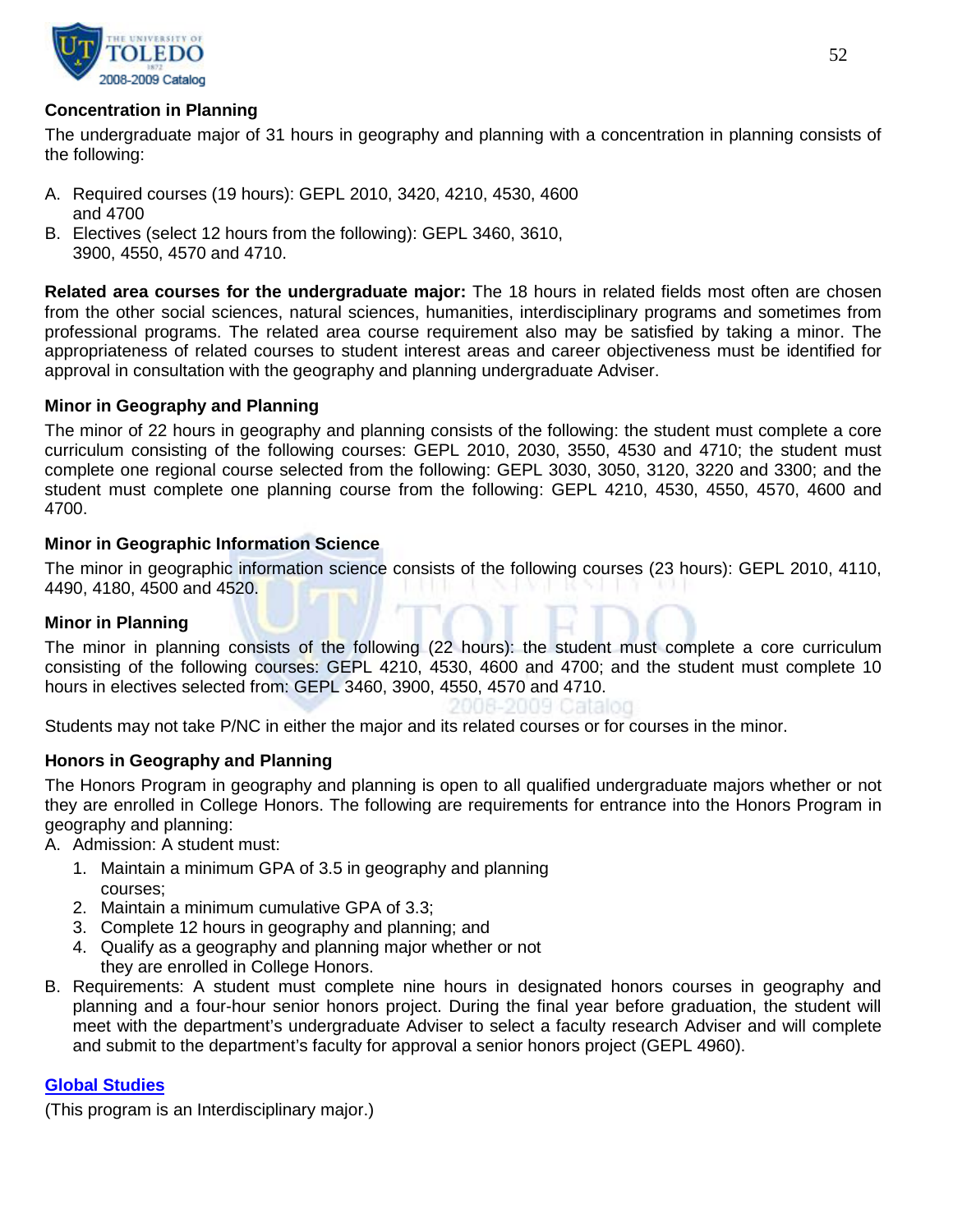### Concentration in Planning

The undergraduate major of 31 hours in geography and planning with a concentration in planning consists of the following:

A. Required courses (19 hours): GEPL 2010, 3420, 4210, 4530, 4600 and 4700
B. Electives (select 12 hours from the following): GEPL 3460, 3610, 3900, 4550, 4570 and 4710.

**Related area courses for the undergraduate major:** The 18 hours in related fields most often are chosen from the other social sciences, natural sciences, humanities, interdisciplinary programs and sometimes from professional programs. The related area course requirement also may be satisfied by taking a minor. The appropriateness of related courses to student interest areas and career objectiveness must be identified for approval in consultation with the geography and planning undergraduate Adviser.

### Minor in Geography and Planning

The minor of 22 hours in geography and planning consists of the following: the student must complete a core curriculum consisting of the following courses: GEPL 2010, 2030, 3550, 4530 and 4710; the student must complete one regional course selected from the following: GEPL 3030, 3050, 3120, 3220 and 3300; and the student must complete one planning course from the following: GEPL 4210, 4530, 4550, 4570, 4600 and 4700.

### Minor in Geographic Information Science

The minor in geographic information science consists of the following courses (23 hours): GEPL 2010, 4110, 4490, 4180, 4500 and 4520.

### Minor in Planning

The minor in planning consists of the following (22 hours): the student must complete a core curriculum consisting of the following courses: GEPL 4210, 4530, 4600 and 4700; and the student must complete 10 hours in electives selected from: GEPL 3460, 3900, 4550, 4570 and 4710.

Students may not take P/NC in either the major and its related courses or for courses in the minor.

### Honors in Geography and Planning

The Honors Program in geography and planning is open to all qualified undergraduate majors whether or not they are enrolled in College Honors. The following are requirements for entrance into the Honors Program in geography and planning:

A. Admission: A student must:
   1. Maintain a minimum GPA of 3.5 in geography and planning courses;
   2. Maintain a minimum cumulative GPA of 3.3;
   3. Complete 12 hours in geography and planning; and
   4. Qualify as a geography and planning major whether or not they are enrolled in College Honors.
B. Requirements: A student must complete nine hours in designated honors courses in geography and planning and a four-hour senior honors project. During the final year before graduation, the student will meet with the department's undergraduate Adviser to select a faculty research Adviser and will complete and submit to the department's faculty for approval a senior honors project (GEPL 4960).

## Global Studies

(This program is an Interdisciplinary major.)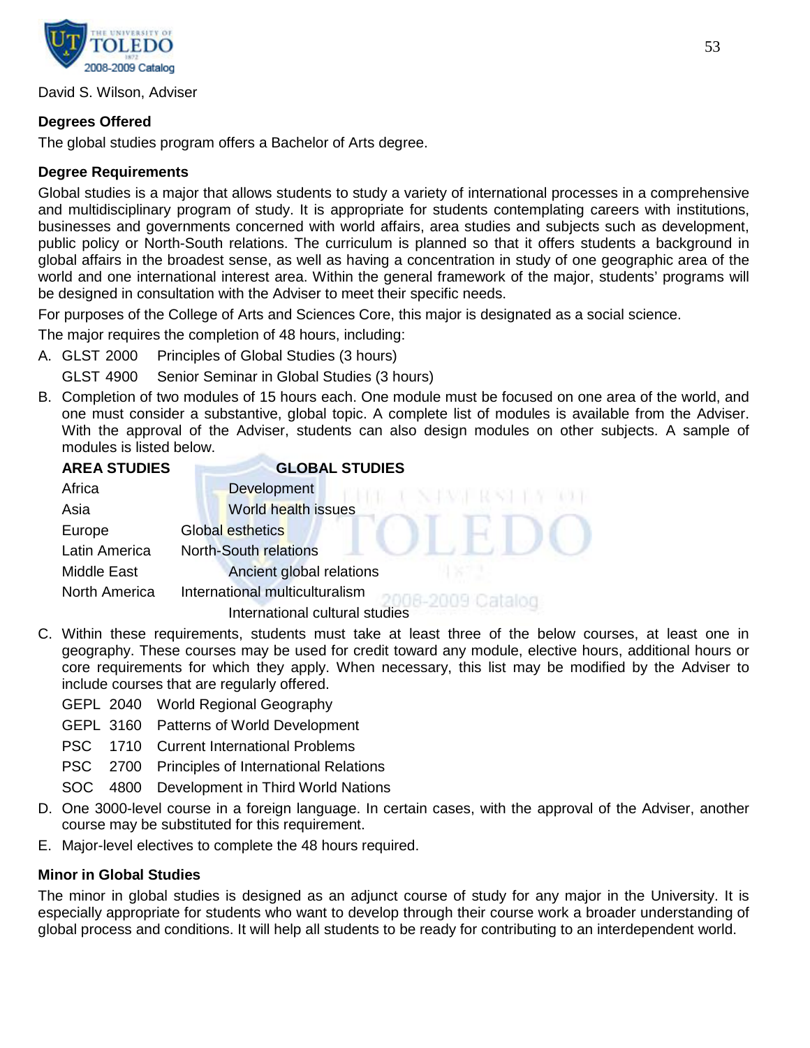David S. Wilson, Adviser

### Degrees Offered

The global studies program offers a Bachelor of Arts degree.

### Degree Requirements

Global studies is a major that allows students to study a variety of international processes in a comprehensive and multidisciplinary program of study. It is appropriate for students contemplating careers with institutions, businesses and governments concerned with world affairs, area studies and subjects such as development, public policy or North-South relations. The curriculum is planned so that it offers students a background in global affairs in the broadest sense, as well as having a concentration in study of one geographic area of the world and one international interest area. Within the general framework of the major, students' programs will be designed in consultation with the Adviser to meet their specific needs.

For purposes of the College of Arts and Sciences Core, this major is designated as a social science.

The major requires the completion of 48 hours, including:

A. GLST 2000 Principles of Global Studies (3 hours)
   GLST 4900 Senior Seminar in Global Studies (3 hours)

B. Completion of two modules of 15 hours each. One module must be focused on one area of the world, and one must consider a substantive, global topic. A complete list of modules is available from the Adviser. With the approval of the Adviser, students can also design modules on other subjects. A sample of modules is listed below.

| AREA STUDIES | GLOBAL STUDIES |
| --- | --- |
| Africa | Development |
| Asia | World health issues |
| Europe | Global esthetics |
| Latin America | North-South relations |
| Middle East | Ancient global relations |
| North America | International multiculturalism |
| | International cultural studies |

C. Within these requirements, students must take at least three of the below courses, at least one in geography. These courses may be used for credit toward any module, elective hours, additional hours or core requirements for which they apply. When necessary, this list may be modified by the Adviser to include courses that are regularly offered.
   - GEPL 2040 World Regional Geography
   - GEPL 3160 Patterns of World Development
   - PSC 1710 Current International Problems
   - PSC 2700 Principles of International Relations
   - SOC 4800 Development in Third World Nations

D. One 3000-level course in a foreign language. In certain cases, with the approval of the Adviser, another course may be substituted for this requirement.

E. Major-level electives to complete the 48 hours required.

### Minor in Global Studies

The minor in global studies is designed as an adjunct course of study for any major in the University. It is especially appropriate for students who want to develop through their course work a broader understanding of global process and conditions. It will help all students to be ready for contributing to an interdependent world.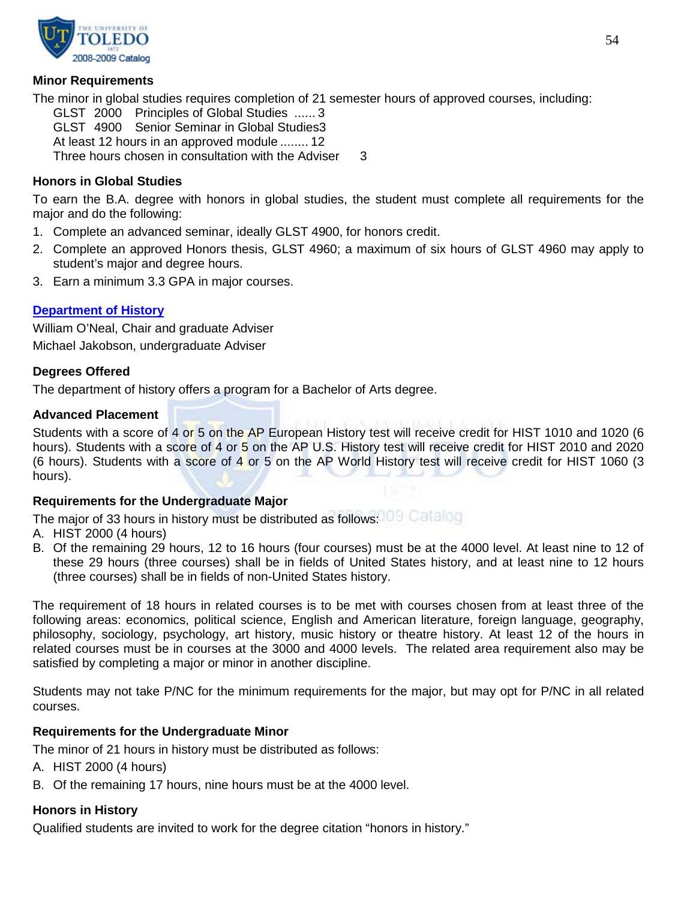### Minor Requirements

The minor in global studies requires completion of 21 semester hours of approved courses, including:

GLST 2000 Principles of Global Studies ...... 3
GLST 4900 Senior Seminar in Global Studies3
At least 12 hours in an approved module ........ 12
Three hours chosen in consultation with the Adviser 3

### Honors in Global Studies

To earn the B.A. degree with honors in global studies, the student must complete all requirements for the major and do the following:

1. Complete an advanced seminar, ideally GLST 4900, for honors credit.
2. Complete an approved Honors thesis, GLST 4960; a maximum of six hours of GLST 4960 may apply to student's major and degree hours.
3. Earn a minimum 3.3 GPA in major courses.

## Department of History

William O'Neal, Chair and graduate Adviser

Michael Jakobson, undergraduate Adviser

### Degrees Offered

The department of history offers a program for a Bachelor of Arts degree.

### Advanced Placement

Students with a score of 4 or 5 on the AP European History test will receive credit for HIST 1010 and 1020 (6 hours). Students with a score of 4 or 5 on the AP U.S. History test will receive credit for HIST 2010 and 2020 (6 hours). Students with a score of 4 or 5 on the AP World History test will receive credit for HIST 1060 (3 hours).

### Requirements for the Undergraduate Major

The major of 33 hours in history must be distributed as follows:

A. HIST 2000 (4 hours)
B. Of the remaining 29 hours, 12 to 16 hours (four courses) must be at the 4000 level. At least nine to 12 of these 29 hours (three courses) shall be in fields of United States history, and at least nine to 12 hours (three courses) shall be in fields of non-United States history.

The requirement of 18 hours in related courses is to be met with courses chosen from at least three of the following areas: economics, political science, English and American literature, foreign language, geography, philosophy, sociology, psychology, art history, music history or theatre history. At least 12 of the hours in related courses must be in courses at the 3000 and 4000 levels. The related area requirement also may be satisfied by completing a major or minor in another discipline.

Students may not take P/NC for the minimum requirements for the major, but may opt for P/NC in all related courses.

### Requirements for the Undergraduate Minor

The minor of 21 hours in history must be distributed as follows:

A. HIST 2000 (4 hours)
B. Of the remaining 17 hours, nine hours must be at the 4000 level.

### Honors in History

Qualified students are invited to work for the degree citation "honors in history."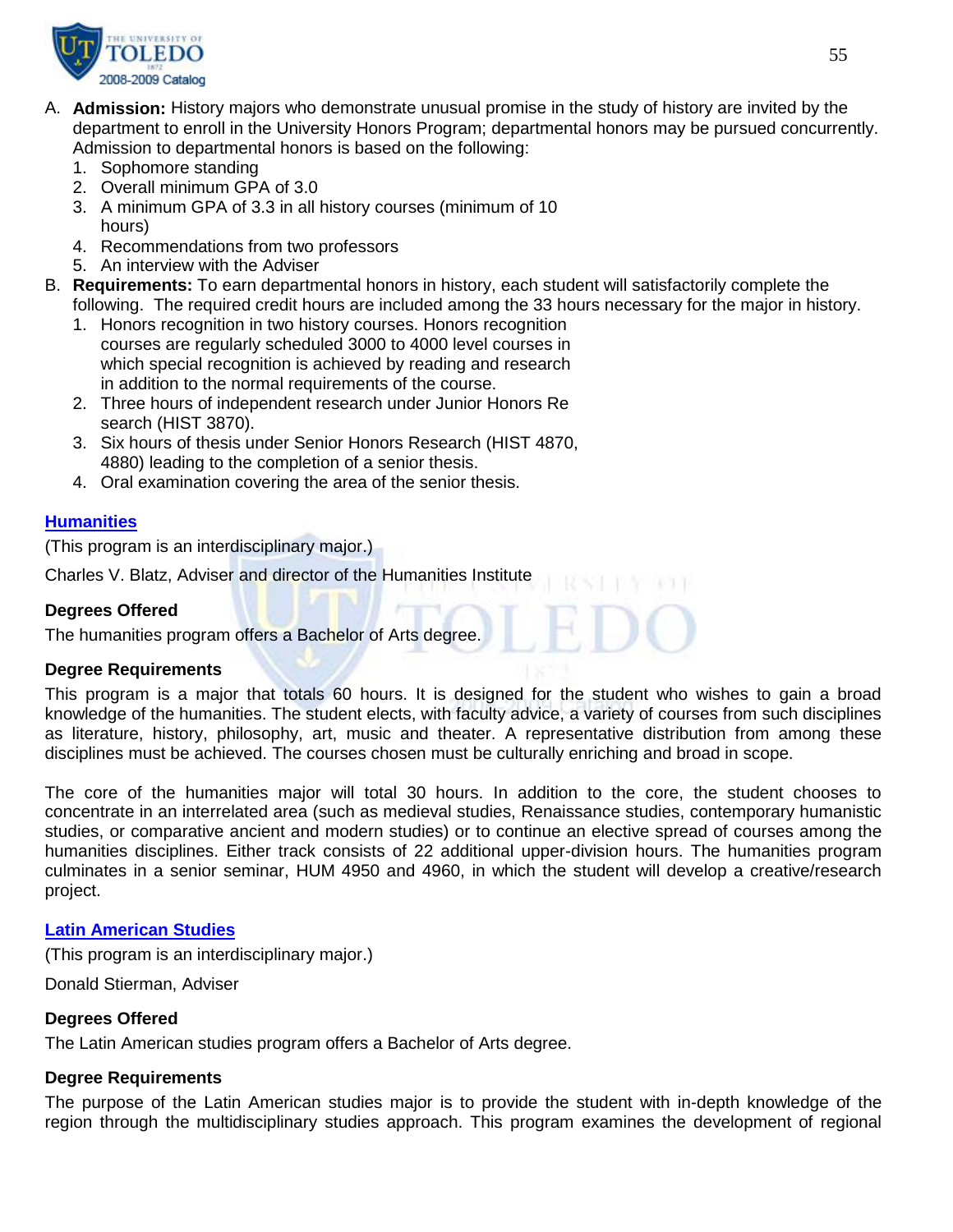A. **Admission:** History majors who demonstrate unusual promise in the study of history are invited by the department to enroll in the University Honors Program; departmental honors may be pursued concurrently. Admission to departmental honors is based on the following:
   1. Sophomore standing
   2. Overall minimum GPA of 3.0
   3. A minimum GPA of 3.3 in all history courses (minimum of 10 hours)
   4. Recommendations from two professors
   5. An interview with the Adviser

B. **Requirements:** To earn departmental honors in history, each student will satisfactorily complete the following. The required credit hours are included among the 33 hours necessary for the major in history.
   1. Honors recognition in two history courses. Honors recognition courses are regularly scheduled 3000 to 4000 level courses in which special recognition is achieved by reading and research in addition to the normal requirements of the course.
   2. Three hours of independent research under Junior Honors Re search (HIST 3870).
   3. Six hours of thesis under Senior Honors Research (HIST 4870, 4880) leading to the completion of a senior thesis.
   4. Oral examination covering the area of the senior thesis.

## Humanities

(This program is an interdisciplinary major.)

Charles V. Blatz, Adviser and director of the Humanities Institute

### Degrees Offered

The humanities program offers a Bachelor of Arts degree.

### Degree Requirements

This program is a major that totals 60 hours. It is designed for the student who wishes to gain a broad knowledge of the humanities. The student elects, with faculty advice, a variety of courses from such disciplines as literature, history, philosophy, art, music and theater. A representative distribution from among these disciplines must be achieved. The courses chosen must be culturally enriching and broad in scope.

The core of the humanities major will total 30 hours. In addition to the core, the student chooses to concentrate in an interrelated area (such as medieval studies, Renaissance studies, contemporary humanistic studies, or comparative ancient and modern studies) or to continue an elective spread of courses among the humanities disciplines. Either track consists of 22 additional upper-division hours. The humanities program culminates in a senior seminar, HUM 4950 and 4960, in which the student will develop a creative/research project.

## Latin American Studies

(This program is an interdisciplinary major.)

Donald Stierman, Adviser

### Degrees Offered

The Latin American studies program offers a Bachelor of Arts degree.

### Degree Requirements

The purpose of the Latin American studies major is to provide the student with in-depth knowledge of the region through the multidisciplinary studies approach. This program examines the development of regional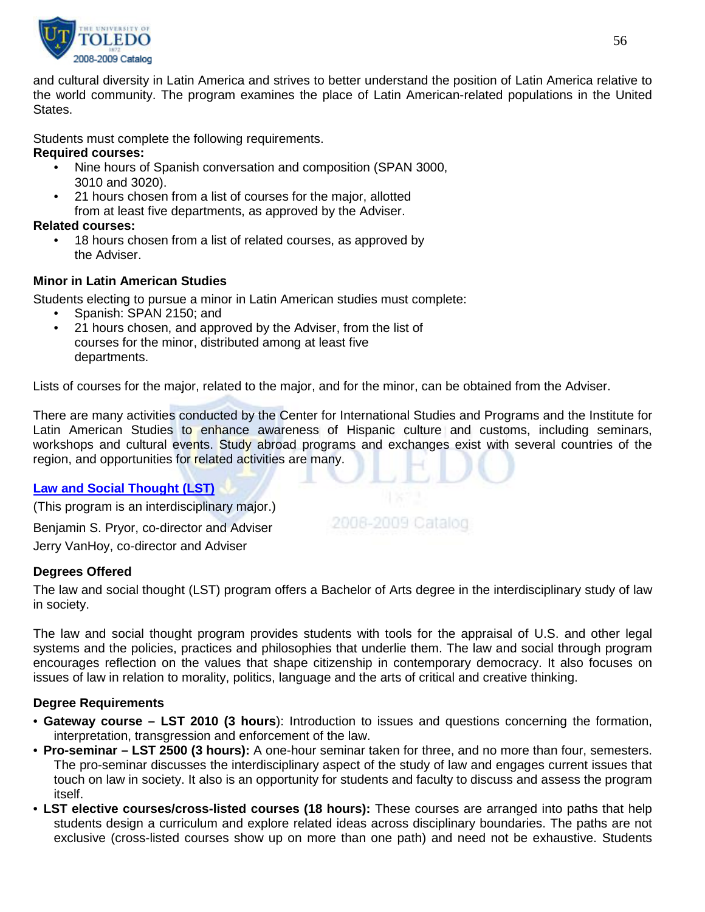and cultural diversity in Latin America and strives to better understand the position of Latin America relative to the world community. The program examines the place of Latin American-related populations in the United States.

Students must complete the following requirements.

**Required courses:**

- Nine hours of Spanish conversation and composition (SPAN 3000, 3010 and 3020).
- 21 hours chosen from a list of courses for the major, allotted from at least five departments, as approved by the Adviser.

**Related courses:**

- 18 hours chosen from a list of related courses, as approved by the Adviser.

**Minor in Latin American Studies**

Students electing to pursue a minor in Latin American studies must complete:

- Spanish: SPAN 2150; and
- 21 hours chosen, and approved by the Adviser, from the list of courses for the minor, distributed among at least five departments.

Lists of courses for the major, related to the major, and for the minor, can be obtained from the Adviser.

There are many activities conducted by the Center for International Studies and Programs and the Institute for Latin American Studies to enhance awareness of Hispanic culture and customs, including seminars, workshops and cultural events. Study abroad programs and exchanges exist with several countries of the region, and opportunities for related activities are many.

## Law and Social Thought (LST)

(This program is an interdisciplinary major.)

Benjamin S. Pryor, co-director and Adviser

Jerry VanHoy, co-director and Adviser

**Degrees Offered**

The law and social thought (LST) program offers a Bachelor of Arts degree in the interdisciplinary study of law in society.

The law and social thought program provides students with tools for the appraisal of U.S. and other legal systems and the policies, practices and philosophies that underlie them. The law and social through program encourages reflection on the values that shape citizenship in contemporary democracy. It also focuses on issues of law in relation to morality, politics, language and the arts of critical and creative thinking.

**Degree Requirements**

- **Gateway course – LST 2010 (3 hours**): Introduction to issues and questions concerning the formation, interpretation, transgression and enforcement of the law.
- **Pro-seminar – LST 2500 (3 hours):** A one-hour seminar taken for three, and no more than four, semesters. The pro-seminar discusses the interdisciplinary aspect of the study of law and engages current issues that touch on law in society. It also is an opportunity for students and faculty to discuss and assess the program itself.
- **LST elective courses/cross-listed courses (18 hours):** These courses are arranged into paths that help students design a curriculum and explore related ideas across disciplinary boundaries. The paths are not exclusive (cross-listed courses show up on more than one path) and need not be exhaustive. Students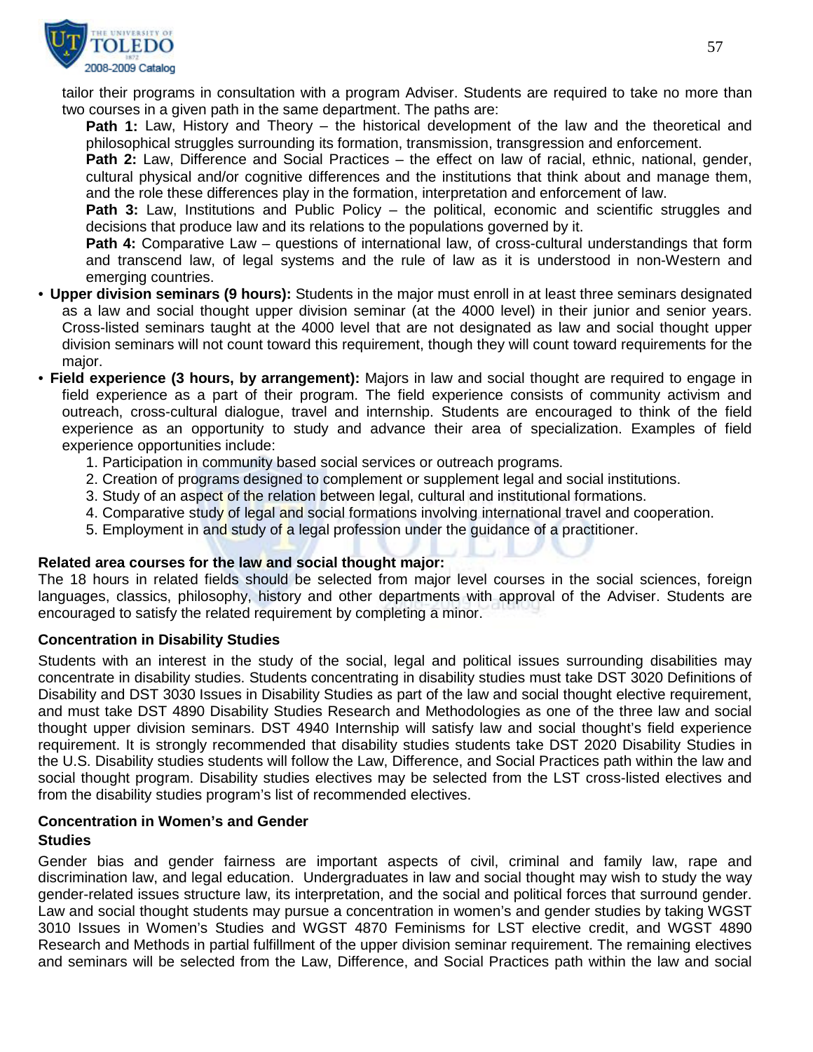tailor their programs in consultation with a program Adviser. Students are required to take no more than two courses in a given path in the same department. The paths are:

**Path 1:** Law, History and Theory – the historical development of the law and the theoretical and philosophical struggles surrounding its formation, transmission, transgression and enforcement.

**Path 2:** Law, Difference and Social Practices – the effect on law of racial, ethnic, national, gender, cultural physical and/or cognitive differences and the institutions that think about and manage them, and the role these differences play in the formation, interpretation and enforcement of law.

**Path 3:** Law, Institutions and Public Policy – the political, economic and scientific struggles and decisions that produce law and its relations to the populations governed by it.

**Path 4:** Comparative Law – questions of international law, of cross-cultural understandings that form and transcend law, of legal systems and the rule of law as it is understood in non-Western and emerging countries.

- **Upper division seminars (9 hours):** Students in the major must enroll in at least three seminars designated as a law and social thought upper division seminar (at the 4000 level) in their junior and senior years. Cross-listed seminars taught at the 4000 level that are not designated as law and social thought upper division seminars will not count toward this requirement, though they will count toward requirements for the major.
- **Field experience (3 hours, by arrangement):** Majors in law and social thought are required to engage in field experience as a part of their program. The field experience consists of community activism and outreach, cross-cultural dialogue, travel and internship. Students are encouraged to think of the field experience as an opportunity to study and advance their area of specialization. Examples of field experience opportunities include:
  1. Participation in community based social services or outreach programs.
  2. Creation of programs designed to complement or supplement legal and social institutions.
  3. Study of an aspect of the relation between legal, cultural and institutional formations.
  4. Comparative study of legal and social formations involving international travel and cooperation.
  5. Employment in and study of a legal profession under the guidance of a practitioner.

**Related area courses for the law and social thought major:**

The 18 hours in related fields should be selected from major level courses in the social sciences, foreign languages, classics, philosophy, history and other departments with approval of the Adviser. Students are encouraged to satisfy the related requirement by completing a minor.

### Concentration in Disability Studies

Students with an interest in the study of the social, legal and political issues surrounding disabilities may concentrate in disability studies. Students concentrating in disability studies must take DST 3020 Definitions of Disability and DST 3030 Issues in Disability Studies as part of the law and social thought elective requirement, and must take DST 4890 Disability Studies Research and Methodologies as one of the three law and social thought upper division seminars. DST 4940 Internship will satisfy law and social thought's field experience requirement. It is strongly recommended that disability studies students take DST 2020 Disability Studies in the U.S. Disability studies students will follow the Law, Difference, and Social Practices path within the law and social thought program. Disability studies electives may be selected from the LST cross-listed electives and from the disability studies program's list of recommended electives.

### Concentration in Women's and Gender Studies

Gender bias and gender fairness are important aspects of civil, criminal and family law, rape and discrimination law, and legal education. Undergraduates in law and social thought may wish to study the way gender-related issues structure law, its interpretation, and the social and political forces that surround gender. Law and social thought students may pursue a concentration in women's and gender studies by taking WGST 3010 Issues in Women's Studies and WGST 4870 Feminisms for LST elective credit, and WGST 4890 Research and Methods in partial fulfillment of the upper division seminar requirement. The remaining electives and seminars will be selected from the Law, Difference, and Social Practices path within the law and social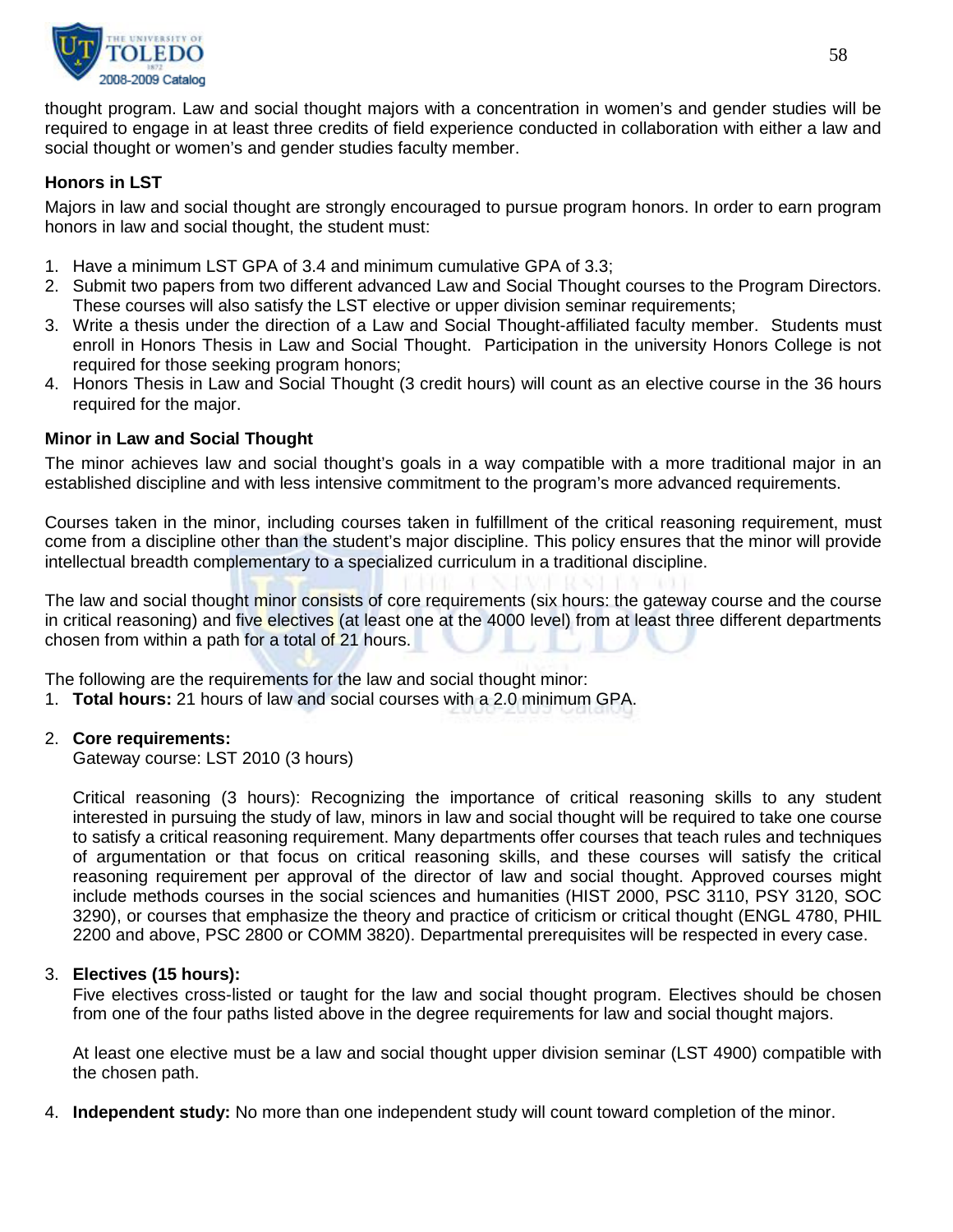thought program. Law and social thought majors with a concentration in women's and gender studies will be required to engage in at least three credits of field experience conducted in collaboration with either a law and social thought or women's and gender studies faculty member.

### Honors in LST

Majors in law and social thought are strongly encouraged to pursue program honors. In order to earn program honors in law and social thought, the student must:

1. Have a minimum LST GPA of 3.4 and minimum cumulative GPA of 3.3;
2. Submit two papers from two different advanced Law and Social Thought courses to the Program Directors. These courses will also satisfy the LST elective or upper division seminar requirements;
3. Write a thesis under the direction of a Law and Social Thought-affiliated faculty member. Students must enroll in Honors Thesis in Law and Social Thought. Participation in the university Honors College is not required for those seeking program honors;
4. Honors Thesis in Law and Social Thought (3 credit hours) will count as an elective course in the 36 hours required for the major.

### Minor in Law and Social Thought

The minor achieves law and social thought's goals in a way compatible with a more traditional major in an established discipline and with less intensive commitment to the program's more advanced requirements.

Courses taken in the minor, including courses taken in fulfillment of the critical reasoning requirement, must come from a discipline other than the student's major discipline. This policy ensures that the minor will provide intellectual breadth complementary to a specialized curriculum in a traditional discipline.

The law and social thought minor consists of core requirements (six hours: the gateway course and the course in critical reasoning) and five electives (at least one at the 4000 level) from at least three different departments chosen from within a path for a total of 21 hours.

The following are the requirements for the law and social thought minor:

1. **Total hours:** 21 hours of law and social courses with a 2.0 minimum GPA.

2. **Core requirements:**
   Gateway course: LST 2010 (3 hours)

   Critical reasoning (3 hours): Recognizing the importance of critical reasoning skills to any student interested in pursuing the study of law, minors in law and social thought will be required to take one course to satisfy a critical reasoning requirement. Many departments offer courses that teach rules and techniques of argumentation or that focus on critical reasoning skills, and these courses will satisfy the critical reasoning requirement per approval of the director of law and social thought. Approved courses might include methods courses in the social sciences and humanities (HIST 2000, PSC 3110, PSY 3120, SOC 3290), or courses that emphasize the theory and practice of criticism or critical thought (ENGL 4780, PHIL 2200 and above, PSC 2800 or COMM 3820). Departmental prerequisites will be respected in every case.

3. **Electives (15 hours):**
   Five electives cross-listed or taught for the law and social thought program. Electives should be chosen from one of the four paths listed above in the degree requirements for law and social thought majors.

   At least one elective must be a law and social thought upper division seminar (LST 4900) compatible with the chosen path.

4. **Independent study:** No more than one independent study will count toward completion of the minor.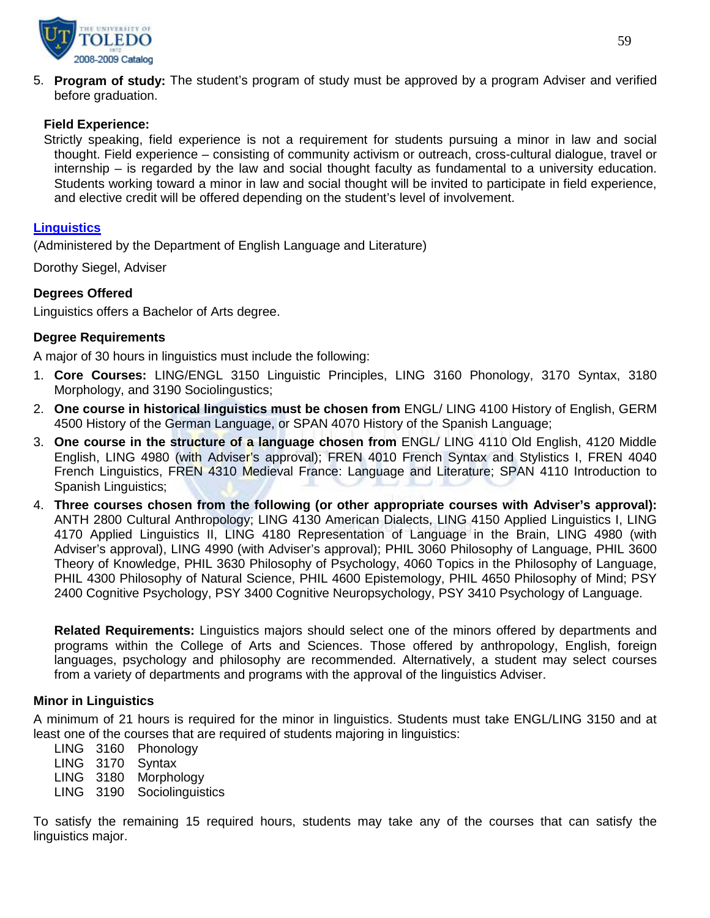5. **Program of study:** The student's program of study must be approved by a program Adviser and verified before graduation.

**Field Experience:**

Strictly speaking, field experience is not a requirement for students pursuing a minor in law and social thought. Field experience – consisting of community activism or outreach, cross-cultural dialogue, travel or internship – is regarded by the law and social thought faculty as fundamental to a university education. Students working toward a minor in law and social thought will be invited to participate in field experience, and elective credit will be offered depending on the student's level of involvement.

## Linguistics

(Administered by the Department of English Language and Literature)

Dorothy Siegel, Adviser

### Degrees Offered

Linguistics offers a Bachelor of Arts degree.

### Degree Requirements

A major of 30 hours in linguistics must include the following:

1. **Core Courses:** LING/ENGL 3150 Linguistic Principles, LING 3160 Phonology, 3170 Syntax, 3180 Morphology, and 3190 Sociolinguistics;
2. **One course in historical linguistics must be chosen from** ENGL/ LING 4100 History of English, GERM 4500 History of the German Language, or SPAN 4070 History of the Spanish Language;
3. **One course in the structure of a language chosen from** ENGL/ LING 4110 Old English, 4120 Middle English, LING 4980 (with Adviser's approval); FREN 4010 French Syntax and Stylistics I, FREN 4040 French Linguistics, FREN 4310 Medieval France: Language and Literature; SPAN 4110 Introduction to Spanish Linguistics;
4. **Three courses chosen from the following (or other appropriate courses with Adviser's approval):** ANTH 2800 Cultural Anthropology; LING 4130 American Dialects, LING 4150 Applied Linguistics I, LING 4170 Applied Linguistics II, LING 4180 Representation of Language in the Brain, LING 4980 (with Adviser's approval), LING 4990 (with Adviser's approval); PHIL 3060 Philosophy of Language, PHIL 3600 Theory of Knowledge, PHIL 3630 Philosophy of Psychology, 4060 Topics in the Philosophy of Language, PHIL 4300 Philosophy of Natural Science, PHIL 4600 Epistemology, PHIL 4650 Philosophy of Mind; PSY 2400 Cognitive Psychology, PSY 3400 Cognitive Neuropsychology, PSY 3410 Psychology of Language.

**Related Requirements:** Linguistics majors should select one of the minors offered by departments and programs within the College of Arts and Sciences. Those offered by anthropology, English, foreign languages, psychology and philosophy are recommended. Alternatively, a student may select courses from a variety of departments and programs with the approval of the linguistics Adviser.

### Minor in Linguistics

A minimum of 21 hours is required for the minor in linguistics. Students must take ENGL/LING 3150 and at least one of the courses that are required of students majoring in linguistics:

LING 3160 Phonology  
LING 3170 Syntax  
LING 3180 Morphology  
LING 3190 Sociolinguistics

To satisfy the remaining 15 required hours, students may take any of the courses that can satisfy the linguistics major.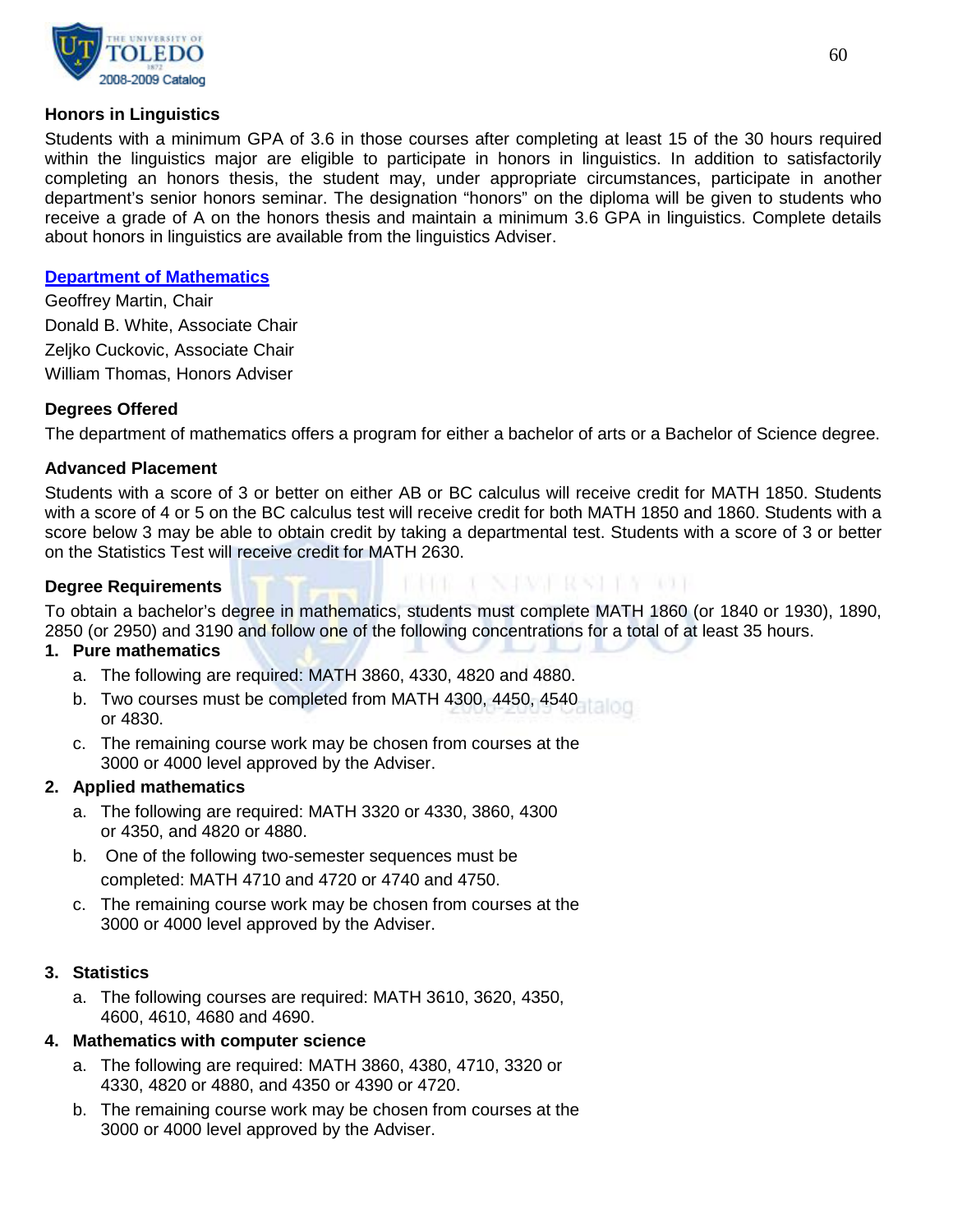### Honors in Linguistics

Students with a minimum GPA of 3.6 in those courses after completing at least 15 of the 30 hours required within the linguistics major are eligible to participate in honors in linguistics. In addition to satisfactorily completing an honors thesis, the student may, under appropriate circumstances, participate in another department's senior honors seminar. The designation "honors" on the diploma will be given to students who receive a grade of A on the honors thesis and maintain a minimum 3.6 GPA in linguistics. Complete details about honors in linguistics are available from the linguistics Adviser.

## Department of Mathematics

Geoffrey Martin, Chair
Donald B. White, Associate Chair
Zeljko Cuckovic, Associate Chair
William Thomas, Honors Adviser

### Degrees Offered

The department of mathematics offers a program for either a bachelor of arts or a Bachelor of Science degree.

### Advanced Placement

Students with a score of 3 or better on either AB or BC calculus will receive credit for MATH 1850. Students with a score of 4 or 5 on the BC calculus test will receive credit for both MATH 1850 and 1860. Students with a score below 3 may be able to obtain credit by taking a departmental test. Students with a score of 3 or better on the Statistics Test will receive credit for MATH 2630.

### Degree Requirements

To obtain a bachelor's degree in mathematics, students must complete MATH 1860 (or 1840 or 1930), 1890, 2850 (or 2950) and 3190 and follow one of the following concentrations for a total of at least 35 hours.

1. **Pure mathematics**
   a. The following are required: MATH 3860, 4330, 4820 and 4880.
   b. Two courses must be completed from MATH 4300, 4450, 4540 or 4830.
   c. The remaining course work may be chosen from courses at the 3000 or 4000 level approved by the Adviser.
2. **Applied mathematics**
   a. The following are required: MATH 3320 or 4330, 3860, 4300 or 4350, and 4820 or 4880.
   b. One of the following two-semester sequences must be completed: MATH 4710 and 4720 or 4740 and 4750.
   c. The remaining course work may be chosen from courses at the 3000 or 4000 level approved by the Adviser.
3. **Statistics**
   a. The following courses are required: MATH 3610, 3620, 4350, 4600, 4610, 4680 and 4690.
4. **Mathematics with computer science**
   a. The following are required: MATH 3860, 4380, 4710, 3320 or 4330, 4820 or 4880, and 4350 or 4390 or 4720.
   b. The remaining course work may be chosen from courses at the 3000 or 4000 level approved by the Adviser.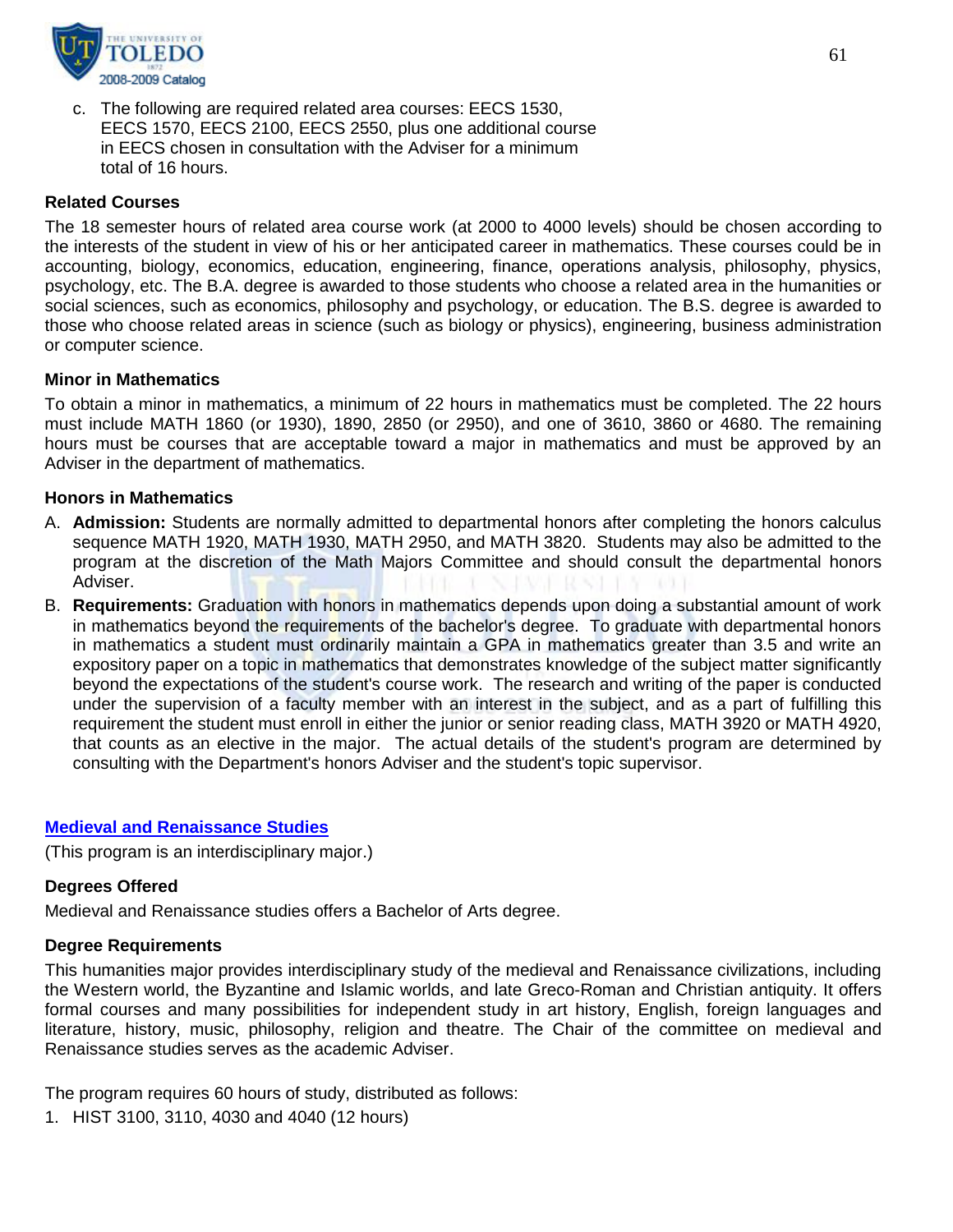c. The following are required related area courses: EECS 1530, EECS 1570, EECS 2100, EECS 2550, plus one additional course in EECS chosen in consultation with the Adviser for a minimum total of 16 hours.

**Related Courses**

The 18 semester hours of related area course work (at 2000 to 4000 levels) should be chosen according to the interests of the student in view of his or her anticipated career in mathematics. These courses could be in accounting, biology, economics, education, engineering, finance, operations analysis, philosophy, physics, psychology, etc. The B.A. degree is awarded to those students who choose a related area in the humanities or social sciences, such as economics, philosophy and psychology, or education. The B.S. degree is awarded to those who choose related areas in science (such as biology or physics), engineering, business administration or computer science.

**Minor in Mathematics**

To obtain a minor in mathematics, a minimum of 22 hours in mathematics must be completed. The 22 hours must include MATH 1860 (or 1930), 1890, 2850 (or 2950), and one of 3610, 3860 or 4680. The remaining hours must be courses that are acceptable toward a major in mathematics and must be approved by an Adviser in the department of mathematics.

**Honors in Mathematics**

A. **Admission:** Students are normally admitted to departmental honors after completing the honors calculus sequence MATH 1920, MATH 1930, MATH 2950, and MATH 3820. Students may also be admitted to the program at the discretion of the Math Majors Committee and should consult the departmental honors Adviser.

B. **Requirements:** Graduation with honors in mathematics depends upon doing a substantial amount of work in mathematics beyond the requirements of the bachelor's degree. To graduate with departmental honors in mathematics a student must ordinarily maintain a GPA in mathematics greater than 3.5 and write an expository paper on a topic in mathematics that demonstrates knowledge of the subject matter significantly beyond the expectations of the student's course work. The research and writing of the paper is conducted under the supervision of a faculty member with an interest in the subject, and as a part of fulfilling this requirement the student must enroll in either the junior or senior reading class, MATH 3920 or MATH 4920, that counts as an elective in the major. The actual details of the student's program are determined by consulting with the Department's honors Adviser and the student's topic supervisor.

## Medieval and Renaissance Studies

(This program is an interdisciplinary major.)

**Degrees Offered**

Medieval and Renaissance studies offers a Bachelor of Arts degree.

**Degree Requirements**

This humanities major provides interdisciplinary study of the medieval and Renaissance civilizations, including the Western world, the Byzantine and Islamic worlds, and late Greco-Roman and Christian antiquity. It offers formal courses and many possibilities for independent study in art history, English, foreign languages and literature, history, music, philosophy, religion and theatre. The Chair of the committee on medieval and Renaissance studies serves as the academic Adviser.

The program requires 60 hours of study, distributed as follows:

1. HIST 3100, 3110, 4030 and 4040 (12 hours)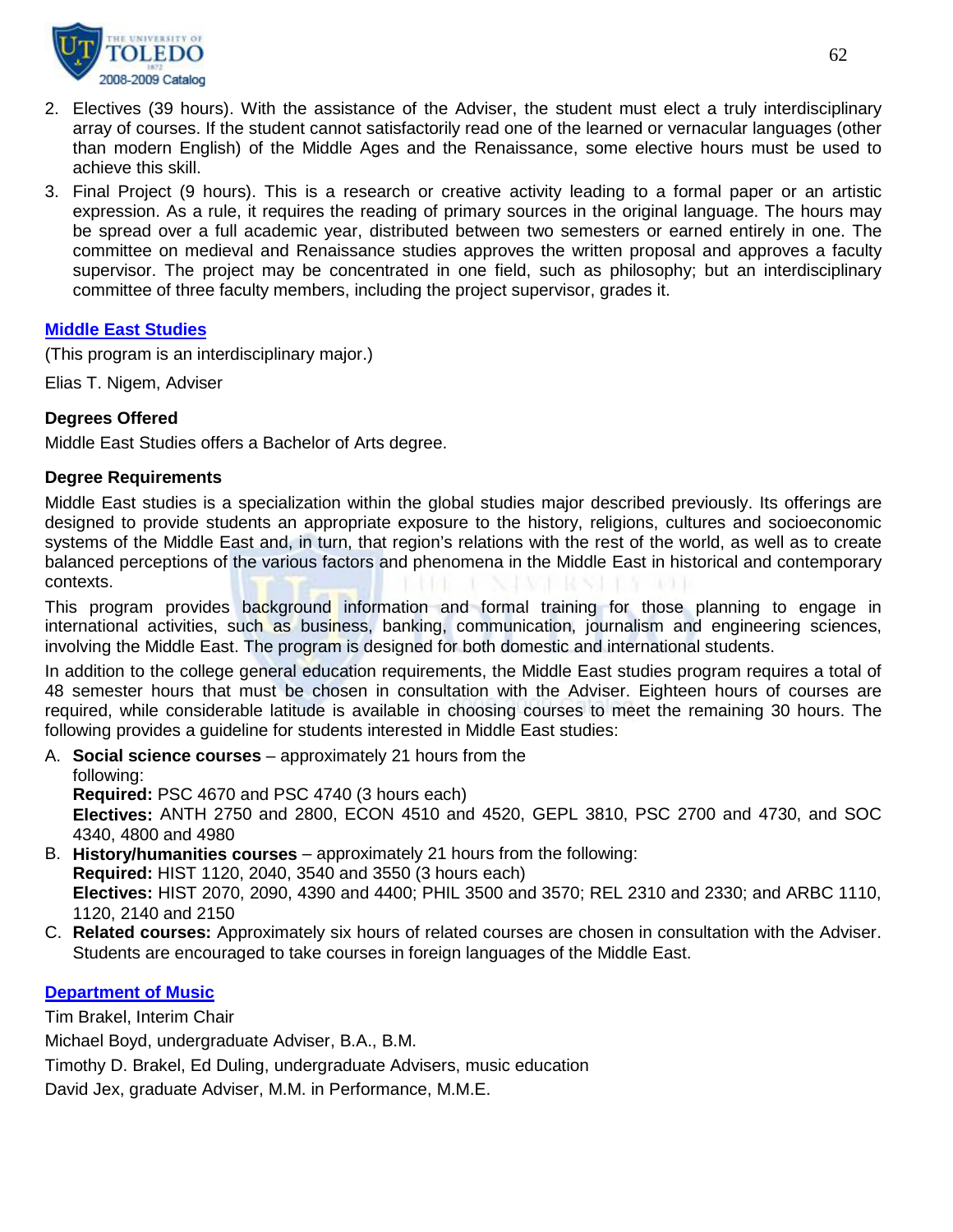2. Electives (39 hours). With the assistance of the Adviser, the student must elect a truly interdisciplinary array of courses. If the student cannot satisfactorily read one of the learned or vernacular languages (other than modern English) of the Middle Ages and the Renaissance, some elective hours must be used to achieve this skill.
3. Final Project (9 hours). This is a research or creative activity leading to a formal paper or an artistic expression. As a rule, it requires the reading of primary sources in the original language. The hours may be spread over a full academic year, distributed between two semesters or earned entirely in one. The committee on medieval and Renaissance studies approves the written proposal and approves a faculty supervisor. The project may be concentrated in one field, such as philosophy; but an interdisciplinary committee of three faculty members, including the project supervisor, grades it.

## Middle East Studies

(This program is an interdisciplinary major.)

Elias T. Nigem, Adviser

### Degrees Offered

Middle East Studies offers a Bachelor of Arts degree.

### Degree Requirements

Middle East studies is a specialization within the global studies major described previously. Its offerings are designed to provide students an appropriate exposure to the history, religions, cultures and socioeconomic systems of the Middle East and, in turn, that region's relations with the rest of the world, as well as to create balanced perceptions of the various factors and phenomena in the Middle East in historical and contemporary contexts.

This program provides background information and formal training for those planning to engage in international activities, such as business, banking, communication, journalism and engineering sciences, involving the Middle East. The program is designed for both domestic and international students.

In addition to the college general education requirements, the Middle East studies program requires a total of 48 semester hours that must be chosen in consultation with the Adviser. Eighteen hours of courses are required, while considerable latitude is available in choosing courses to meet the remaining 30 hours. The following provides a guideline for students interested in Middle East studies:

A. **Social science courses** – approximately 21 hours from the following:
   **Required:** PSC 4670 and PSC 4740 (3 hours each)
   **Electives:** ANTH 2750 and 2800, ECON 4510 and 4520, GEPL 3810, PSC 2700 and 4730, and SOC 4340, 4800 and 4980
B. **History/humanities courses** – approximately 21 hours from the following:
   **Required:** HIST 1120, 2040, 3540 and 3550 (3 hours each)
   **Electives:** HIST 2070, 2090, 4390 and 4400; PHIL 3500 and 3570; REL 2310 and 2330; and ARBC 1110, 1120, 2140 and 2150
C. **Related courses:** Approximately six hours of related courses are chosen in consultation with the Adviser. Students are encouraged to take courses in foreign languages of the Middle East.

## Department of Music

Tim Brakel, Interim Chair

Michael Boyd, undergraduate Adviser, B.A., B.M.

Timothy D. Brakel, Ed Duling, undergraduate Advisers, music education

David Jex, graduate Adviser, M.M. in Performance, M.M.E.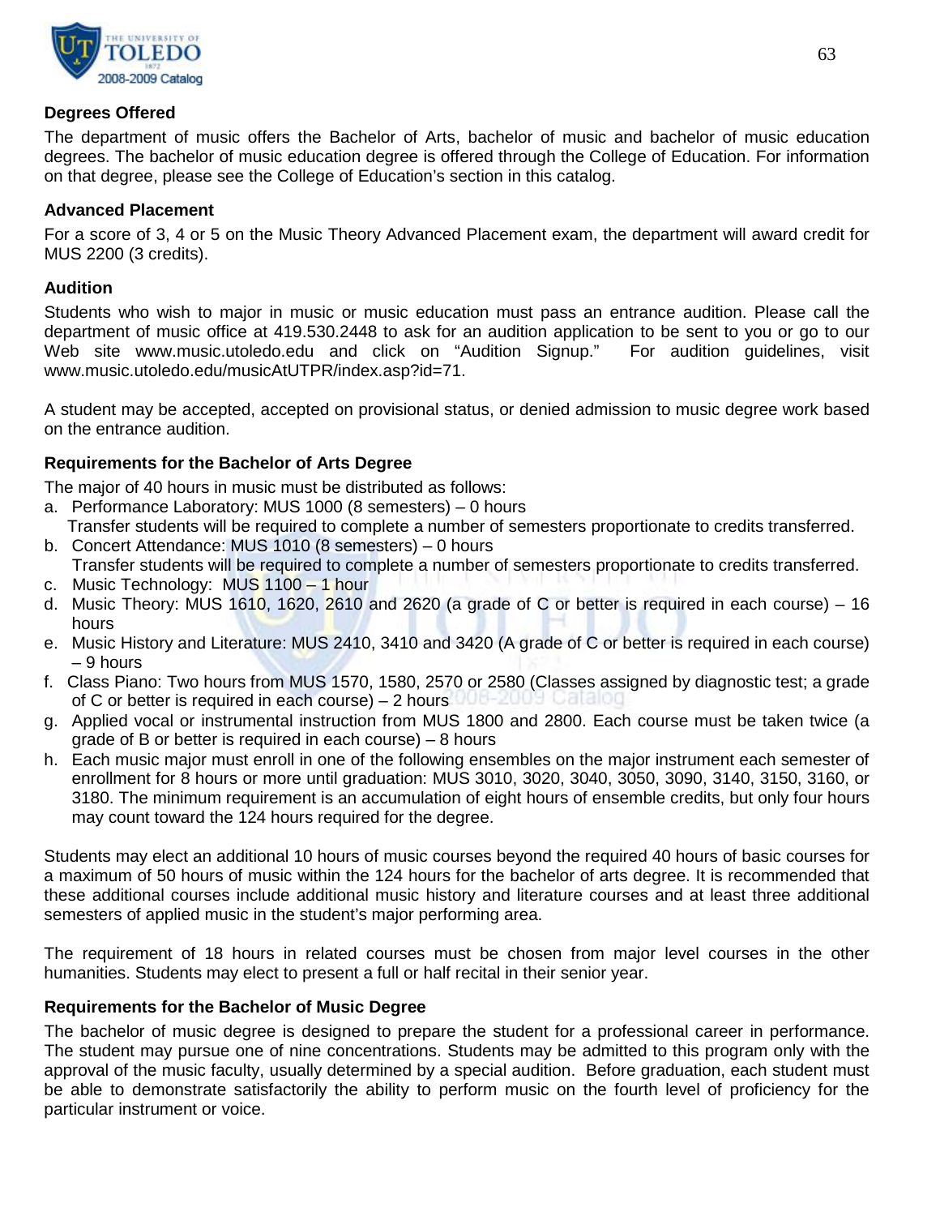### Degrees Offered

The department of music offers the Bachelor of Arts, bachelor of music and bachelor of music education degrees. The bachelor of music education degree is offered through the College of Education. For information on that degree, please see the College of Education's section in this catalog.

### Advanced Placement

For a score of 3, 4 or 5 on the Music Theory Advanced Placement exam, the department will award credit for MUS 2200 (3 credits).

### Audition

Students who wish to major in music or music education must pass an entrance audition. Please call the department of music office at 419.530.2448 to ask for an audition application to be sent to you or go to our Web site www.music.utoledo.edu and click on "Audition Signup." For audition guidelines, visit www.music.utoledo.edu/musicAtUTPR/index.asp?id=71.

A student may be accepted, accepted on provisional status, or denied admission to music degree work based on the entrance audition.

### Requirements for the Bachelor of Arts Degree

The major of 40 hours in music must be distributed as follows:

a. Performance Laboratory: MUS 1000 (8 semesters) – 0 hours
   Transfer students will be required to complete a number of semesters proportionate to credits transferred.
b. Concert Attendance: MUS 1010 (8 semesters) – 0 hours
   Transfer students will be required to complete a number of semesters proportionate to credits transferred.
c. Music Technology: MUS 1100 – 1 hour
d. Music Theory: MUS 1610, 1620, 2610 and 2620 (a grade of C or better is required in each course) – 16 hours
e. Music History and Literature: MUS 2410, 3410 and 3420 (A grade of C or better is required in each course) – 9 hours
f. Class Piano: Two hours from MUS 1570, 1580, 2570 or 2580 (Classes assigned by diagnostic test; a grade of C or better is required in each course) – 2 hours
g. Applied vocal or instrumental instruction from MUS 1800 and 2800. Each course must be taken twice (a grade of B or better is required in each course) – 8 hours
h. Each music major must enroll in one of the following ensembles on the major instrument each semester of enrollment for 8 hours or more until graduation: MUS 3010, 3020, 3040, 3050, 3090, 3140, 3150, 3160, or 3180. The minimum requirement is an accumulation of eight hours of ensemble credits, but only four hours may count toward the 124 hours required for the degree.

Students may elect an additional 10 hours of music courses beyond the required 40 hours of basic courses for a maximum of 50 hours of music within the 124 hours for the bachelor of arts degree. It is recommended that these additional courses include additional music history and literature courses and at least three additional semesters of applied music in the student's major performing area.

The requirement of 18 hours in related courses must be chosen from major level courses in the other humanities. Students may elect to present a full or half recital in their senior year.

### Requirements for the Bachelor of Music Degree

The bachelor of music degree is designed to prepare the student for a professional career in performance. The student may pursue one of nine concentrations. Students may be admitted to this program only with the approval of the music faculty, usually determined by a special audition. Before graduation, each student must be able to demonstrate satisfactorily the ability to perform music on the fourth level of proficiency for the particular instrument or voice.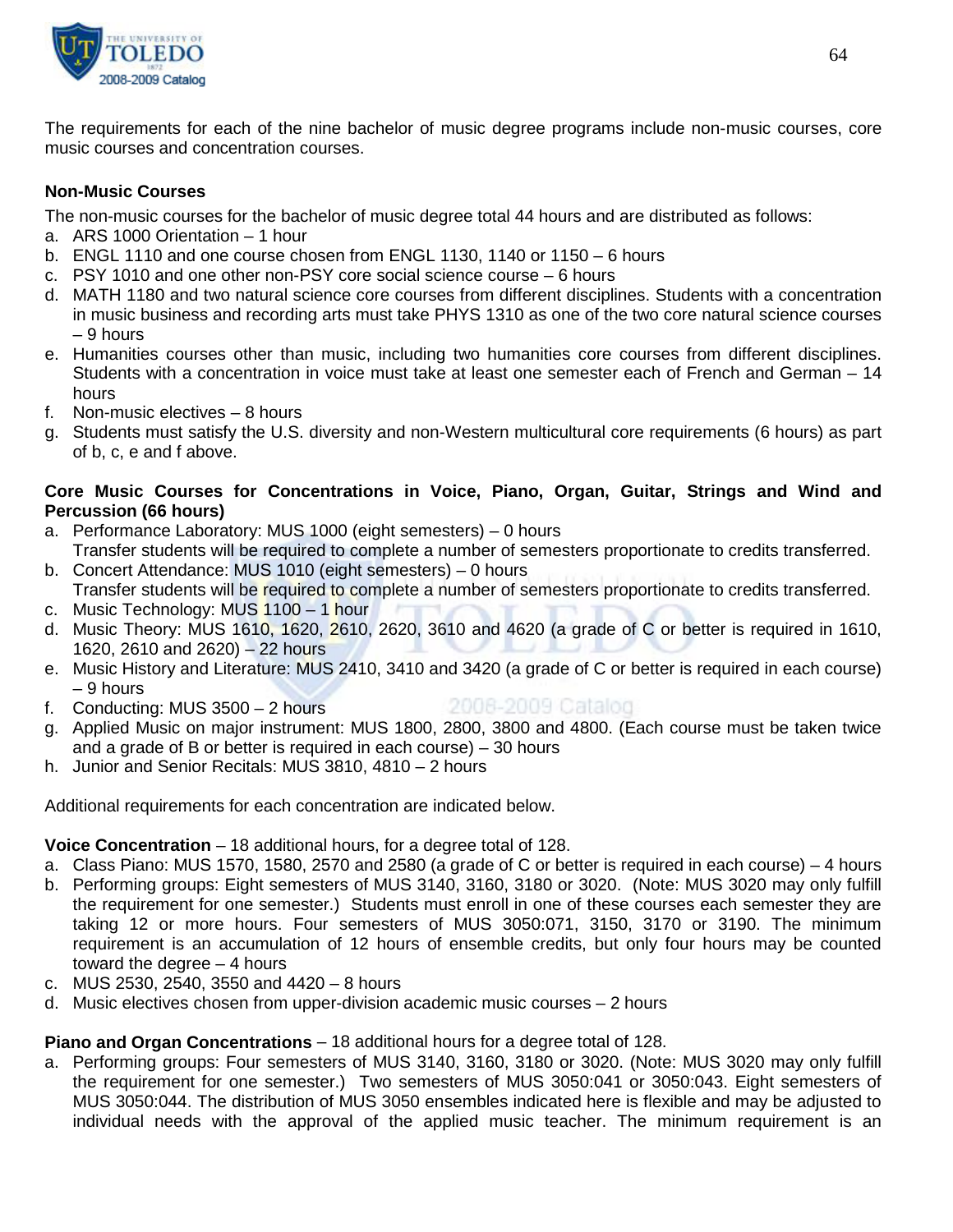The requirements for each of the nine bachelor of music degree programs include non-music courses, core music courses and concentration courses.

**Non-Music Courses**

The non-music courses for the bachelor of music degree total 44 hours and are distributed as follows:

a. ARS 1000 Orientation – 1 hour
b. ENGL 1110 and one course chosen from ENGL 1130, 1140 or 1150 – 6 hours
c. PSY 1010 and one other non-PSY core social science course – 6 hours
d. MATH 1180 and two natural science core courses from different disciplines. Students with a concentration in music business and recording arts must take PHYS 1310 as one of the two core natural science courses – 9 hours
e. Humanities courses other than music, including two humanities core courses from different disciplines. Students with a concentration in voice must take at least one semester each of French and German – 14 hours
f. Non-music electives – 8 hours
g. Students must satisfy the U.S. diversity and non-Western multicultural core requirements (6 hours) as part of b, c, e and f above.

**Core Music Courses for Concentrations in Voice, Piano, Organ, Guitar, Strings and Wind and Percussion (66 hours)**

a. Performance Laboratory: MUS 1000 (eight semesters) – 0 hours
   Transfer students will be required to complete a number of semesters proportionate to credits transferred.
b. Concert Attendance: MUS 1010 (eight semesters) – 0 hours
   Transfer students will be required to complete a number of semesters proportionate to credits transferred.
c. Music Technology: MUS 1100 – 1 hour
d. Music Theory: MUS 1610, 1620, 2610, 2620, 3610 and 4620 (a grade of C or better is required in 1610, 1620, 2610 and 2620) – 22 hours
e. Music History and Literature: MUS 2410, 3410 and 3420 (a grade of C or better is required in each course) – 9 hours
f. Conducting: MUS 3500 – 2 hours
g. Applied Music on major instrument: MUS 1800, 2800, 3800 and 4800. (Each course must be taken twice and a grade of B or better is required in each course) – 30 hours
h. Junior and Senior Recitals: MUS 3810, 4810 – 2 hours

Additional requirements for each concentration are indicated below.

**Voice Concentration** – 18 additional hours, for a degree total of 128.

a. Class Piano: MUS 1570, 1580, 2570 and 2580 (a grade of C or better is required in each course) – 4 hours
b. Performing groups: Eight semesters of MUS 3140, 3160, 3180 or 3020. (Note: MUS 3020 may only fulfill the requirement for one semester.) Students must enroll in one of these courses each semester they are taking 12 or more hours. Four semesters of MUS 3050:071, 3150, 3170 or 3190. The minimum requirement is an accumulation of 12 hours of ensemble credits, but only four hours may be counted toward the degree – 4 hours
c. MUS 2530, 2540, 3550 and 4420 – 8 hours
d. Music electives chosen from upper-division academic music courses – 2 hours

**Piano and Organ Concentrations** – 18 additional hours for a degree total of 128.

a. Performing groups: Four semesters of MUS 3140, 3160, 3180 or 3020. (Note: MUS 3020 may only fulfill the requirement for one semester.) Two semesters of MUS 3050:041 or 3050:043. Eight semesters of MUS 3050:044. The distribution of MUS 3050 ensembles indicated here is flexible and may be adjusted to individual needs with the approval of the applied music teacher. The minimum requirement is an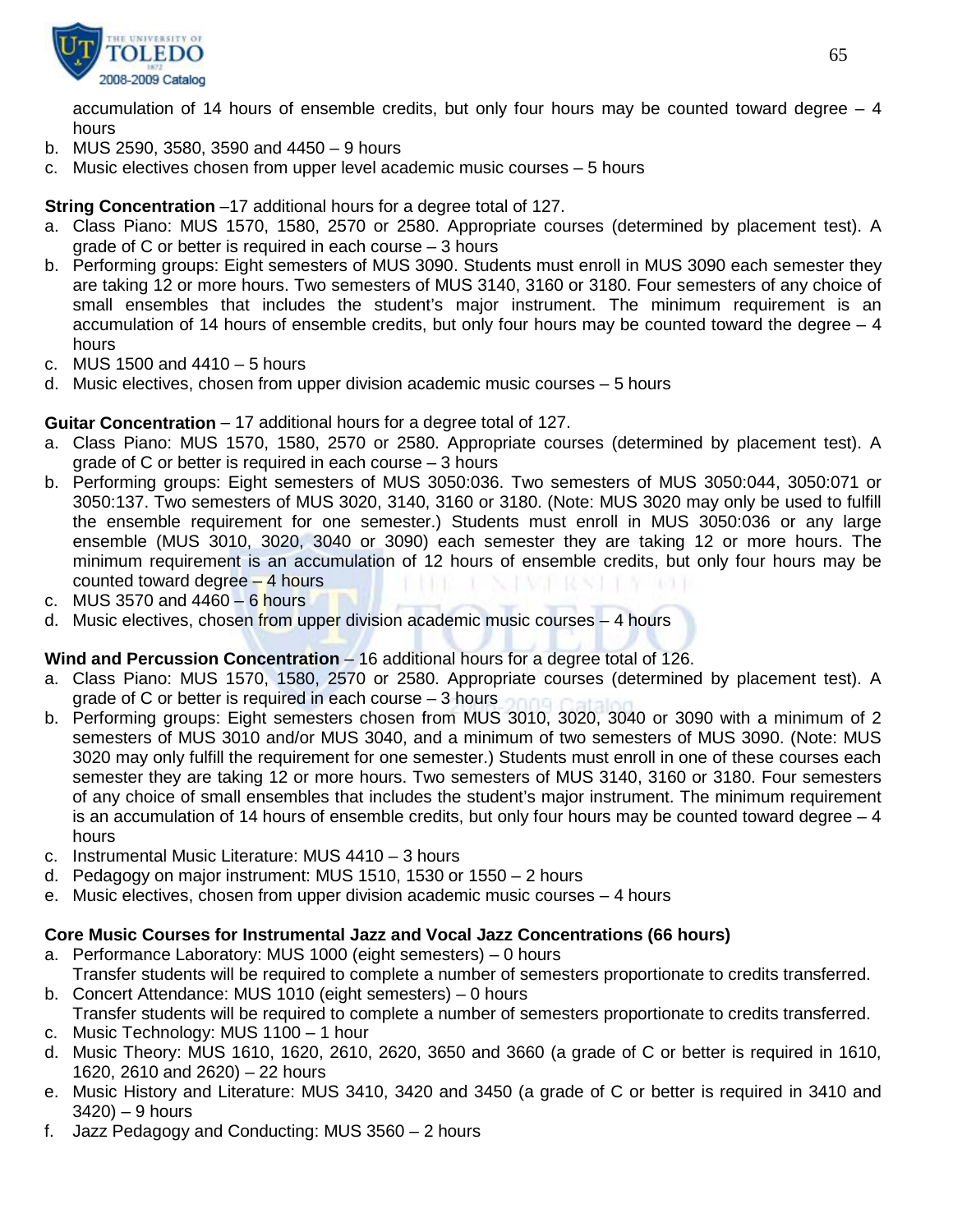accumulation of 14 hours of ensemble credits, but only four hours may be counted toward degree – 4 hours

b. MUS 2590, 3580, 3590 and 4450 – 9 hours
c. Music electives chosen from upper level academic music courses – 5 hours

**String Concentration** –17 additional hours for a degree total of 127.

a. Class Piano: MUS 1570, 1580, 2570 or 2580. Appropriate courses (determined by placement test). A grade of C or better is required in each course – 3 hours
b. Performing groups: Eight semesters of MUS 3090. Students must enroll in MUS 3090 each semester they are taking 12 or more hours. Two semesters of MUS 3140, 3160 or 3180. Four semesters of any choice of small ensembles that includes the student's major instrument. The minimum requirement is an accumulation of 14 hours of ensemble credits, but only four hours may be counted toward the degree – 4 hours
c. MUS 1500 and 4410 – 5 hours
d. Music electives, chosen from upper division academic music courses – 5 hours

**Guitar Concentration** – 17 additional hours for a degree total of 127.

a. Class Piano: MUS 1570, 1580, 2570 or 2580. Appropriate courses (determined by placement test). A grade of C or better is required in each course – 3 hours
b. Performing groups: Eight semesters of MUS 3050:036. Two semesters of MUS 3050:044, 3050:071 or 3050:137. Two semesters of MUS 3020, 3140, 3160 or 3180. (Note: MUS 3020 may only be used to fulfill the ensemble requirement for one semester.) Students must enroll in MUS 3050:036 or any large ensemble (MUS 3010, 3020, 3040 or 3090) each semester they are taking 12 or more hours. The minimum requirement is an accumulation of 12 hours of ensemble credits, but only four hours may be counted toward degree – 4 hours
c. MUS 3570 and 4460 – 6 hours
d. Music electives, chosen from upper division academic music courses – 4 hours

**Wind and Percussion Concentration** – 16 additional hours for a degree total of 126.

a. Class Piano: MUS 1570, 1580, 2570 or 2580. Appropriate courses (determined by placement test). A grade of C or better is required in each course – 3 hours
b. Performing groups: Eight semesters chosen from MUS 3010, 3020, 3040 or 3090 with a minimum of 2 semesters of MUS 3010 and/or MUS 3040, and a minimum of two semesters of MUS 3090. (Note: MUS 3020 may only fulfill the requirement for one semester.) Students must enroll in one of these courses each semester they are taking 12 or more hours. Two semesters of MUS 3140, 3160 or 3180. Four semesters of any choice of small ensembles that includes the student's major instrument. The minimum requirement is an accumulation of 14 hours of ensemble credits, but only four hours may be counted toward degree – 4 hours
c. Instrumental Music Literature: MUS 4410 – 3 hours
d. Pedagogy on major instrument: MUS 1510, 1530 or 1550 – 2 hours
e. Music electives, chosen from upper division academic music courses – 4 hours

**Core Music Courses for Instrumental Jazz and Vocal Jazz Concentrations (66 hours)**

a. Performance Laboratory: MUS 1000 (eight semesters) – 0 hours
   Transfer students will be required to complete a number of semesters proportionate to credits transferred.
b. Concert Attendance: MUS 1010 (eight semesters) – 0 hours
   Transfer students will be required to complete a number of semesters proportionate to credits transferred.
c. Music Technology: MUS 1100 – 1 hour
d. Music Theory: MUS 1610, 1620, 2610, 2620, 3650 and 3660 (a grade of C or better is required in 1610, 1620, 2610 and 2620) – 22 hours
e. Music History and Literature: MUS 3410, 3420 and 3450 (a grade of C or better is required in 3410 and 3420) – 9 hours
f. Jazz Pedagogy and Conducting: MUS 3560 – 2 hours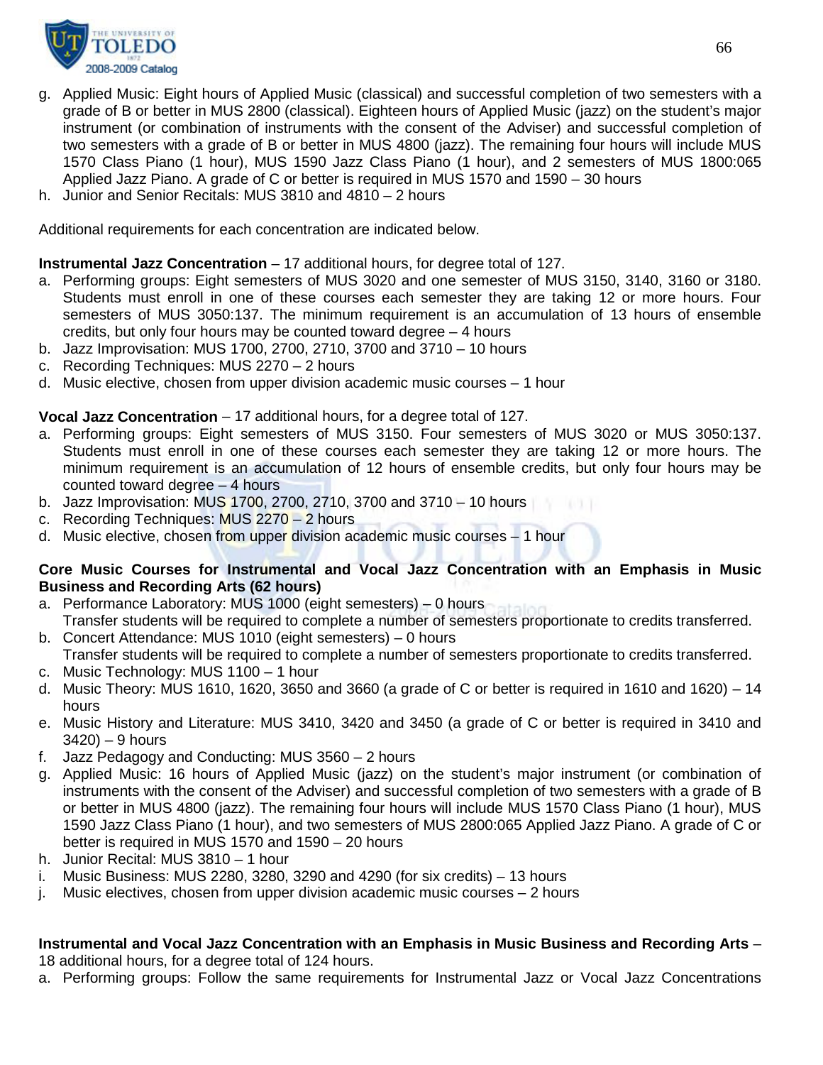g. Applied Music: Eight hours of Applied Music (classical) and successful completion of two semesters with a grade of B or better in MUS 2800 (classical). Eighteen hours of Applied Music (jazz) on the student's major instrument (or combination of instruments with the consent of the Adviser) and successful completion of two semesters with a grade of B or better in MUS 4800 (jazz). The remaining four hours will include MUS 1570 Class Piano (1 hour), MUS 1590 Jazz Class Piano (1 hour), and 2 semesters of MUS 1800:065 Applied Jazz Piano. A grade of C or better is required in MUS 1570 and 1590 – 30 hours
h. Junior and Senior Recitals: MUS 3810 and 4810 – 2 hours

Additional requirements for each concentration are indicated below.

**Instrumental Jazz Concentration** – 17 additional hours, for degree total of 127.

a. Performing groups: Eight semesters of MUS 3020 and one semester of MUS 3150, 3140, 3160 or 3180. Students must enroll in one of these courses each semester they are taking 12 or more hours. Four semesters of MUS 3050:137. The minimum requirement is an accumulation of 13 hours of ensemble credits, but only four hours may be counted toward degree – 4 hours
b. Jazz Improvisation: MUS 1700, 2700, 2710, 3700 and 3710 – 10 hours
c. Recording Techniques: MUS 2270 – 2 hours
d. Music elective, chosen from upper division academic music courses – 1 hour

**Vocal Jazz Concentration** – 17 additional hours, for a degree total of 127.

a. Performing groups: Eight semesters of MUS 3150. Four semesters of MUS 3020 or MUS 3050:137. Students must enroll in one of these courses each semester they are taking 12 or more hours. The minimum requirement is an accumulation of 12 hours of ensemble credits, but only four hours may be counted toward degree – 4 hours
b. Jazz Improvisation: MUS 1700, 2700, 2710, 3700 and 3710 – 10 hours
c. Recording Techniques: MUS 2270 – 2 hours
d. Music elective, chosen from upper division academic music courses – 1 hour

**Core Music Courses for Instrumental and Vocal Jazz Concentration with an Emphasis in Music Business and Recording Arts (62 hours)**

a. Performance Laboratory: MUS 1000 (eight semesters) – 0 hours
   Transfer students will be required to complete a number of semesters proportionate to credits transferred.
b. Concert Attendance: MUS 1010 (eight semesters) – 0 hours
   Transfer students will be required to complete a number of semesters proportionate to credits transferred.
c. Music Technology: MUS 1100 – 1 hour
d. Music Theory: MUS 1610, 1620, 3650 and 3660 (a grade of C or better is required in 1610 and 1620) – 14 hours
e. Music History and Literature: MUS 3410, 3420 and 3450 (a grade of C or better is required in 3410 and 3420) – 9 hours
f. Jazz Pedagogy and Conducting: MUS 3560 – 2 hours
g. Applied Music: 16 hours of Applied Music (jazz) on the student's major instrument (or combination of instruments with the consent of the Adviser) and successful completion of two semesters with a grade of B or better in MUS 4800 (jazz). The remaining four hours will include MUS 1570 Class Piano (1 hour), MUS 1590 Jazz Class Piano (1 hour), and two semesters of MUS 2800:065 Applied Jazz Piano. A grade of C or better is required in MUS 1570 and 1590 – 20 hours
h. Junior Recital: MUS 3810 – 1 hour
i. Music Business: MUS 2280, 3280, 3290 and 4290 (for six credits) – 13 hours
j. Music electives, chosen from upper division academic music courses – 2 hours

**Instrumental and Vocal Jazz Concentration with an Emphasis in Music Business and Recording Arts** – 18 additional hours, for a degree total of 124 hours.

a. Performing groups: Follow the same requirements for Instrumental Jazz or Vocal Jazz Concentrations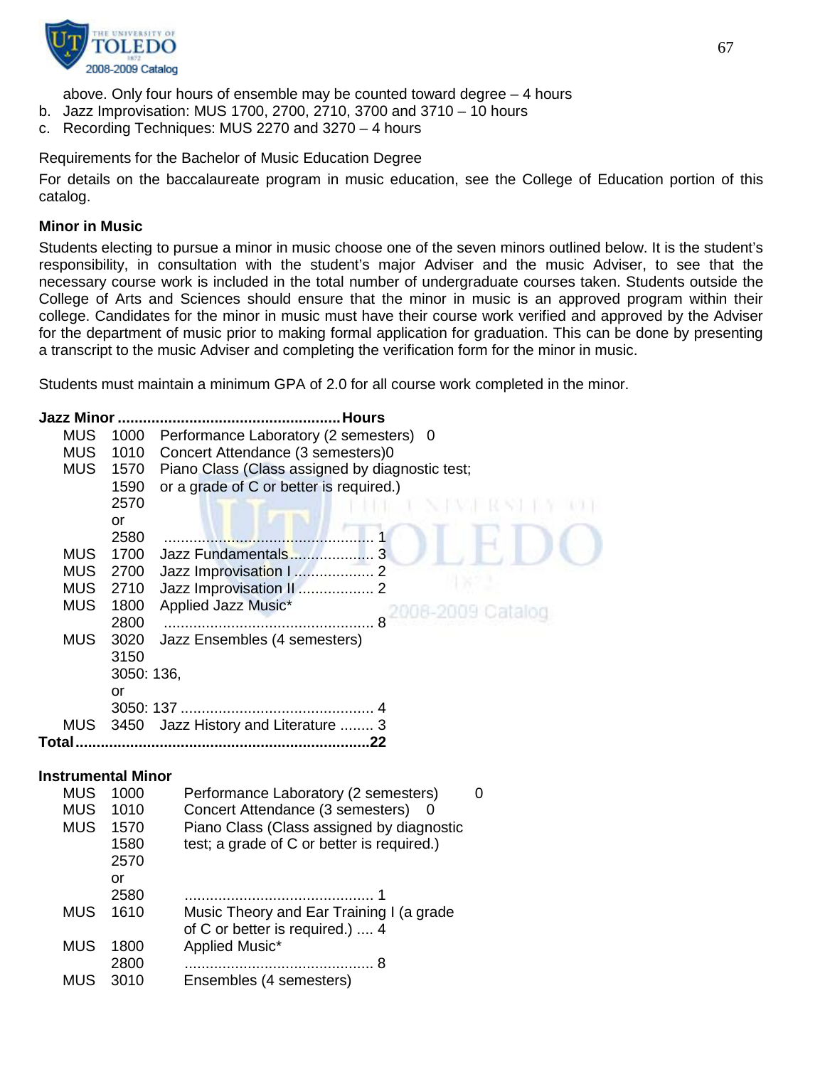above. Only four hours of ensemble may be counted toward degree – 4 hours

b. Jazz Improvisation: MUS 1700, 2700, 2710, 3700 and 3710 – 10 hours
c. Recording Techniques: MUS 2270 and 3270 – 4 hours

Requirements for the Bachelor of Music Education Degree

For details on the baccalaureate program in music education, see the College of Education portion of this catalog.

**Minor in Music**

Students electing to pursue a minor in music choose one of the seven minors outlined below. It is the student's responsibility, in consultation with the student's major Adviser and the music Adviser, to see that the necessary course work is included in the total number of undergraduate courses taken. Students outside the College of Arts and Sciences should ensure that the minor in music is an approved program within their college. Candidates for the minor in music must have their course work verified and approved by the Adviser for the department of music prior to making formal application for graduation. This can be done by presenting a transcript to the music Adviser and completing the verification form for the minor in music.

Students must maintain a minimum GPA of 2.0 for all course work completed in the minor.

**Jazz Minor**

| | | Course | Hours |
|---|---|---|---|
| MUS | 1000 | Performance Laboratory (2 semesters) | 0 |
| MUS | 1010 | Concert Attendance (3 semesters) | 0 |
| MUS | 1570, 1590, 2570 or 2580 | Piano Class (Class assigned by diagnostic test; or a grade of C or better is required.) | 1 |
| MUS | 1700 | Jazz Fundamentals | 3 |
| MUS | 2700 | Jazz Improvisation I | 2 |
| MUS | 2710 | Jazz Improvisation II | 2 |
| MUS | 1800, 2800 | Applied Jazz Music* | 8 |
| MUS | 3020, 3150, 3050: 136, or 3050: 137 | Jazz Ensembles (4 semesters) | 4 |
| MUS | 3450 | Jazz History and Literature | 3 |
| **Total** | | | **22** |

**Instrumental Minor**

| | | Course | Hours |
|---|---|---|---|
| MUS | 1000 | Performance Laboratory (2 semesters) | 0 |
| MUS | 1010 | Concert Attendance (3 semesters) | 0 |
| MUS | 1570, 1580, 2570 or 2580 | Piano Class (Class assigned by diagnostic test; a grade of C or better is required.) | 1 |
| MUS | 1610 | Music Theory and Ear Training I (a grade of C or better is required.) | 4 |
| MUS | 1800, 2800 | Applied Music* | 8 |
| MUS | 3010 | Ensembles (4 semesters) | |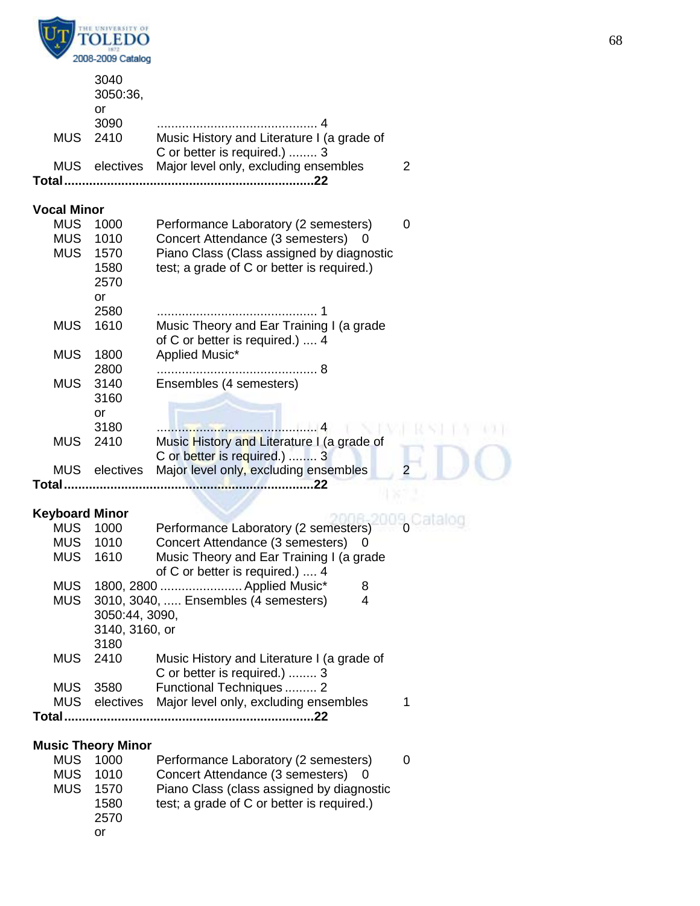| | | | |
|---|---|---|---|
| | 3040<br>3050:36,<br>or<br>3090 | ............................................ 4 | |
| MUS | 2410 | Music History and Literature I (a grade of C or better is required.) ........ 3 | |
| MUS | electives | Major level only, excluding ensembles | 2 |
| **Total** | | **...........................................................22** | |

**Vocal Minor**

| | | | |
|---|---|---|---|
| MUS | 1000 | Performance Laboratory (2 semesters) | 0 |
| MUS | 1010 | Concert Attendance (3 semesters) 0 | |
| MUS | 1570<br>1580<br>2570<br>or<br>2580 | Piano Class (Class assigned by diagnostic test; a grade of C or better is required.) ............................................ 1 | |
| MUS | 1610 | Music Theory and Ear Training I (a grade of C or better is required.) .... 4 | |
| MUS | 1800<br>2800 | Applied Music* ............................................ 8 | |
| MUS | 3140<br>3160<br>or<br>3180 | Ensembles (4 semesters) ............................................ 4 | |
| MUS | 2410 | Music History and Literature I (a grade of C or better is required.) ........ 3 | |
| MUS | electives | Major level only, excluding ensembles | 2 |
| **Total** | | **...........................................................22** | |

**Keyboard Minor**

| | | | |
|---|---|---|---|
| MUS | 1000 | Performance Laboratory (2 semesters) | 0 |
| MUS | 1010 | Concert Attendance (3 semesters) 0 | |
| MUS | 1610 | Music Theory and Ear Training I (a grade of C or better is required.) .... 4 | |
| MUS | 1800, 2800 | ....................... Applied Music* 8 | |
| MUS | 3010, 3040, 3050:44, 3090, 3140, 3160, or 3180 | ..... Ensembles (4 semesters) 4 | |
| MUS | 2410 | Music History and Literature I (a grade of C or better is required.) ........ 3 | |
| MUS | 3580 | Functional Techniques ......... 2 | |
| MUS | electives | Major level only, excluding ensembles | 1 |
| **Total** | | **...........................................................22** | |

**Music Theory Minor**

| | | | |
|---|---|---|---|
| MUS | 1000 | Performance Laboratory (2 semesters) | 0 |
| MUS | 1010 | Concert Attendance (3 semesters) 0 | |
| MUS | 1570<br>1580<br>2570<br>or | Piano Class (class assigned by diagnostic test; a grade of C or better is required.) | |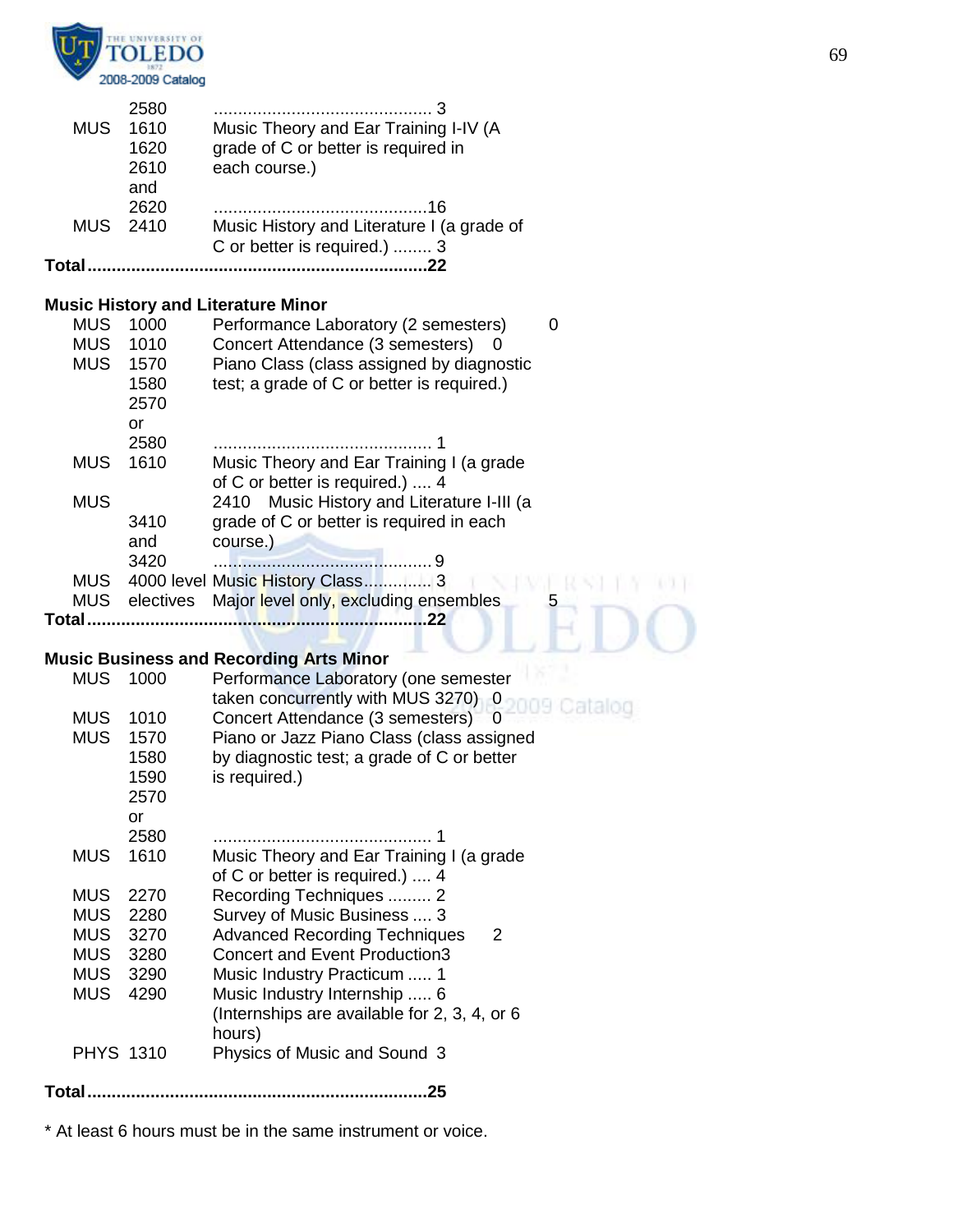| | | | |
|---|---|---|---|
| | 2580 | ............................................ 3 | |
| MUS | 1610<br>1620<br>2610<br>and<br>2620 | Music Theory and Ear Training I-IV (A grade of C or better is required in each course.) ............................................16 | |
| MUS | 2410 | Music History and Literature I (a grade of C or better is required.) ........ 3 | |

**Total.....................................................................22**

### Music History and Literature Minor

| | | | |
|---|---|---|---|
| MUS | 1000 | Performance Laboratory (2 semesters) | 0 |
| MUS | 1010 | Concert Attendance (3 semesters) 0 | |
| MUS | 1570<br>1580<br>2570<br>or<br>2580 | Piano Class (class assigned by diagnostic test; a grade of C or better is required.) ............................................ 1 | |
| MUS | 1610 | Music Theory and Ear Training I (a grade of C or better is required.) .... 4 | |
| MUS | 2410<br>3410<br>and<br>3420 | Music History and Literature I-III (a grade of C or better is required in each course.) ............................................ 9 | |
| MUS | 4000 level | Music History Class.............. 3 | |
| MUS | electives | Major level only, excluding ensembles | 5 |

**Total.....................................................................22**

### Music Business and Recording Arts Minor

| | | |
|---|---|---|
| MUS | 1000 | Performance Laboratory (one semester taken concurrently with MUS 3270) 0 |
| MUS | 1010 | Concert Attendance (3 semesters) 0 |
| MUS | 1570<br>1580<br>1590<br>2570<br>or<br>2580 | Piano or Jazz Piano Class (class assigned by diagnostic test; a grade of C or better is required.) ............................................ 1 |
| MUS | 1610 | Music Theory and Ear Training I (a grade of C or better is required.) .... 4 |
| MUS | 2270 | Recording Techniques ......... 2 |
| MUS | 2280 | Survey of Music Business .... 3 |
| MUS | 3270 | Advanced Recording Techniques 2 |
| MUS | 3280 | Concert and Event Production3 |
| MUS | 3290 | Music Industry Practicum ..... 1 |
| MUS | 4290 | Music Industry Internship ..... 6 (Internships are available for 2, 3, 4, or 6 hours) |
| PHYS | 1310 | Physics of Music and Sound 3 |

**Total.....................................................................25**

* At least 6 hours must be in the same instrument or voice.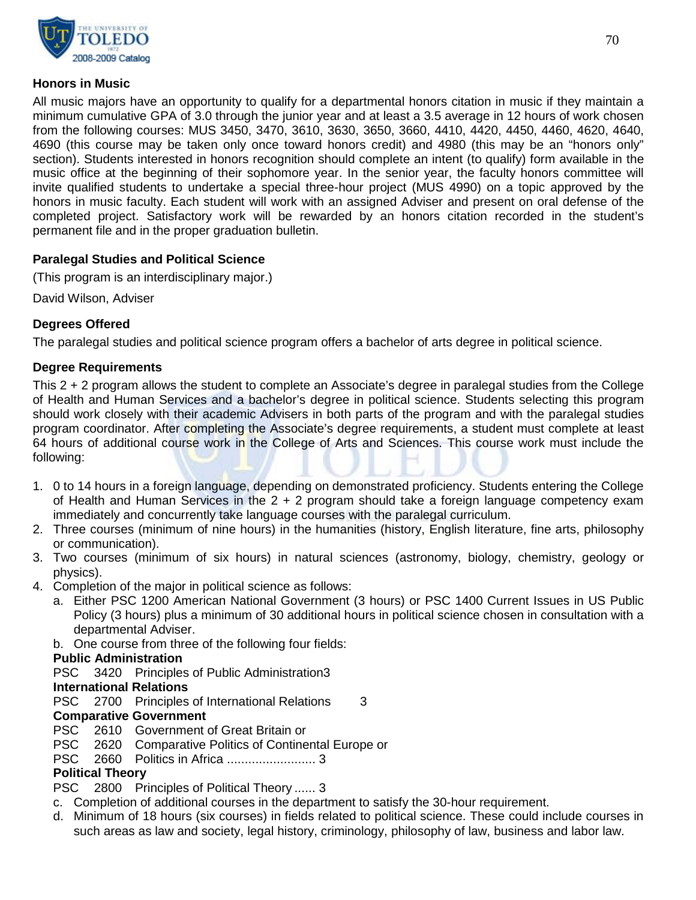### Honors in Music

All music majors have an opportunity to qualify for a departmental honors citation in music if they maintain a minimum cumulative GPA of 3.0 through the junior year and at least a 3.5 average in 12 hours of work chosen from the following courses: MUS 3450, 3470, 3610, 3630, 3650, 3660, 4410, 4420, 4450, 4460, 4620, 4640, 4690 (this course may be taken only once toward honors credit) and 4980 (this may be an "honors only" section). Students interested in honors recognition should complete an intent (to qualify) form available in the music office at the beginning of their sophomore year. In the senior year, the faculty honors committee will invite qualified students to undertake a special three-hour project (MUS 4990) on a topic approved by the honors in music faculty. Each student will work with an assigned Adviser and present on oral defense of the completed project. Satisfactory work will be rewarded by an honors citation recorded in the student's permanent file and in the proper graduation bulletin.

### Paralegal Studies and Political Science

(This program is an interdisciplinary major.)

David Wilson, Adviser

### Degrees Offered

The paralegal studies and political science program offers a bachelor of arts degree in political science.

### Degree Requirements

This 2 + 2 program allows the student to complete an Associate's degree in paralegal studies from the College of Health and Human Services and a bachelor's degree in political science. Students selecting this program should work closely with their academic Advisers in both parts of the program and with the paralegal studies program coordinator. After completing the Associate's degree requirements, a student must complete at least 64 hours of additional course work in the College of Arts and Sciences. This course work must include the following:

1. 0 to 14 hours in a foreign language, depending on demonstrated proficiency. Students entering the College of Health and Human Services in the 2 + 2 program should take a foreign language competency exam immediately and concurrently take language courses with the paralegal curriculum.
2. Three courses (minimum of nine hours) in the humanities (history, English literature, fine arts, philosophy or communication).
3. Two courses (minimum of six hours) in natural sciences (astronomy, biology, chemistry, geology or physics).
4. Completion of the major in political science as follows:
   a. Either PSC 1200 American National Government (3 hours) or PSC 1400 Current Issues in US Public Policy (3 hours) plus a minimum of 30 additional hours in political science chosen in consultation with a departmental Adviser.
   b. One course from three of the following four fields:

   **Public Administration**

   PSC 3420 Principles of Public Administration 3

   **International Relations**

   PSC 2700 Principles of International Relations 3

   **Comparative Government**

   PSC 2610 Government of Great Britain or
   PSC 2620 Comparative Politics of Continental Europe or
   PSC 2660 Politics in Africa ......................... 3

   **Political Theory**

   PSC 2800 Principles of Political Theory ...... 3

   c. Completion of additional courses in the department to satisfy the 30-hour requirement.
   d. Minimum of 18 hours (six courses) in fields related to political science. These could include courses in such areas as law and society, legal history, criminology, philosophy of law, business and labor law.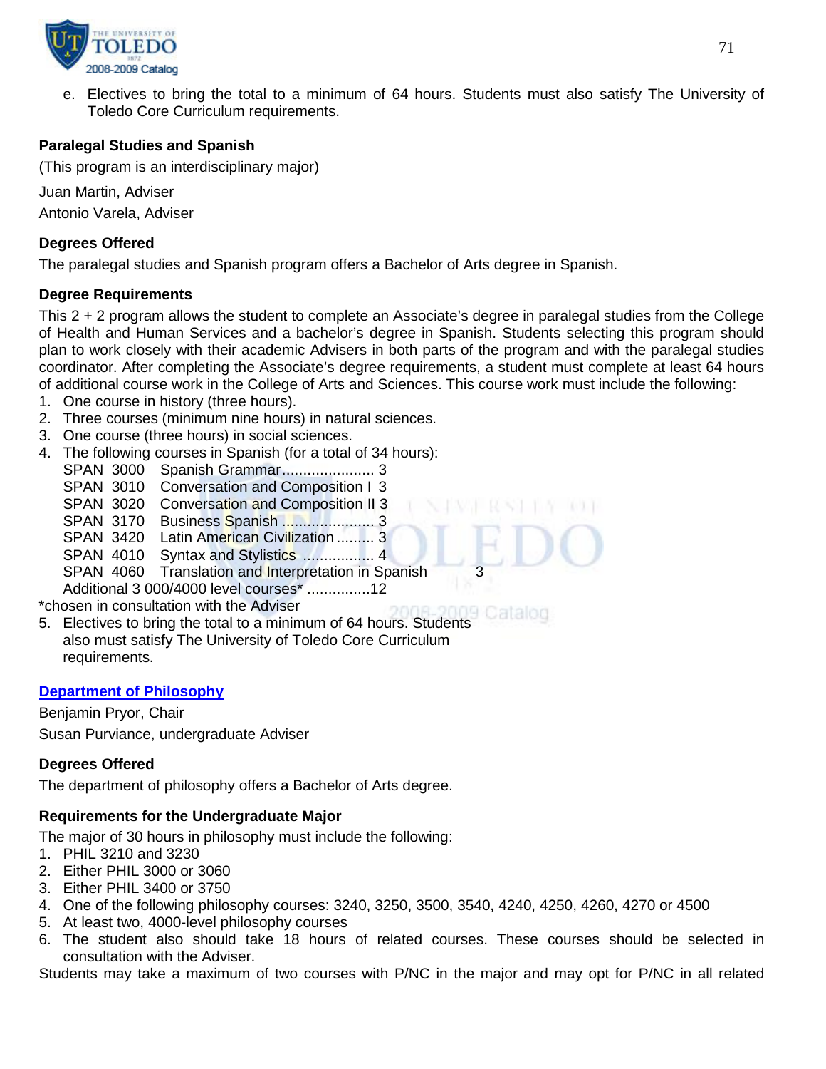e. Electives to bring the total to a minimum of 64 hours. Students must also satisfy The University of Toledo Core Curriculum requirements.

### Paralegal Studies and Spanish

(This program is an interdisciplinary major)

Juan Martin, Adviser

Antonio Varela, Adviser

#### Degrees Offered

The paralegal studies and Spanish program offers a Bachelor of Arts degree in Spanish.

#### Degree Requirements

This 2 + 2 program allows the student to complete an Associate's degree in paralegal studies from the College of Health and Human Services and a bachelor's degree in Spanish. Students selecting this program should plan to work closely with their academic Advisers in both parts of the program and with the paralegal studies coordinator. After completing the Associate's degree requirements, a student must complete at least 64 hours of additional course work in the College of Arts and Sciences. This course work must include the following:

1. One course in history (three hours).
2. Three courses (minimum nine hours) in natural sciences.
3. One course (three hours) in social sciences.
4. The following courses in Spanish (for a total of 34 hours):
   - SPAN 3000 Spanish Grammar...................... 3
   - SPAN 3010 Conversation and Composition I 3
   - SPAN 3020 Conversation and Composition II 3
   - SPAN 3170 Business Spanish ...................... 3
   - SPAN 3420 Latin American Civilization ......... 3
   - SPAN 4010 Syntax and Stylistics ................ 4
   - SPAN 4060 Translation and Interpretation in Spanish 3
   - Additional 3 000/4000 level courses* ...............12

*chosen in consultation with the Adviser

5. Electives to bring the total to a minimum of 64 hours. Students also must satisfy The University of Toledo Core Curriculum requirements.

### Department of Philosophy

Benjamin Pryor, Chair

Susan Purviance, undergraduate Adviser

#### Degrees Offered

The department of philosophy offers a Bachelor of Arts degree.

#### Requirements for the Undergraduate Major

The major of 30 hours in philosophy must include the following:

1. PHIL 3210 and 3230
2. Either PHIL 3000 or 3060
3. Either PHIL 3400 or 3750
4. One of the following philosophy courses: 3240, 3250, 3500, 3540, 4240, 4250, 4260, 4270 or 4500
5. At least two, 4000-level philosophy courses
6. The student also should take 18 hours of related courses. These courses should be selected in consultation with the Adviser.

Students may take a maximum of two courses with P/NC in the major and may opt for P/NC in all related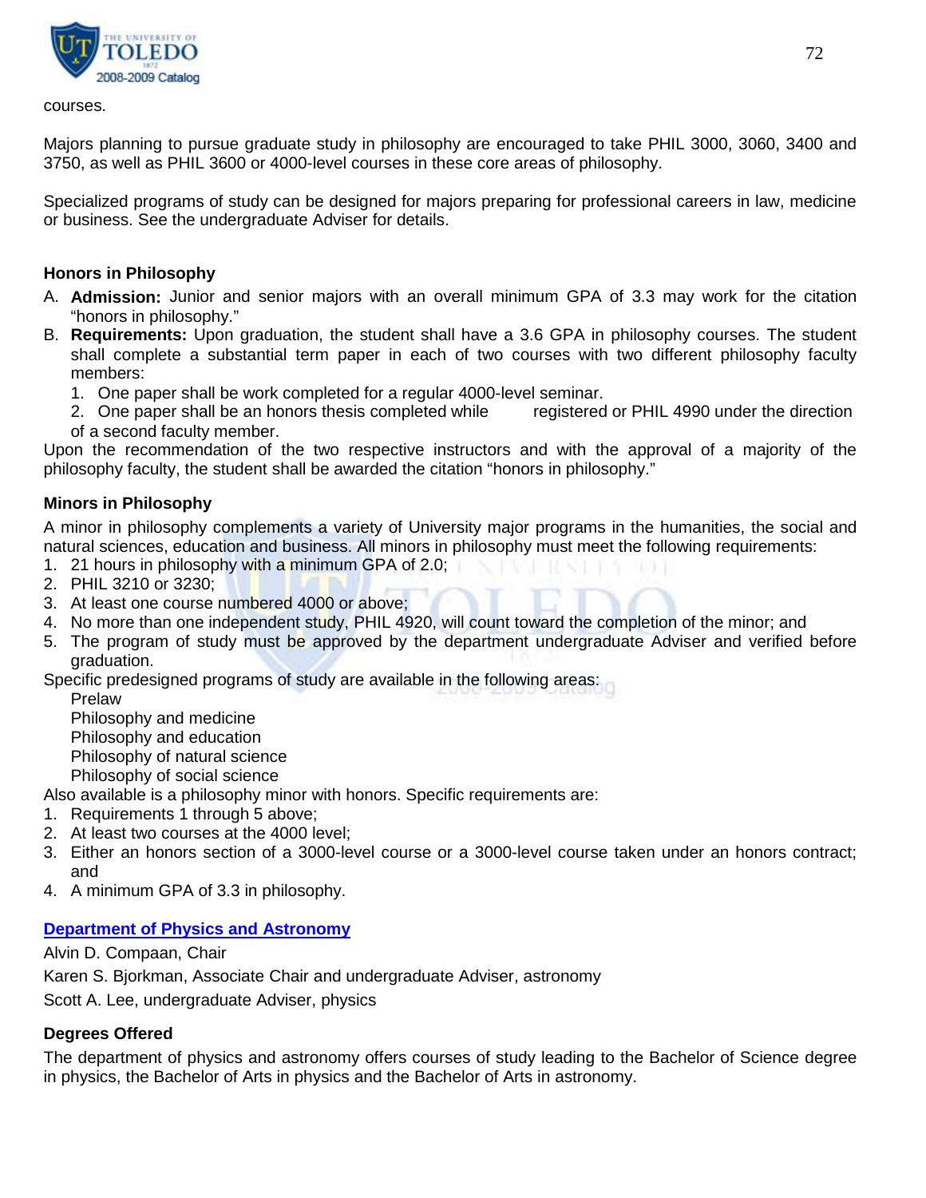courses.

Majors planning to pursue graduate study in philosophy are encouraged to take PHIL 3000, 3060, 3400 and 3750, as well as PHIL 3600 or 4000-level courses in these core areas of philosophy.

Specialized programs of study can be designed for majors preparing for professional careers in law, medicine or business. See the undergraduate Adviser for details.

### Honors in Philosophy

A. **Admission:** Junior and senior majors with an overall minimum GPA of 3.3 may work for the citation "honors in philosophy."
B. **Requirements:** Upon graduation, the student shall have a 3.6 GPA in philosophy courses. The student shall complete a substantial term paper in each of two courses with two different philosophy faculty members:
   1. One paper shall be work completed for a regular 4000-level seminar.
   2. One paper shall be an honors thesis completed while registered or PHIL 4990 under the direction of a second faculty member.

Upon the recommendation of the two respective instructors and with the approval of a majority of the philosophy faculty, the student shall be awarded the citation "honors in philosophy."

### Minors in Philosophy

A minor in philosophy complements a variety of University major programs in the humanities, the social and natural sciences, education and business. All minors in philosophy must meet the following requirements:

1. 21 hours in philosophy with a minimum GPA of 2.0;
2. PHIL 3210 or 3230;
3. At least one course numbered 4000 or above;
4. No more than one independent study, PHIL 4920, will count toward the completion of the minor; and
5. The program of study must be approved by the department undergraduate Adviser and verified before graduation.

Specific predesigned programs of study are available in the following areas:

- Prelaw
- Philosophy and medicine
- Philosophy and education
- Philosophy of natural science
- Philosophy of social science

Also available is a philosophy minor with honors. Specific requirements are:

1. Requirements 1 through 5 above;
2. At least two courses at the 4000 level;
3. Either an honors section of a 3000-level course or a 3000-level course taken under an honors contract; and
4. A minimum GPA of 3.3 in philosophy.

## Department of Physics and Astronomy

Alvin D. Compaan, Chair

Karen S. Bjorkman, Associate Chair and undergraduate Adviser, astronomy

Scott A. Lee, undergraduate Adviser, physics

### Degrees Offered

The department of physics and astronomy offers courses of study leading to the Bachelor of Science degree in physics, the Bachelor of Arts in physics and the Bachelor of Arts in astronomy.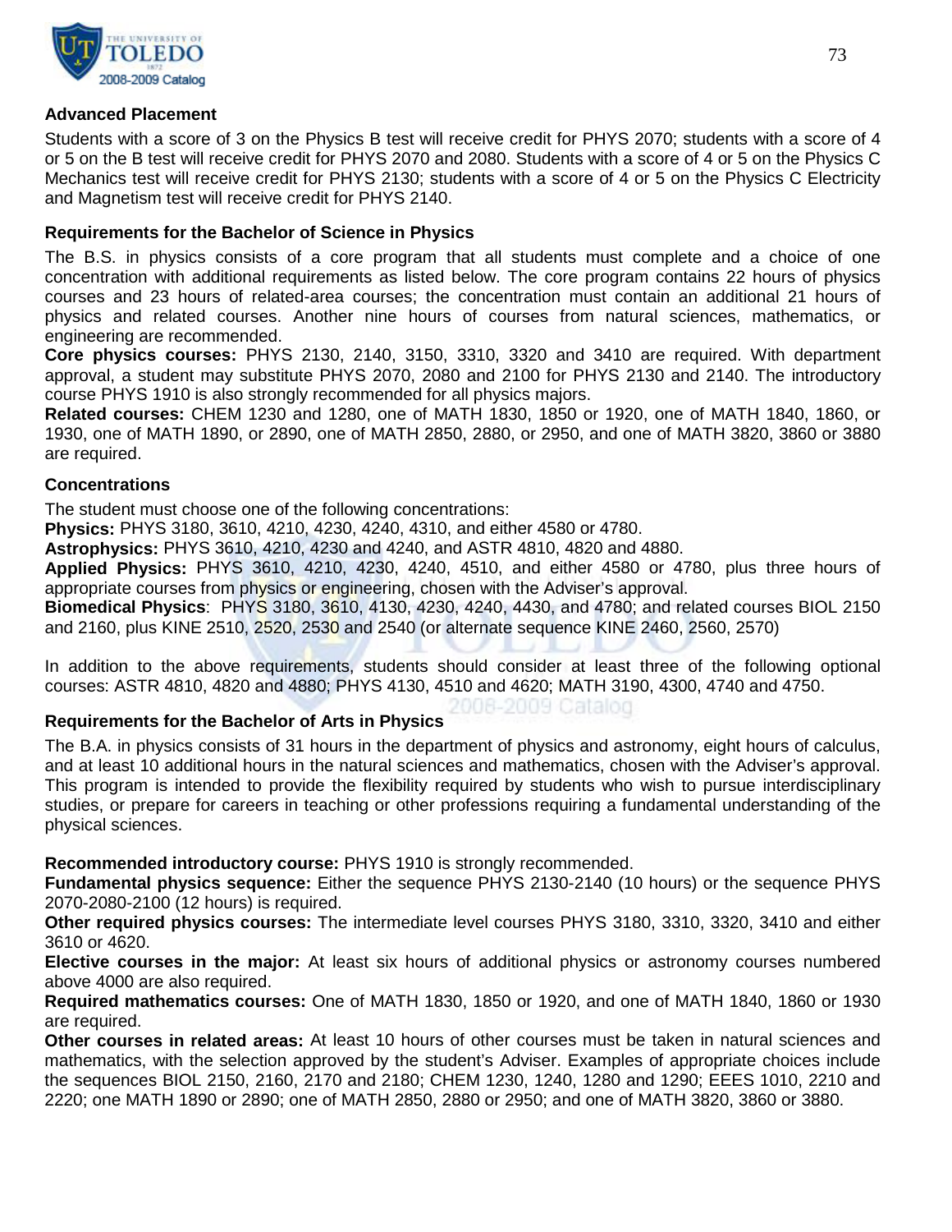**Advanced Placement**

Students with a score of 3 on the Physics B test will receive credit for PHYS 2070; students with a score of 4 or 5 on the B test will receive credit for PHYS 2070 and 2080. Students with a score of 4 or 5 on the Physics C Mechanics test will receive credit for PHYS 2130; students with a score of 4 or 5 on the Physics C Electricity and Magnetism test will receive credit for PHYS 2140.

**Requirements for the Bachelor of Science in Physics**

The B.S. in physics consists of a core program that all students must complete and a choice of one concentration with additional requirements as listed below. The core program contains 22 hours of physics courses and 23 hours of related-area courses; the concentration must contain an additional 21 hours of physics and related courses. Another nine hours of courses from natural sciences, mathematics, or engineering are recommended.

**Core physics courses:** PHYS 2130, 2140, 3150, 3310, 3320 and 3410 are required. With department approval, a student may substitute PHYS 2070, 2080 and 2100 for PHYS 2130 and 2140. The introductory course PHYS 1910 is also strongly recommended for all physics majors.

**Related courses:** CHEM 1230 and 1280, one of MATH 1830, 1850 or 1920, one of MATH 1840, 1860, or 1930, one of MATH 1890, or 2890, one of MATH 2850, 2880, or 2950, and one of MATH 3820, 3860 or 3880 are required.

**Concentrations**

The student must choose one of the following concentrations:

**Physics:** PHYS 3180, 3610, 4210, 4230, 4240, 4310, and either 4580 or 4780.

**Astrophysics:** PHYS 3610, 4210, 4230 and 4240, and ASTR 4810, 4820 and 4880.

**Applied Physics:** PHYS 3610, 4210, 4230, 4240, 4510, and either 4580 or 4780, plus three hours of appropriate courses from physics or engineering, chosen with the Adviser's approval.

**Biomedical Physics**: PHYS 3180, 3610, 4130, 4230, 4240, 4430, and 4780; and related courses BIOL 2150 and 2160, plus KINE 2510, 2520, 2530 and 2540 (or alternate sequence KINE 2460, 2560, 2570)

In addition to the above requirements, students should consider at least three of the following optional courses: ASTR 4810, 4820 and 4880; PHYS 4130, 4510 and 4620; MATH 3190, 4300, 4740 and 4750.

**Requirements for the Bachelor of Arts in Physics**

The B.A. in physics consists of 31 hours in the department of physics and astronomy, eight hours of calculus, and at least 10 additional hours in the natural sciences and mathematics, chosen with the Adviser's approval. This program is intended to provide the flexibility required by students who wish to pursue interdisciplinary studies, or prepare for careers in teaching or other professions requiring a fundamental understanding of the physical sciences.

**Recommended introductory course:** PHYS 1910 is strongly recommended.

**Fundamental physics sequence:** Either the sequence PHYS 2130-2140 (10 hours) or the sequence PHYS 2070-2080-2100 (12 hours) is required.

**Other required physics courses:** The intermediate level courses PHYS 3180, 3310, 3320, 3410 and either 3610 or 4620.

**Elective courses in the major:** At least six hours of additional physics or astronomy courses numbered above 4000 are also required.

**Required mathematics courses:** One of MATH 1830, 1850 or 1920, and one of MATH 1840, 1860 or 1930 are required.

**Other courses in related areas:** At least 10 hours of other courses must be taken in natural sciences and mathematics, with the selection approved by the student's Adviser. Examples of appropriate choices include the sequences BIOL 2150, 2160, 2170 and 2180; CHEM 1230, 1240, 1280 and 1290; EEES 1010, 2210 and 2220; one MATH 1890 or 2890; one of MATH 2850, 2880 or 2950; and one of MATH 3820, 3860 or 3880.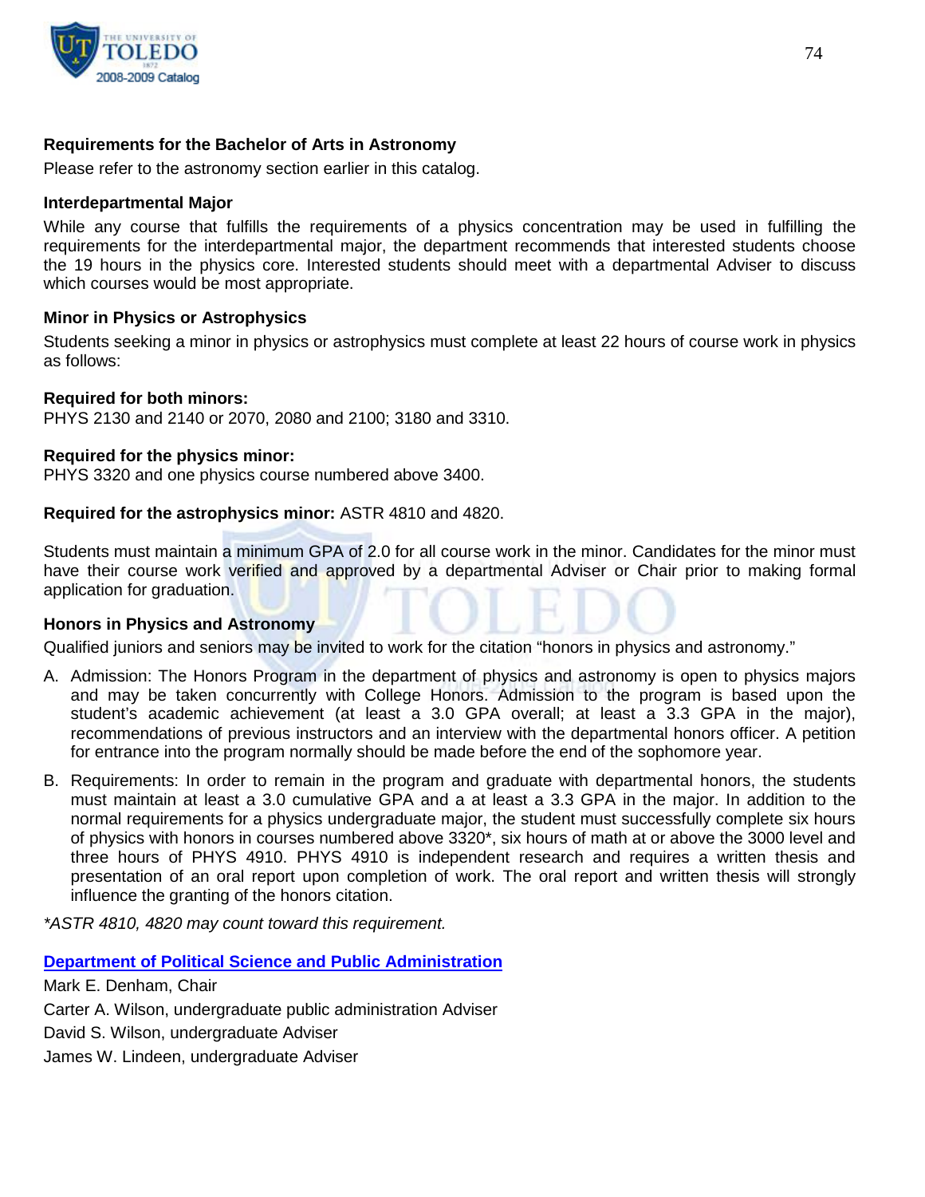### Requirements for the Bachelor of Arts in Astronomy

Please refer to the astronomy section earlier in this catalog.

### Interdepartmental Major

While any course that fulfills the requirements of a physics concentration may be used in fulfilling the requirements for the interdepartmental major, the department recommends that interested students choose the 19 hours in the physics core. Interested students should meet with a departmental Adviser to discuss which courses would be most appropriate.

### Minor in Physics or Astrophysics

Students seeking a minor in physics or astrophysics must complete at least 22 hours of course work in physics as follows:

**Required for both minors:**
PHYS 2130 and 2140 or 2070, 2080 and 2100; 3180 and 3310.

**Required for the physics minor:**
PHYS 3320 and one physics course numbered above 3400.

**Required for the astrophysics minor:** ASTR 4810 and 4820.

Students must maintain a minimum GPA of 2.0 for all course work in the minor. Candidates for the minor must have their course work verified and approved by a departmental Adviser or Chair prior to making formal application for graduation.

### Honors in Physics and Astronomy

Qualified juniors and seniors may be invited to work for the citation "honors in physics and astronomy."

A. Admission: The Honors Program in the department of physics and astronomy is open to physics majors and may be taken concurrently with College Honors. Admission to the program is based upon the student's academic achievement (at least a 3.0 GPA overall; at least a 3.3 GPA in the major), recommendations of previous instructors and an interview with the departmental honors officer. A petition for entrance into the program normally should be made before the end of the sophomore year.

B. Requirements: In order to remain in the program and graduate with departmental honors, the students must maintain at least a 3.0 cumulative GPA and a at least a 3.3 GPA in the major. In addition to the normal requirements for a physics undergraduate major, the student must successfully complete six hours of physics with honors in courses numbered above 3320*, six hours of math at or above the 3000 level and three hours of PHYS 4910. PHYS 4910 is independent research and requires a written thesis and presentation of an oral report upon completion of work. The oral report and written thesis will strongly influence the granting of the honors citation.

*\*ASTR 4810, 4820 may count toward this requirement.*

## Department of Political Science and Public Administration

Mark E. Denham, Chair

Carter A. Wilson, undergraduate public administration Adviser

David S. Wilson, undergraduate Adviser

James W. Lindeen, undergraduate Adviser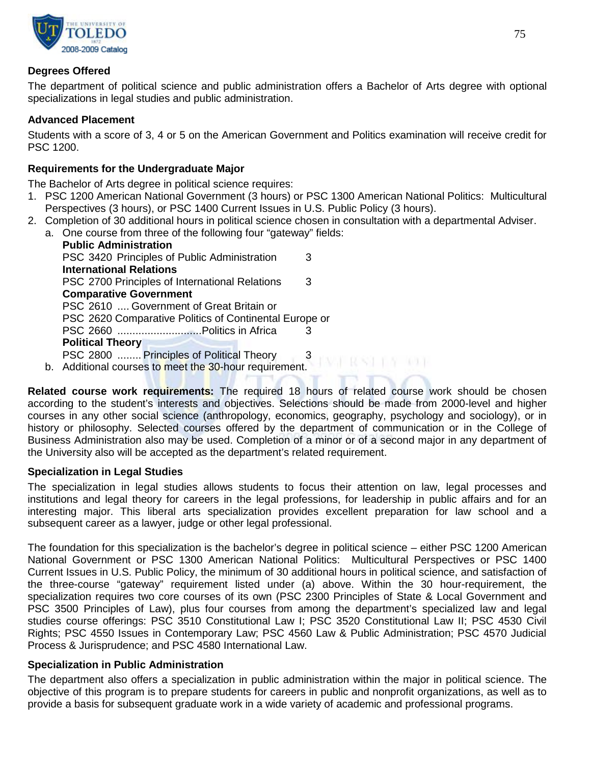### Degrees Offered

The department of political science and public administration offers a Bachelor of Arts degree with optional specializations in legal studies and public administration.

### Advanced Placement

Students with a score of 3, 4 or 5 on the American Government and Politics examination will receive credit for PSC 1200.

### Requirements for the Undergraduate Major

The Bachelor of Arts degree in political science requires:

1. PSC 1200 American National Government (3 hours) or PSC 1300 American National Politics: Multicultural Perspectives (3 hours), or PSC 1400 Current Issues in U.S. Public Policy (3 hours).
2. Completion of 30 additional hours in political science chosen in consultation with a departmental Adviser.
   a. One course from three of the following four "gateway" fields:

      **Public Administration**
      PSC 3420 Principles of Public Administration 3
      **International Relations**
      PSC 2700 Principles of International Relations 3
      **Comparative Government**
      PSC 2610 .... Government of Great Britain or
      PSC 2620 Comparative Politics of Continental Europe or
      PSC 2660 ............................Politics in Africa 3
      **Political Theory**
      PSC 2800 ........ Principles of Political Theory 3

   b. Additional courses to meet the 30-hour requirement.

**Related course work requirements:** The required 18 hours of related course work should be chosen according to the student's interests and objectives. Selections should be made from 2000-level and higher courses in any other social science (anthropology, economics, geography, psychology and sociology), or in history or philosophy. Selected courses offered by the department of communication or in the College of Business Administration also may be used. Completion of a minor or of a second major in any department of the University also will be accepted as the department's related requirement.

### Specialization in Legal Studies

The specialization in legal studies allows students to focus their attention on law, legal processes and institutions and legal theory for careers in the legal professions, for leadership in public affairs and for an interesting major. This liberal arts specialization provides excellent preparation for law school and a subsequent career as a lawyer, judge or other legal professional.

The foundation for this specialization is the bachelor's degree in political science – either PSC 1200 American National Government or PSC 1300 American National Politics: Multicultural Perspectives or PSC 1400 Current Issues in U.S. Public Policy, the minimum of 30 additional hours in political science, and satisfaction of the three-course "gateway" requirement listed under (a) above. Within the 30 hour-requirement, the specialization requires two core courses of its own (PSC 2300 Principles of State & Local Government and PSC 3500 Principles of Law), plus four courses from among the department's specialized law and legal studies course offerings: PSC 3510 Constitutional Law I; PSC 3520 Constitutional Law II; PSC 4530 Civil Rights; PSC 4550 Issues in Contemporary Law; PSC 4560 Law & Public Administration; PSC 4570 Judicial Process & Jurisprudence; and PSC 4580 International Law.

### Specialization in Public Administration

The department also offers a specialization in public administration within the major in political science. The objective of this program is to prepare students for careers in public and nonprofit organizations, as well as to provide a basis for subsequent graduate work in a wide variety of academic and professional programs.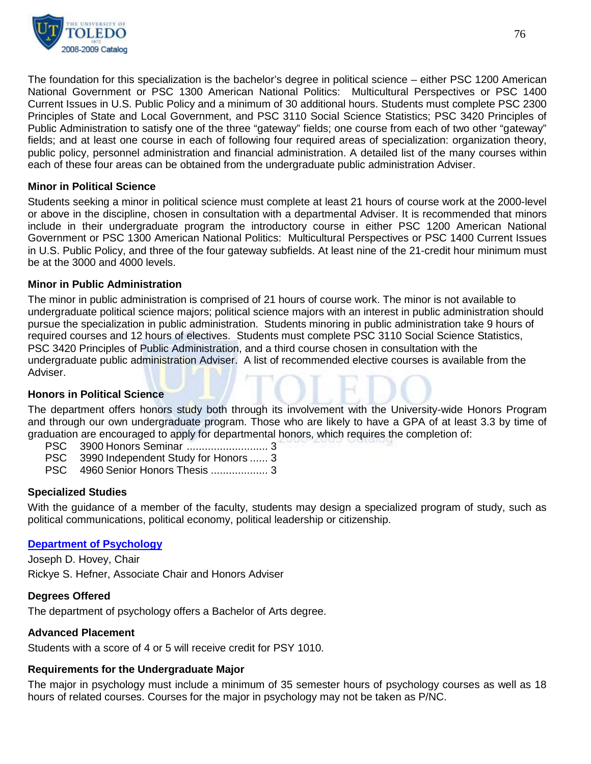The foundation for this specialization is the bachelor's degree in political science – either PSC 1200 American National Government or PSC 1300 American National Politics: Multicultural Perspectives or PSC 1400 Current Issues in U.S. Public Policy and a minimum of 30 additional hours. Students must complete PSC 2300 Principles of State and Local Government, and PSC 3110 Social Science Statistics; PSC 3420 Principles of Public Administration to satisfy one of the three "gateway" fields; one course from each of two other "gateway" fields; and at least one course in each of following four required areas of specialization: organization theory, public policy, personnel administration and financial administration. A detailed list of the many courses within each of these four areas can be obtained from the undergraduate public administration Adviser.

### Minor in Political Science

Students seeking a minor in political science must complete at least 21 hours of course work at the 2000-level or above in the discipline, chosen in consultation with a departmental Adviser. It is recommended that minors include in their undergraduate program the introductory course in either PSC 1200 American National Government or PSC 1300 American National Politics: Multicultural Perspectives or PSC 1400 Current Issues in U.S. Public Policy, and three of the four gateway subfields. At least nine of the 21-credit hour minimum must be at the 3000 and 4000 levels.

### Minor in Public Administration

The minor in public administration is comprised of 21 hours of course work. The minor is not available to undergraduate political science majors; political science majors with an interest in public administration should pursue the specialization in public administration. Students minoring in public administration take 9 hours of required courses and 12 hours of electives. Students must complete PSC 3110 Social Science Statistics, PSC 3420 Principles of Public Administration, and a third course chosen in consultation with the undergraduate public administration Adviser. A list of recommended elective courses is available from the Adviser.

### Honors in Political Science

The department offers honors study both through its involvement with the University-wide Honors Program and through our own undergraduate program. Those who are likely to have a GPA of at least 3.3 by time of graduation are encouraged to apply for departmental honors, which requires the completion of:

- PSC 3900 Honors Seminar ............................ 3
- PSC 3990 Independent Study for Honors ...... 3
- PSC 4960 Senior Honors Thesis ................... 3

### Specialized Studies

With the guidance of a member of the faculty, students may design a specialized program of study, such as political communications, political economy, political leadership or citizenship.

## Department of Psychology

Joseph D. Hovey, Chair

Rickye S. Hefner, Associate Chair and Honors Adviser

### Degrees Offered

The department of psychology offers a Bachelor of Arts degree.

### Advanced Placement

Students with a score of 4 or 5 will receive credit for PSY 1010.

### Requirements for the Undergraduate Major

The major in psychology must include a minimum of 35 semester hours of psychology courses as well as 18 hours of related courses. Courses for the major in psychology may not be taken as P/NC.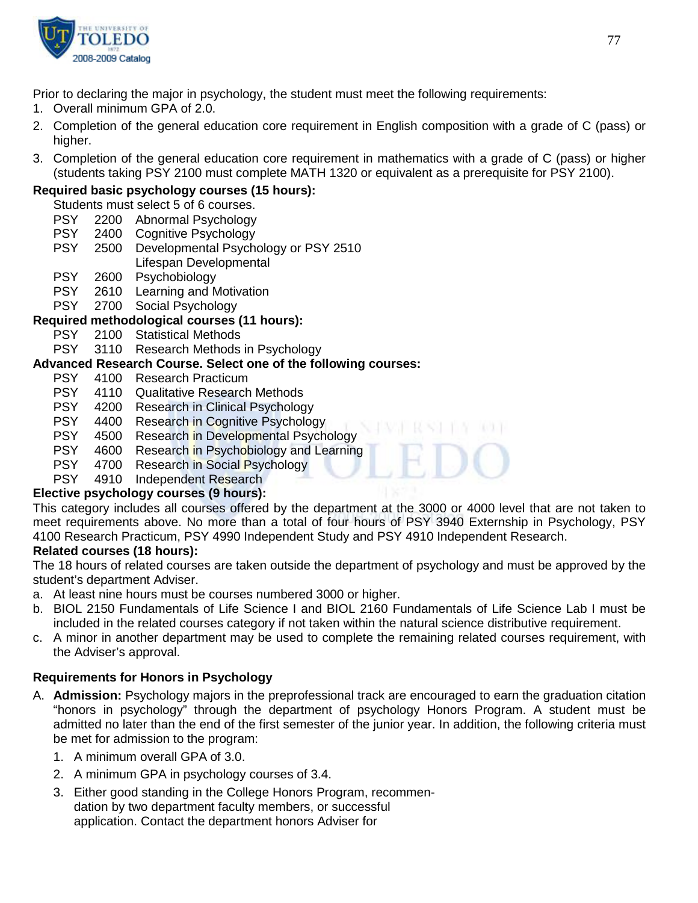Prior to declaring the major in psychology, the student must meet the following requirements:

1. Overall minimum GPA of 2.0.
2. Completion of the general education core requirement in English composition with a grade of C (pass) or higher.
3. Completion of the general education core requirement in mathematics with a grade of C (pass) or higher (students taking PSY 2100 must complete MATH 1320 or equivalent as a prerequisite for PSY 2100).

**Required basic psychology courses (15 hours):**

Students must select 5 of 6 courses.

- PSY 2200 Abnormal Psychology
- PSY 2400 Cognitive Psychology
- PSY 2500 Developmental Psychology or PSY 2510 Lifespan Developmental
- PSY 2600 Psychobiology
- PSY 2610 Learning and Motivation
- PSY 2700 Social Psychology

**Required methodological courses (11 hours):**

- PSY 2100 Statistical Methods
- PSY 3110 Research Methods in Psychology

**Advanced Research Course. Select one of the following courses:**

- PSY 4100 Research Practicum
- PSY 4110 Qualitative Research Methods
- PSY 4200 Research in Clinical Psychology
- PSY 4400 Research in Cognitive Psychology
- PSY 4500 Research in Developmental Psychology
- PSY 4600 Research in Psychobiology and Learning
- PSY 4700 Research in Social Psychology
- PSY 4910 Independent Research

**Elective psychology courses (9 hours):**

This category includes all courses offered by the department at the 3000 or 4000 level that are not taken to meet requirements above. No more than a total of four hours of PSY 3940 Externship in Psychology, PSY 4100 Research Practicum, PSY 4990 Independent Study and PSY 4910 Independent Research.

**Related courses (18 hours):**

The 18 hours of related courses are taken outside the department of psychology and must be approved by the student's department Adviser.

a. At least nine hours must be courses numbered 3000 or higher.
b. BIOL 2150 Fundamentals of Life Science I and BIOL 2160 Fundamentals of Life Science Lab I must be included in the related courses category if not taken within the natural science distributive requirement.
c. A minor in another department may be used to complete the remaining related courses requirement, with the Adviser's approval.

**Requirements for Honors in Psychology**

A. **Admission:** Psychology majors in the preprofessional track are encouraged to earn the graduation citation "honors in psychology" through the department of psychology Honors Program. A student must be admitted no later than the end of the first semester of the junior year. In addition, the following criteria must be met for admission to the program:

   1. A minimum overall GPA of 3.0.
   2. A minimum GPA in psychology courses of 3.4.
   3. Either good standing in the College Honors Program, recommendation by two department faculty members, or successful application. Contact the department honors Adviser for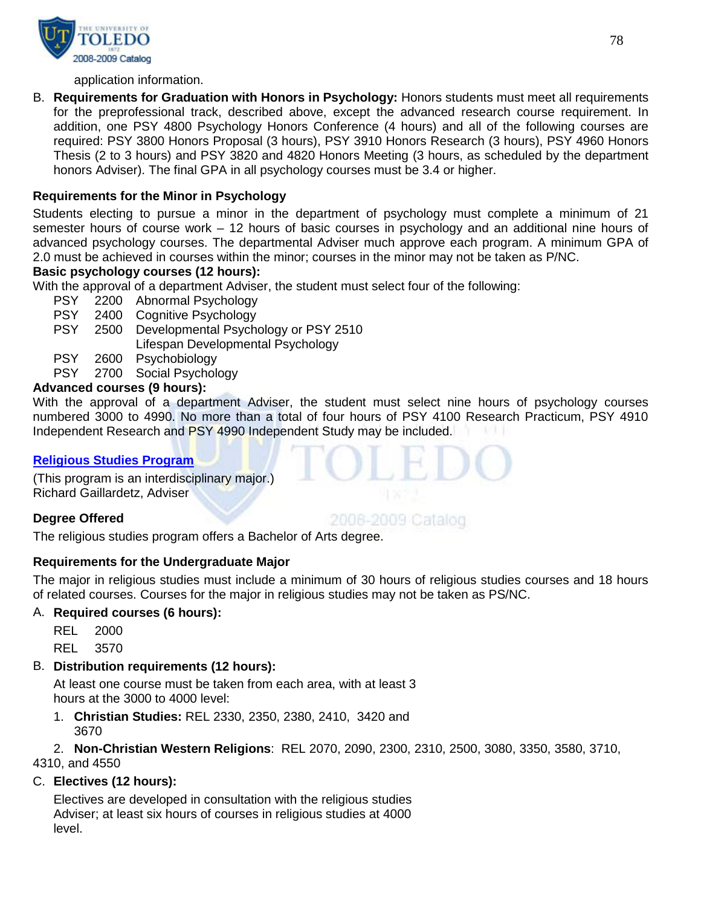application information.

B. **Requirements for Graduation with Honors in Psychology:** Honors students must meet all requirements for the preprofessional track, described above, except the advanced research course requirement. In addition, one PSY 4800 Psychology Honors Conference (4 hours) and all of the following courses are required: PSY 3800 Honors Proposal (3 hours), PSY 3910 Honors Research (3 hours), PSY 4960 Honors Thesis (2 to 3 hours) and PSY 3820 and 4820 Honors Meeting (3 hours, as scheduled by the department honors Adviser). The final GPA in all psychology courses must be 3.4 or higher.

**Requirements for the Minor in Psychology**

Students electing to pursue a minor in the department of psychology must complete a minimum of 21 semester hours of course work – 12 hours of basic courses in psychology and an additional nine hours of advanced psychology courses. The departmental Adviser much approve each program. A minimum GPA of 2.0 must be achieved in courses within the minor; courses in the minor may not be taken as P/NC.

**Basic psychology courses (12 hours):**

With the approval of a department Adviser, the student must select four of the following:

- PSY 2200 Abnormal Psychology
- PSY 2400 Cognitive Psychology
- PSY 2500 Developmental Psychology or PSY 2510 Lifespan Developmental Psychology
- PSY 2600 Psychobiology
- PSY 2700 Social Psychology

**Advanced courses (9 hours):**

With the approval of a department Adviser, the student must select nine hours of psychology courses numbered 3000 to 4990. No more than a total of four hours of PSY 4100 Research Practicum, PSY 4910 Independent Research and PSY 4990 Independent Study may be included.

## Religious Studies Program

(This program is an interdisciplinary major.)
Richard Gaillardetz, Adviser

**Degree Offered**

The religious studies program offers a Bachelor of Arts degree.

**Requirements for the Undergraduate Major**

The major in religious studies must include a minimum of 30 hours of religious studies courses and 18 hours of related courses. Courses for the major in religious studies may not be taken as PS/NC.

A. **Required courses (6 hours):**

   REL 2000

   REL 3570

B. **Distribution requirements (12 hours):**

   At least one course must be taken from each area, with at least 3 hours at the 3000 to 4000 level:

   1. **Christian Studies:** REL 2330, 2350, 2380, 2410, 3420 and 3670
   2. **Non-Christian Western Religions**: REL 2070, 2090, 2300, 2310, 2500, 3080, 3350, 3580, 3710, 4310, and 4550

C. **Electives (12 hours):**

   Electives are developed in consultation with the religious studies Adviser; at least six hours of courses in religious studies at 4000 level.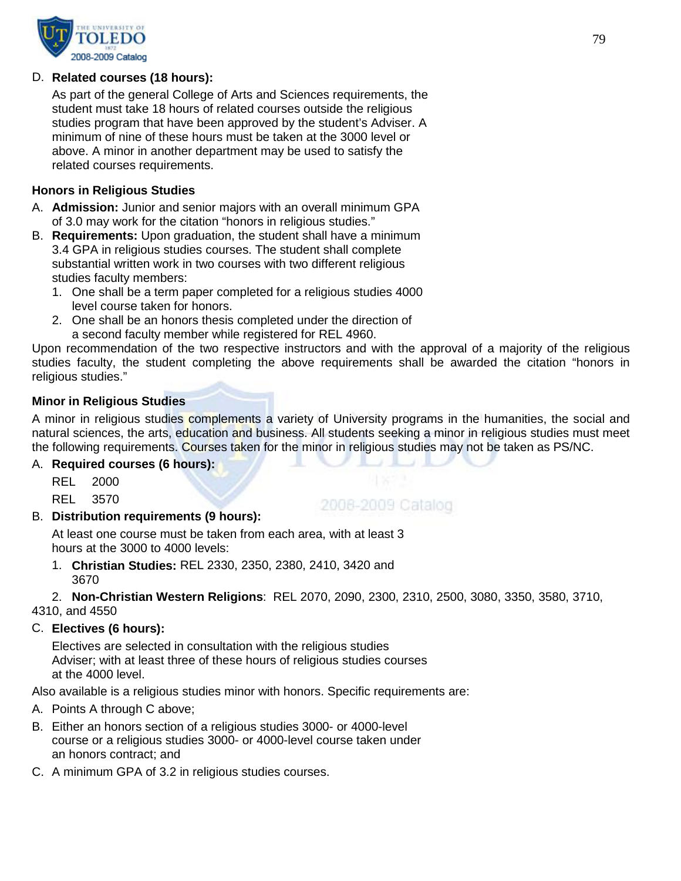D. **Related courses (18 hours):**

   As part of the general College of Arts and Sciences requirements, the student must take 18 hours of related courses outside the religious studies program that have been approved by the student's Adviser. A minimum of nine of these hours must be taken at the 3000 level or above. A minor in another department may be used to satisfy the related courses requirements.

**Honors in Religious Studies**

A. **Admission:** Junior and senior majors with an overall minimum GPA of 3.0 may work for the citation "honors in religious studies."

B. **Requirements:** Upon graduation, the student shall have a minimum 3.4 GPA in religious studies courses. The student shall complete substantial written work in two courses with two different religious studies faculty members:

   1. One shall be a term paper completed for a religious studies 4000 level course taken for honors.
   2. One shall be an honors thesis completed under the direction of a second faculty member while registered for REL 4960.

Upon recommendation of the two respective instructors and with the approval of a majority of the religious studies faculty, the student completing the above requirements shall be awarded the citation "honors in religious studies."

**Minor in Religious Studies**

A minor in religious studies complements a variety of University programs in the humanities, the social and natural sciences, the arts, education and business. All students seeking a minor in religious studies must meet the following requirements. Courses taken for the minor in religious studies may not be taken as PS/NC.

A. **Required courses (6 hours):**

   REL 2000

   REL 3570

B. **Distribution requirements (9 hours):**

   At least one course must be taken from each area, with at least 3 hours at the 3000 to 4000 levels:

   1. **Christian Studies:** REL 2330, 2350, 2380, 2410, 3420 and 3670
   2. **Non-Christian Western Religions**: REL 2070, 2090, 2300, 2310, 2500, 3080, 3350, 3580, 3710, 4310, and 4550

C. **Electives (6 hours):**

   Electives are selected in consultation with the religious studies Adviser; with at least three of these hours of religious studies courses at the 4000 level.

Also available is a religious studies minor with honors. Specific requirements are:

A. Points A through C above;

B. Either an honors section of a religious studies 3000- or 4000-level course or a religious studies 3000- or 4000-level course taken under an honors contract; and

C. A minimum GPA of 3.2 in religious studies courses.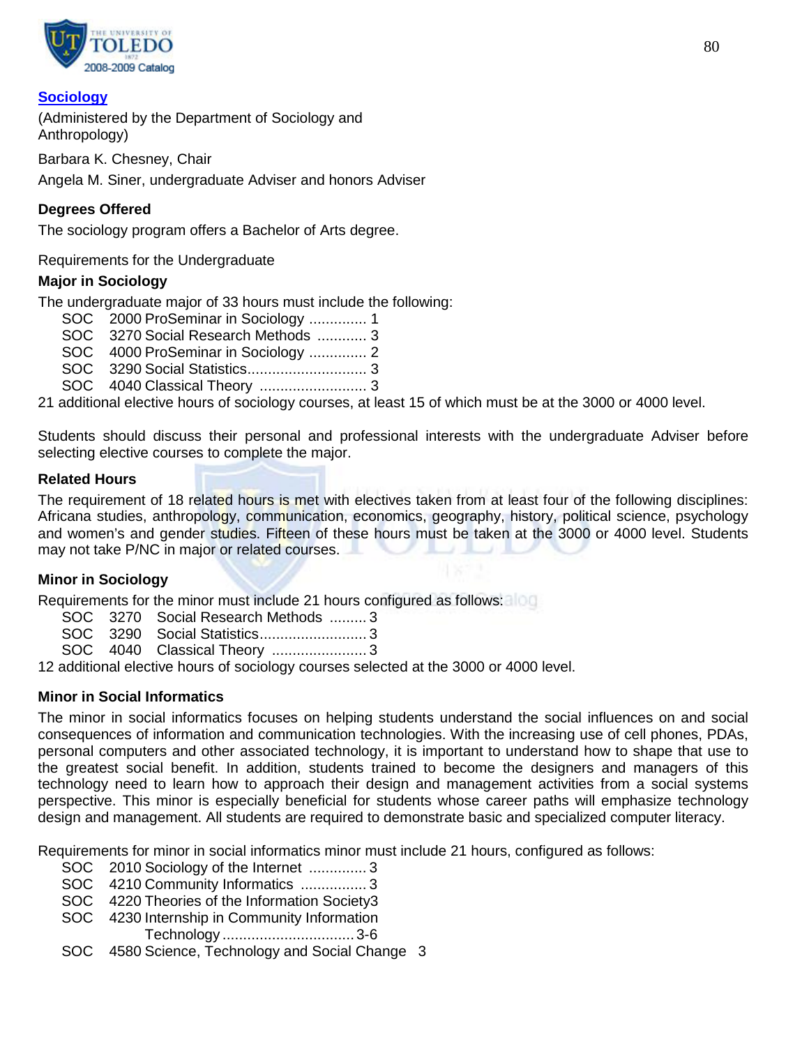## Sociology

(Administered by the Department of Sociology and Anthropology)

Barbara K. Chesney, Chair

Angela M. Siner, undergraduate Adviser and honors Adviser

### Degrees Offered

The sociology program offers a Bachelor of Arts degree.

Requirements for the Undergraduate

### Major in Sociology

The undergraduate major of 33 hours must include the following:

| | | |
|---|---|---|
| SOC | 2000 ProSeminar in Sociology | 1 |
| SOC | 3270 Social Research Methods | 3 |
| SOC | 4000 ProSeminar in Sociology | 2 |
| SOC | 3290 Social Statistics | 3 |
| SOC | 4040 Classical Theory | 3 |

21 additional elective hours of sociology courses, at least 15 of which must be at the 3000 or 4000 level.

Students should discuss their personal and professional interests with the undergraduate Adviser before selecting elective courses to complete the major.

### Related Hours

The requirement of 18 related hours is met with electives taken from at least four of the following disciplines: Africana studies, anthropology, communication, economics, geography, history, political science, psychology and women's and gender studies. Fifteen of these hours must be taken at the 3000 or 4000 level. Students may not take P/NC in major or related courses.

### Minor in Sociology

Requirements for the minor must include 21 hours configured as follows:

| | | | |
|---|---|---|---|
| SOC | 3270 | Social Research Methods | 3 |
| SOC | 3290 | Social Statistics | 3 |
| SOC | 4040 | Classical Theory | 3 |

12 additional elective hours of sociology courses selected at the 3000 or 4000 level.

### Minor in Social Informatics

The minor in social informatics focuses on helping students understand the social influences on and social consequences of information and communication technologies. With the increasing use of cell phones, PDAs, personal computers and other associated technology, it is important to understand how to shape that use to the greatest social benefit. In addition, students trained to become the designers and managers of this technology need to learn how to approach their design and management activities from a social systems perspective. This minor is especially beneficial for students whose career paths will emphasize technology design and management. All students are required to demonstrate basic and specialized computer literacy.

Requirements for minor in social informatics minor must include 21 hours, configured as follows:

| | | |
|---|---|---|
| SOC | 2010 Sociology of the Internet | 3 |
| SOC | 4210 Community Informatics | 3 |
| SOC | 4220 Theories of the Information Society | 3 |
| SOC | 4230 Internship in Community Information Technology | 3-6 |
| SOC | 4580 Science, Technology and Social Change | 3 |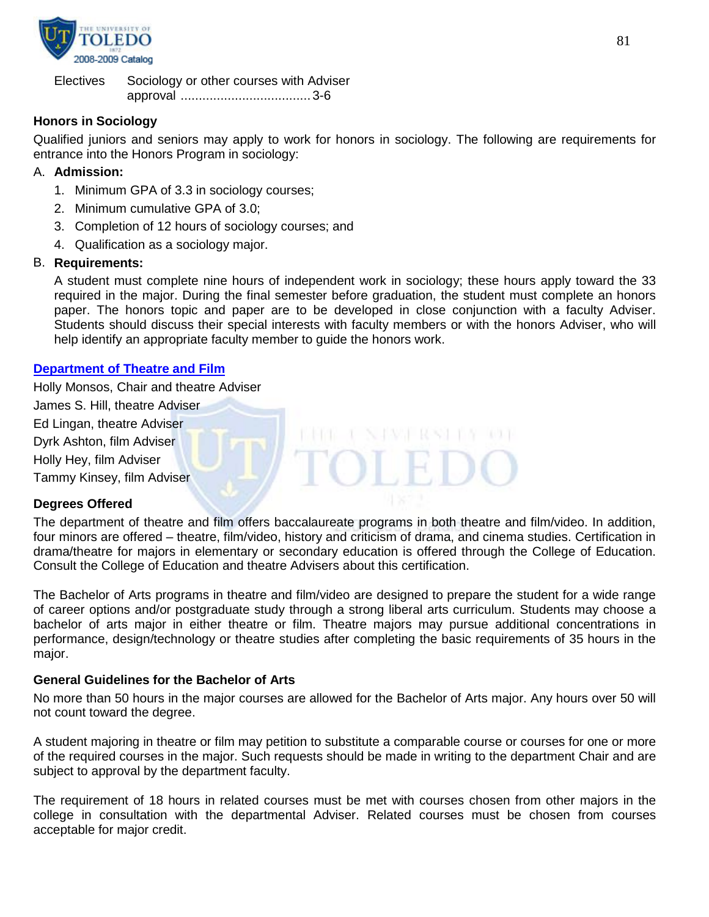Electives Sociology or other courses with Adviser approval .................................... 3-6

### Honors in Sociology

Qualified juniors and seniors may apply to work for honors in sociology. The following are requirements for entrance into the Honors Program in sociology:

A. **Admission:**

1. Minimum GPA of 3.3 in sociology courses;
2. Minimum cumulative GPA of 3.0;
3. Completion of 12 hours of sociology courses; and
4. Qualification as a sociology major.

B. **Requirements:**

A student must complete nine hours of independent work in sociology; these hours apply toward the 33 required in the major. During the final semester before graduation, the student must complete an honors paper. The honors topic and paper are to be developed in close conjunction with a faculty Adviser. Students should discuss their special interests with faculty members or with the honors Adviser, who will help identify an appropriate faculty member to guide the honors work.

## Department of Theatre and Film

Holly Monsos, Chair and theatre Adviser
James S. Hill, theatre Adviser
Ed Lingan, theatre Adviser
Dyrk Ashton, film Adviser
Holly Hey, film Adviser
Tammy Kinsey, film Adviser

### Degrees Offered

The department of theatre and film offers baccalaureate programs in both theatre and film/video. In addition, four minors are offered – theatre, film/video, history and criticism of drama, and cinema studies. Certification in drama/theatre for majors in elementary or secondary education is offered through the College of Education. Consult the College of Education and theatre Advisers about this certification.

The Bachelor of Arts programs in theatre and film/video are designed to prepare the student for a wide range of career options and/or postgraduate study through a strong liberal arts curriculum. Students may choose a bachelor of arts major in either theatre or film. Theatre majors may pursue additional concentrations in performance, design/technology or theatre studies after completing the basic requirements of 35 hours in the major.

### General Guidelines for the Bachelor of Arts

No more than 50 hours in the major courses are allowed for the Bachelor of Arts major. Any hours over 50 will not count toward the degree.

A student majoring in theatre or film may petition to substitute a comparable course or courses for one or more of the required courses in the major. Such requests should be made in writing to the department Chair and are subject to approval by the department faculty.

The requirement of 18 hours in related courses must be met with courses chosen from other majors in the college in consultation with the departmental Adviser. Related courses must be chosen from courses acceptable for major credit.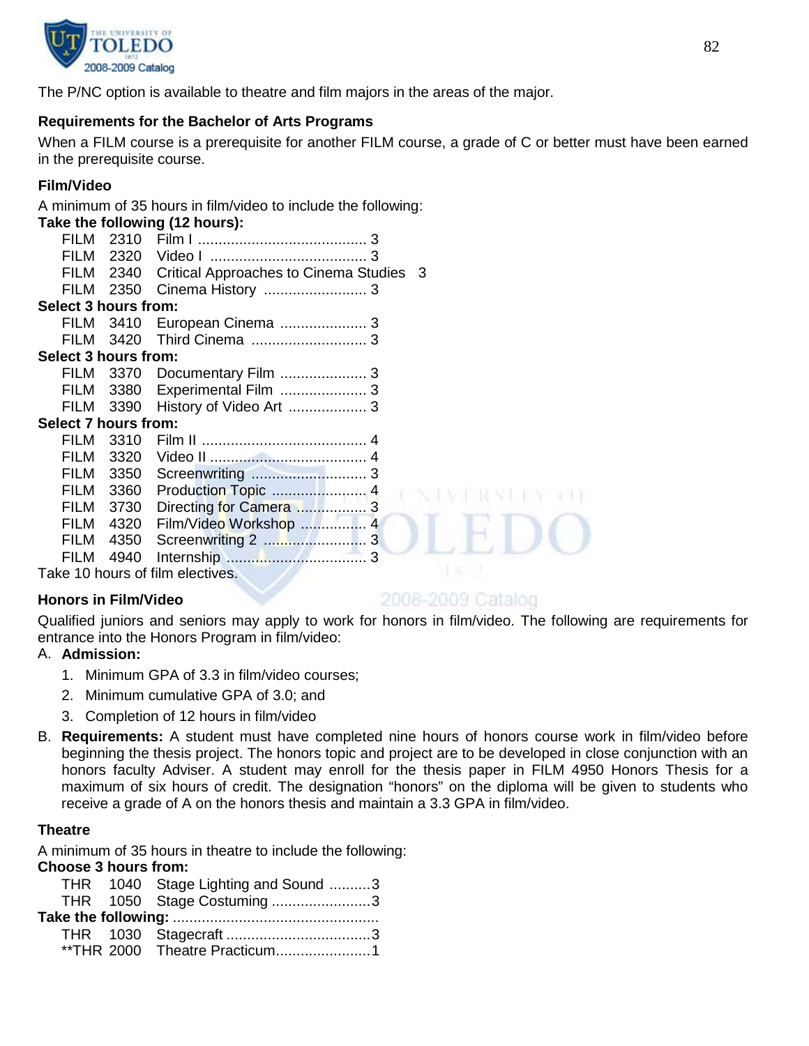The P/NC option is available to theatre and film majors in the areas of the major.

### Requirements for the Bachelor of Arts Programs

When a FILM course is a prerequisite for another FILM course, a grade of C or better must have been earned in the prerequisite course.

### Film/Video

A minimum of 35 hours in film/video to include the following:

**Take the following (12 hours):**

| | | | |
|---|---|---|---|
| FILM | 2310 | Film I | 3 |
| FILM | 2320 | Video I | 3 |
| FILM | 2340 | Critical Approaches to Cinema Studies | 3 |
| FILM | 2350 | Cinema History | 3 |

**Select 3 hours from:**

| | | | |
|---|---|---|---|
| FILM | 3410 | European Cinema | 3 |
| FILM | 3420 | Third Cinema | 3 |

**Select 3 hours from:**

| | | | |
|---|---|---|---|
| FILM | 3370 | Documentary Film | 3 |
| FILM | 3380 | Experimental Film | 3 |
| FILM | 3390 | History of Video Art | 3 |

**Select 7 hours from:**

| | | | |
|---|---|---|---|
| FILM | 3310 | Film II | 4 |
| FILM | 3320 | Video II | 4 |
| FILM | 3350 | Screenwriting | 3 |
| FILM | 3360 | Production Topic | 4 |
| FILM | 3730 | Directing for Camera | 3 |
| FILM | 4320 | Film/Video Workshop | 4 |
| FILM | 4350 | Screenwriting 2 | 3 |
| FILM | 4940 | Internship | 3 |

Take 10 hours of film electives.

### Honors in Film/Video

Qualified juniors and seniors may apply to work for honors in film/video. The following are requirements for entrance into the Honors Program in film/video:

A. **Admission:**
   1. Minimum GPA of 3.3 in film/video courses;
   2. Minimum cumulative GPA of 3.0; and
   3. Completion of 12 hours in film/video

B. **Requirements:** A student must have completed nine hours of honors course work in film/video before beginning the thesis project. The honors topic and project are to be developed in close conjunction with an honors faculty Adviser. A student may enroll for the thesis paper in FILM 4950 Honors Thesis for a maximum of six hours of credit. The designation "honors" on the diploma will be given to students who receive a grade of A on the honors thesis and maintain a 3.3 GPA in film/video.

### Theatre

A minimum of 35 hours in theatre to include the following:

**Choose 3 hours from:**

| | | | |
|---|---|---|---|
| THR | 1040 | Stage Lighting and Sound | 3 |
| THR | 1050 | Stage Costuming | 3 |

**Take the following:**

| | | | |
|---|---|---|---|
| THR | 1030 | Stagecraft | 3 |
| **THR | 2000 | Theatre Practicum | 1 |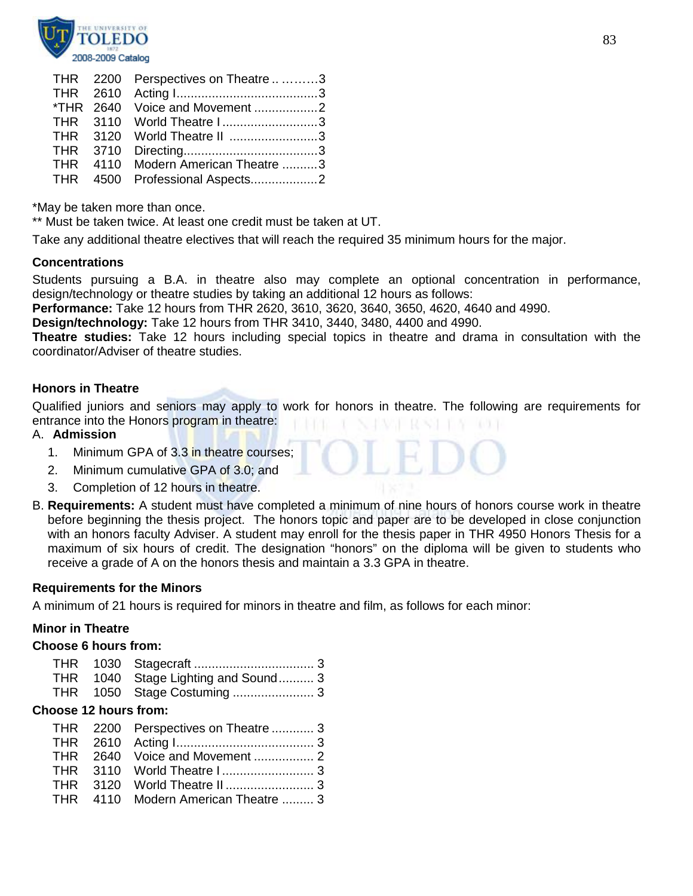| | | | |
|---|---|---|---|
| THR | 2200 | Perspectives on Theatre | 3 |
| THR | 2610 | Acting I | 3 |
| *THR | 2640 | Voice and Movement | 2 |
| THR | 3110 | World Theatre I | 3 |
| THR | 3120 | World Theatre II | 3 |
| THR | 3710 | Directing | 3 |
| THR | 4110 | Modern American Theatre | 3 |
| THR | 4500 | Professional Aspects | 2 |

*May be taken more than once.

** Must be taken twice. At least one credit must be taken at UT.

Take any additional theatre electives that will reach the required 35 minimum hours for the major.

### Concentrations

Students pursuing a B.A. in theatre also may complete an optional concentration in performance, design/technology or theatre studies by taking an additional 12 hours as follows:

**Performance:** Take 12 hours from THR 2620, 3610, 3620, 3640, 3650, 4620, 4640 and 4990.

**Design/technology:** Take 12 hours from THR 3410, 3440, 3480, 4400 and 4990.

**Theatre studies:** Take 12 hours including special topics in theatre and drama in consultation with the coordinator/Adviser of theatre studies.

### Honors in Theatre

Qualified juniors and seniors may apply to work for honors in theatre. The following are requirements for entrance into the Honors program in theatre:

A. **Admission**

1. Minimum GPA of 3.3 in theatre courses;
2. Minimum cumulative GPA of 3.0; and
3. Completion of 12 hours in theatre.

B. **Requirements:** A student must have completed a minimum of nine hours of honors course work in theatre before beginning the thesis project. The honors topic and paper are to be developed in close conjunction with an honors faculty Adviser. A student may enroll for the thesis paper in THR 4950 Honors Thesis for a maximum of six hours of credit. The designation "honors" on the diploma will be given to students who receive a grade of A on the honors thesis and maintain a 3.3 GPA in theatre.

### Requirements for the Minors

A minimum of 21 hours is required for minors in theatre and film, as follows for each minor:

### Minor in Theatre

**Choose 6 hours from:**

| | | | |
|---|---|---|---|
| THR | 1030 | Stagecraft | 3 |
| THR | 1040 | Stage Lighting and Sound | 3 |
| THR | 1050 | Stage Costuming | 3 |

**Choose 12 hours from:**

| | | | |
|---|---|---|---|
| THR | 2200 | Perspectives on Theatre | 3 |
| THR | 2610 | Acting I | 3 |
| THR | 2640 | Voice and Movement | 2 |
| THR | 3110 | World Theatre I | 3 |
| THR | 3120 | World Theatre II | 3 |
| THR | 4110 | Modern American Theatre | 3 |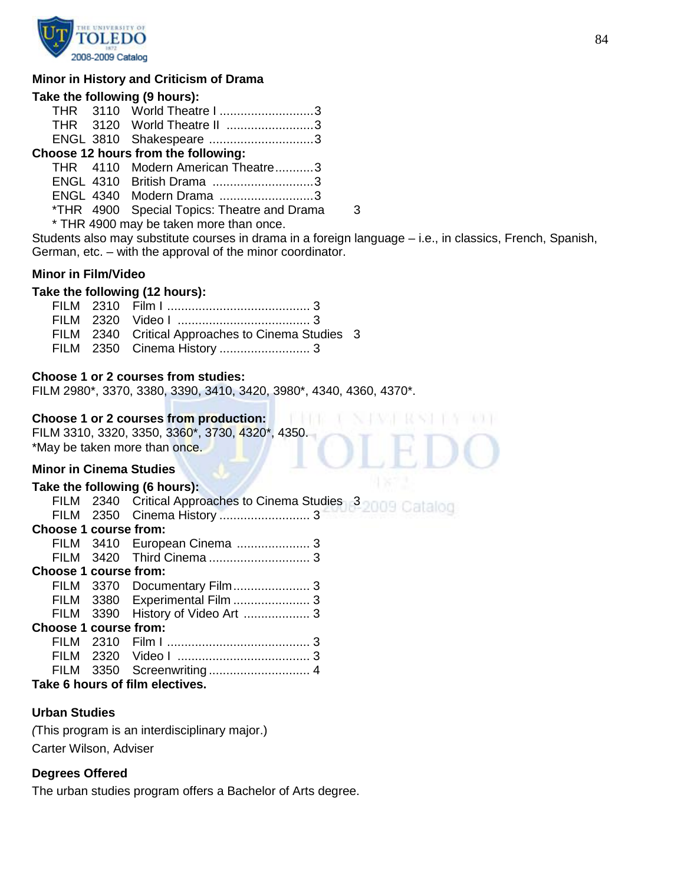## Minor in History and Criticism of Drama

**Take the following (9 hours):**

| | | | |
|---|---|---|---|
| THR | 3110 | World Theatre I | 3 |
| THR | 3120 | World Theatre II | 3 |
| ENGL | 3810 | Shakespeare | 3 |

**Choose 12 hours from the following:**

| | | | |
|---|---|---|---|
| THR | 4110 | Modern American Theatre | 3 |
| ENGL | 4310 | British Drama | 3 |
| ENGL | 4340 | Modern Drama | 3 |
| *THR | 4900 | Special Topics: Theatre and Drama | 3 |

* THR 4900 may be taken more than once.

Students also may substitute courses in drama in a foreign language – i.e., in classics, French, Spanish, German, etc. – with the approval of the minor coordinator.

## Minor in Film/Video

**Take the following (12 hours):**

| | | | |
|---|---|---|---|
| FILM | 2310 | Film I | 3 |
| FILM | 2320 | Video I | 3 |
| FILM | 2340 | Critical Approaches to Cinema Studies | 3 |
| FILM | 2350 | Cinema History | 3 |

**Choose 1 or 2 courses from studies:**

FILM 2980*, 3370, 3380, 3390, 3410, 3420, 3980*, 4340, 4360, 4370*.

**Choose 1 or 2 courses from production:**

FILM 3310, 3320, 3350, 3360*, 3730, 4320*, 4350.

*May be taken more than once.

## Minor in Cinema Studies

**Take the following (6 hours):**

| | | | |
|---|---|---|---|
| FILM | 2340 | Critical Approaches to Cinema Studies | 3 |
| FILM | 2350 | Cinema History | 3 |

**Choose 1 course from:**

| | | | |
|---|---|---|---|
| FILM | 3410 | European Cinema | 3 |
| FILM | 3420 | Third Cinema | 3 |

**Choose 1 course from:**

| | | | |
|---|---|---|---|
| FILM | 3370 | Documentary Film | 3 |
| FILM | 3380 | Experimental Film | 3 |
| FILM | 3390 | History of Video Art | 3 |

**Choose 1 course from:**

| | | | |
|---|---|---|---|
| FILM | 2310 | Film I | 3 |
| FILM | 2320 | Video I | 3 |
| FILM | 3350 | Screenwriting | 4 |

**Take 6 hours of film electives.**

## Urban Studies

(This program is an interdisciplinary major.)

Carter Wilson, Adviser

### Degrees Offered

The urban studies program offers a Bachelor of Arts degree.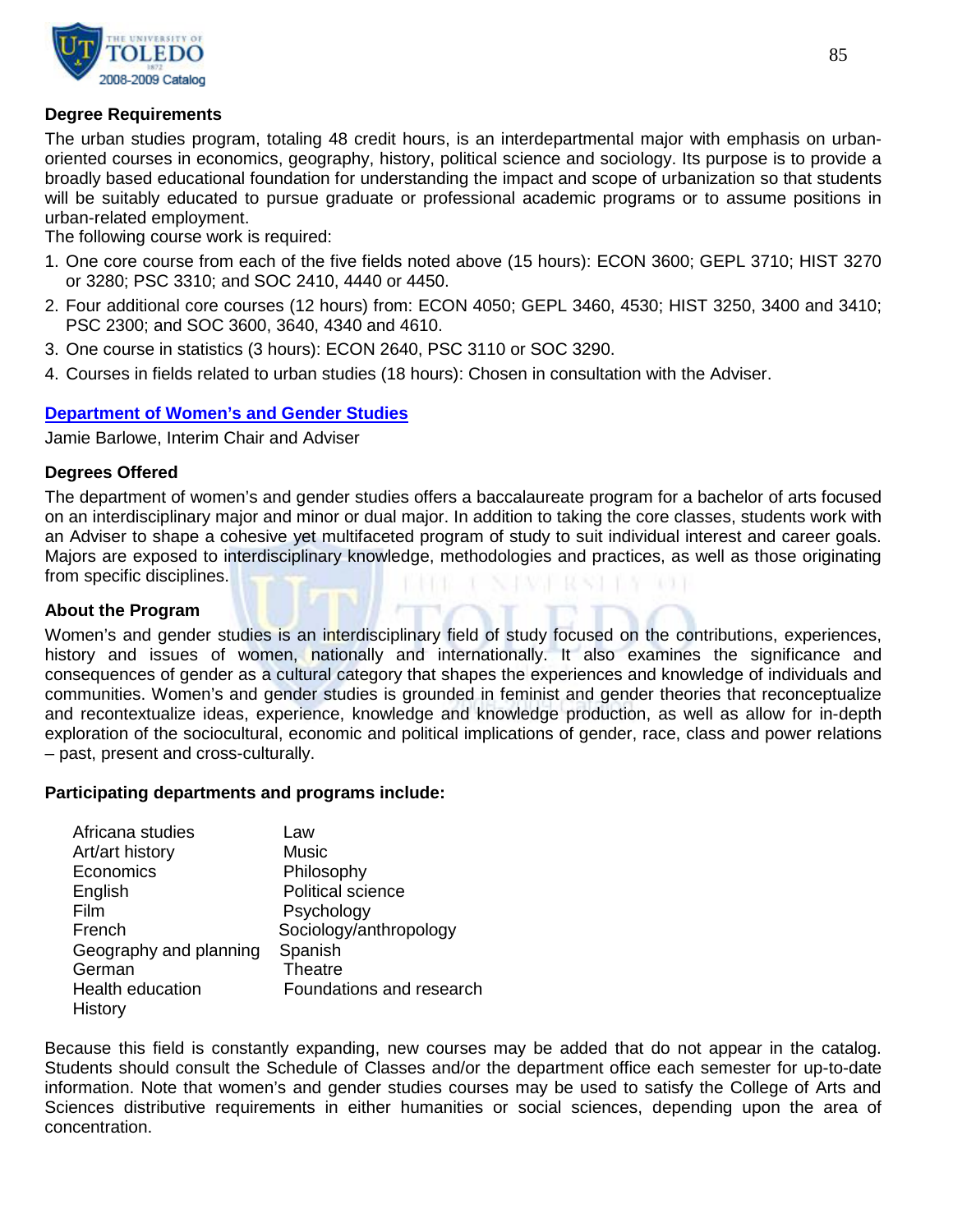**Degree Requirements**

The urban studies program, totaling 48 credit hours, is an interdepartmental major with emphasis on urban-oriented courses in economics, geography, history, political science and sociology. Its purpose is to provide a broadly based educational foundation for understanding the impact and scope of urbanization so that students will be suitably educated to pursue graduate or professional academic programs or to assume positions in urban-related employment.

The following course work is required:

1. One core course from each of the five fields noted above (15 hours): ECON 3600; GEPL 3710; HIST 3270 or 3280; PSC 3310; and SOC 2410, 4440 or 4450.
2. Four additional core courses (12 hours) from: ECON 4050; GEPL 3460, 4530; HIST 3250, 3400 and 3410; PSC 2300; and SOC 3600, 3640, 4340 and 4610.
3. One course in statistics (3 hours): ECON 2640, PSC 3110 or SOC 3290.
4. Courses in fields related to urban studies (18 hours): Chosen in consultation with the Adviser.

## Department of Women's and Gender Studies

Jamie Barlowe, Interim Chair and Adviser

**Degrees Offered**

The department of women's and gender studies offers a baccalaureate program for a bachelor of arts focused on an interdisciplinary major and minor or dual major. In addition to taking the core classes, students work with an Adviser to shape a cohesive yet multifaceted program of study to suit individual interest and career goals. Majors are exposed to interdisciplinary knowledge, methodologies and practices, as well as those originating from specific disciplines.

**About the Program**

Women's and gender studies is an interdisciplinary field of study focused on the contributions, experiences, history and issues of women, nationally and internationally. It also examines the significance and consequences of gender as a cultural category that shapes the experiences and knowledge of individuals and communities. Women's and gender studies is grounded in feminist and gender theories that reconceptualize and recontextualize ideas, experience, knowledge and knowledge production, as well as allow for in-depth exploration of the sociocultural, economic and political implications of gender, race, class and power relations – past, present and cross-culturally.

**Participating departments and programs include:**

- Africana studies
- Art/art history
- Economics
- English
- Film
- French
- Geography and planning
- German
- Health education
- History
- Law
- Music
- Philosophy
- Political science
- Psychology
- Sociology/anthropology
- Spanish
- Theatre
- Foundations and research

Because this field is constantly expanding, new courses may be added that do not appear in the catalog. Students should consult the Schedule of Classes and/or the department office each semester for up-to-date information. Note that women's and gender studies courses may be used to satisfy the College of Arts and Sciences distributive requirements in either humanities or social sciences, depending upon the area of concentration.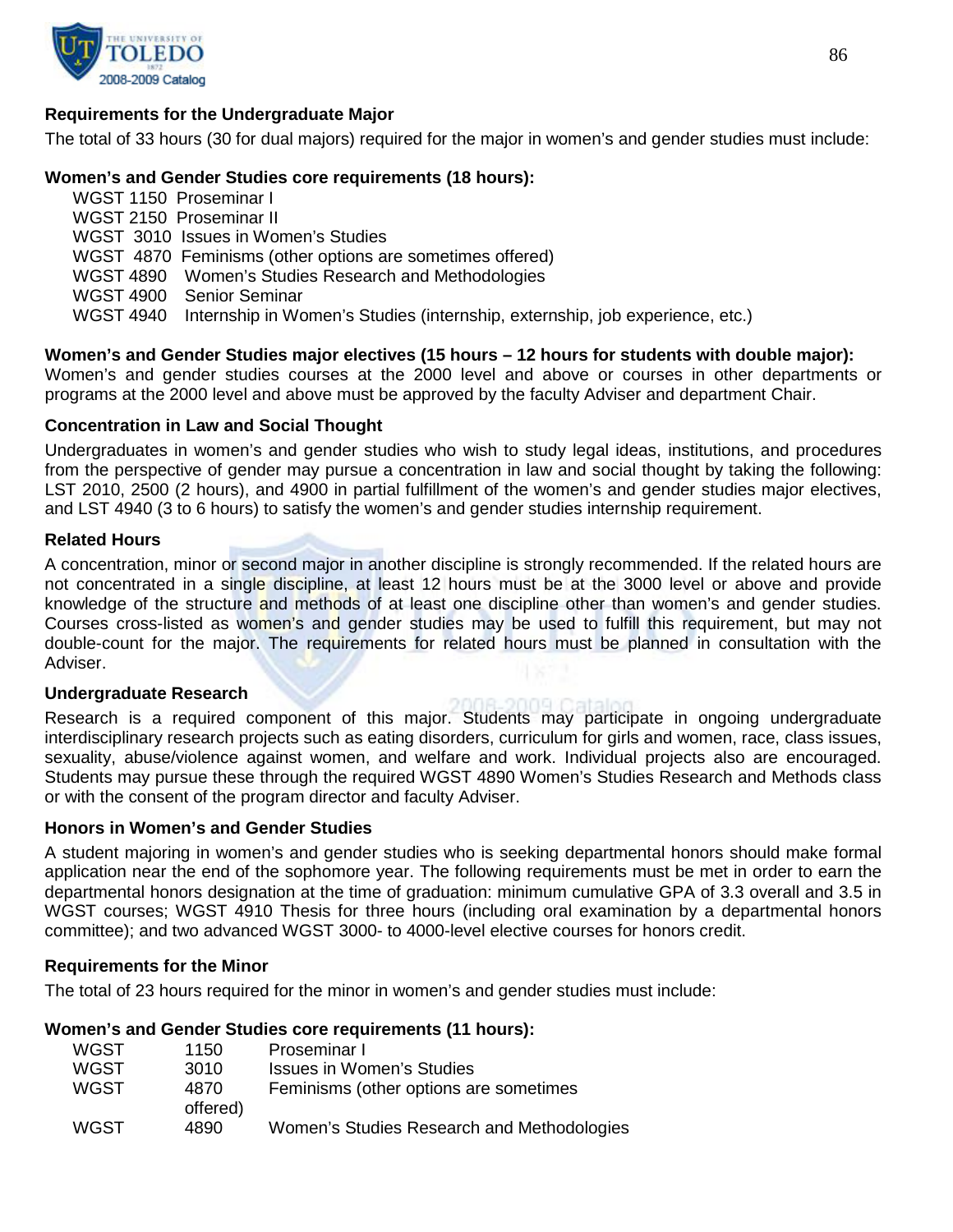**Requirements for the Undergraduate Major**

The total of 33 hours (30 for dual majors) required for the major in women's and gender studies must include:

**Women's and Gender Studies core requirements (18 hours):**

WGST 1150 Proseminar I
WGST 2150 Proseminar II
WGST 3010 Issues in Women's Studies
WGST 4870 Feminisms (other options are sometimes offered)
WGST 4890 Women's Studies Research and Methodologies
WGST 4900 Senior Seminar
WGST 4940 Internship in Women's Studies (internship, externship, job experience, etc.)

**Women's and Gender Studies major electives (15 hours – 12 hours for students with double major):**
Women's and gender studies courses at the 2000 level and above or courses in other departments or programs at the 2000 level and above must be approved by the faculty Adviser and department Chair.

**Concentration in Law and Social Thought**

Undergraduates in women's and gender studies who wish to study legal ideas, institutions, and procedures from the perspective of gender may pursue a concentration in law and social thought by taking the following: LST 2010, 2500 (2 hours), and 4900 in partial fulfillment of the women's and gender studies major electives, and LST 4940 (3 to 6 hours) to satisfy the women's and gender studies internship requirement.

**Related Hours**

A concentration, minor or second major in another discipline is strongly recommended. If the related hours are not concentrated in a single discipline, at least 12 hours must be at the 3000 level or above and provide knowledge of the structure and methods of at least one discipline other than women's and gender studies. Courses cross-listed as women's and gender studies may be used to fulfill this requirement, but may not double-count for the major. The requirements for related hours must be planned in consultation with the Adviser.

**Undergraduate Research**

Research is a required component of this major. Students may participate in ongoing undergraduate interdisciplinary research projects such as eating disorders, curriculum for girls and women, race, class issues, sexuality, abuse/violence against women, and welfare and work. Individual projects also are encouraged. Students may pursue these through the required WGST 4890 Women's Studies Research and Methods class or with the consent of the program director and faculty Adviser.

**Honors in Women's and Gender Studies**

A student majoring in women's and gender studies who is seeking departmental honors should make formal application near the end of the sophomore year. The following requirements must be met in order to earn the departmental honors designation at the time of graduation: minimum cumulative GPA of 3.3 overall and 3.5 in WGST courses; WGST 4910 Thesis for three hours (including oral examination by a departmental honors committee); and two advanced WGST 3000- to 4000-level elective courses for honors credit.

**Requirements for the Minor**

The total of 23 hours required for the minor in women's and gender studies must include:

**Women's and Gender Studies core requirements (11 hours):**

WGST 1150 Proseminar I
WGST 3010 Issues in Women's Studies
WGST 4870 Feminisms (other options are sometimes offered)
WGST 4890 Women's Studies Research and Methodologies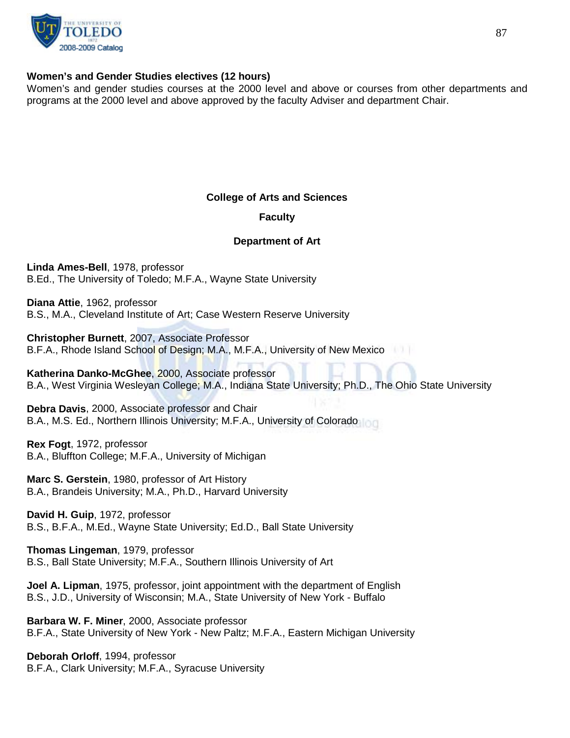**Women's and Gender Studies electives (12 hours)**

Women's and gender studies courses at the 2000 level and above or courses from other departments and programs at the 2000 level and above approved by the faculty Adviser and department Chair.

## College of Arts and Sciences

## Faculty

### Department of Art

**Linda Ames-Bell**, 1978, professor
B.Ed., The University of Toledo; M.F.A., Wayne State University

**Diana Attie**, 1962, professor
B.S., M.A., Cleveland Institute of Art; Case Western Reserve University

**Christopher Burnett**, 2007, Associate Professor
B.F.A., Rhode Island School of Design; M.A., M.F.A., University of New Mexico

**Katherina Danko-McGhee**, 2000, Associate professor
B.A., West Virginia Wesleyan College; M.A., Indiana State University; Ph.D., The Ohio State University

**Debra Davis**, 2000, Associate professor and Chair
B.A., M.S. Ed., Northern Illinois University; M.F.A., University of Colorado

**Rex Fogt**, 1972, professor
B.A., Bluffton College; M.F.A., University of Michigan

**Marc S. Gerstein**, 1980, professor of Art History
B.A., Brandeis University; M.A., Ph.D., Harvard University

**David H. Guip**, 1972, professor
B.S., B.F.A., M.Ed., Wayne State University; Ed.D., Ball State University

**Thomas Lingeman**, 1979, professor
B.S., Ball State University; M.F.A., Southern Illinois University of Art

**Joel A. Lipman**, 1975, professor, joint appointment with the department of English
B.S., J.D., University of Wisconsin; M.A., State University of New York - Buffalo

**Barbara W. F. Miner**, 2000, Associate professor
B.F.A., State University of New York - New Paltz; M.F.A., Eastern Michigan University

**Deborah Orloff**, 1994, professor
B.F.A., Clark University; M.F.A., Syracuse University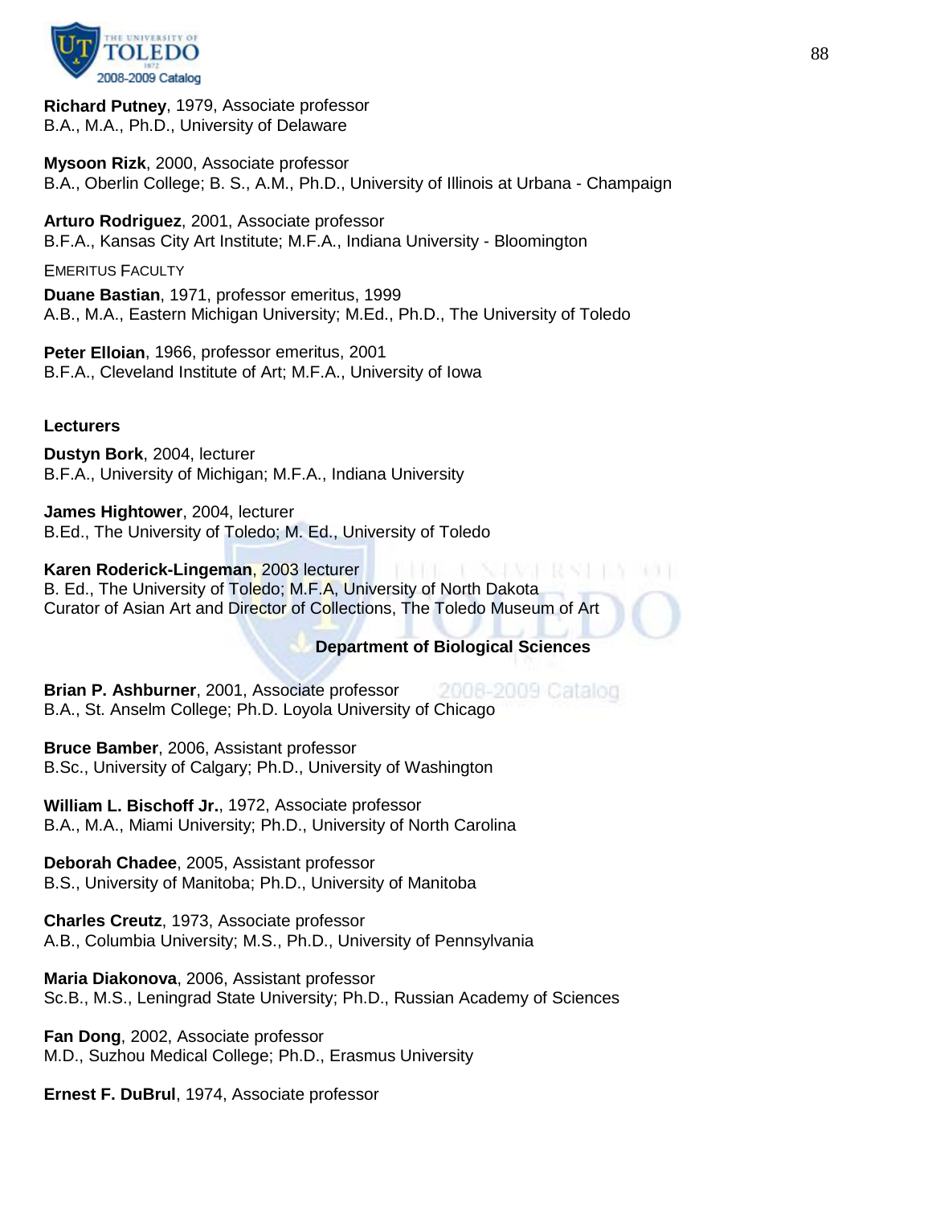**Richard Putney**, 1979, Associate professor
B.A., M.A., Ph.D., University of Delaware

**Mysoon Rizk**, 2000, Associate professor
B.A., Oberlin College; B. S., A.M., Ph.D., University of Illinois at Urbana - Champaign

**Arturo Rodriguez**, 2001, Associate professor
B.F.A., Kansas City Art Institute; M.F.A., Indiana University - Bloomington

EMERITUS FACULTY

**Duane Bastian**, 1971, professor emeritus, 1999
A.B., M.A., Eastern Michigan University; M.Ed., Ph.D., The University of Toledo

**Peter Elloian**, 1966, professor emeritus, 2001
B.F.A., Cleveland Institute of Art; M.F.A., University of Iowa

**Lecturers**

**Dustyn Bork**, 2004, lecturer
B.F.A., University of Michigan; M.F.A., Indiana University

**James Hightower**, 2004, lecturer
B.Ed., The University of Toledo; M. Ed., University of Toledo

**Karen Roderick-Lingeman**, 2003 lecturer
B. Ed., The University of Toledo; M.F.A, University of North Dakota
Curator of Asian Art and Director of Collections, The Toledo Museum of Art

## Department of Biological Sciences

**Brian P. Ashburner**, 2001, Associate professor
B.A., St. Anselm College; Ph.D. Loyola University of Chicago

**Bruce Bamber**, 2006, Assistant professor
B.Sc., University of Calgary; Ph.D., University of Washington

**William L. Bischoff Jr.**, 1972, Associate professor
B.A., M.A., Miami University; Ph.D., University of North Carolina

**Deborah Chadee**, 2005, Assistant professor
B.S., University of Manitoba; Ph.D., University of Manitoba

**Charles Creutz**, 1973, Associate professor
A.B., Columbia University; M.S., Ph.D., University of Pennsylvania

**Maria Diakonova**, 2006, Assistant professor
Sc.B., M.S., Leningrad State University; Ph.D., Russian Academy of Sciences

**Fan Dong**, 2002, Associate professor
M.D., Suzhou Medical College; Ph.D., Erasmus University

**Ernest F. DuBrul**, 1974, Associate professor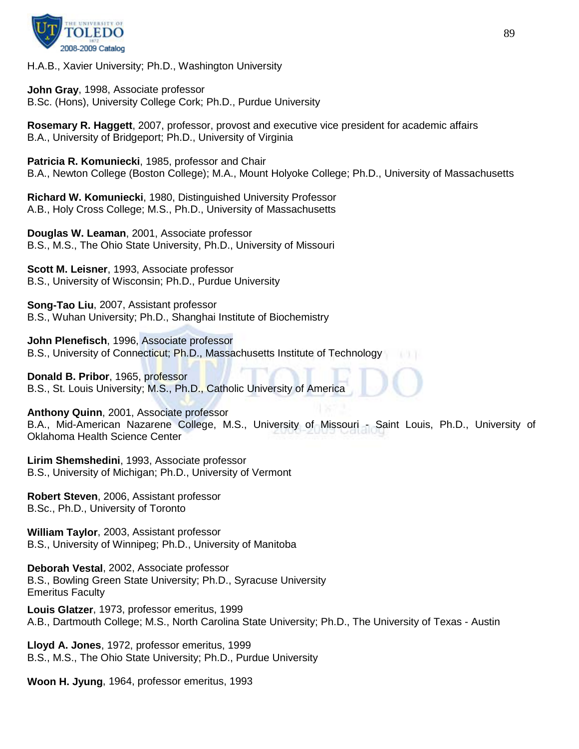H.A.B., Xavier University; Ph.D., Washington University

**John Gray**, 1998, Associate professor
B.Sc. (Hons), University College Cork; Ph.D., Purdue University

**Rosemary R. Haggett**, 2007, professor, provost and executive vice president for academic affairs
B.A., University of Bridgeport; Ph.D., University of Virginia

**Patricia R. Komuniecki**, 1985, professor and Chair
B.A., Newton College (Boston College); M.A., Mount Holyoke College; Ph.D., University of Massachusetts

**Richard W. Komuniecki**, 1980, Distinguished University Professor
A.B., Holy Cross College; M.S., Ph.D., University of Massachusetts

**Douglas W. Leaman**, 2001, Associate professor
B.S., M.S., The Ohio State University, Ph.D., University of Missouri

**Scott M. Leisner**, 1993, Associate professor
B.S., University of Wisconsin; Ph.D., Purdue University

**Song-Tao Liu**, 2007, Assistant professor
B.S., Wuhan University; Ph.D., Shanghai Institute of Biochemistry

**John Plenefisch**, 1996, Associate professor
B.S., University of Connecticut; Ph.D., Massachusetts Institute of Technology

**Donald B. Pribor**, 1965, professor
B.S., St. Louis University; M.S., Ph.D., Catholic University of America

**Anthony Quinn**, 2001, Associate professor
B.A., Mid-American Nazarene College, M.S., University of Missouri - Saint Louis, Ph.D., University of Oklahoma Health Science Center

**Lirim Shemshedini**, 1993, Associate professor
B.S., University of Michigan; Ph.D., University of Vermont

**Robert Steven**, 2006, Assistant professor
B.Sc., Ph.D., University of Toronto

**William Taylor**, 2003, Assistant professor
B.S., University of Winnipeg; Ph.D., University of Manitoba

**Deborah Vestal**, 2002, Associate professor
B.S., Bowling Green State University; Ph.D., Syracuse University

Emeritus Faculty

**Louis Glatzer**, 1973, professor emeritus, 1999
A.B., Dartmouth College; M.S., North Carolina State University; Ph.D., The University of Texas - Austin

**Lloyd A. Jones**, 1972, professor emeritus, 1999
B.S., M.S., The Ohio State University; Ph.D., Purdue University

**Woon H. Jyung**, 1964, professor emeritus, 1993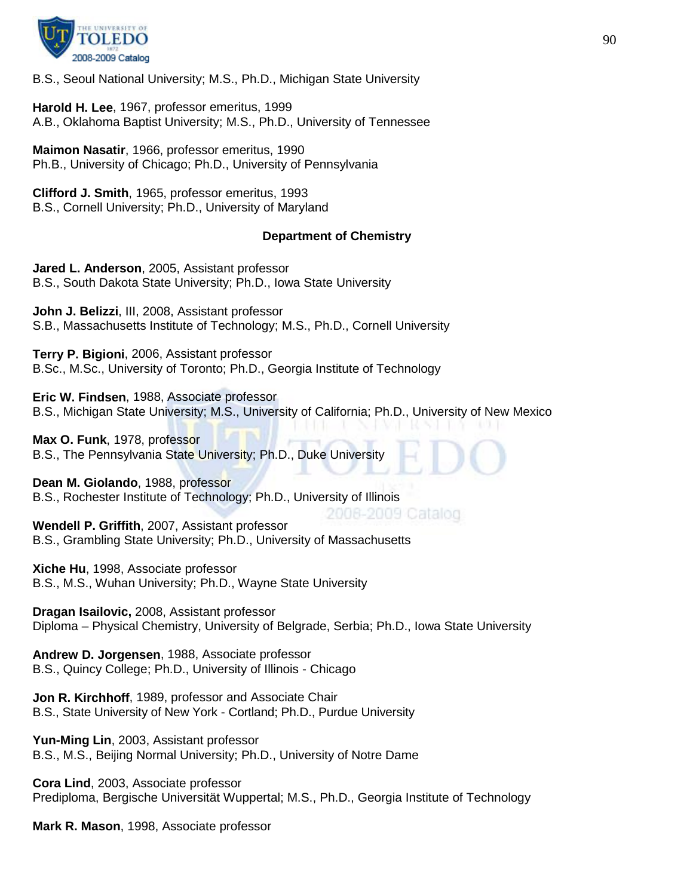B.S., Seoul National University; M.S., Ph.D., Michigan State University

**Harold H. Lee**, 1967, professor emeritus, 1999
A.B., Oklahoma Baptist University; M.S., Ph.D., University of Tennessee

**Maimon Nasatir**, 1966, professor emeritus, 1990
Ph.B., University of Chicago; Ph.D., University of Pennsylvania

**Clifford J. Smith**, 1965, professor emeritus, 1993
B.S., Cornell University; Ph.D., University of Maryland

### Department of Chemistry

**Jared L. Anderson**, 2005, Assistant professor
B.S., South Dakota State University; Ph.D., Iowa State University

**John J. Belizzi**, III, 2008, Assistant professor
S.B., Massachusetts Institute of Technology; M.S., Ph.D., Cornell University

**Terry P. Bigioni**, 2006, Assistant professor
B.Sc., M.Sc., University of Toronto; Ph.D., Georgia Institute of Technology

**Eric W. Findsen**, 1988, Associate professor
B.S., Michigan State University; M.S., University of California; Ph.D., University of New Mexico

**Max O. Funk**, 1978, professor
B.S., The Pennsylvania State University; Ph.D., Duke University

**Dean M. Giolando**, 1988, professor
B.S., Rochester Institute of Technology; Ph.D., University of Illinois

**Wendell P. Griffith**, 2007, Assistant professor
B.S., Grambling State University; Ph.D., University of Massachusetts

**Xiche Hu**, 1998, Associate professor
B.S., M.S., Wuhan University; Ph.D., Wayne State University

**Dragan Isailovic,** 2008, Assistant professor
Diploma – Physical Chemistry, University of Belgrade, Serbia; Ph.D., Iowa State University

**Andrew D. Jorgensen**, 1988, Associate professor
B.S., Quincy College; Ph.D., University of Illinois - Chicago

**Jon R. Kirchhoff**, 1989, professor and Associate Chair
B.S., State University of New York - Cortland; Ph.D., Purdue University

**Yun-Ming Lin**, 2003, Assistant professor
B.S., M.S., Beijing Normal University; Ph.D., University of Notre Dame

**Cora Lind**, 2003, Associate professor
Prediploma, Bergische Universität Wuppertal; M.S., Ph.D., Georgia Institute of Technology

**Mark R. Mason**, 1998, Associate professor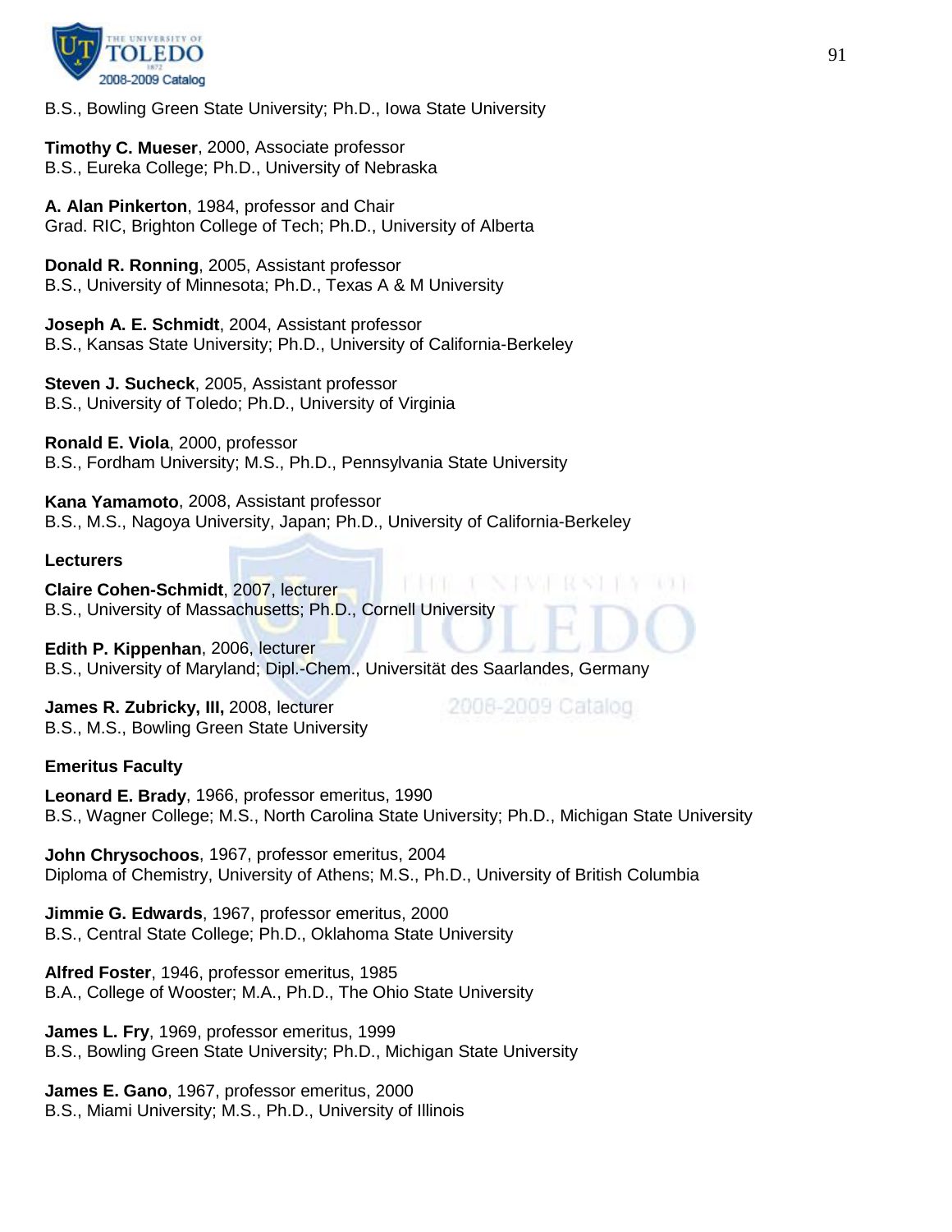B.S., Bowling Green State University; Ph.D., Iowa State University

**Timothy C. Mueser**, 2000, Associate professor
B.S., Eureka College; Ph.D., University of Nebraska

**A. Alan Pinkerton**, 1984, professor and Chair
Grad. RIC, Brighton College of Tech; Ph.D., University of Alberta

**Donald R. Ronning**, 2005, Assistant professor
B.S., University of Minnesota; Ph.D., Texas A & M University

**Joseph A. E. Schmidt**, 2004, Assistant professor
B.S., Kansas State University; Ph.D., University of California-Berkeley

**Steven J. Sucheck**, 2005, Assistant professor
B.S., University of Toledo; Ph.D., University of Virginia

**Ronald E. Viola**, 2000, professor
B.S., Fordham University; M.S., Ph.D., Pennsylvania State University

**Kana Yamamoto**, 2008, Assistant professor
B.S., M.S., Nagoya University, Japan; Ph.D., University of California-Berkeley

**Lecturers**

**Claire Cohen-Schmidt**, 2007, lecturer
B.S., University of Massachusetts; Ph.D., Cornell University

**Edith P. Kippenhan**, 2006, lecturer
B.S., University of Maryland; Dipl.-Chem., Universität des Saarlandes, Germany

**James R. Zubricky, III,** 2008, lecturer
B.S., M.S., Bowling Green State University

**Emeritus Faculty**

**Leonard E. Brady**, 1966, professor emeritus, 1990
B.S., Wagner College; M.S., North Carolina State University; Ph.D., Michigan State University

**John Chrysochoos**, 1967, professor emeritus, 2004
Diploma of Chemistry, University of Athens; M.S., Ph.D., University of British Columbia

**Jimmie G. Edwards**, 1967, professor emeritus, 2000
B.S., Central State College; Ph.D., Oklahoma State University

**Alfred Foster**, 1946, professor emeritus, 1985
B.A., College of Wooster; M.A., Ph.D., The Ohio State University

**James L. Fry**, 1969, professor emeritus, 1999
B.S., Bowling Green State University; Ph.D., Michigan State University

**James E. Gano**, 1967, professor emeritus, 2000
B.S., Miami University; M.S., Ph.D., University of Illinois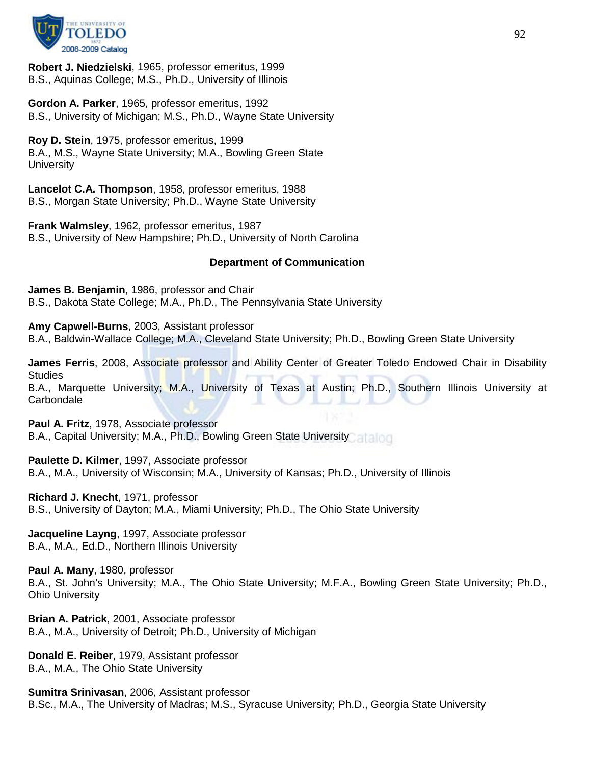**Robert J. Niedzielski**, 1965, professor emeritus, 1999
B.S., Aquinas College; M.S., Ph.D., University of Illinois

**Gordon A. Parker**, 1965, professor emeritus, 1992
B.S., University of Michigan; M.S., Ph.D., Wayne State University

**Roy D. Stein**, 1975, professor emeritus, 1999
B.A., M.S., Wayne State University; M.A., Bowling Green State University

**Lancelot C.A. Thompson**, 1958, professor emeritus, 1988
B.S., Morgan State University; Ph.D., Wayne State University

**Frank Walmsley**, 1962, professor emeritus, 1987
B.S., University of New Hampshire; Ph.D., University of North Carolina

### Department of Communication

**James B. Benjamin**, 1986, professor and Chair
B.S., Dakota State College; M.A., Ph.D., The Pennsylvania State University

**Amy Capwell-Burns**, 2003, Assistant professor
B.A., Baldwin-Wallace College; M.A., Cleveland State University; Ph.D., Bowling Green State University

**James Ferris**, 2008, Associate professor and Ability Center of Greater Toledo Endowed Chair in Disability Studies
B.A., Marquette University; M.A., University of Texas at Austin; Ph.D., Southern Illinois University at Carbondale

**Paul A. Fritz**, 1978, Associate professor
B.A., Capital University; M.A., Ph.D., Bowling Green State University

**Paulette D. Kilmer**, 1997, Associate professor
B.A., M.A., University of Wisconsin; M.A., University of Kansas; Ph.D., University of Illinois

**Richard J. Knecht**, 1971, professor
B.S., University of Dayton; M.A., Miami University; Ph.D., The Ohio State University

**Jacqueline Layng**, 1997, Associate professor
B.A., M.A., Ed.D., Northern Illinois University

**Paul A. Many**, 1980, professor
B.A., St. John's University; M.A., The Ohio State University; M.F.A., Bowling Green State University; Ph.D., Ohio University

**Brian A. Patrick**, 2001, Associate professor
B.A., M.A., University of Detroit; Ph.D., University of Michigan

**Donald E. Reiber**, 1979, Assistant professor
B.A., M.A., The Ohio State University

**Sumitra Srinivasan**, 2006, Assistant professor
B.Sc., M.A., The University of Madras; M.S., Syracuse University; Ph.D., Georgia State University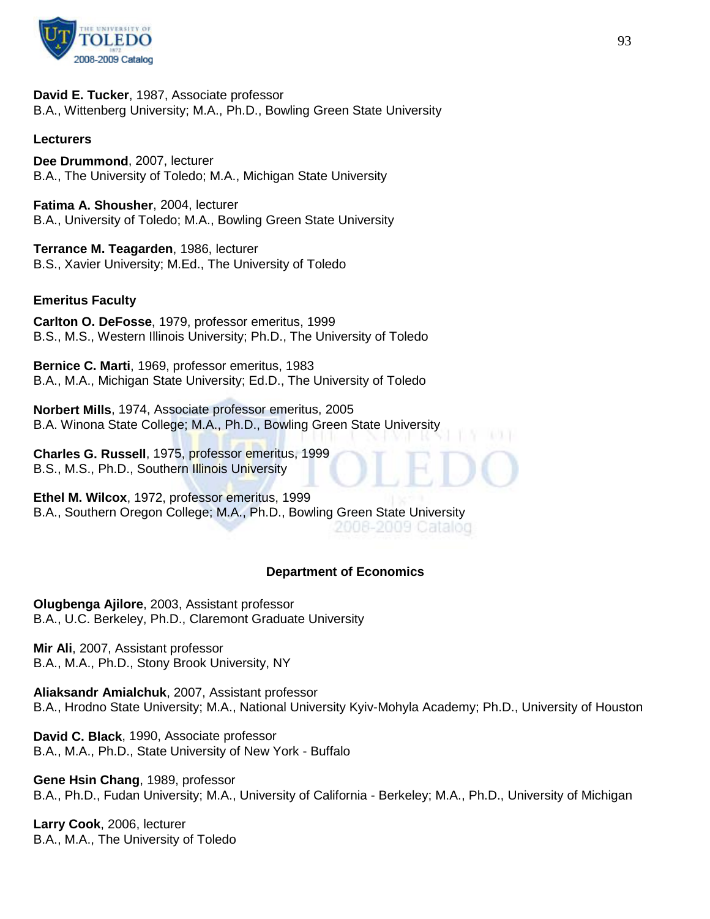**David E. Tucker**, 1987, Associate professor
B.A., Wittenberg University; M.A., Ph.D., Bowling Green State University

**Lecturers**

**Dee Drummond**, 2007, lecturer
B.A., The University of Toledo; M.A., Michigan State University

**Fatima A. Shousher**, 2004, lecturer
B.A., University of Toledo; M.A., Bowling Green State University

**Terrance M. Teagarden**, 1986, lecturer
B.S., Xavier University; M.Ed., The University of Toledo

**Emeritus Faculty**

**Carlton O. DeFosse**, 1979, professor emeritus, 1999
B.S., M.S., Western Illinois University; Ph.D., The University of Toledo

**Bernice C. Marti**, 1969, professor emeritus, 1983
B.A., M.A., Michigan State University; Ed.D., The University of Toledo

**Norbert Mills**, 1974, Associate professor emeritus, 2005
B.A. Winona State College; M.A., Ph.D., Bowling Green State University

**Charles G. Russell**, 1975, professor emeritus, 1999
B.S., M.S., Ph.D., Southern Illinois University

**Ethel M. Wilcox**, 1972, professor emeritus, 1999
B.A., Southern Oregon College; M.A., Ph.D., Bowling Green State University

## Department of Economics

**Olugbenga Ajilore**, 2003, Assistant professor
B.A., U.C. Berkeley, Ph.D., Claremont Graduate University

**Mir Ali**, 2007, Assistant professor
B.A., M.A., Ph.D., Stony Brook University, NY

**Aliaksandr Amialchuk**, 2007, Assistant professor
B.A., Hrodno State University; M.A., National University Kyiv-Mohyla Academy; Ph.D., University of Houston

**David C. Black**, 1990, Associate professor
B.A., M.A., Ph.D., State University of New York - Buffalo

**Gene Hsin Chang**, 1989, professor
B.A., Ph.D., Fudan University; M.A., University of California - Berkeley; M.A., Ph.D., University of Michigan

**Larry Cook**, 2006, lecturer
B.A., M.A., The University of Toledo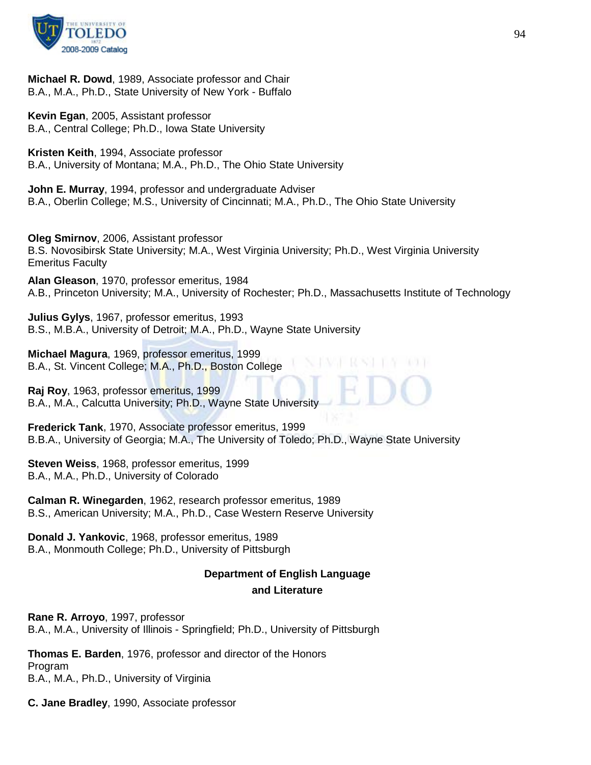**Michael R. Dowd**, 1989, Associate professor and Chair
B.A., M.A., Ph.D., State University of New York - Buffalo

**Kevin Egan**, 2005, Assistant professor
B.A., Central College; Ph.D., Iowa State University

**Kristen Keith**, 1994, Associate professor
B.A., University of Montana; M.A., Ph.D., The Ohio State University

**John E. Murray**, 1994, professor and undergraduate Adviser
B.A., Oberlin College; M.S., University of Cincinnati; M.A., Ph.D., The Ohio State University

**Oleg Smirnov**, 2006, Assistant professor
B.S. Novosibirsk State University; M.A., West Virginia University; Ph.D., West Virginia University
Emeritus Faculty

**Alan Gleason**, 1970, professor emeritus, 1984
A.B., Princeton University; M.A., University of Rochester; Ph.D., Massachusetts Institute of Technology

**Julius Gylys**, 1967, professor emeritus, 1993
B.S., M.B.A., University of Detroit; M.A., Ph.D., Wayne State University

**Michael Magura**, 1969, professor emeritus, 1999
B.A., St. Vincent College; M.A., Ph.D., Boston College

**Raj Roy**, 1963, professor emeritus, 1999
B.A., M.A., Calcutta University; Ph.D., Wayne State University

**Frederick Tank**, 1970, Associate professor emeritus, 1999
B.B.A., University of Georgia; M.A., The University of Toledo; Ph.D., Wayne State University

**Steven Weiss**, 1968, professor emeritus, 1999
B.A., M.A., Ph.D., University of Colorado

**Calman R. Winegarden**, 1962, research professor emeritus, 1989
B.S., American University; M.A., Ph.D., Case Western Reserve University

**Donald J. Yankovic**, 1968, professor emeritus, 1989
B.A., Monmouth College; Ph.D., University of Pittsburgh

## Department of English Language and Literature

**Rane R. Arroyo**, 1997, professor
B.A., M.A., University of Illinois - Springfield; Ph.D., University of Pittsburgh

**Thomas E. Barden**, 1976, professor and director of the Honors Program
B.A., M.A., Ph.D., University of Virginia

**C. Jane Bradley**, 1990, Associate professor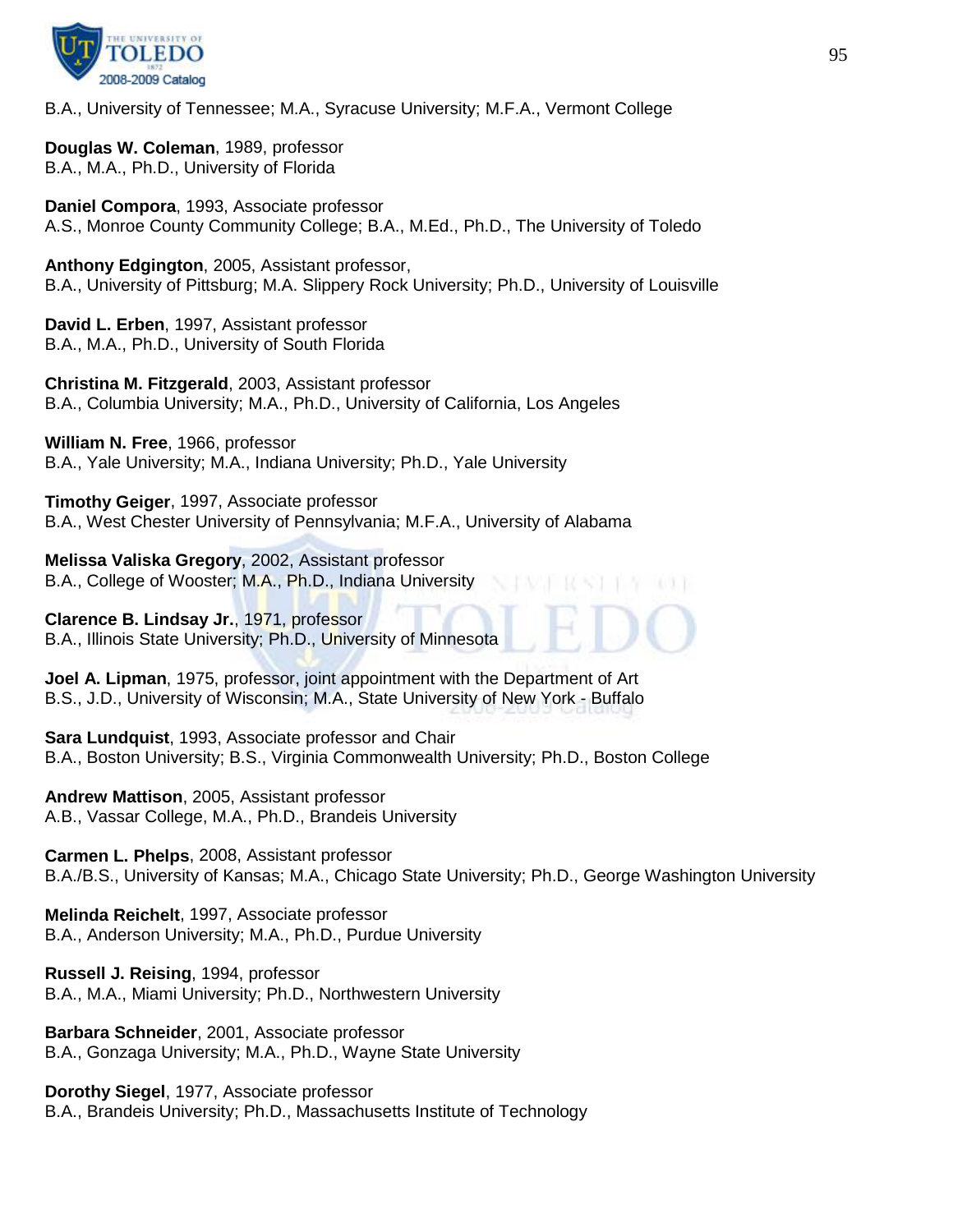B.A., University of Tennessee; M.A., Syracuse University; M.F.A., Vermont College

**Douglas W. Coleman**, 1989, professor
B.A., M.A., Ph.D., University of Florida

**Daniel Compora**, 1993, Associate professor
A.S., Monroe County Community College; B.A., M.Ed., Ph.D., The University of Toledo

**Anthony Edgington**, 2005, Assistant professor,
B.A., University of Pittsburg; M.A. Slippery Rock University; Ph.D., University of Louisville

**David L. Erben**, 1997, Assistant professor
B.A., M.A., Ph.D., University of South Florida

**Christina M. Fitzgerald**, 2003, Assistant professor
B.A., Columbia University; M.A., Ph.D., University of California, Los Angeles

**William N. Free**, 1966, professor
B.A., Yale University; M.A., Indiana University; Ph.D., Yale University

**Timothy Geiger**, 1997, Associate professor
B.A., West Chester University of Pennsylvania; M.F.A., University of Alabama

**Melissa Valiska Gregory**, 2002, Assistant professor
B.A., College of Wooster; M.A., Ph.D., Indiana University

**Clarence B. Lindsay Jr.**, 1971, professor
B.A., Illinois State University; Ph.D., University of Minnesota

**Joel A. Lipman**, 1975, professor, joint appointment with the Department of Art
B.S., J.D., University of Wisconsin; M.A., State University of New York - Buffalo

**Sara Lundquist**, 1993, Associate professor and Chair
B.A., Boston University; B.S., Virginia Commonwealth University; Ph.D., Boston College

**Andrew Mattison**, 2005, Assistant professor
A.B., Vassar College, M.A., Ph.D., Brandeis University

**Carmen L. Phelps**, 2008, Assistant professor
B.A./B.S., University of Kansas; M.A., Chicago State University; Ph.D., George Washington University

**Melinda Reichelt**, 1997, Associate professor
B.A., Anderson University; M.A., Ph.D., Purdue University

**Russell J. Reising**, 1994, professor
B.A., M.A., Miami University; Ph.D., Northwestern University

**Barbara Schneider**, 2001, Associate professor
B.A., Gonzaga University; M.A., Ph.D., Wayne State University

**Dorothy Siegel**, 1977, Associate professor
B.A., Brandeis University; Ph.D., Massachusetts Institute of Technology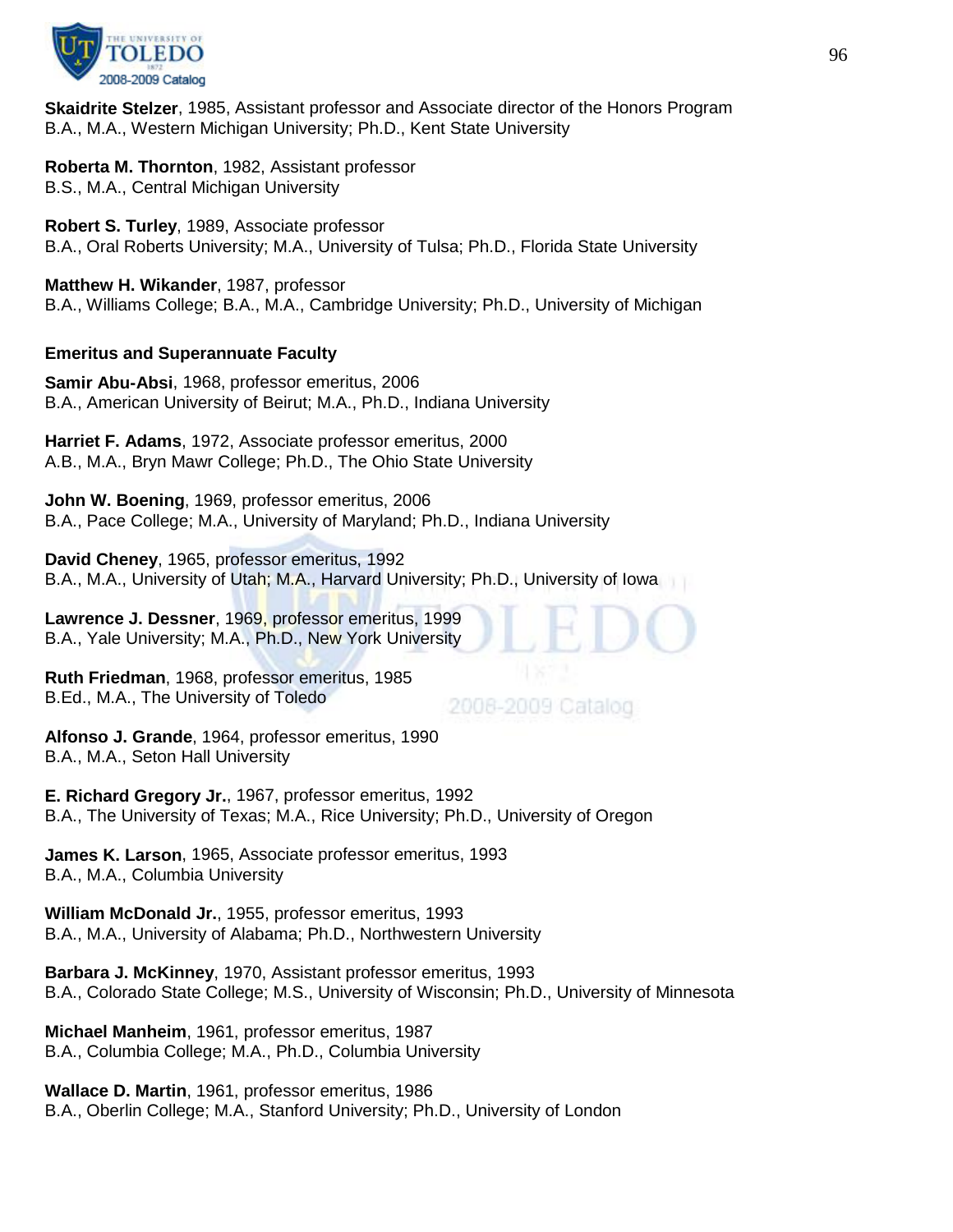**Skaidrite Stelzer**, 1985, Assistant professor and Associate director of the Honors Program
B.A., M.A., Western Michigan University; Ph.D., Kent State University

**Roberta M. Thornton**, 1982, Assistant professor
B.S., M.A., Central Michigan University

**Robert S. Turley**, 1989, Associate professor
B.A., Oral Roberts University; M.A., University of Tulsa; Ph.D., Florida State University

**Matthew H. Wikander**, 1987, professor
B.A., Williams College; B.A., M.A., Cambridge University; Ph.D., University of Michigan

**Emeritus and Superannuate Faculty**

**Samir Abu-Absi**, 1968, professor emeritus, 2006
B.A., American University of Beirut; M.A., Ph.D., Indiana University

**Harriet F. Adams**, 1972, Associate professor emeritus, 2000
A.B., M.A., Bryn Mawr College; Ph.D., The Ohio State University

**John W. Boening**, 1969, professor emeritus, 2006
B.A., Pace College; M.A., University of Maryland; Ph.D., Indiana University

**David Cheney**, 1965, professor emeritus, 1992
B.A., M.A., University of Utah; M.A., Harvard University; Ph.D., University of Iowa

**Lawrence J. Dessner**, 1969, professor emeritus, 1999
B.A., Yale University; M.A., Ph.D., New York University

**Ruth Friedman**, 1968, professor emeritus, 1985
B.Ed., M.A., The University of Toledo

**Alfonso J. Grande**, 1964, professor emeritus, 1990
B.A., M.A., Seton Hall University

**E. Richard Gregory Jr.**, 1967, professor emeritus, 1992
B.A., The University of Texas; M.A., Rice University; Ph.D., University of Oregon

**James K. Larson**, 1965, Associate professor emeritus, 1993
B.A., M.A., Columbia University

**William McDonald Jr.**, 1955, professor emeritus, 1993
B.A., M.A., University of Alabama; Ph.D., Northwestern University

**Barbara J. McKinney**, 1970, Assistant professor emeritus, 1993
B.A., Colorado State College; M.S., University of Wisconsin; Ph.D., University of Minnesota

**Michael Manheim**, 1961, professor emeritus, 1987
B.A., Columbia College; M.A., Ph.D., Columbia University

**Wallace D. Martin**, 1961, professor emeritus, 1986
B.A., Oberlin College; M.A., Stanford University; Ph.D., University of London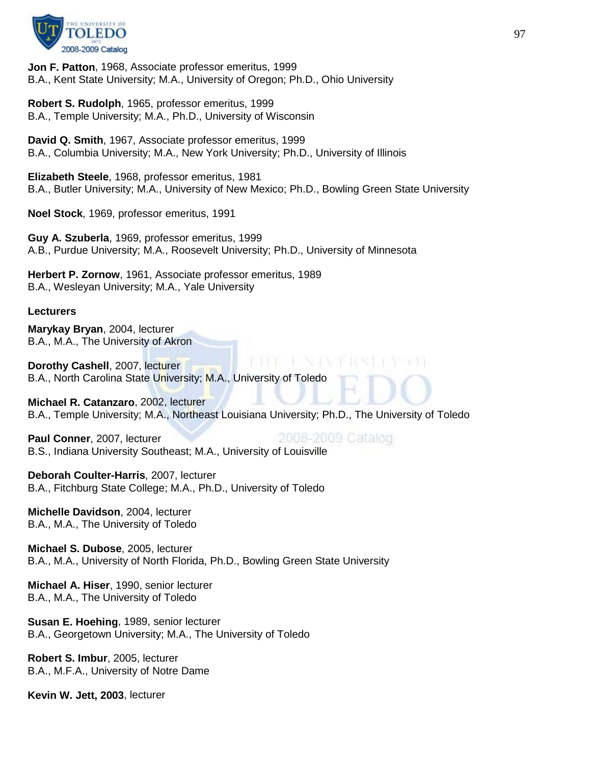**Jon F. Patton**, 1968, Associate professor emeritus, 1999
B.A., Kent State University; M.A., University of Oregon; Ph.D., Ohio University

**Robert S. Rudolph**, 1965, professor emeritus, 1999
B.A., Temple University; M.A., Ph.D., University of Wisconsin

**David Q. Smith**, 1967, Associate professor emeritus, 1999
B.A., Columbia University; M.A., New York University; Ph.D., University of Illinois

**Elizabeth Steele**, 1968, professor emeritus, 1981
B.A., Butler University; M.A., University of New Mexico; Ph.D., Bowling Green State University

**Noel Stock**, 1969, professor emeritus, 1991

**Guy A. Szuberla**, 1969, professor emeritus, 1999
A.B., Purdue University; M.A., Roosevelt University; Ph.D., University of Minnesota

**Herbert P. Zornow**, 1961, Associate professor emeritus, 1989
B.A., Wesleyan University; M.A., Yale University

**Lecturers**

**Marykay Bryan**, 2004, lecturer
B.A., M.A., The University of Akron

**Dorothy Cashell**, 2007, lecturer
B.A., North Carolina State University; M.A., University of Toledo

**Michael R. Catanzaro**, 2002, lecturer
B.A., Temple University; M.A., Northeast Louisiana University; Ph.D., The University of Toledo

**Paul Conner**, 2007, lecturer
B.S., Indiana University Southeast; M.A., University of Louisville

**Deborah Coulter-Harris**, 2007, lecturer
B.A., Fitchburg State College; M.A., Ph.D., University of Toledo

**Michelle Davidson**, 2004, lecturer
B.A., M.A., The University of Toledo

**Michael S. Dubose**, 2005, lecturer
B.A., M.A., University of North Florida, Ph.D., Bowling Green State University

**Michael A. Hiser**, 1990, senior lecturer
B.A., M.A., The University of Toledo

**Susan E. Hoehing**, 1989, senior lecturer
B.A., Georgetown University; M.A., The University of Toledo

**Robert S. Imbur**, 2005, lecturer
B.A., M.F.A., University of Notre Dame

**Kevin W. Jett, 2003**, lecturer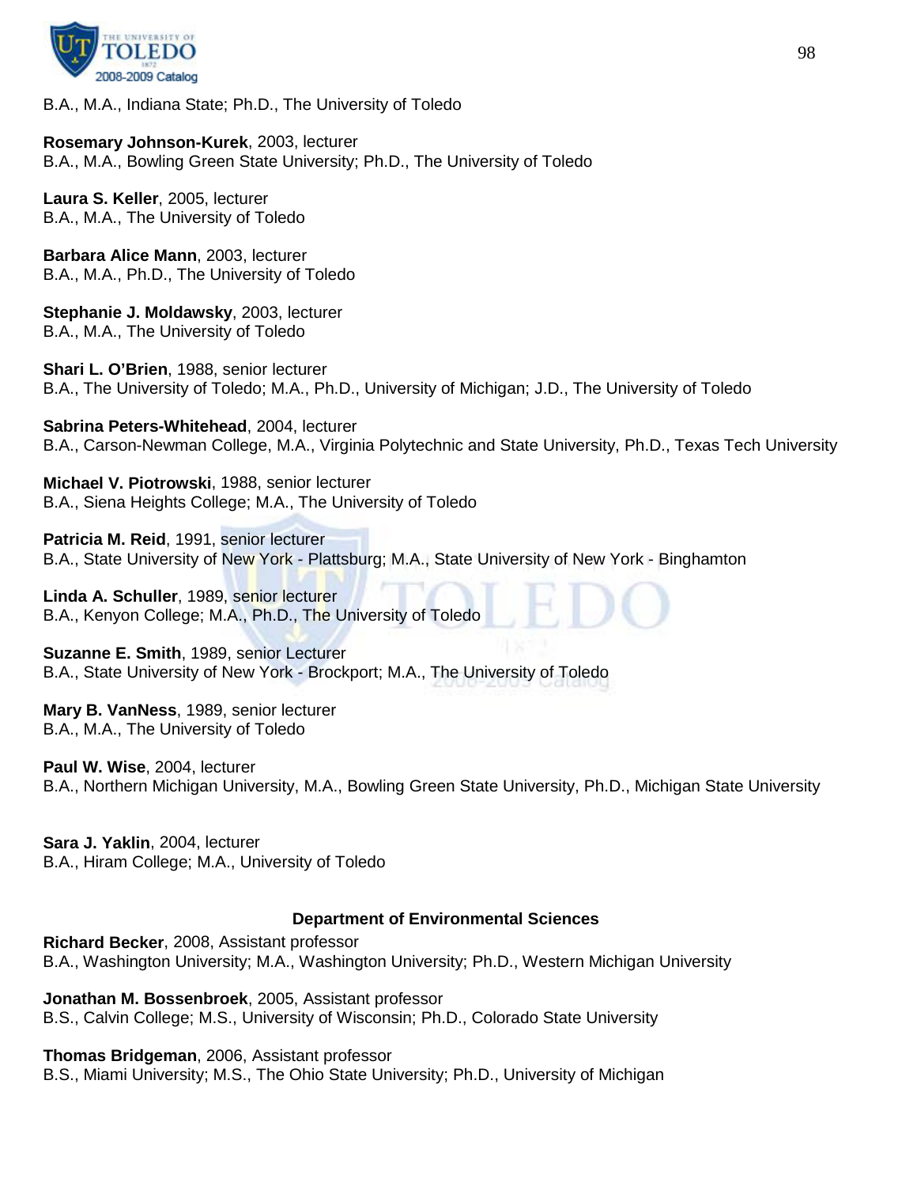B.A., M.A., Indiana State; Ph.D., The University of Toledo

**Rosemary Johnson-Kurek**, 2003, lecturer
B.A., M.A., Bowling Green State University; Ph.D., The University of Toledo

**Laura S. Keller**, 2005, lecturer
B.A., M.A., The University of Toledo

**Barbara Alice Mann**, 2003, lecturer
B.A., M.A., Ph.D., The University of Toledo

**Stephanie J. Moldawsky**, 2003, lecturer
B.A., M.A., The University of Toledo

**Shari L. O'Brien**, 1988, senior lecturer
B.A., The University of Toledo; M.A., Ph.D., University of Michigan; J.D., The University of Toledo

**Sabrina Peters-Whitehead**, 2004, lecturer
B.A., Carson-Newman College, M.A., Virginia Polytechnic and State University, Ph.D., Texas Tech University

**Michael V. Piotrowski**, 1988, senior lecturer
B.A., Siena Heights College; M.A., The University of Toledo

**Patricia M. Reid**, 1991, senior lecturer
B.A., State University of New York - Plattsburg; M.A., State University of New York - Binghamton

**Linda A. Schuller**, 1989, senior lecturer
B.A., Kenyon College; M.A., Ph.D., The University of Toledo

**Suzanne E. Smith**, 1989, senior Lecturer
B.A., State University of New York - Brockport; M.A., The University of Toledo

**Mary B. VanNess**, 1989, senior lecturer
B.A., M.A., The University of Toledo

**Paul W. Wise**, 2004, lecturer
B.A., Northern Michigan University, M.A., Bowling Green State University, Ph.D., Michigan State University

**Sara J. Yaklin**, 2004, lecturer
B.A., Hiram College; M.A., University of Toledo

### Department of Environmental Sciences

**Richard Becker**, 2008, Assistant professor
B.A., Washington University; M.A., Washington University; Ph.D., Western Michigan University

**Jonathan M. Bossenbroek**, 2005, Assistant professor
B.S., Calvin College; M.S., University of Wisconsin; Ph.D., Colorado State University

**Thomas Bridgeman**, 2006, Assistant professor
B.S., Miami University; M.S., The Ohio State University; Ph.D., University of Michigan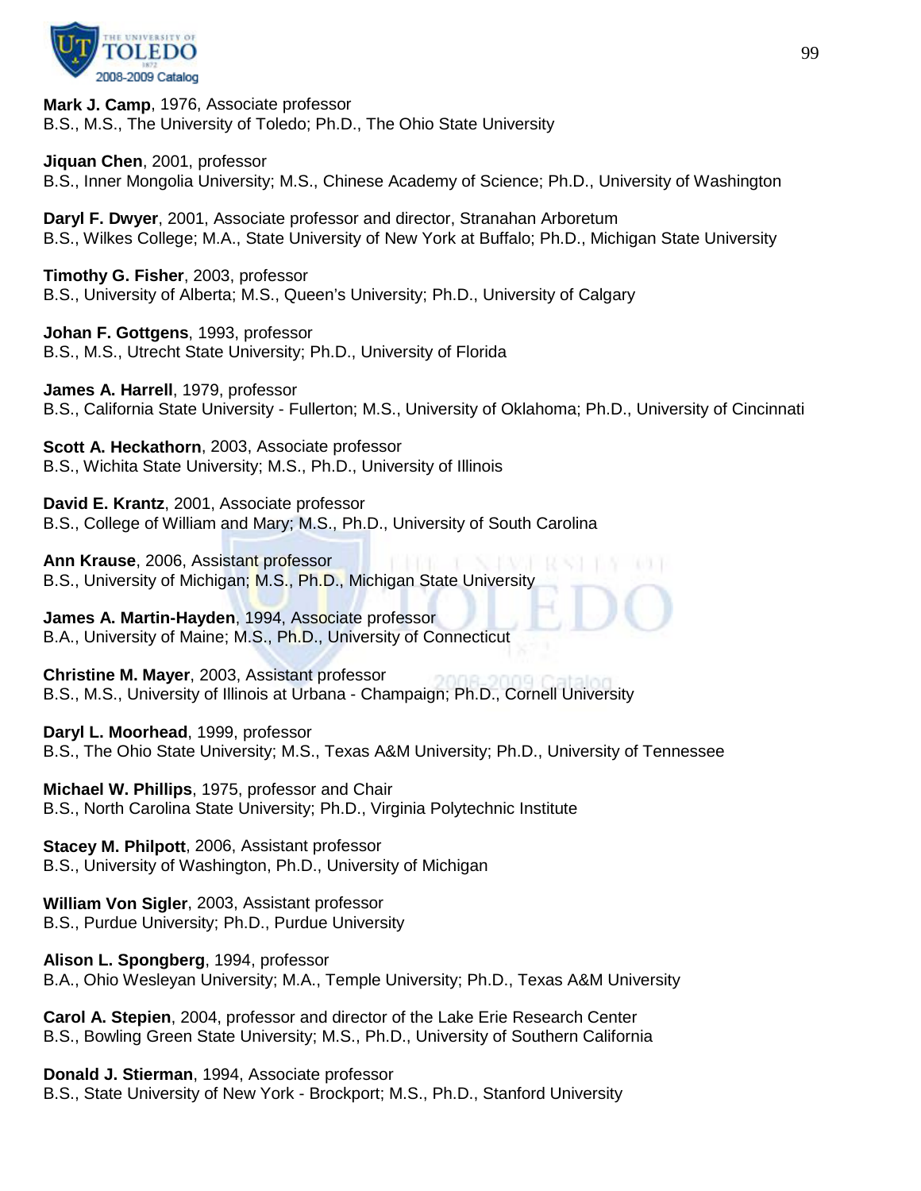**Mark J. Camp**, 1976, Associate professor
B.S., M.S., The University of Toledo; Ph.D., The Ohio State University

**Jiquan Chen**, 2001, professor
B.S., Inner Mongolia University; M.S., Chinese Academy of Science; Ph.D., University of Washington

**Daryl F. Dwyer**, 2001, Associate professor and director, Stranahan Arboretum
B.S., Wilkes College; M.A., State University of New York at Buffalo; Ph.D., Michigan State University

**Timothy G. Fisher**, 2003, professor
B.S., University of Alberta; M.S., Queen's University; Ph.D., University of Calgary

**Johan F. Gottgens**, 1993, professor
B.S., M.S., Utrecht State University; Ph.D., University of Florida

**James A. Harrell**, 1979, professor
B.S., California State University - Fullerton; M.S., University of Oklahoma; Ph.D., University of Cincinnati

**Scott A. Heckathorn**, 2003, Associate professor
B.S., Wichita State University; M.S., Ph.D., University of Illinois

**David E. Krantz**, 2001, Associate professor
B.S., College of William and Mary; M.S., Ph.D., University of South Carolina

**Ann Krause**, 2006, Assistant professor
B.S., University of Michigan; M.S., Ph.D., Michigan State University

**James A. Martin-Hayden**, 1994, Associate professor
B.A., University of Maine; M.S., Ph.D., University of Connecticut

**Christine M. Mayer**, 2003, Assistant professor
B.S., M.S., University of Illinois at Urbana - Champaign; Ph.D., Cornell University

**Daryl L. Moorhead**, 1999, professor
B.S., The Ohio State University; M.S., Texas A&M University; Ph.D., University of Tennessee

**Michael W. Phillips**, 1975, professor and Chair
B.S., North Carolina State University; Ph.D., Virginia Polytechnic Institute

**Stacey M. Philpott**, 2006, Assistant professor
B.S., University of Washington, Ph.D., University of Michigan

**William Von Sigler**, 2003, Assistant professor
B.S., Purdue University; Ph.D., Purdue University

**Alison L. Spongberg**, 1994, professor
B.A., Ohio Wesleyan University; M.A., Temple University; Ph.D., Texas A&M University

**Carol A. Stepien**, 2004, professor and director of the Lake Erie Research Center
B.S., Bowling Green State University; M.S., Ph.D., University of Southern California

**Donald J. Stierman**, 1994, Associate professor
B.S., State University of New York - Brockport; M.S., Ph.D., Stanford University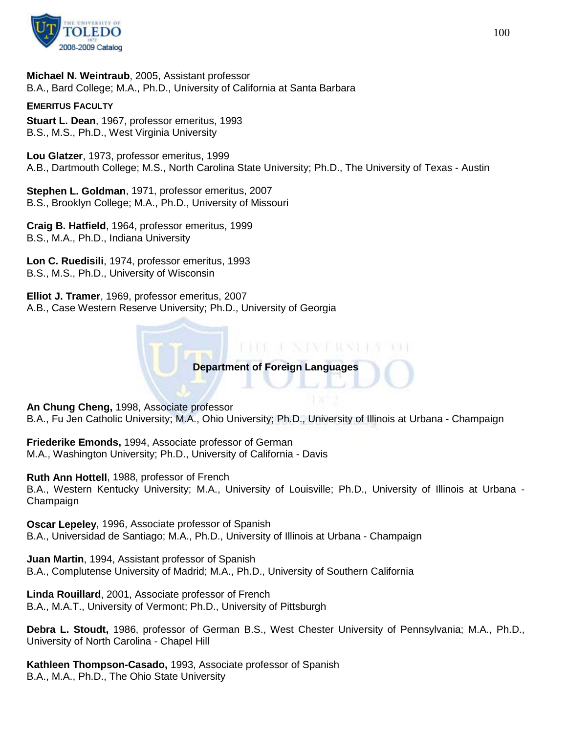**Michael N. Weintraub**, 2005, Assistant professor
B.A., Bard College; M.A., Ph.D., University of California at Santa Barbara

**EMERITUS FACULTY**

**Stuart L. Dean**, 1967, professor emeritus, 1993
B.S., M.S., Ph.D., West Virginia University

**Lou Glatzer**, 1973, professor emeritus, 1999
A.B., Dartmouth College; M.S., North Carolina State University; Ph.D., The University of Texas - Austin

**Stephen L. Goldman**, 1971, professor emeritus, 2007
B.S., Brooklyn College; M.A., Ph.D., University of Missouri

**Craig B. Hatfield**, 1964, professor emeritus, 1999
B.S., M.A., Ph.D., Indiana University

**Lon C. Ruedisili**, 1974, professor emeritus, 1993
B.S., M.S., Ph.D., University of Wisconsin

**Elliot J. Tramer**, 1969, professor emeritus, 2007
A.B., Case Western Reserve University; Ph.D., University of Georgia

## Department of Foreign Languages

**An Chung Cheng,** 1998, Associate professor
B.A., Fu Jen Catholic University; M.A., Ohio University; Ph.D., University of Illinois at Urbana - Champaign

**Friederike Emonds,** 1994, Associate professor of German
M.A., Washington University; Ph.D., University of California - Davis

**Ruth Ann Hottell**, 1988, professor of French
B.A., Western Kentucky University; M.A., University of Louisville; Ph.D., University of Illinois at Urbana - Champaign

**Oscar Lepeley**, 1996, Associate professor of Spanish
B.A., Universidad de Santiago; M.A., Ph.D., University of Illinois at Urbana - Champaign

**Juan Martin**, 1994, Assistant professor of Spanish
B.A., Complutense University of Madrid; M.A., Ph.D., University of Southern California

**Linda Rouillard**, 2001, Associate professor of French
B.A., M.A.T., University of Vermont; Ph.D., University of Pittsburgh

**Debra L. Stoudt,** 1986, professor of German B.S., West Chester University of Pennsylvania; M.A., Ph.D., University of North Carolina - Chapel Hill

**Kathleen Thompson-Casado,** 1993, Associate professor of Spanish
B.A., M.A., Ph.D., The Ohio State University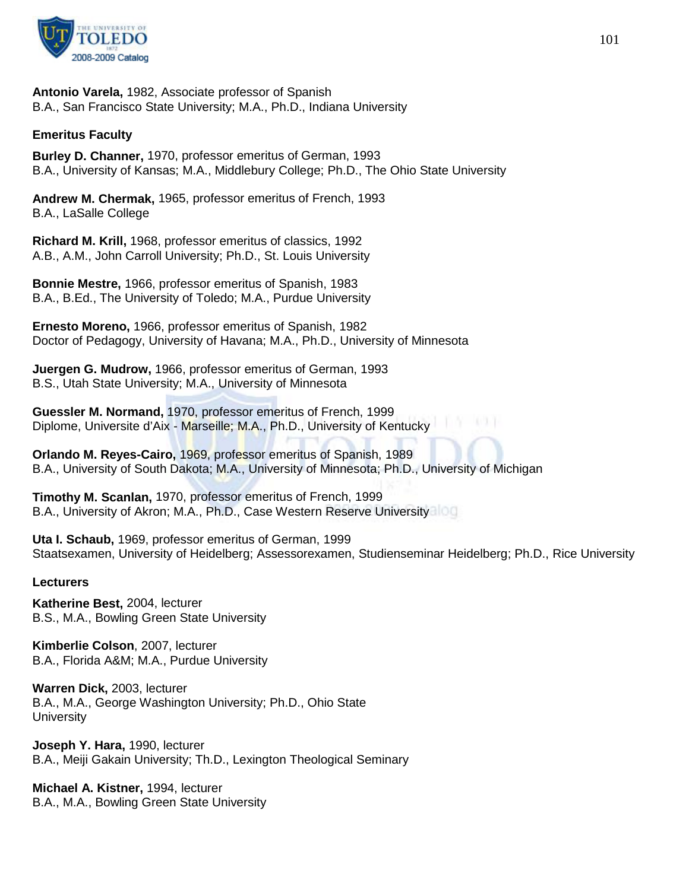**Antonio Varela,** 1982, Associate professor of Spanish
B.A., San Francisco State University; M.A., Ph.D., Indiana University

**Emeritus Faculty**

**Burley D. Channer,** 1970, professor emeritus of German, 1993
B.A., University of Kansas; M.A., Middlebury College; Ph.D., The Ohio State University

**Andrew M. Chermak,** 1965, professor emeritus of French, 1993
B.A., LaSalle College

**Richard M. Krill,** 1968, professor emeritus of classics, 1992
A.B., A.M., John Carroll University; Ph.D., St. Louis University

**Bonnie Mestre,** 1966, professor emeritus of Spanish, 1983
B.A., B.Ed., The University of Toledo; M.A., Purdue University

**Ernesto Moreno,** 1966, professor emeritus of Spanish, 1982
Doctor of Pedagogy, University of Havana; M.A., Ph.D., University of Minnesota

**Juergen G. Mudrow,** 1966, professor emeritus of German, 1993
B.S., Utah State University; M.A., University of Minnesota

**Guessler M. Normand,** 1970, professor emeritus of French, 1999
Diplome, Universite d'Aix - Marseille; M.A., Ph.D., University of Kentucky

**Orlando M. Reyes-Cairo,** 1969, professor emeritus of Spanish, 1989
B.A., University of South Dakota; M.A., University of Minnesota; Ph.D., University of Michigan

**Timothy M. Scanlan,** 1970, professor emeritus of French, 1999
B.A., University of Akron; M.A., Ph.D., Case Western Reserve University

**Uta I. Schaub,** 1969, professor emeritus of German, 1999
Staatsexamen, University of Heidelberg; Assessorexamen, Studienseminar Heidelberg; Ph.D., Rice University

**Lecturers**

**Katherine Best,** 2004, lecturer
B.S., M.A., Bowling Green State University

**Kimberlie Colson**, 2007, lecturer
B.A., Florida A&M; M.A., Purdue University

**Warren Dick,** 2003, lecturer
B.A., M.A., George Washington University; Ph.D., Ohio State University

**Joseph Y. Hara,** 1990, lecturer
B.A., Meiji Gakain University; Th.D., Lexington Theological Seminary

**Michael A. Kistner,** 1994, lecturer
B.A., M.A., Bowling Green State University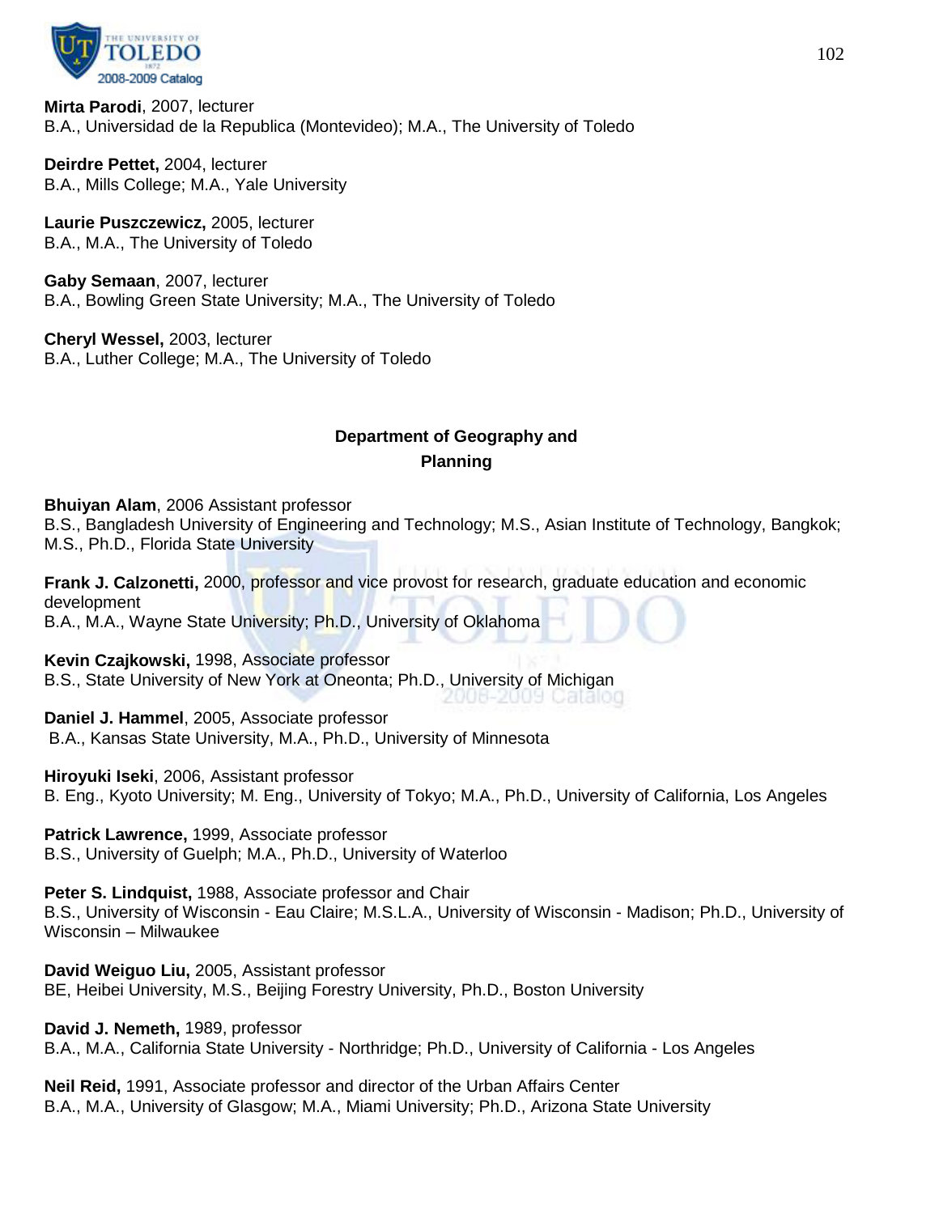**Mirta Parodi**, 2007, lecturer
B.A., Universidad de la Republica (Montevideo); M.A., The University of Toledo

**Deirdre Pettet,** 2004, lecturer
B.A., Mills College; M.A., Yale University

**Laurie Puszczewicz,** 2005, lecturer
B.A., M.A., The University of Toledo

**Gaby Semaan**, 2007, lecturer
B.A., Bowling Green State University; M.A., The University of Toledo

**Cheryl Wessel,** 2003, lecturer
B.A., Luther College; M.A., The University of Toledo

## Department of Geography and Planning

**Bhuiyan Alam**, 2006 Assistant professor
B.S., Bangladesh University of Engineering and Technology; M.S., Asian Institute of Technology, Bangkok; M.S., Ph.D., Florida State University

**Frank J. Calzonetti,** 2000, professor and vice provost for research, graduate education and economic development
B.A., M.A., Wayne State University; Ph.D., University of Oklahoma

**Kevin Czajkowski,** 1998, Associate professor
B.S., State University of New York at Oneonta; Ph.D., University of Michigan

**Daniel J. Hammel**, 2005, Associate professor
B.A., Kansas State University, M.A., Ph.D., University of Minnesota

**Hiroyuki Iseki**, 2006, Assistant professor
B. Eng., Kyoto University; M. Eng., University of Tokyo; M.A., Ph.D., University of California, Los Angeles

**Patrick Lawrence,** 1999, Associate professor
B.S., University of Guelph; M.A., Ph.D., University of Waterloo

**Peter S. Lindquist,** 1988, Associate professor and Chair
B.S., University of Wisconsin - Eau Claire; M.S.L.A., University of Wisconsin - Madison; Ph.D., University of Wisconsin – Milwaukee

**David Weiguo Liu,** 2005, Assistant professor
BE, Heibei University, M.S., Beijing Forestry University, Ph.D., Boston University

**David J. Nemeth,** 1989, professor
B.A., M.A., California State University - Northridge; Ph.D., University of California - Los Angeles

**Neil Reid,** 1991, Associate professor and director of the Urban Affairs Center
B.A., M.A., University of Glasgow; M.A., Miami University; Ph.D., Arizona State University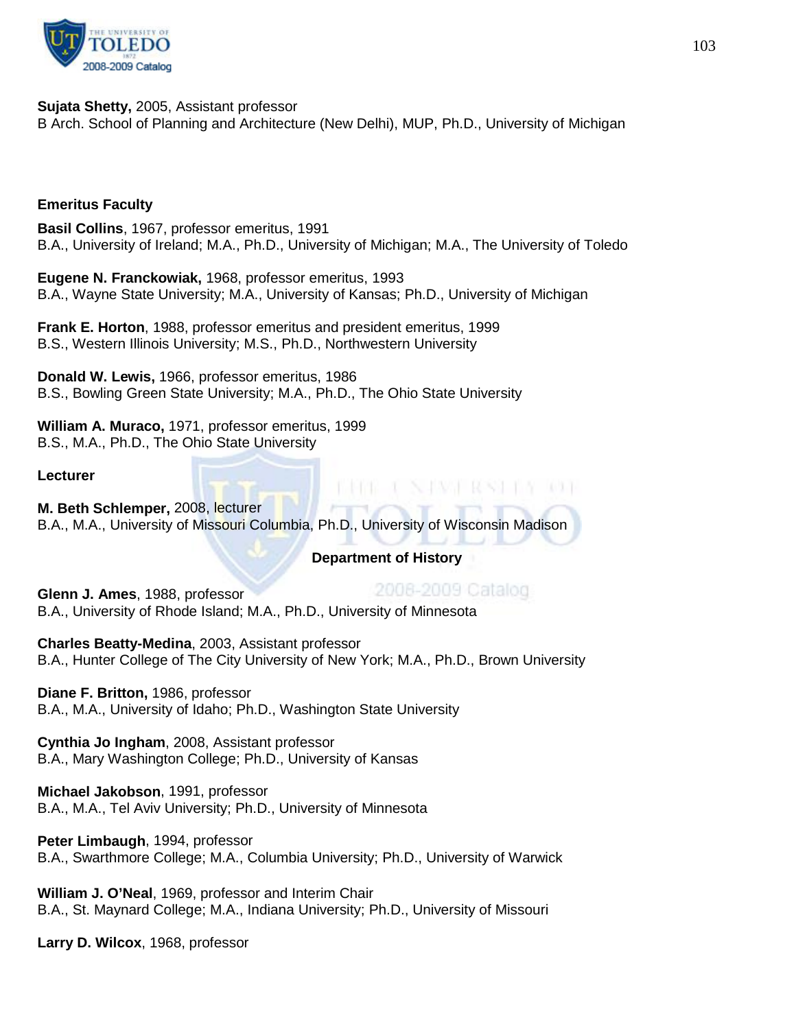**Sujata Shetty,** 2005, Assistant professor
B Arch. School of Planning and Architecture (New Delhi), MUP, Ph.D., University of Michigan

**Emeritus Faculty**

**Basil Collins**, 1967, professor emeritus, 1991
B.A., University of Ireland; M.A., Ph.D., University of Michigan; M.A., The University of Toledo

**Eugene N. Franckowiak,** 1968, professor emeritus, 1993
B.A., Wayne State University; M.A., University of Kansas; Ph.D., University of Michigan

**Frank E. Horton**, 1988, professor emeritus and president emeritus, 1999
B.S., Western Illinois University; M.S., Ph.D., Northwestern University

**Donald W. Lewis,** 1966, professor emeritus, 1986
B.S., Bowling Green State University; M.A., Ph.D., The Ohio State University

**William A. Muraco,** 1971, professor emeritus, 1999
B.S., M.A., Ph.D., The Ohio State University

**Lecturer**

**M. Beth Schlemper,** 2008, lecturer
B.A., M.A., University of Missouri Columbia, Ph.D., University of Wisconsin Madison

## Department of History

**Glenn J. Ames**, 1988, professor
B.A., University of Rhode Island; M.A., Ph.D., University of Minnesota

**Charles Beatty-Medina**, 2003, Assistant professor
B.A., Hunter College of The City University of New York; M.A., Ph.D., Brown University

**Diane F. Britton,** 1986, professor
B.A., M.A., University of Idaho; Ph.D., Washington State University

**Cynthia Jo Ingham**, 2008, Assistant professor
B.A., Mary Washington College; Ph.D., University of Kansas

**Michael Jakobson**, 1991, professor
B.A., M.A., Tel Aviv University; Ph.D., University of Minnesota

**Peter Limbaugh**, 1994, professor
B.A., Swarthmore College; M.A., Columbia University; Ph.D., University of Warwick

**William J. O'Neal**, 1969, professor and Interim Chair
B.A., St. Maynard College; M.A., Indiana University; Ph.D., University of Missouri

**Larry D. Wilcox**, 1968, professor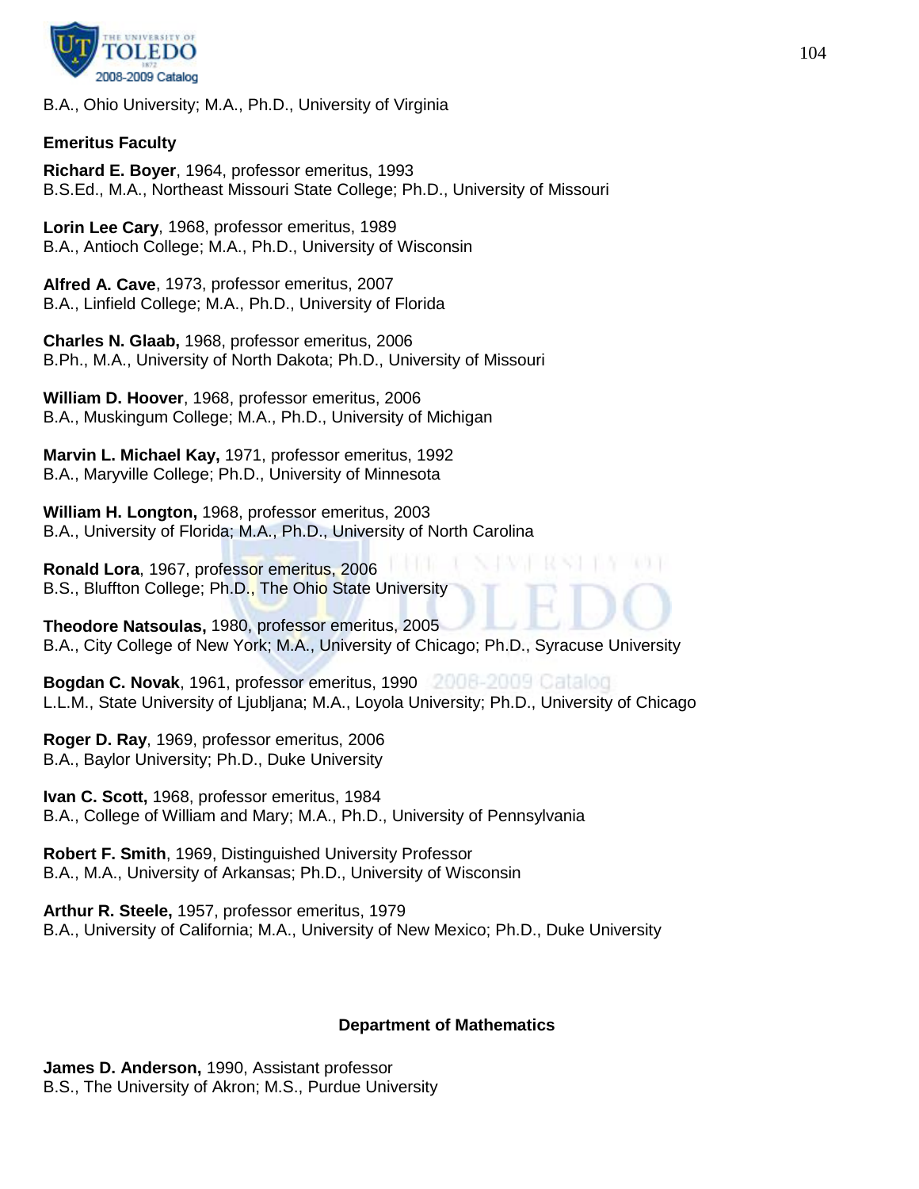B.A., Ohio University; M.A., Ph.D., University of Virginia

**Emeritus Faculty**

**Richard E. Boyer**, 1964, professor emeritus, 1993
B.S.Ed., M.A., Northeast Missouri State College; Ph.D., University of Missouri

**Lorin Lee Cary**, 1968, professor emeritus, 1989
B.A., Antioch College; M.A., Ph.D., University of Wisconsin

**Alfred A. Cave**, 1973, professor emeritus, 2007
B.A., Linfield College; M.A., Ph.D., University of Florida

**Charles N. Glaab,** 1968, professor emeritus, 2006
B.Ph., M.A., University of North Dakota; Ph.D., University of Missouri

**William D. Hoover**, 1968, professor emeritus, 2006
B.A., Muskingum College; M.A., Ph.D., University of Michigan

**Marvin L. Michael Kay,** 1971, professor emeritus, 1992
B.A., Maryville College; Ph.D., University of Minnesota

**William H. Longton,** 1968, professor emeritus, 2003
B.A., University of Florida; M.A., Ph.D., University of North Carolina

**Ronald Lora**, 1967, professor emeritus, 2006
B.S., Bluffton College; Ph.D., The Ohio State University

**Theodore Natsoulas,** 1980, professor emeritus, 2005
B.A., City College of New York; M.A., University of Chicago; Ph.D., Syracuse University

**Bogdan C. Novak**, 1961, professor emeritus, 1990
L.L.M., State University of Ljubljana; M.A., Loyola University; Ph.D., University of Chicago

**Roger D. Ray**, 1969, professor emeritus, 2006
B.A., Baylor University; Ph.D., Duke University

**Ivan C. Scott,** 1968, professor emeritus, 1984
B.A., College of William and Mary; M.A., Ph.D., University of Pennsylvania

**Robert F. Smith**, 1969, Distinguished University Professor
B.A., M.A., University of Arkansas; Ph.D., University of Wisconsin

**Arthur R. Steele,** 1957, professor emeritus, 1979
B.A., University of California; M.A., University of New Mexico; Ph.D., Duke University

## Department of Mathematics

**James D. Anderson,** 1990, Assistant professor
B.S., The University of Akron; M.S., Purdue University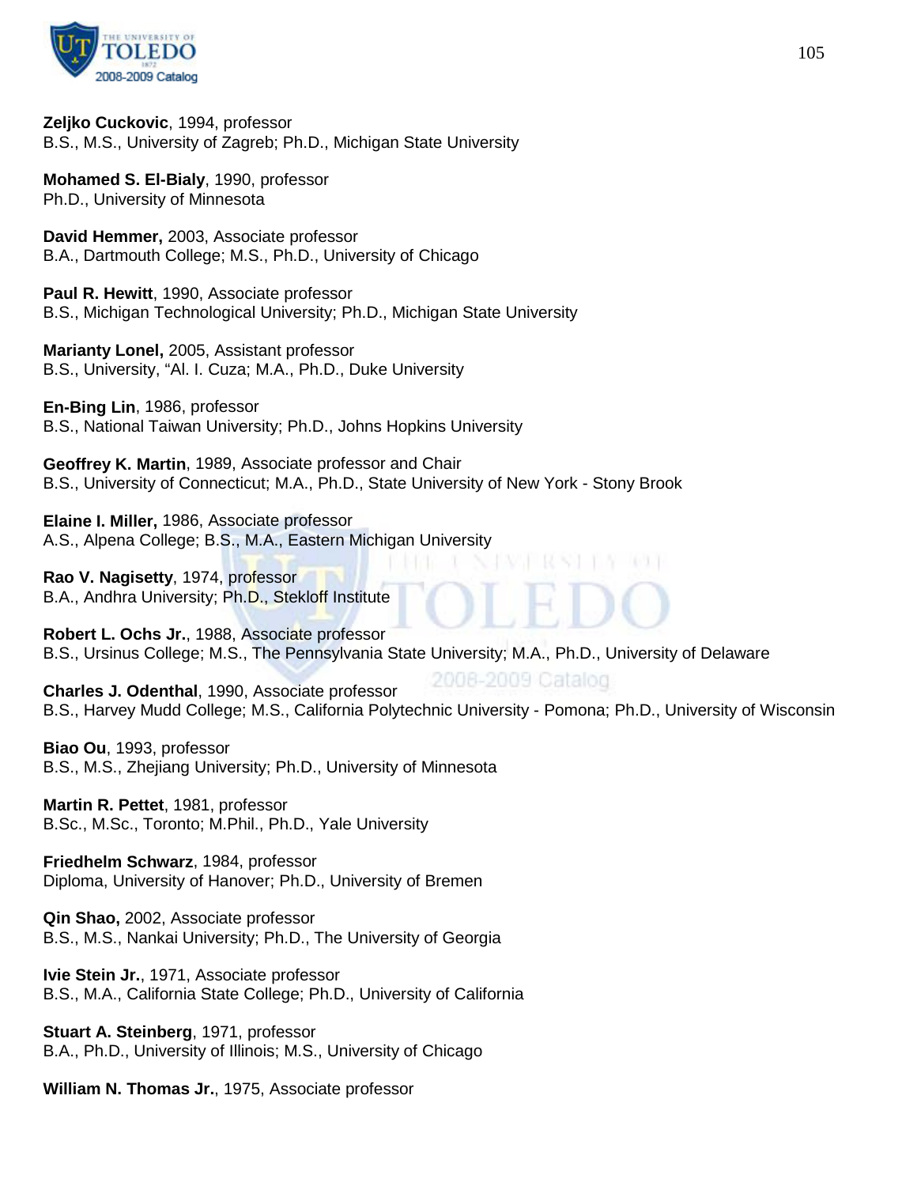**Zeljko Cuckovic**, 1994, professor
B.S., M.S., University of Zagreb; Ph.D., Michigan State University

**Mohamed S. El-Bialy**, 1990, professor
Ph.D., University of Minnesota

**David Hemmer,** 2003, Associate professor
B.A., Dartmouth College; M.S., Ph.D., University of Chicago

**Paul R. Hewitt**, 1990, Associate professor
B.S., Michigan Technological University; Ph.D., Michigan State University

**Marianty Lonel,** 2005, Assistant professor
B.S., University, "Al. I. Cuza; M.A., Ph.D., Duke University

**En-Bing Lin**, 1986, professor
B.S., National Taiwan University; Ph.D., Johns Hopkins University

**Geoffrey K. Martin**, 1989, Associate professor and Chair
B.S., University of Connecticut; M.A., Ph.D., State University of New York - Stony Brook

**Elaine I. Miller,** 1986, Associate professor
A.S., Alpena College; B.S., M.A., Eastern Michigan University

**Rao V. Nagisetty**, 1974, professor
B.A., Andhra University; Ph.D., Stekloff Institute

**Robert L. Ochs Jr.**, 1988, Associate professor
B.S., Ursinus College; M.S., The Pennsylvania State University; M.A., Ph.D., University of Delaware

**Charles J. Odenthal**, 1990, Associate professor
B.S., Harvey Mudd College; M.S., California Polytechnic University - Pomona; Ph.D., University of Wisconsin

**Biao Ou**, 1993, professor
B.S., M.S., Zhejiang University; Ph.D., University of Minnesota

**Martin R. Pettet**, 1981, professor
B.Sc., M.Sc., Toronto; M.Phil., Ph.D., Yale University

**Friedhelm Schwarz**, 1984, professor
Diploma, University of Hanover; Ph.D., University of Bremen

**Qin Shao,** 2002, Associate professor
B.S., M.S., Nankai University; Ph.D., The University of Georgia

**Ivie Stein Jr.**, 1971, Associate professor
B.S., M.A., California State College; Ph.D., University of California

**Stuart A. Steinberg**, 1971, professor
B.A., Ph.D., University of Illinois; M.S., University of Chicago

**William N. Thomas Jr.**, 1975, Associate professor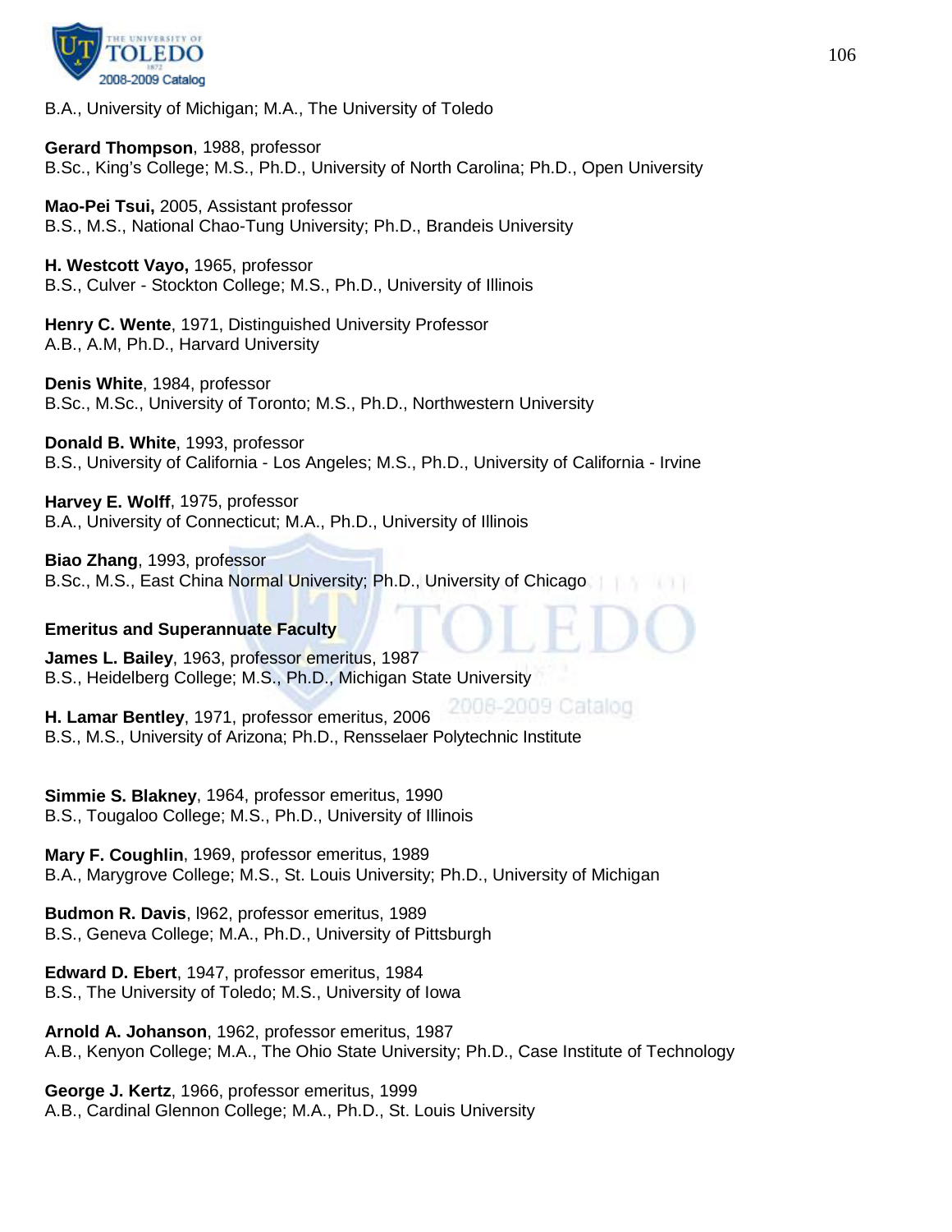B.A., University of Michigan; M.A., The University of Toledo

**Gerard Thompson**, 1988, professor
B.Sc., King's College; M.S., Ph.D., University of North Carolina; Ph.D., Open University

**Mao-Pei Tsui,** 2005, Assistant professor
B.S., M.S., National Chao-Tung University; Ph.D., Brandeis University

**H. Westcott Vayo,** 1965, professor
B.S., Culver - Stockton College; M.S., Ph.D., University of Illinois

**Henry C. Wente**, 1971, Distinguished University Professor
A.B., A.M, Ph.D., Harvard University

**Denis White**, 1984, professor
B.Sc., M.Sc., University of Toronto; M.S., Ph.D., Northwestern University

**Donald B. White**, 1993, professor
B.S., University of California - Los Angeles; M.S., Ph.D., University of California - Irvine

**Harvey E. Wolff**, 1975, professor
B.A., University of Connecticut; M.A., Ph.D., University of Illinois

**Biao Zhang**, 1993, professor
B.Sc., M.Sc., East China Normal University; Ph.D., University of Chicago

**Emeritus and Superannuate Faculty**

**James L. Bailey**, 1963, professor emeritus, 1987
B.S., Heidelberg College; M.S., Ph.D., Michigan State University

**H. Lamar Bentley**, 1971, professor emeritus, 2006
B.S., M.S., University of Arizona; Ph.D., Rensselaer Polytechnic Institute

**Simmie S. Blakney**, 1964, professor emeritus, 1990
B.S., Tougaloo College; M.S., Ph.D., University of Illinois

**Mary F. Coughlin**, 1969, professor emeritus, 1989
B.A., Marygrove College; M.S., St. Louis University; Ph.D., University of Michigan

**Budmon R. Davis**, l962, professor emeritus, 1989
B.S., Geneva College; M.A., Ph.D., University of Pittsburgh

**Edward D. Ebert**, 1947, professor emeritus, 1984
B.S., The University of Toledo; M.S., University of Iowa

**Arnold A. Johanson**, 1962, professor emeritus, 1987
A.B., Kenyon College; M.A., The Ohio State University; Ph.D., Case Institute of Technology

**George J. Kertz**, 1966, professor emeritus, 1999
A.B., Cardinal Glennon College; M.A., Ph.D., St. Louis University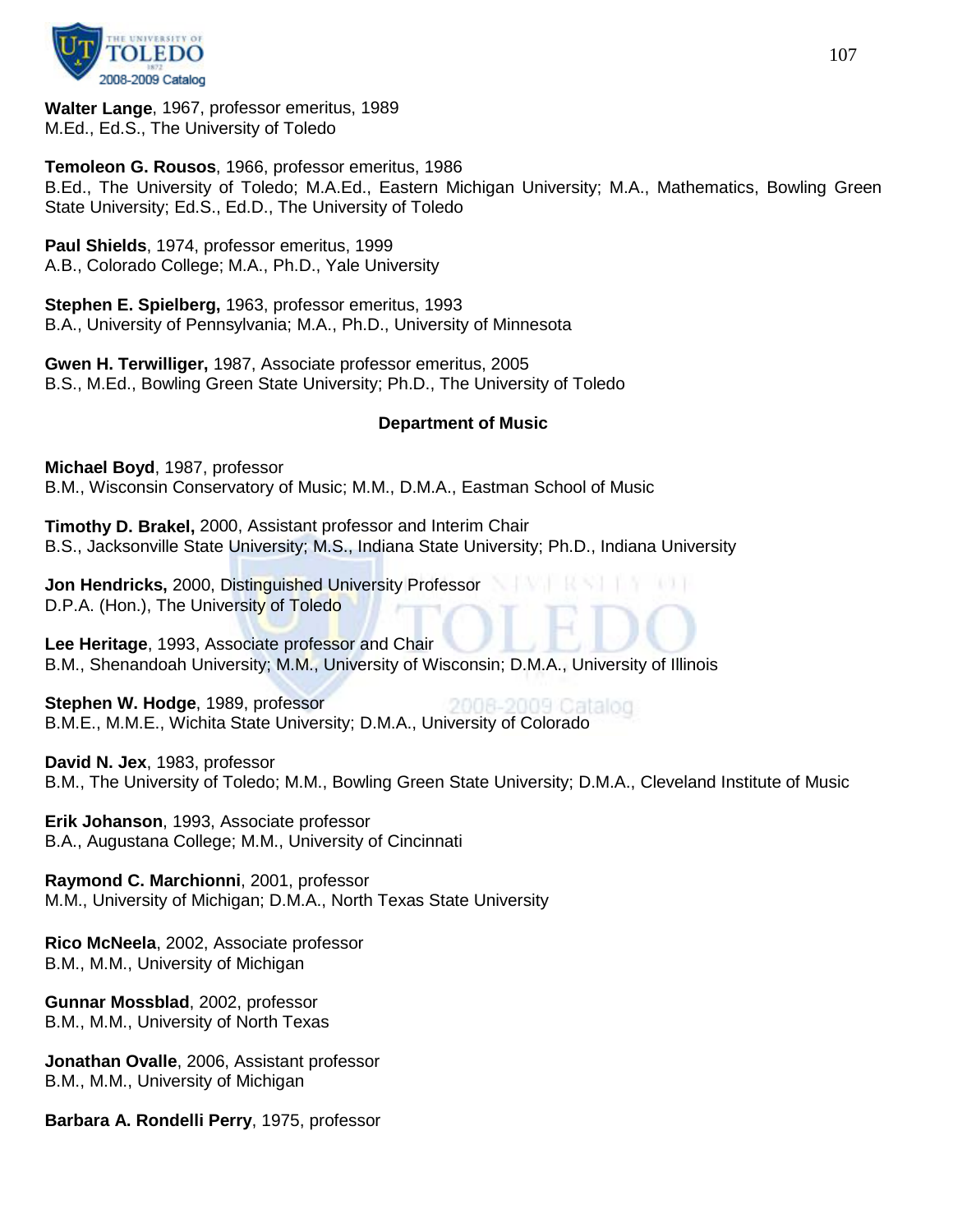**Walter Lange**, 1967, professor emeritus, 1989
M.Ed., Ed.S., The University of Toledo

**Temoleon G. Rousos**, 1966, professor emeritus, 1986
B.Ed., The University of Toledo; M.A.Ed., Eastern Michigan University; M.A., Mathematics, Bowling Green State University; Ed.S., Ed.D., The University of Toledo

**Paul Shields**, 1974, professor emeritus, 1999
A.B., Colorado College; M.A., Ph.D., Yale University

**Stephen E. Spielberg,** 1963, professor emeritus, 1993
B.A., University of Pennsylvania; M.A., Ph.D., University of Minnesota

**Gwen H. Terwilliger,** 1987, Associate professor emeritus, 2005
B.S., M.Ed., Bowling Green State University; Ph.D., The University of Toledo

## Department of Music

**Michael Boyd**, 1987, professor
B.M., Wisconsin Conservatory of Music; M.M., D.M.A., Eastman School of Music

**Timothy D. Brakel,** 2000, Assistant professor and Interim Chair
B.S., Jacksonville State University; M.S., Indiana State University; Ph.D., Indiana University

**Jon Hendricks,** 2000, Distinguished University Professor
D.P.A. (Hon.), The University of Toledo

**Lee Heritage**, 1993, Associate professor and Chair
B.M., Shenandoah University; M.M., University of Wisconsin; D.M.A., University of Illinois

**Stephen W. Hodge**, 1989, professor
B.M.E., M.M.E., Wichita State University; D.M.A., University of Colorado

**David N. Jex**, 1983, professor
B.M., The University of Toledo; M.M., Bowling Green State University; D.M.A., Cleveland Institute of Music

**Erik Johanson**, 1993, Associate professor
B.A., Augustana College; M.M., University of Cincinnati

**Raymond C. Marchionni**, 2001, professor
M.M., University of Michigan; D.M.A., North Texas State University

**Rico McNeela**, 2002, Associate professor
B.M., M.M., University of Michigan

**Gunnar Mossblad**, 2002, professor
B.M., M.M., University of North Texas

**Jonathan Ovalle**, 2006, Assistant professor
B.M., M.M., University of Michigan

**Barbara A. Rondelli Perry**, 1975, professor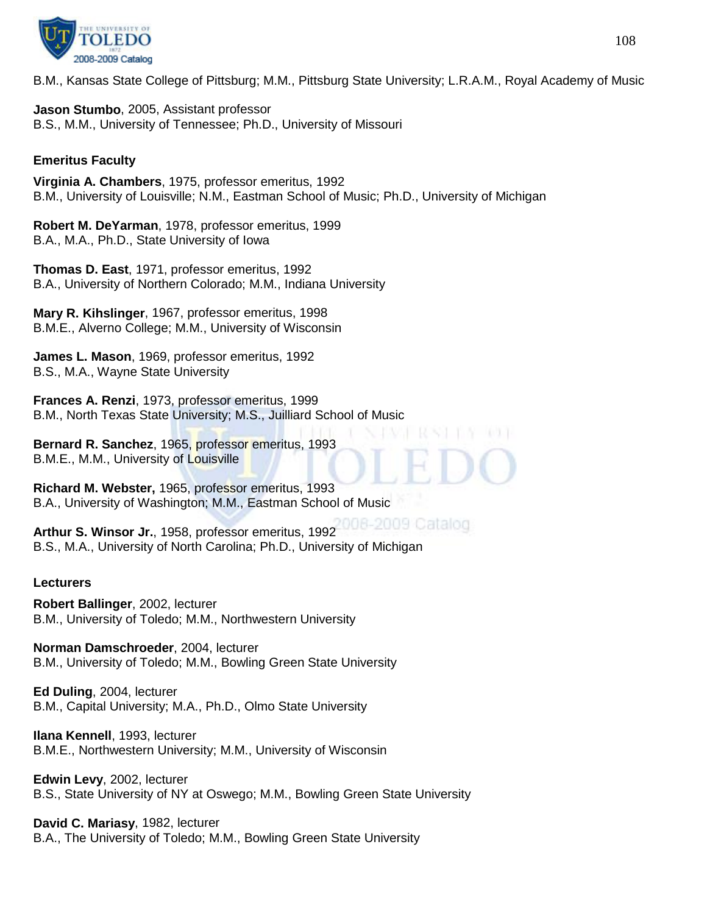B.M., Kansas State College of Pittsburg; M.M., Pittsburg State University; L.R.A.M., Royal Academy of Music

**Jason Stumbo**, 2005, Assistant professor
B.S., M.M., University of Tennessee; Ph.D., University of Missouri

**Emeritus Faculty**

**Virginia A. Chambers**, 1975, professor emeritus, 1992
B.M., University of Louisville; N.M., Eastman School of Music; Ph.D., University of Michigan

**Robert M. DeYarman**, 1978, professor emeritus, 1999
B.A., M.A., Ph.D., State University of Iowa

**Thomas D. East**, 1971, professor emeritus, 1992
B.A., University of Northern Colorado; M.M., Indiana University

**Mary R. Kihslinger**, 1967, professor emeritus, 1998
B.M.E., Alverno College; M.M., University of Wisconsin

**James L. Mason**, 1969, professor emeritus, 1992
B.S., M.A., Wayne State University

**Frances A. Renzi**, 1973, professor emeritus, 1999
B.M., North Texas State University; M.S., Juilliard School of Music

**Bernard R. Sanchez**, 1965, professor emeritus, 1993
B.M.E., M.M., University of Louisville

**Richard M. Webster,** 1965, professor emeritus, 1993
B.A., University of Washington; M.M., Eastman School of Music

**Arthur S. Winsor Jr.**, 1958, professor emeritus, 1992
B.S., M.A., University of North Carolina; Ph.D., University of Michigan

**Lecturers**

**Robert Ballinger**, 2002, lecturer
B.M., University of Toledo; M.M., Northwestern University

**Norman Damschroeder**, 2004, lecturer
B.M., University of Toledo; M.M., Bowling Green State University

**Ed Duling**, 2004, lecturer
B.M., Capital University; M.A., Ph.D., Olmo State University

**Ilana Kennell**, 1993, lecturer
B.M.E., Northwestern University; M.M., University of Wisconsin

**Edwin Levy**, 2002, lecturer
B.S., State University of NY at Oswego; M.M., Bowling Green State University

**David C. Mariasy**, 1982, lecturer
B.A., The University of Toledo; M.M., Bowling Green State University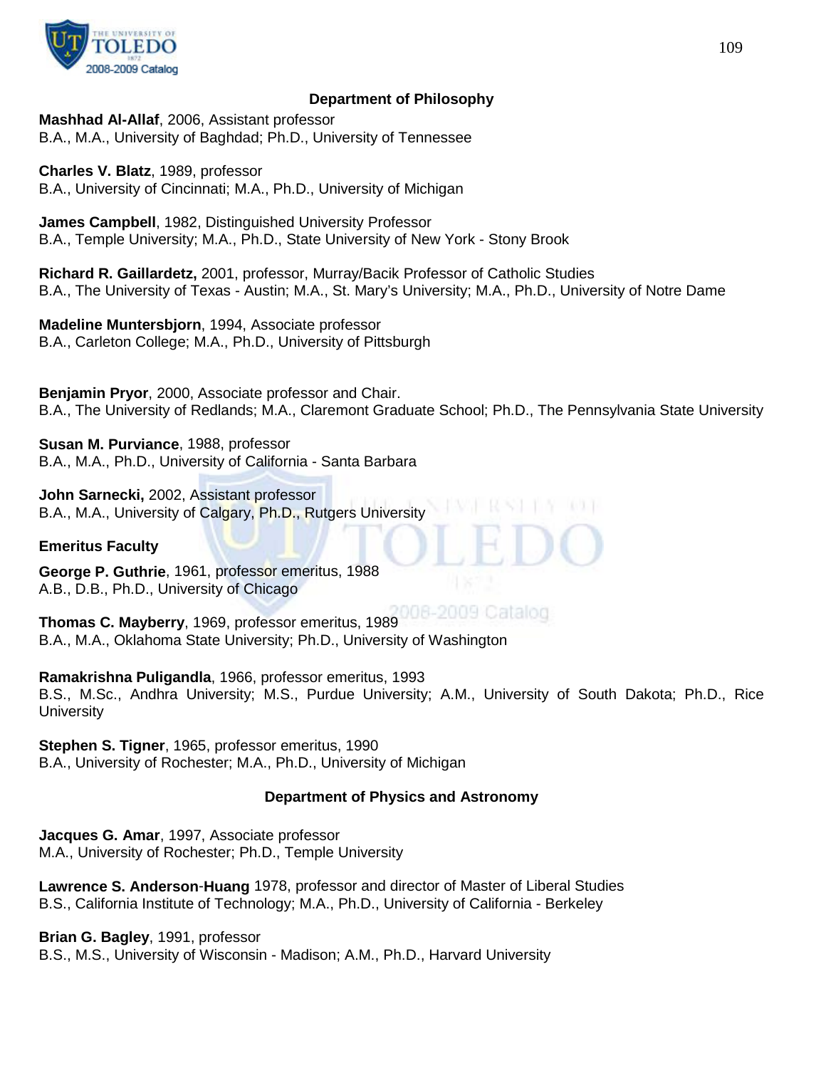## Department of Philosophy

**Mashhad Al-Allaf**, 2006, Assistant professor
B.A., M.A., University of Baghdad; Ph.D., University of Tennessee

**Charles V. Blatz**, 1989, professor
B.A., University of Cincinnati; M.A., Ph.D., University of Michigan

**James Campbell**, 1982, Distinguished University Professor
B.A., Temple University; M.A., Ph.D., State University of New York - Stony Brook

**Richard R. Gaillardetz,** 2001, professor, Murray/Bacik Professor of Catholic Studies
B.A., The University of Texas - Austin; M.A., St. Mary's University; M.A., Ph.D., University of Notre Dame

**Madeline Muntersbjorn**, 1994, Associate professor
B.A., Carleton College; M.A., Ph.D., University of Pittsburgh

**Benjamin Pryor**, 2000, Associate professor and Chair.
B.A., The University of Redlands; M.A., Claremont Graduate School; Ph.D., The Pennsylvania State University

**Susan M. Purviance**, 1988, professor
B.A., M.A., Ph.D., University of California - Santa Barbara

**John Sarnecki,** 2002, Assistant professor
B.A., M.A., University of Calgary, Ph.D., Rutgers University

### Emeritus Faculty

**George P. Guthrie**, 1961, professor emeritus, 1988
A.B., D.B., Ph.D., University of Chicago

**Thomas C. Mayberry**, 1969, professor emeritus, 1989
B.A., M.A., Oklahoma State University; Ph.D., University of Washington

**Ramakrishna Puligandla**, 1966, professor emeritus, 1993
B.S., M.Sc., Andhra University; M.S., Purdue University; A.M., University of South Dakota; Ph.D., Rice University

**Stephen S. Tigner**, 1965, professor emeritus, 1990
B.A., University of Rochester; M.A., Ph.D., University of Michigan

## Department of Physics and Astronomy

**Jacques G. Amar**, 1997, Associate professor
M.A., University of Rochester; Ph.D., Temple University

**Lawrence S. Anderson-Huang** 1978, professor and director of Master of Liberal Studies
B.S., California Institute of Technology; M.A., Ph.D., University of California - Berkeley

**Brian G. Bagley**, 1991, professor
B.S., M.S., University of Wisconsin - Madison; A.M., Ph.D., Harvard University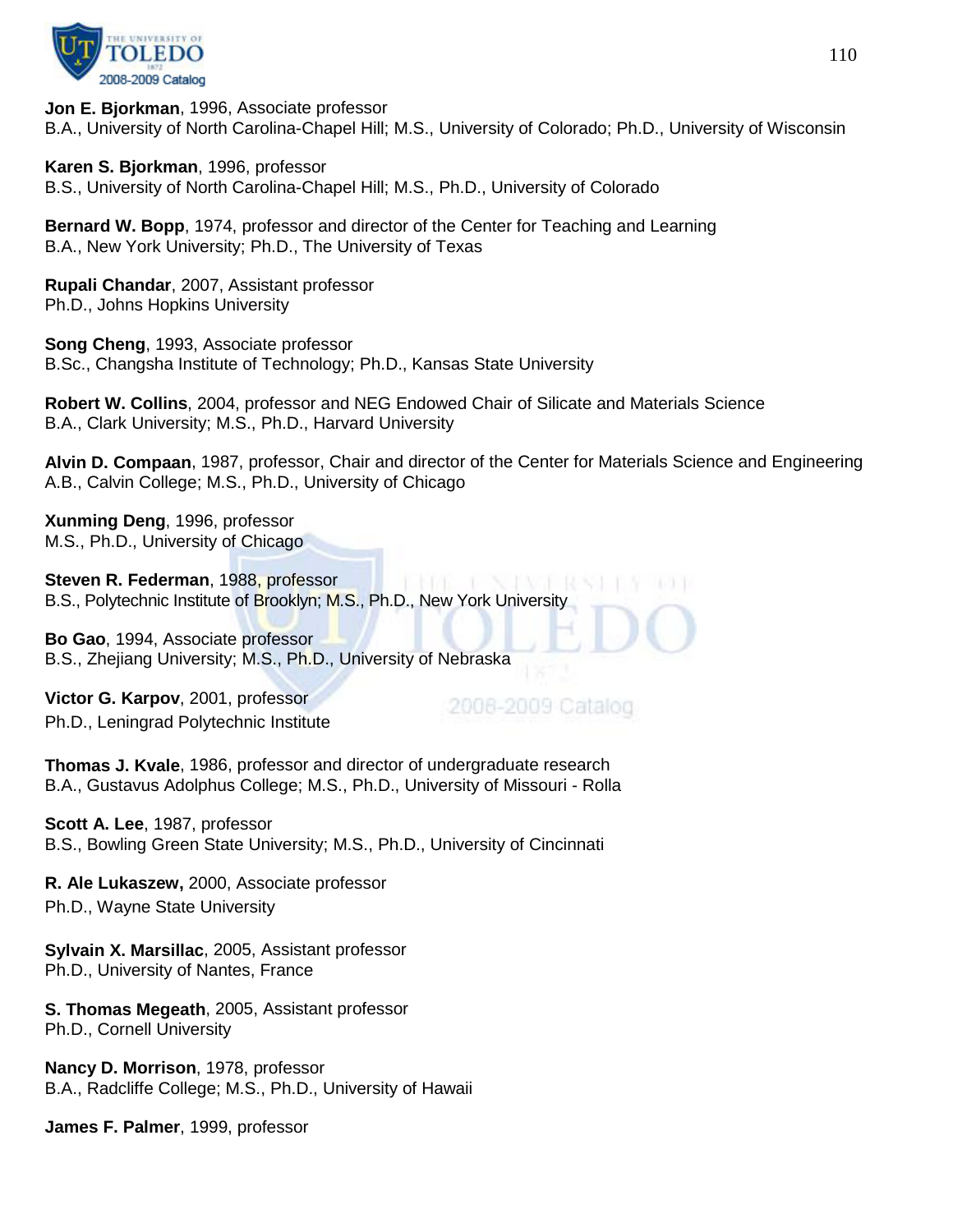**Jon E. Bjorkman**, 1996, Associate professor
B.A., University of North Carolina-Chapel Hill; M.S., University of Colorado; Ph.D., University of Wisconsin

**Karen S. Bjorkman**, 1996, professor
B.S., University of North Carolina-Chapel Hill; M.S., Ph.D., University of Colorado

**Bernard W. Bopp**, 1974, professor and director of the Center for Teaching and Learning
B.A., New York University; Ph.D., The University of Texas

**Rupali Chandar**, 2007, Assistant professor
Ph.D., Johns Hopkins University

**Song Cheng**, 1993, Associate professor
B.Sc., Changsha Institute of Technology; Ph.D., Kansas State University

**Robert W. Collins**, 2004, professor and NEG Endowed Chair of Silicate and Materials Science
B.A., Clark University; M.S., Ph.D., Harvard University

**Alvin D. Compaan**, 1987, professor, Chair and director of the Center for Materials Science and Engineering
A.B., Calvin College; M.S., Ph.D., University of Chicago

**Xunming Deng**, 1996, professor
M.S., Ph.D., University of Chicago

**Steven R. Federman**, 1988, professor
B.S., Polytechnic Institute of Brooklyn; M.S., Ph.D., New York University

**Bo Gao**, 1994, Associate professor
B.S., Zhejiang University; M.S., Ph.D., University of Nebraska

**Victor G. Karpov**, 2001, professor
Ph.D., Leningrad Polytechnic Institute

**Thomas J. Kvale**, 1986, professor and director of undergraduate research
B.A., Gustavus Adolphus College; M.S., Ph.D., University of Missouri - Rolla

**Scott A. Lee**, 1987, professor
B.S., Bowling Green State University; M.S., Ph.D., University of Cincinnati

**R. Ale Lukaszew,** 2000, Associate professor
Ph.D., Wayne State University

**Sylvain X. Marsillac**, 2005, Assistant professor
Ph.D., University of Nantes, France

**S. Thomas Megeath**, 2005, Assistant professor
Ph.D., Cornell University

**Nancy D. Morrison**, 1978, professor
B.A., Radcliffe College; M.S., Ph.D., University of Hawaii

**James F. Palmer**, 1999, professor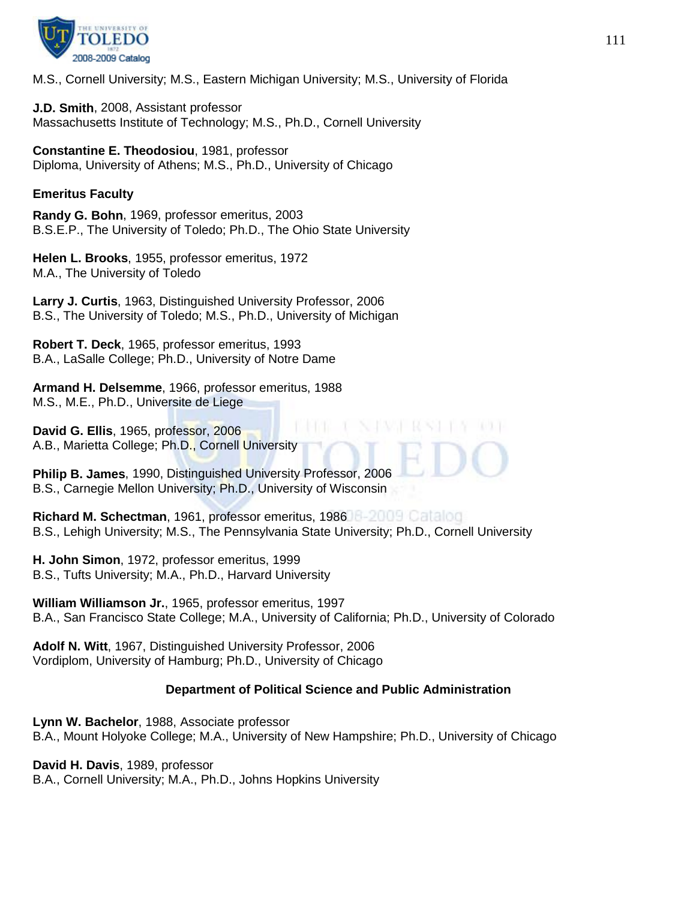M.S., Cornell University; M.S., Eastern Michigan University; M.S., University of Florida

**J.D. Smith**, 2008, Assistant professor
Massachusetts Institute of Technology; M.S., Ph.D., Cornell University

**Constantine E. Theodosiou**, 1981, professor
Diploma, University of Athens; M.S., Ph.D., University of Chicago

**Emeritus Faculty**

**Randy G. Bohn**, 1969, professor emeritus, 2003
B.S.E.P., The University of Toledo; Ph.D., The Ohio State University

**Helen L. Brooks**, 1955, professor emeritus, 1972
M.A., The University of Toledo

**Larry J. Curtis**, 1963, Distinguished University Professor, 2006
B.S., The University of Toledo; M.S., Ph.D., University of Michigan

**Robert T. Deck**, 1965, professor emeritus, 1993
B.A., LaSalle College; Ph.D., University of Notre Dame

**Armand H. Delsemme**, 1966, professor emeritus, 1988
M.S., M.E., Ph.D., Universite de Liege

**David G. Ellis**, 1965, professor, 2006
A.B., Marietta College; Ph.D., Cornell University

**Philip B. James**, 1990, Distinguished University Professor, 2006
B.S., Carnegie Mellon University; Ph.D., University of Wisconsin

**Richard M. Schectman**, 1961, professor emeritus, 1986
B.S., Lehigh University; M.S., The Pennsylvania State University; Ph.D., Cornell University

**H. John Simon**, 1972, professor emeritus, 1999
B.S., Tufts University; M.A., Ph.D., Harvard University

**William Williamson Jr.**, 1965, professor emeritus, 1997
B.A., San Francisco State College; M.A., University of California; Ph.D., University of Colorado

**Adolf N. Witt**, 1967, Distinguished University Professor, 2006
Vordiplom, University of Hamburg; Ph.D., University of Chicago

### Department of Political Science and Public Administration

**Lynn W. Bachelor**, 1988, Associate professor
B.A., Mount Holyoke College; M.A., University of New Hampshire; Ph.D., University of Chicago

**David H. Davis**, 1989, professor
B.A., Cornell University; M.A., Ph.D., Johns Hopkins University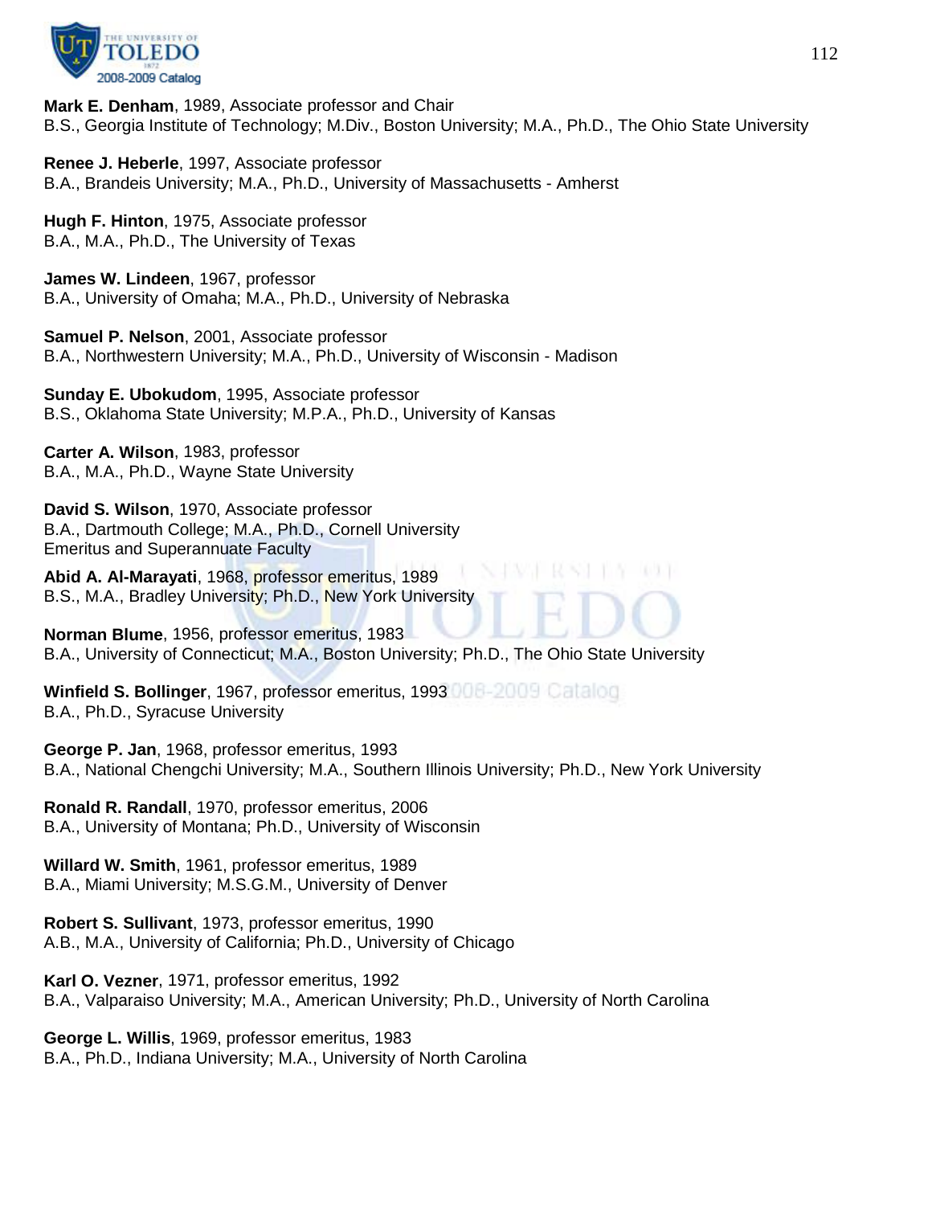**Mark E. Denham**, 1989, Associate professor and Chair
B.S., Georgia Institute of Technology; M.Div., Boston University; M.A., Ph.D., The Ohio State University

**Renee J. Heberle**, 1997, Associate professor
B.A., Brandeis University; M.A., Ph.D., University of Massachusetts - Amherst

**Hugh F. Hinton**, 1975, Associate professor
B.A., M.A., Ph.D., The University of Texas

**James W. Lindeen**, 1967, professor
B.A., University of Omaha; M.A., Ph.D., University of Nebraska

**Samuel P. Nelson**, 2001, Associate professor
B.A., Northwestern University; M.A., Ph.D., University of Wisconsin - Madison

**Sunday E. Ubokudom**, 1995, Associate professor
B.S., Oklahoma State University; M.P.A., Ph.D., University of Kansas

**Carter A. Wilson**, 1983, professor
B.A., M.A., Ph.D., Wayne State University

**David S. Wilson**, 1970, Associate professor
B.A., Dartmouth College; M.A., Ph.D., Cornell University

Emeritus and Superannuate Faculty

**Abid A. Al-Marayati**, 1968, professor emeritus, 1989
B.S., M.A., Bradley University; Ph.D., New York University

**Norman Blume**, 1956, professor emeritus, 1983
B.A., University of Connecticut; M.A., Boston University; Ph.D., The Ohio State University

**Winfield S. Bollinger**, 1967, professor emeritus, 1993
B.A., Ph.D., Syracuse University

**George P. Jan**, 1968, professor emeritus, 1993
B.A., National Chengchi University; M.A., Southern Illinois University; Ph.D., New York University

**Ronald R. Randall**, 1970, professor emeritus, 2006
B.A., University of Montana; Ph.D., University of Wisconsin

**Willard W. Smith**, 1961, professor emeritus, 1989
B.A., Miami University; M.S.G.M., University of Denver

**Robert S. Sullivant**, 1973, professor emeritus, 1990
A.B., M.A., University of California; Ph.D., University of Chicago

**Karl O. Vezner**, 1971, professor emeritus, 1992
B.A., Valparaiso University; M.A., American University; Ph.D., University of North Carolina

**George L. Willis**, 1969, professor emeritus, 1983
B.A., Ph.D., Indiana University; M.A., University of North Carolina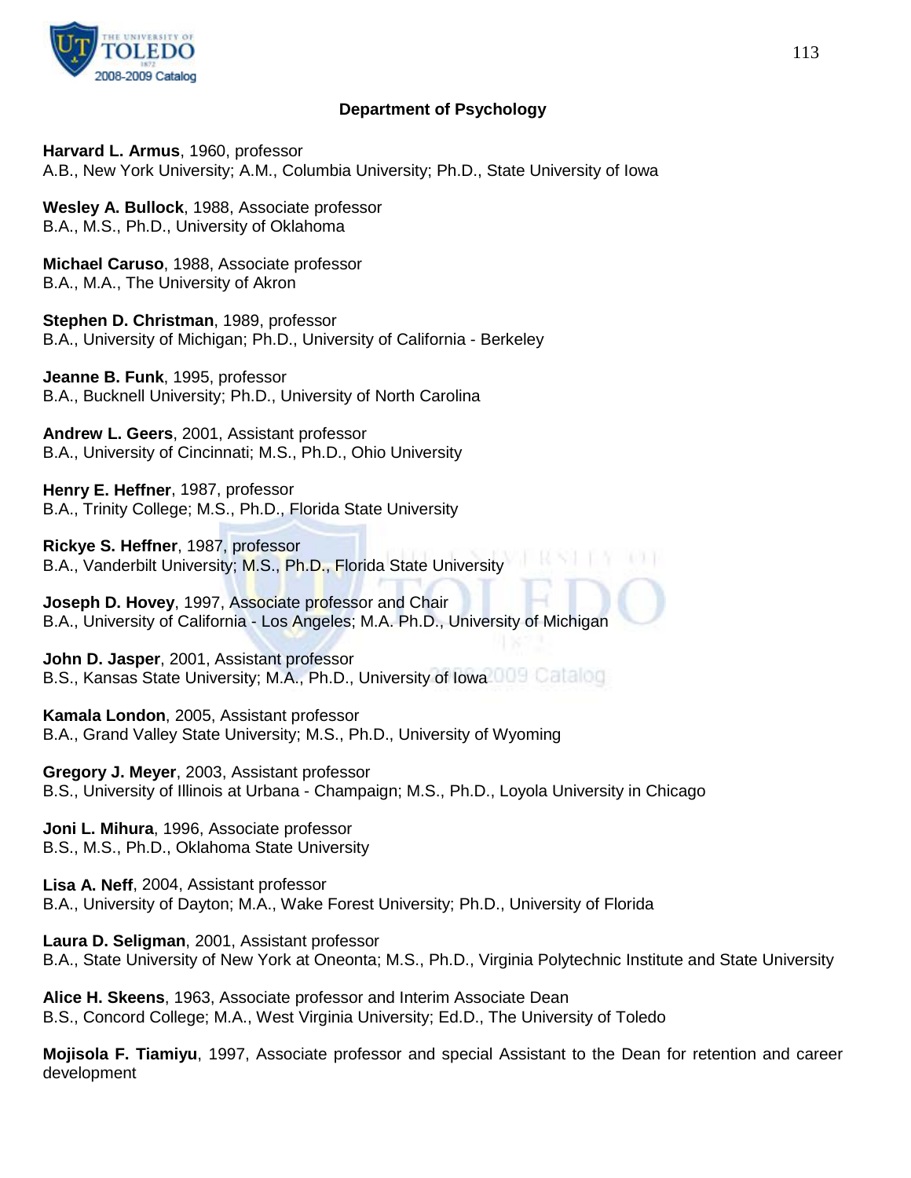## Department of Psychology

**Harvard L. Armus**, 1960, professor
A.B., New York University; A.M., Columbia University; Ph.D., State University of Iowa

**Wesley A. Bullock**, 1988, Associate professor
B.A., M.S., Ph.D., University of Oklahoma

**Michael Caruso**, 1988, Associate professor
B.A., M.A., The University of Akron

**Stephen D. Christman**, 1989, professor
B.A., University of Michigan; Ph.D., University of California - Berkeley

**Jeanne B. Funk**, 1995, professor
B.A., Bucknell University; Ph.D., University of North Carolina

**Andrew L. Geers**, 2001, Assistant professor
B.A., University of Cincinnati; M.S., Ph.D., Ohio University

**Henry E. Heffner**, 1987, professor
B.A., Trinity College; M.S., Ph.D., Florida State University

**Rickye S. Heffner**, 1987, professor
B.A., Vanderbilt University; M.S., Ph.D., Florida State University

**Joseph D. Hovey**, 1997, Associate professor and Chair
B.A., University of California - Los Angeles; M.A. Ph.D., University of Michigan

**John D. Jasper**, 2001, Assistant professor
B.S., Kansas State University; M.A., Ph.D., University of Iowa

**Kamala London**, 2005, Assistant professor
B.A., Grand Valley State University; M.S., Ph.D., University of Wyoming

**Gregory J. Meyer**, 2003, Assistant professor
B.S., University of Illinois at Urbana - Champaign; M.S., Ph.D., Loyola University in Chicago

**Joni L. Mihura**, 1996, Associate professor
B.S., M.S., Ph.D., Oklahoma State University

**Lisa A. Neff**, 2004, Assistant professor
B.A., University of Dayton; M.A., Wake Forest University; Ph.D., University of Florida

**Laura D. Seligman**, 2001, Assistant professor
B.A., State University of New York at Oneonta; M.S., Ph.D., Virginia Polytechnic Institute and State University

**Alice H. Skeens**, 1963, Associate professor and Interim Associate Dean
B.S., Concord College; M.A., West Virginia University; Ed.D., The University of Toledo

**Mojisola F. Tiamiyu**, 1997, Associate professor and special Assistant to the Dean for retention and career development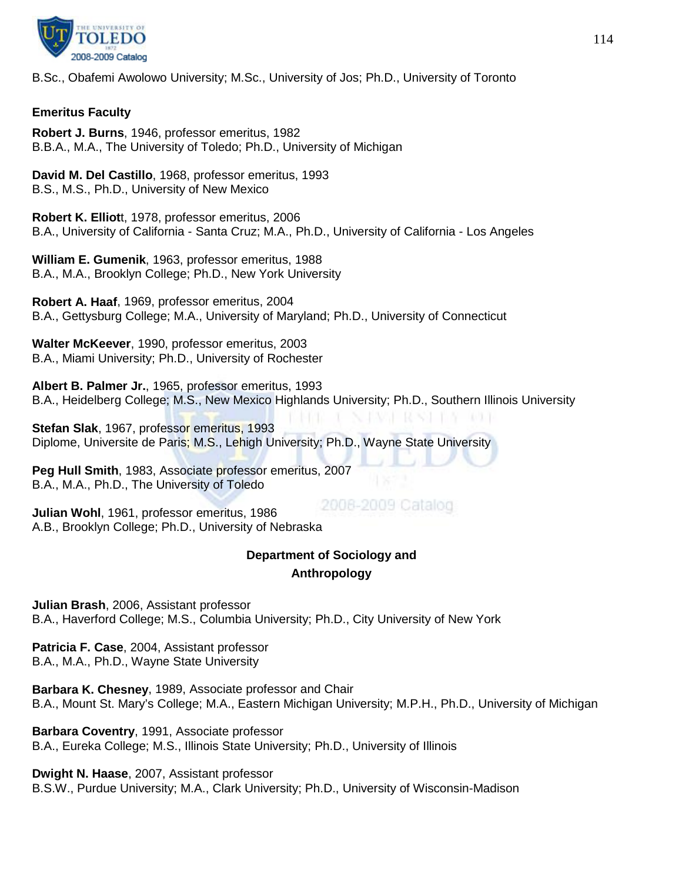B.Sc., Obafemi Awolowo University; M.Sc., University of Jos; Ph.D., University of Toronto

**Emeritus Faculty**

**Robert J. Burns**, 1946, professor emeritus, 1982
B.B.A., M.A., The University of Toledo; Ph.D., University of Michigan

**David M. Del Castillo**, 1968, professor emeritus, 1993
B.S., M.S., Ph.D., University of New Mexico

**Robert K. Elliot**t, 1978, professor emeritus, 2006
B.A., University of California - Santa Cruz; M.A., Ph.D., University of California - Los Angeles

**William E. Gumenik**, 1963, professor emeritus, 1988
B.A., M.A., Brooklyn College; Ph.D., New York University

**Robert A. Haaf**, 1969, professor emeritus, 2004
B.A., Gettysburg College; M.A., University of Maryland; Ph.D., University of Connecticut

**Walter McKeever**, 1990, professor emeritus, 2003
B.A., Miami University; Ph.D., University of Rochester

**Albert B. Palmer Jr.**, 1965, professor emeritus, 1993
B.A., Heidelberg College; M.S., New Mexico Highlands University; Ph.D., Southern Illinois University

**Stefan Slak**, 1967, professor emeritus, 1993
Diplome, Universite de Paris; M.S., Lehigh University; Ph.D., Wayne State University

**Peg Hull Smith**, 1983, Associate professor emeritus, 2007
B.A., M.A., Ph.D., The University of Toledo

**Julian Wohl**, 1961, professor emeritus, 1986
A.B., Brooklyn College; Ph.D., University of Nebraska

## Department of Sociology and Anthropology

**Julian Brash**, 2006, Assistant professor
B.A., Haverford College; M.S., Columbia University; Ph.D., City University of New York

**Patricia F. Case**, 2004, Assistant professor
B.A., M.A., Ph.D., Wayne State University

**Barbara K. Chesney**, 1989, Associate professor and Chair
B.A., Mount St. Mary's College; M.A., Eastern Michigan University; M.P.H., Ph.D., University of Michigan

**Barbara Coventry**, 1991, Associate professor
B.A., Eureka College; M.S., Illinois State University; Ph.D., University of Illinois

**Dwight N. Haase**, 2007, Assistant professor
B.S.W., Purdue University; M.A., Clark University; Ph.D., University of Wisconsin-Madison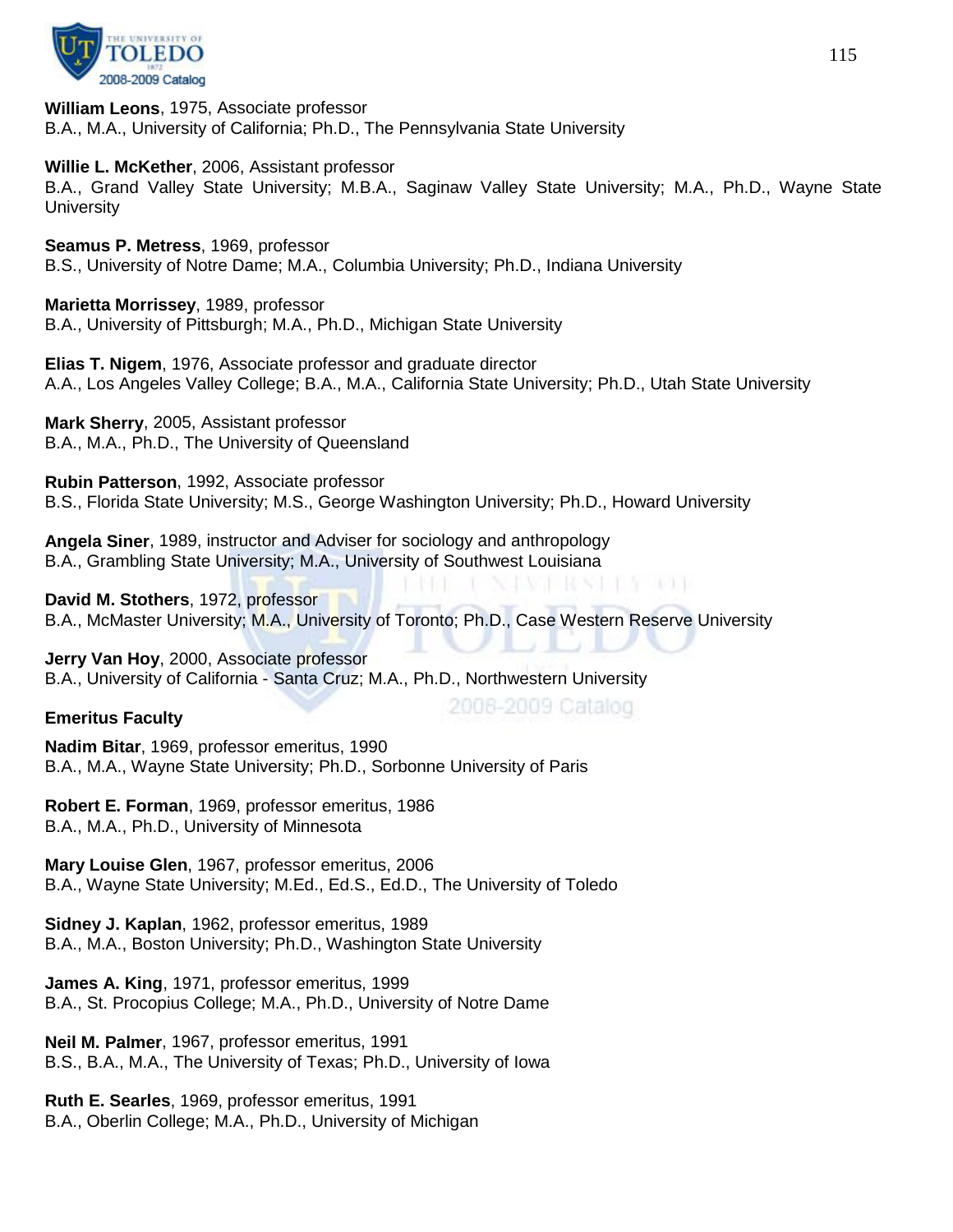**William Leons**, 1975, Associate professor
B.A., M.A., University of California; Ph.D., The Pennsylvania State University

**Willie L. McKether**, 2006, Assistant professor
B.A., Grand Valley State University; M.B.A., Saginaw Valley State University; M.A., Ph.D., Wayne State University

**Seamus P. Metress**, 1969, professor
B.S., University of Notre Dame; M.A., Columbia University; Ph.D., Indiana University

**Marietta Morrissey**, 1989, professor
B.A., University of Pittsburgh; M.A., Ph.D., Michigan State University

**Elias T. Nigem**, 1976, Associate professor and graduate director
A.A., Los Angeles Valley College; B.A., M.A., California State University; Ph.D., Utah State University

**Mark Sherry**, 2005, Assistant professor
B.A., M.A., Ph.D., The University of Queensland

**Rubin Patterson**, 1992, Associate professor
B.S., Florida State University; M.S., George Washington University; Ph.D., Howard University

**Angela Siner**, 1989, instructor and Adviser for sociology and anthropology
B.A., Grambling State University; M.A., University of Southwest Louisiana

**David M. Stothers**, 1972, professor
B.A., McMaster University; M.A., University of Toronto; Ph.D., Case Western Reserve University

**Jerry Van Hoy**, 2000, Associate professor
B.A., University of California - Santa Cruz; M.A., Ph.D., Northwestern University

**Emeritus Faculty**

**Nadim Bitar**, 1969, professor emeritus, 1990
B.A., M.A., Wayne State University; Ph.D., Sorbonne University of Paris

**Robert E. Forman**, 1969, professor emeritus, 1986
B.A., M.A., Ph.D., University of Minnesota

**Mary Louise Glen**, 1967, professor emeritus, 2006
B.A., Wayne State University; M.Ed., Ed.S., Ed.D., The University of Toledo

**Sidney J. Kaplan**, 1962, professor emeritus, 1989
B.A., M.A., Boston University; Ph.D., Washington State University

**James A. King**, 1971, professor emeritus, 1999
B.A., St. Procopius College; M.A., Ph.D., University of Notre Dame

**Neil M. Palmer**, 1967, professor emeritus, 1991
B.S., B.A., M.A., The University of Texas; Ph.D., University of Iowa

**Ruth E. Searles**, 1969, professor emeritus, 1991
B.A., Oberlin College; M.A., Ph.D., University of Michigan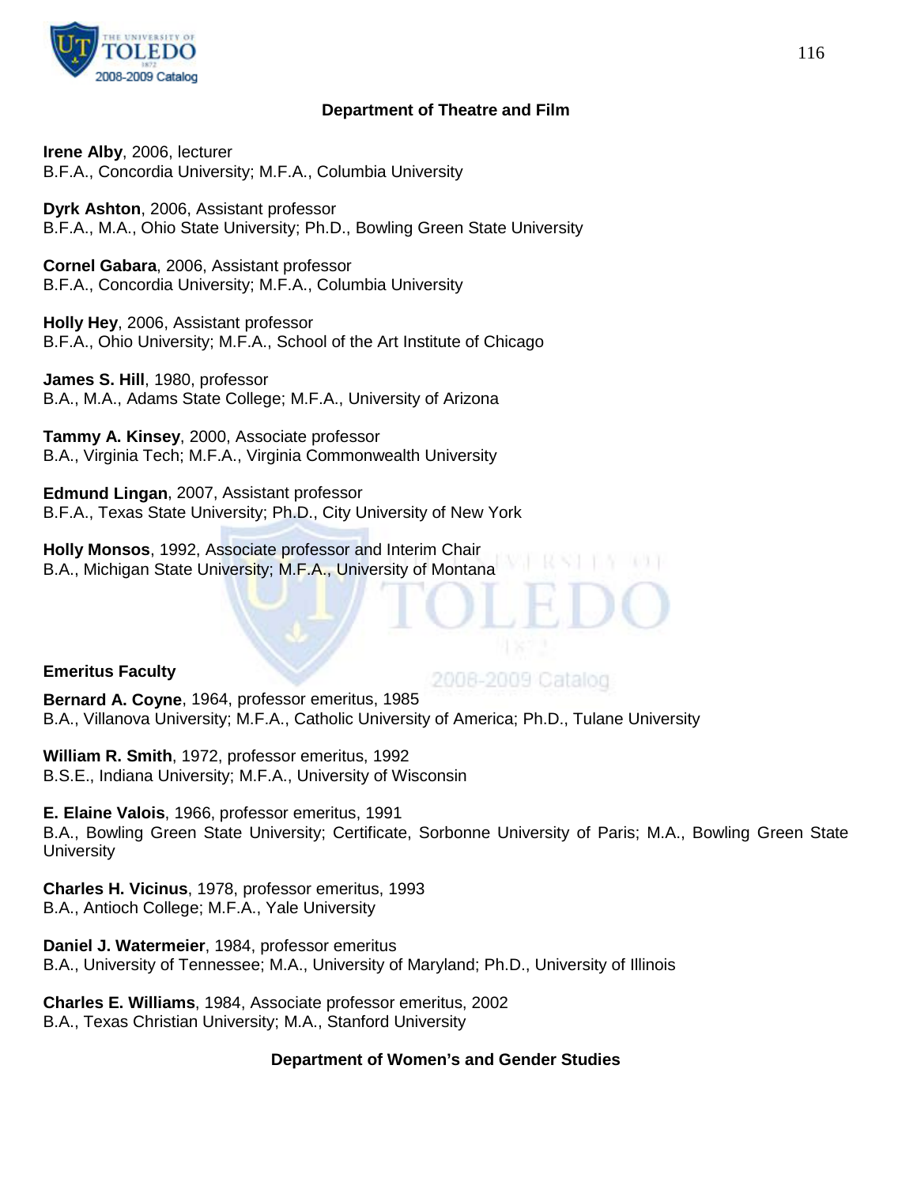## Department of Theatre and Film

**Irene Alby**, 2006, lecturer
B.F.A., Concordia University; M.F.A., Columbia University

**Dyrk Ashton**, 2006, Assistant professor
B.F.A., M.A., Ohio State University; Ph.D., Bowling Green State University

**Cornel Gabara**, 2006, Assistant professor
B.F.A., Concordia University; M.F.A., Columbia University

**Holly Hey**, 2006, Assistant professor
B.F.A., Ohio University; M.F.A., School of the Art Institute of Chicago

**James S. Hill**, 1980, professor
B.A., M.A., Adams State College; M.F.A., University of Arizona

**Tammy A. Kinsey**, 2000, Associate professor
B.A., Virginia Tech; M.F.A., Virginia Commonwealth University

**Edmund Lingan**, 2007, Assistant professor
B.F.A., Texas State University; Ph.D., City University of New York

**Holly Monsos**, 1992, Associate professor and Interim Chair
B.A., Michigan State University; M.F.A., University of Montana

### Emeritus Faculty

**Bernard A. Coyne**, 1964, professor emeritus, 1985
B.A., Villanova University; M.F.A., Catholic University of America; Ph.D., Tulane University

**William R. Smith**, 1972, professor emeritus, 1992
B.S.E., Indiana University; M.F.A., University of Wisconsin

**E. Elaine Valois**, 1966, professor emeritus, 1991
B.A., Bowling Green State University; Certificate, Sorbonne University of Paris; M.A., Bowling Green State University

**Charles H. Vicinus**, 1978, professor emeritus, 1993
B.A., Antioch College; M.F.A., Yale University

**Daniel J. Watermeier**, 1984, professor emeritus
B.A., University of Tennessee; M.A., University of Maryland; Ph.D., University of Illinois

**Charles E. Williams**, 1984, Associate professor emeritus, 2002
B.A., Texas Christian University; M.A., Stanford University

## Department of Women's and Gender Studies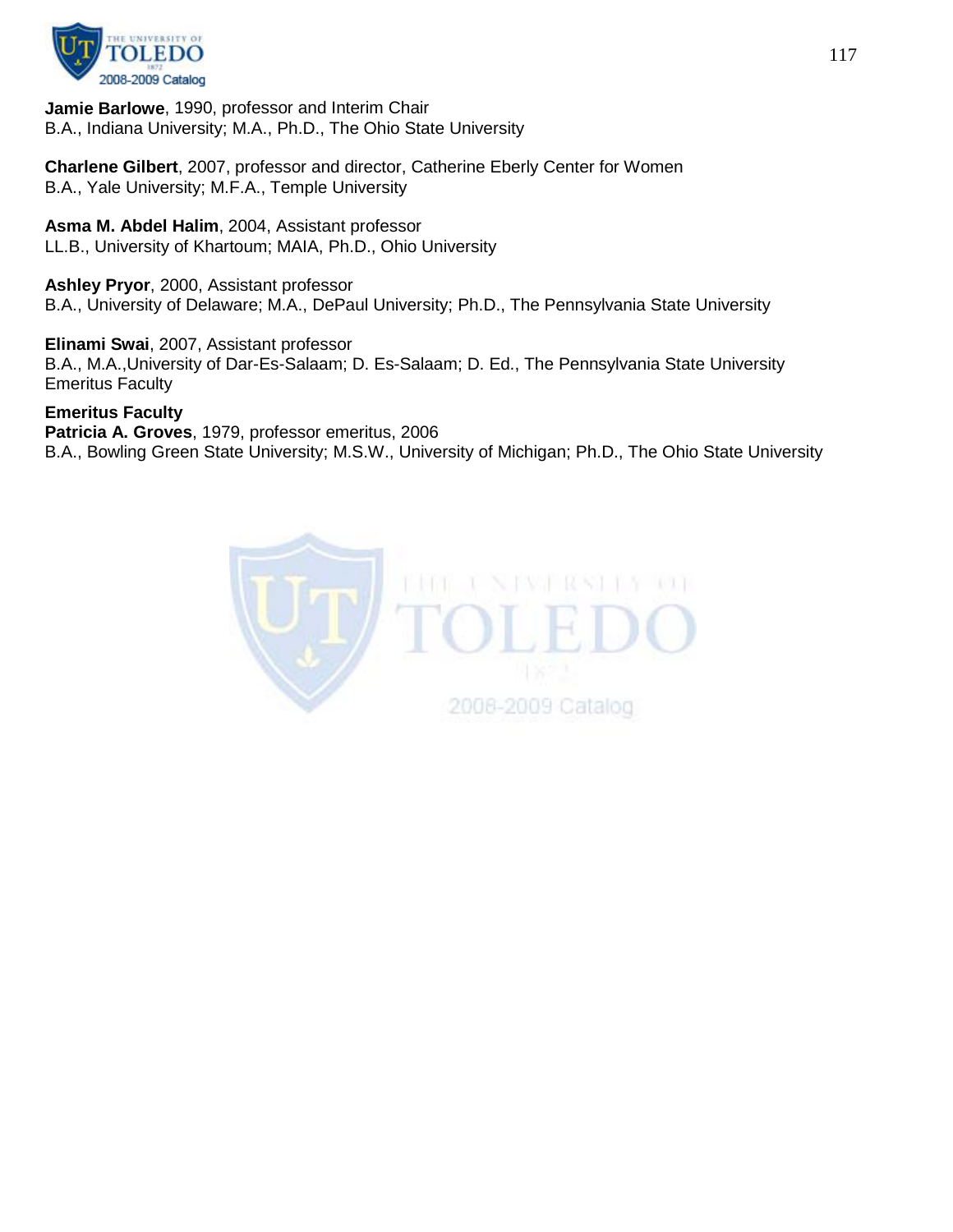**Jamie Barlowe**, 1990, professor and Interim Chair
B.A., Indiana University; M.A., Ph.D., The Ohio State University

**Charlene Gilbert**, 2007, professor and director, Catherine Eberly Center for Women
B.A., Yale University; M.F.A., Temple University

**Asma M. Abdel Halim**, 2004, Assistant professor
LL.B., University of Khartoum; MAIA, Ph.D., Ohio University

**Ashley Pryor**, 2000, Assistant professor
B.A., University of Delaware; M.A., DePaul University; Ph.D., The Pennsylvania State University

**Elinami Swai**, 2007, Assistant professor
B.A., M.A.,University of Dar-Es-Salaam; D. Es-Salaam; D. Ed., The Pennsylvania State University
Emeritus Faculty

**Emeritus Faculty**
**Patricia A. Groves**, 1979, professor emeritus, 2006
B.A., Bowling Green State University; M.S.W., University of Michigan; Ph.D., The Ohio State University